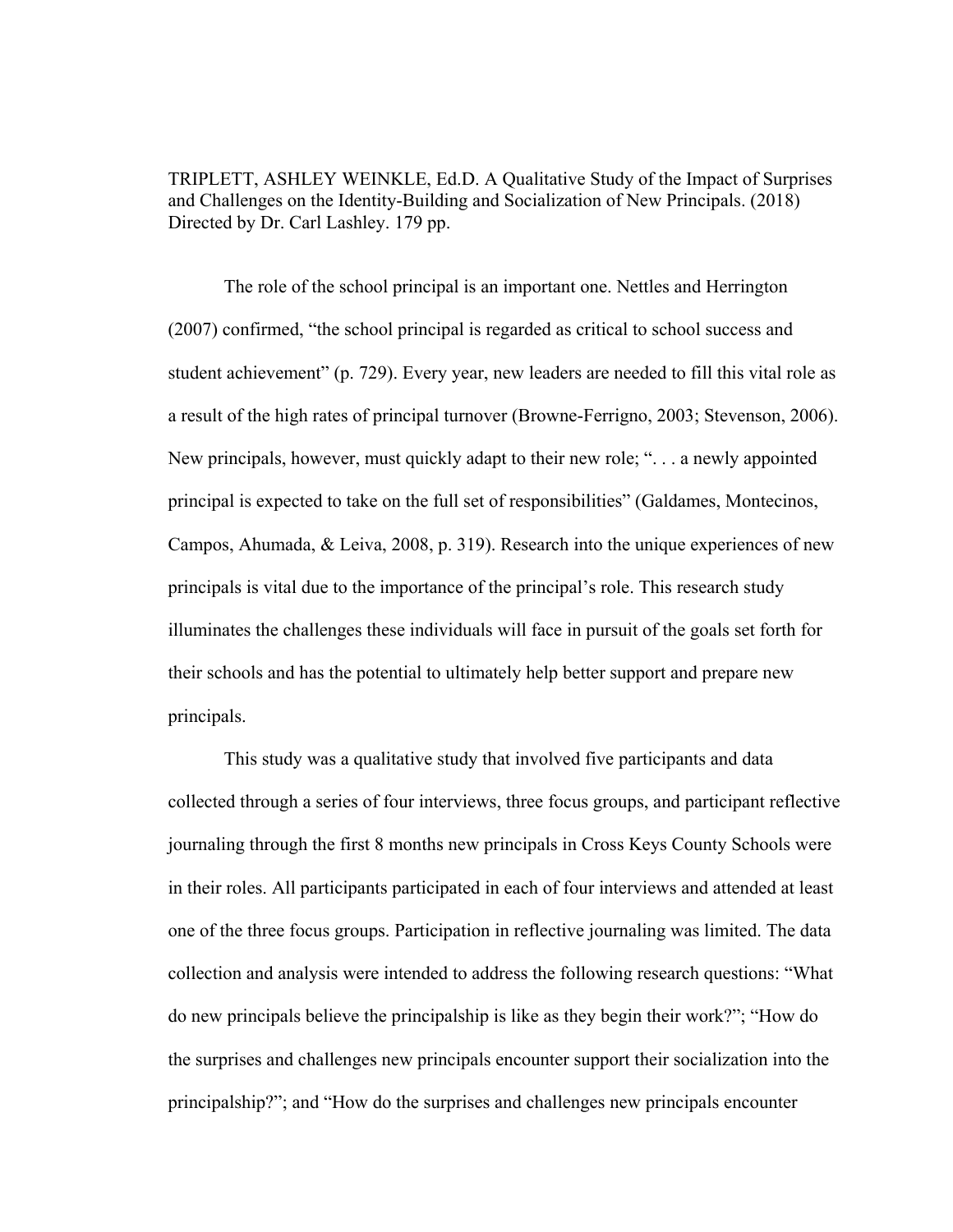TRIPLETT, ASHLEY WEINKLE, Ed.D. A Qualitative Study of the Impact of Surprises and Challenges on the Identity-Building and Socialization of New Principals. (2018) Directed by Dr. Carl Lashley. 179 pp.

The role of the school principal is an important one. Nettles and Herrington (2007) confirmed, "the school principal is regarded as critical to school success and student achievement" (p. 729). Every year, new leaders are needed to fill this vital role as a result of the high rates of principal turnover (Browne-Ferrigno, 2003; Stevenson, 2006). New principals, however, must quickly adapt to their new role; ". . . a newly appointed principal is expected to take on the full set of responsibilities" (Galdames, Montecinos, Campos, Ahumada, & Leiva, 2008, p. 319). Research into the unique experiences of new principals is vital due to the importance of the principal's role. This research study illuminates the challenges these individuals will face in pursuit of the goals set forth for their schools and has the potential to ultimately help better support and prepare new principals.

This study was a qualitative study that involved five participants and data collected through a series of four interviews, three focus groups, and participant reflective journaling through the first 8 months new principals in Cross Keys County Schools were in their roles. All participants participated in each of four interviews and attended at least one of the three focus groups. Participation in reflective journaling was limited. The data collection and analysis were intended to address the following research questions: "What do new principals believe the principalship is like as they begin their work?"; "How do the surprises and challenges new principals encounter support their socialization into the principalship?"; and "How do the surprises and challenges new principals encounter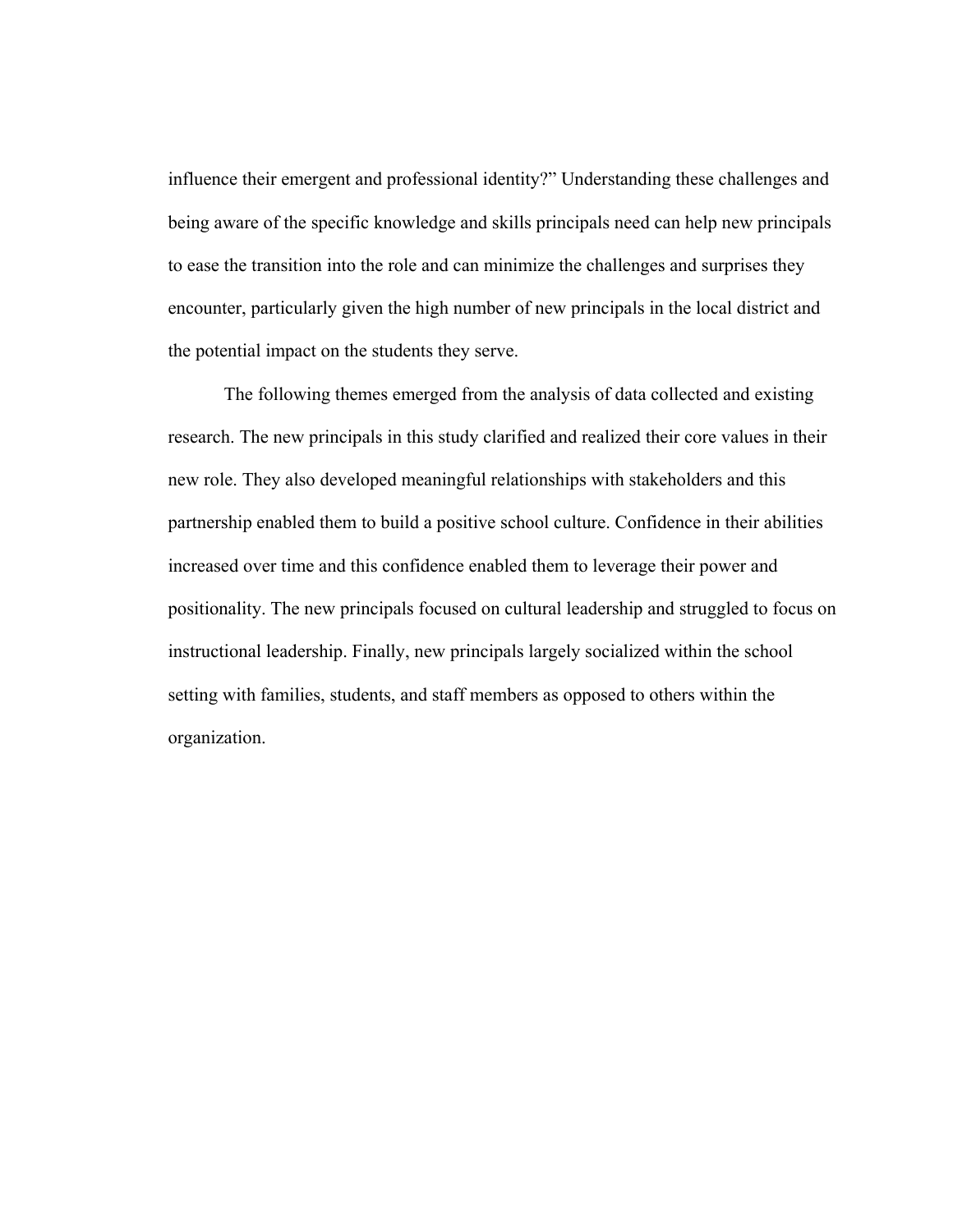influence their emergent and professional identity?" Understanding these challenges and being aware of the specific knowledge and skills principals need can help new principals to ease the transition into the role and can minimize the challenges and surprises they encounter, particularly given the high number of new principals in the local district and the potential impact on the students they serve.

The following themes emerged from the analysis of data collected and existing research. The new principals in this study clarified and realized their core values in their new role. They also developed meaningful relationships with stakeholders and this partnership enabled them to build a positive school culture. Confidence in their abilities increased over time and this confidence enabled them to leverage their power and positionality. The new principals focused on cultural leadership and struggled to focus on instructional leadership. Finally, new principals largely socialized within the school setting with families, students, and staff members as opposed to others within the organization.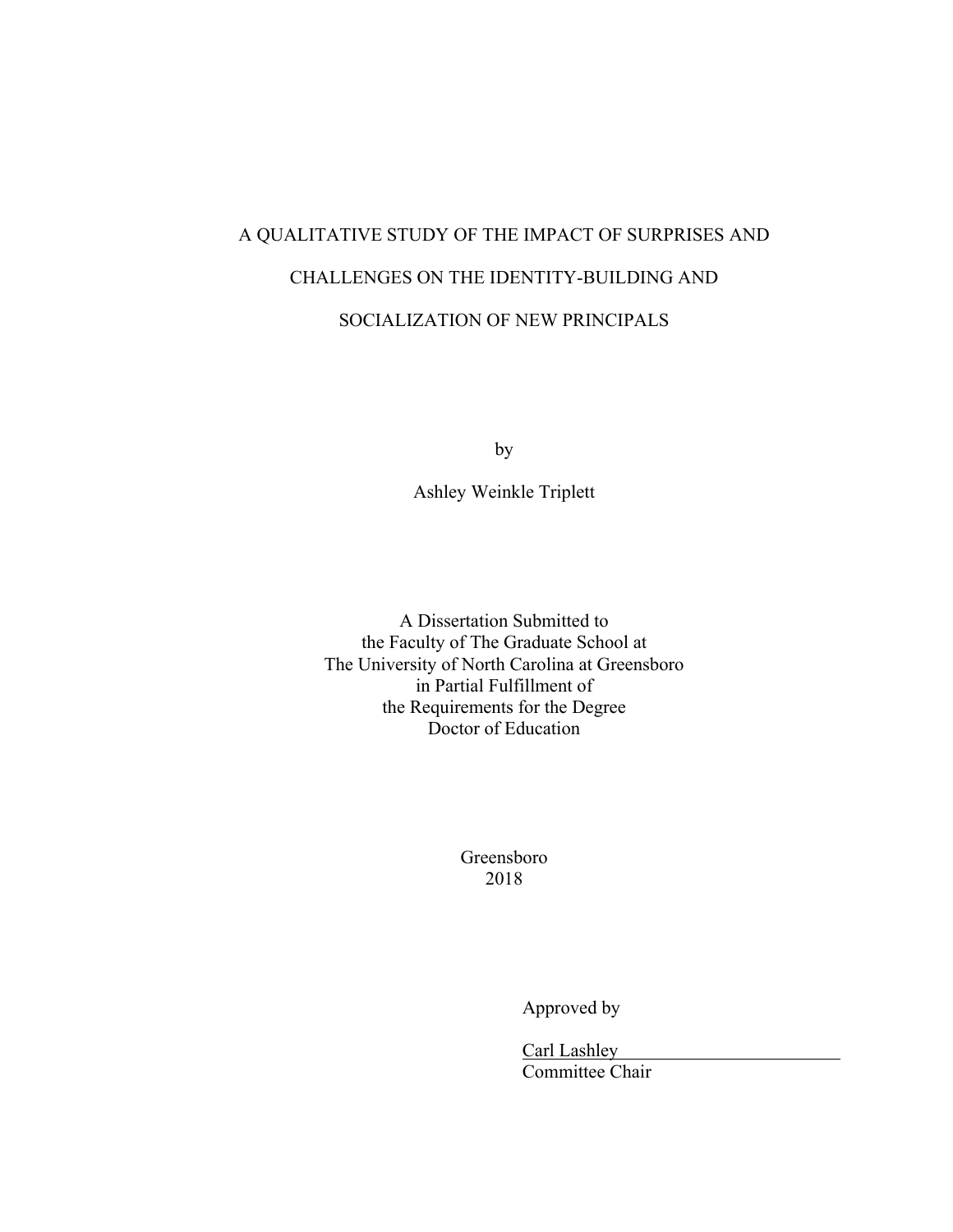# A QUALITATIVE STUDY OF THE IMPACT OF SURPRISES AND CHALLENGES ON THE IDENTITY-BUILDING AND SOCIALIZATION OF NEW PRINCIPALS

by

Ashley Weinkle Triplett

A Dissertation Submitted to
the Faculty of The Graduate School at
The University of North Carolina at Greensboro
in Partial Fulfillment of
the Requirements for the Degree
Doctor of Education

Greensboro
2018

Approved by

Carl Lashley
Committee Chair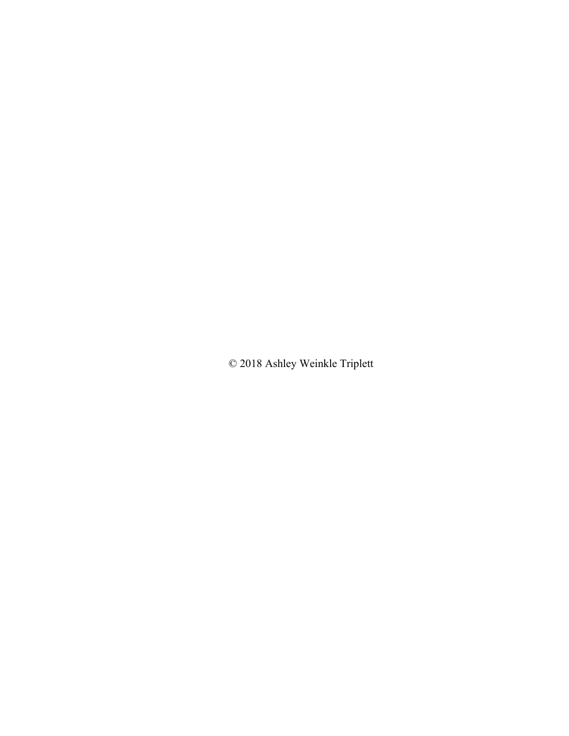© 2018 Ashley Weinkle Triplett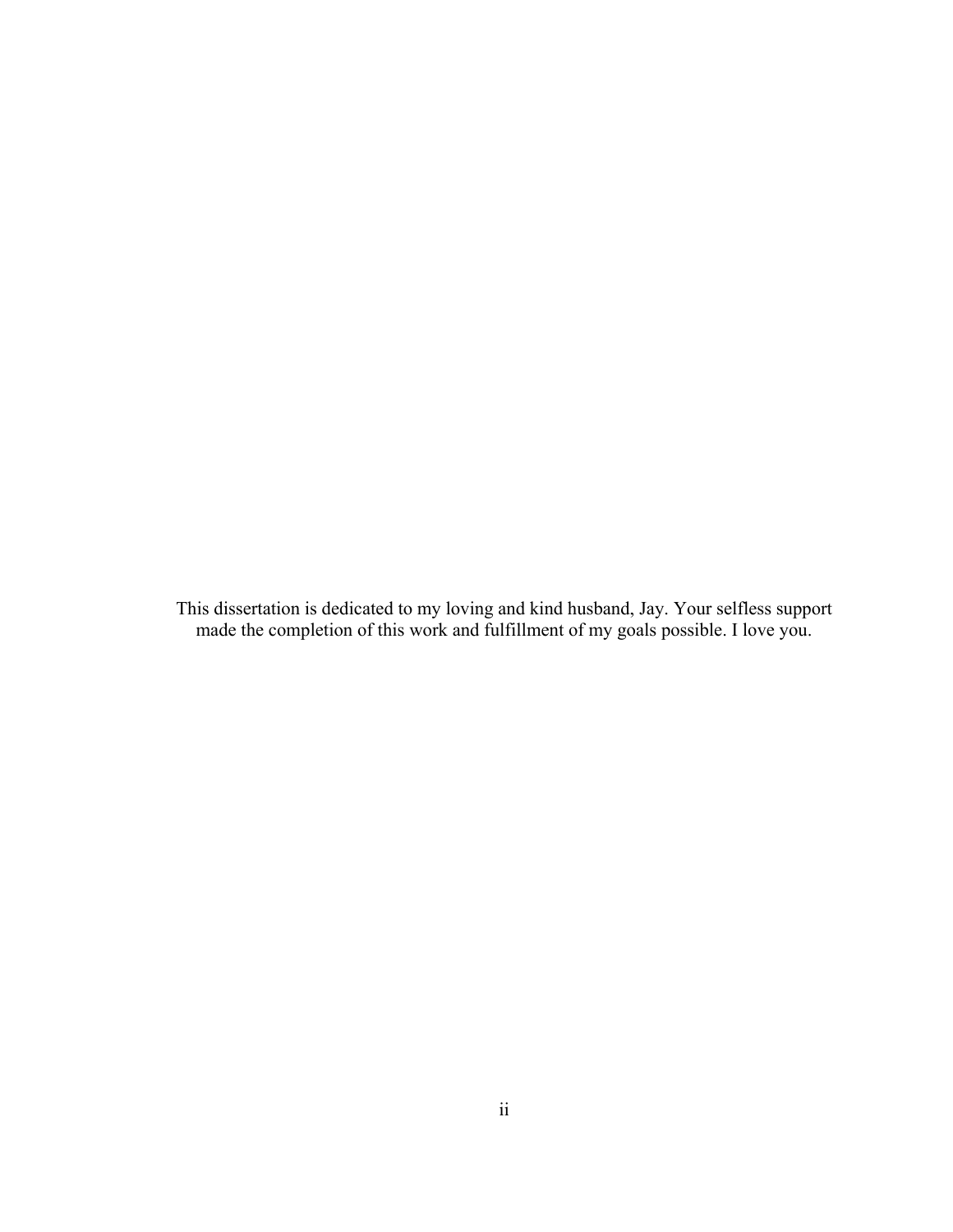This dissertation is dedicated to my loving and kind husband, Jay. Your selfless support made the completion of this work and fulfillment of my goals possible. I love you.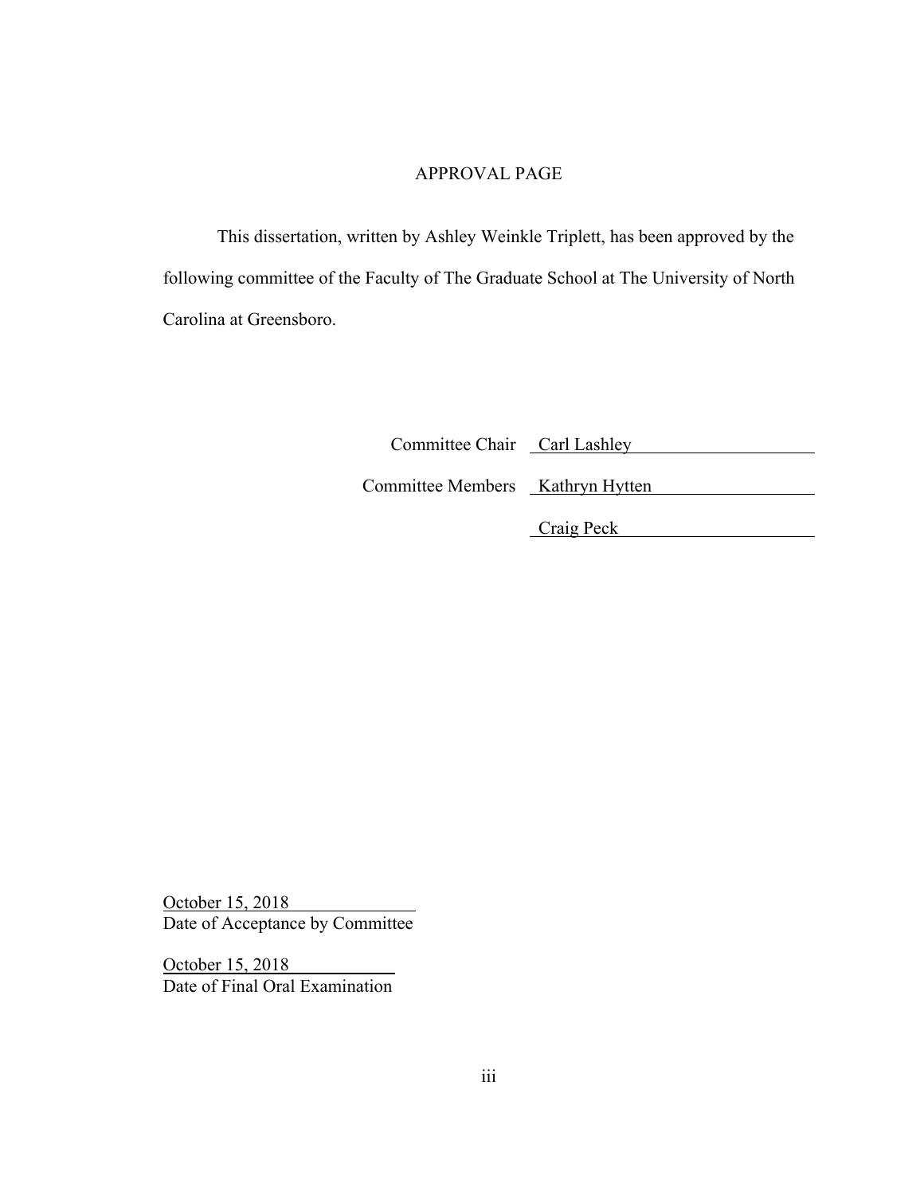# APPROVAL PAGE

This dissertation, written by Ashley Weinkle Triplett, has been approved by the following committee of the Faculty of The Graduate School at The University of North Carolina at Greensboro.

Committee Chair Carl Lashley

Committee Members Kathryn Hytten

Craig Peck

October 15, 2018
Date of Acceptance by Committee

October 15, 2018
Date of Final Oral Examination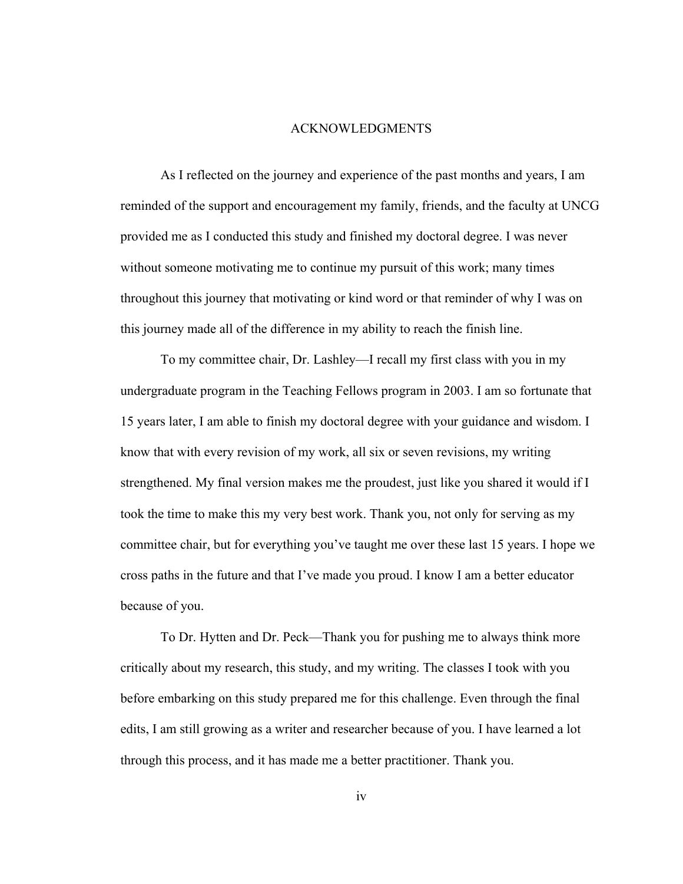# ACKNOWLEDGMENTS

As I reflected on the journey and experience of the past months and years, I am reminded of the support and encouragement my family, friends, and the faculty at UNCG provided me as I conducted this study and finished my doctoral degree. I was never without someone motivating me to continue my pursuit of this work; many times throughout this journey that motivating or kind word or that reminder of why I was on this journey made all of the difference in my ability to reach the finish line.

To my committee chair, Dr. Lashley—I recall my first class with you in my undergraduate program in the Teaching Fellows program in 2003. I am so fortunate that 15 years later, I am able to finish my doctoral degree with your guidance and wisdom. I know that with every revision of my work, all six or seven revisions, my writing strengthened. My final version makes me the proudest, just like you shared it would if I took the time to make this my very best work. Thank you, not only for serving as my committee chair, but for everything you've taught me over these last 15 years. I hope we cross paths in the future and that I've made you proud. I know I am a better educator because of you.

To Dr. Hytten and Dr. Peck—Thank you for pushing me to always think more critically about my research, this study, and my writing. The classes I took with you before embarking on this study prepared me for this challenge. Even through the final edits, I am still growing as a writer and researcher because of you. I have learned a lot through this process, and it has made me a better practitioner. Thank you.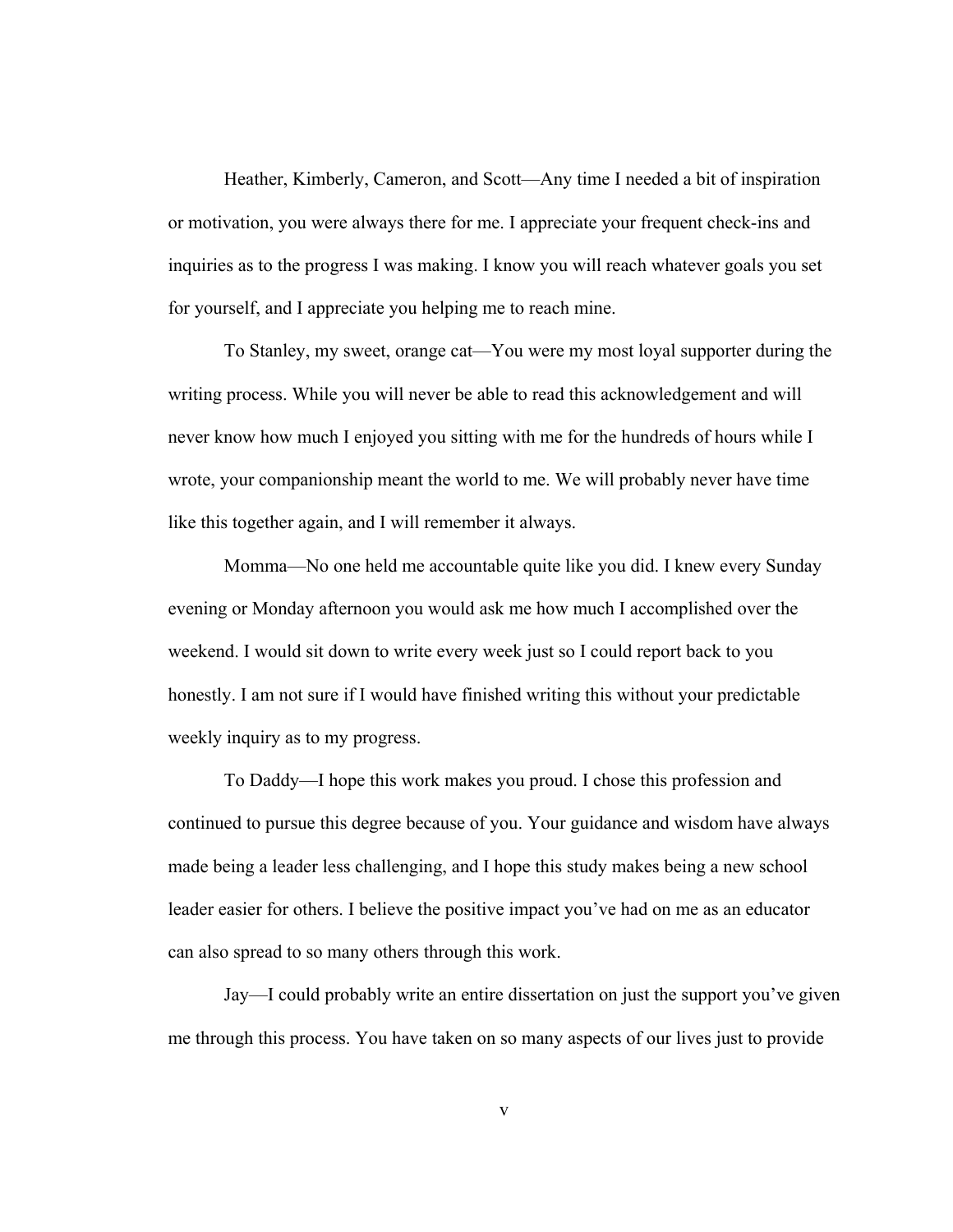Heather, Kimberly, Cameron, and Scott—Any time I needed a bit of inspiration or motivation, you were always there for me. I appreciate your frequent check-ins and inquiries as to the progress I was making. I know you will reach whatever goals you set for yourself, and I appreciate you helping me to reach mine.

To Stanley, my sweet, orange cat—You were my most loyal supporter during the writing process. While you will never be able to read this acknowledgement and will never know how much I enjoyed you sitting with me for the hundreds of hours while I wrote, your companionship meant the world to me. We will probably never have time like this together again, and I will remember it always.

Momma—No one held me accountable quite like you did. I knew every Sunday evening or Monday afternoon you would ask me how much I accomplished over the weekend. I would sit down to write every week just so I could report back to you honestly. I am not sure if I would have finished writing this without your predictable weekly inquiry as to my progress.

To Daddy—I hope this work makes you proud. I chose this profession and continued to pursue this degree because of you. Your guidance and wisdom have always made being a leader less challenging, and I hope this study makes being a new school leader easier for others. I believe the positive impact you've had on me as an educator can also spread to so many others through this work.

Jay—I could probably write an entire dissertation on just the support you've given me through this process. You have taken on so many aspects of our lives just to provide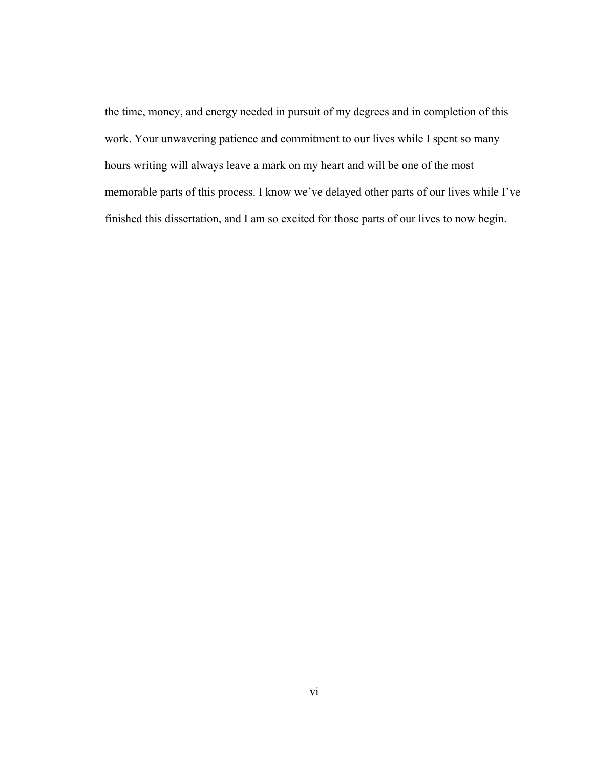the time, money, and energy needed in pursuit of my degrees and in completion of this work. Your unwavering patience and commitment to our lives while I spent so many hours writing will always leave a mark on my heart and will be one of the most memorable parts of this process. I know we've delayed other parts of our lives while I've finished this dissertation, and I am so excited for those parts of our lives to now begin.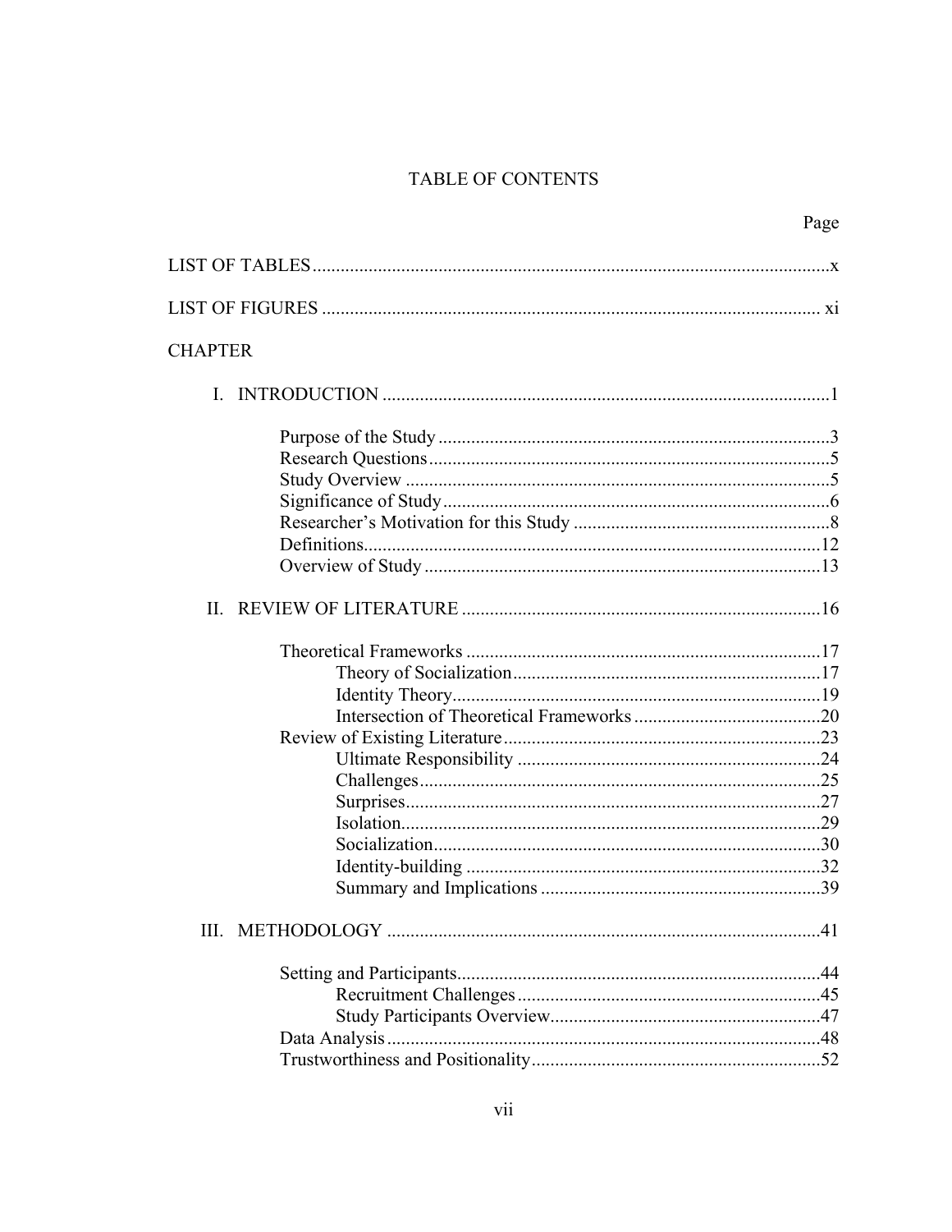# TABLE OF CONTENTS

| | Page |
|---|---|
| LIST OF TABLES | x |
| LIST OF FIGURES | xi |
| CHAPTER | |
| I. INTRODUCTION | 1 |
| Purpose of the Study | 3 |
| Research Questions | 5 |
| Study Overview | 5 |
| Significance of Study | 6 |
| Researcher's Motivation for this Study | 8 |
| Definitions | 12 |
| Overview of Study | 13 |
| II. REVIEW OF LITERATURE | 16 |
| Theoretical Frameworks | 17 |
| Theory of Socialization | 17 |
| Identity Theory | 19 |
| Intersection of Theoretical Frameworks | 20 |
| Review of Existing Literature | 23 |
| Ultimate Responsibility | 24 |
| Challenges | 25 |
| Surprises | 27 |
| Isolation | 29 |
| Socialization | 30 |
| Identity-building | 32 |
| Summary and Implications | 39 |
| III. METHODOLOGY | 41 |
| Setting and Participants | 44 |
| Recruitment Challenges | 45 |
| Study Participants Overview | 47 |
| Data Analysis | 48 |
| Trustworthiness and Positionality | 52 |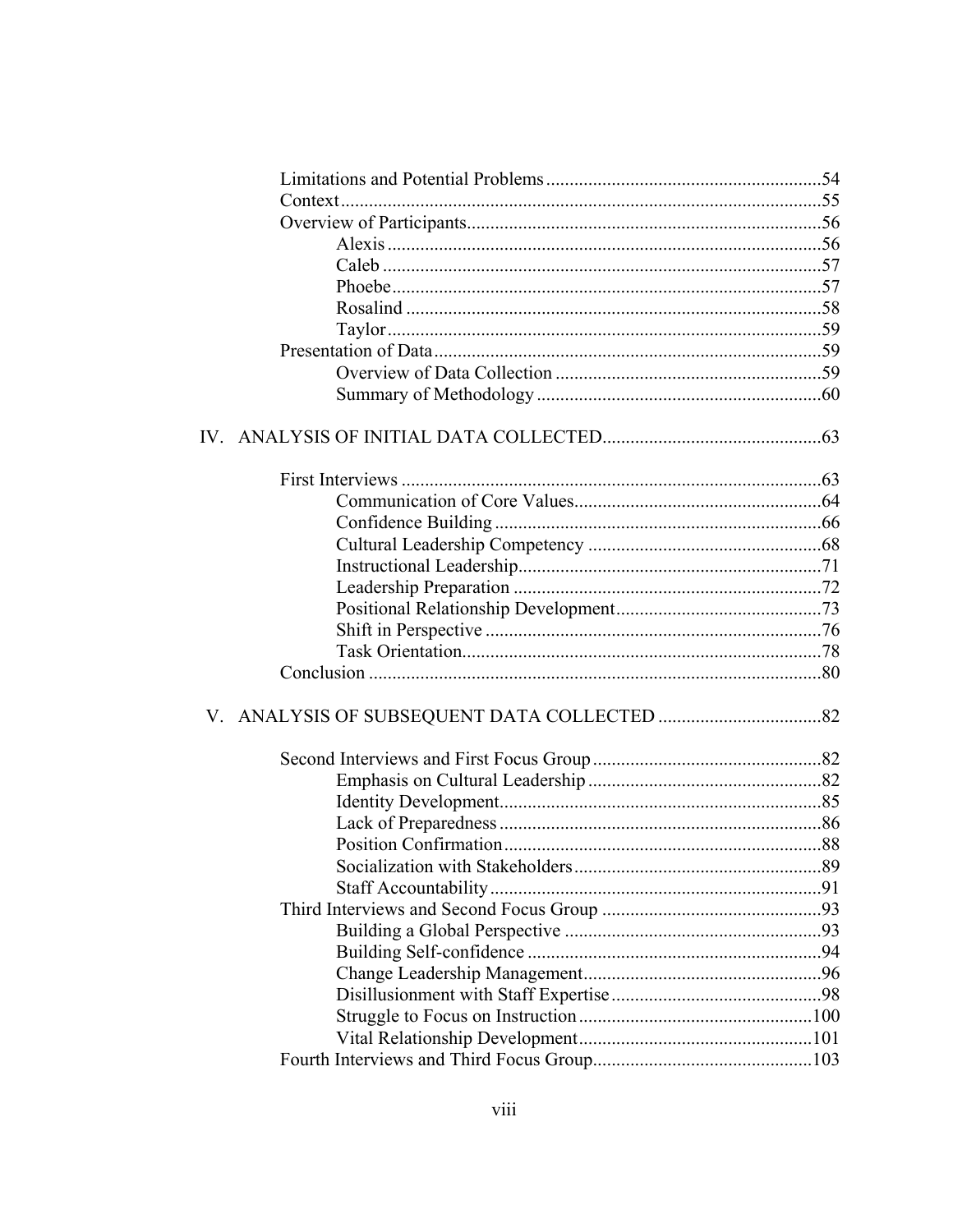Limitations and Potential Problems ........................................................... 54
Context ....................................................................................................... 55
Overview of Participants ........................................................................... 56
  Alexis ............................................................................................. 56
  Caleb .............................................................................................. 57
  Phoebe ............................................................................................ 57
  Rosalind ......................................................................................... 58
  Taylor ............................................................................................. 59
Presentation of Data .................................................................................. 59
  Overview of Data Collection .......................................................... 59
  Summary of Methodology ............................................................. 60

IV. ANALYSIS OF INITIAL DATA COLLECTED ............................................... 63

First Interviews .......................................................................................... 63
  Communication of Core Values ..................................................... 64
  Confidence Building ...................................................................... 66
  Cultural Leadership Competency .................................................. 68
  Instructional Leadership ................................................................. 71
  Leadership Preparation .................................................................. 72
  Positional Relationship Development ............................................ 73
  Shift in Perspective ........................................................................ 76
  Task Orientation ............................................................................. 78
Conclusion ................................................................................................. 80

V. ANALYSIS OF SUBSEQUENT DATA COLLECTED ................................... 82

Second Interviews and First Focus Group ................................................. 82
  Emphasis on Cultural Leadership .................................................. 82
  Identity Development ..................................................................... 85
  Lack of Preparedness ..................................................................... 86
  Position Confirmation .................................................................... 88
  Socialization with Stakeholders ..................................................... 89
  Staff Accountability ....................................................................... 91
Third Interviews and Second Focus Group ............................................... 93
  Building a Global Perspective ....................................................... 93
  Building Self-confidence ............................................................... 94
  Change Leadership Management ................................................... 96
  Disillusionment with Staff Expertise ............................................. 98
  Struggle to Focus on Instruction .................................................. 100
  Vital Relationship Development .................................................. 101
Fourth Interviews and Third Focus Group ............................................... 103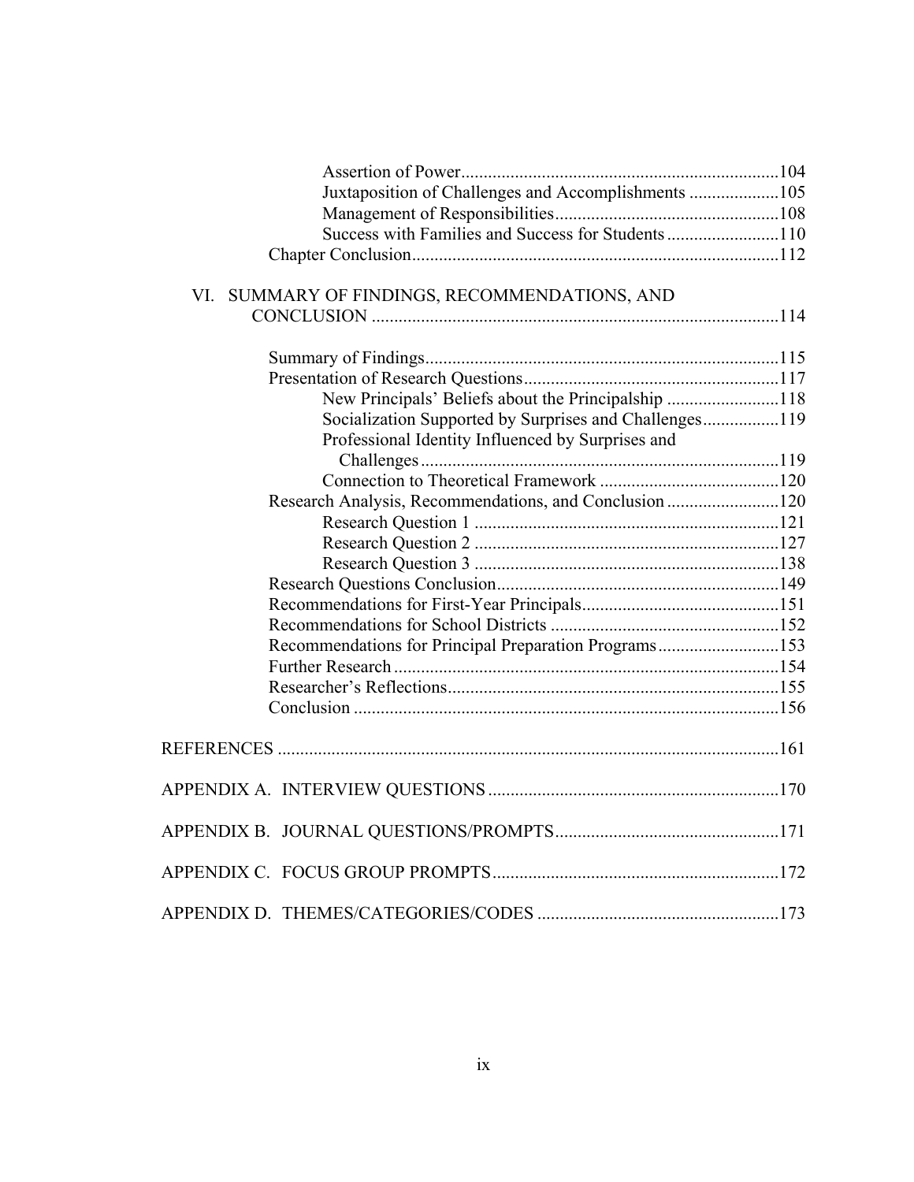Assertion of Power ........................................................................104
Juxtaposition of Challenges and Accomplishments ....................105
Management of Responsibilities..................................................108
Success with Families and Success for Students.........................110
Chapter Conclusion.................................................................................112

VI. SUMMARY OF FINDINGS, RECOMMENDATIONS, AND CONCLUSION ..........................................................................................114

Summary of Findings..............................................................................115
Presentation of Research Questions.........................................................117
New Principals' Beliefs about the Principalship .........................118
Socialization Supported by Surprises and Challenges.................119
Professional Identity Influenced by Surprises and Challenges................................................................................119
Connection to Theoretical Framework ........................................120
Research Analysis, Recommendations, and Conclusion .........................120
Research Question 1 ....................................................................121
Research Question 2 ....................................................................127
Research Question 3 ....................................................................138
Research Questions Conclusion...............................................................149
Recommendations for First-Year Principals............................................151
Recommendations for School Districts ...................................................152
Recommendations for Principal Preparation Programs...........................153
Further Research ......................................................................................154
Researcher's Reflections..........................................................................155
Conclusion ...............................................................................................156

REFERENCES ................................................................................................................161

APPENDIX A. INTERVIEW QUESTIONS .................................................................170

APPENDIX B. JOURNAL QUESTIONS/PROMPTS..................................................171

APPENDIX C. FOCUS GROUP PROMPTS................................................................172

APPENDIX D. THEMES/CATEGORIES/CODES ......................................................173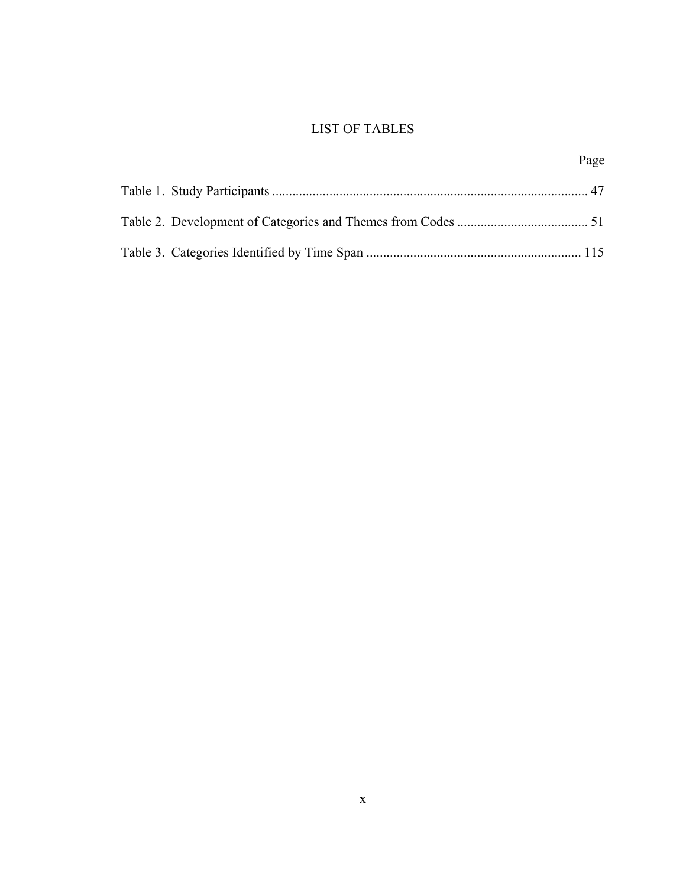# LIST OF TABLES

Page

Table 1. Study Participants ............................................................................................ 47

Table 2. Development of Categories and Themes from Codes ...................................... 51

Table 3. Categories Identified by Time Span ............................................................... 115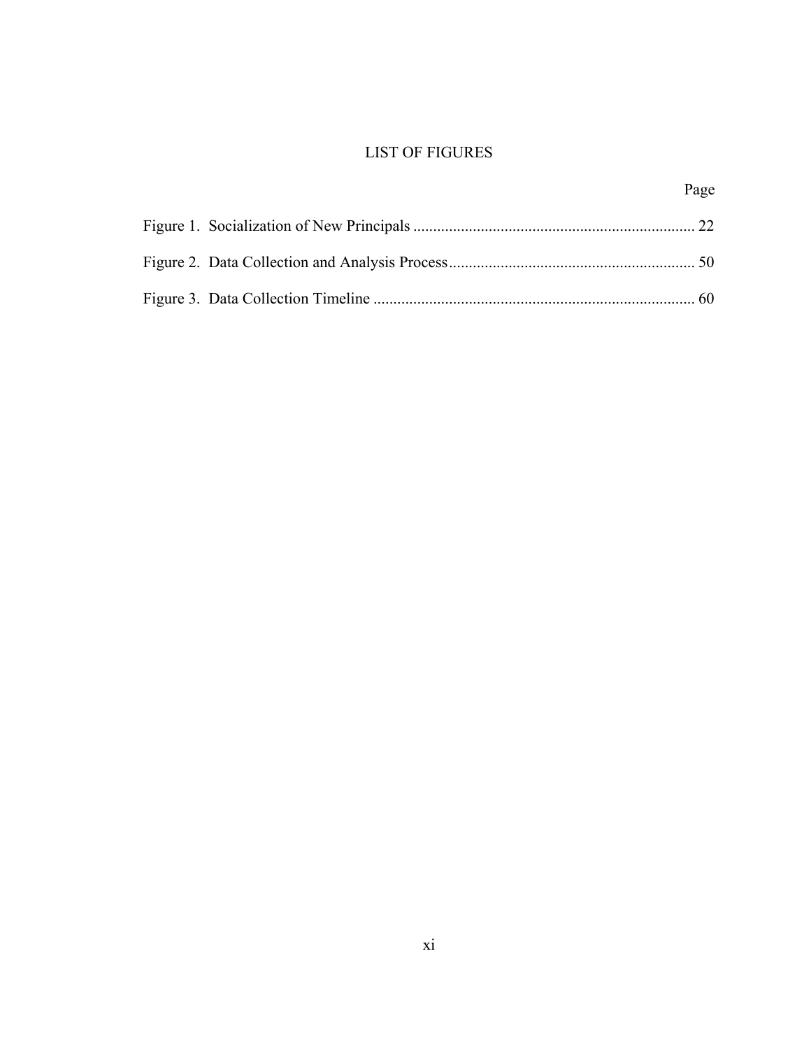# LIST OF FIGURES

| | Page |
|---|---|
| Figure 1. Socialization of New Principals | 22 |
| Figure 2. Data Collection and Analysis Process | 50 |
| Figure 3. Data Collection Timeline | 60 |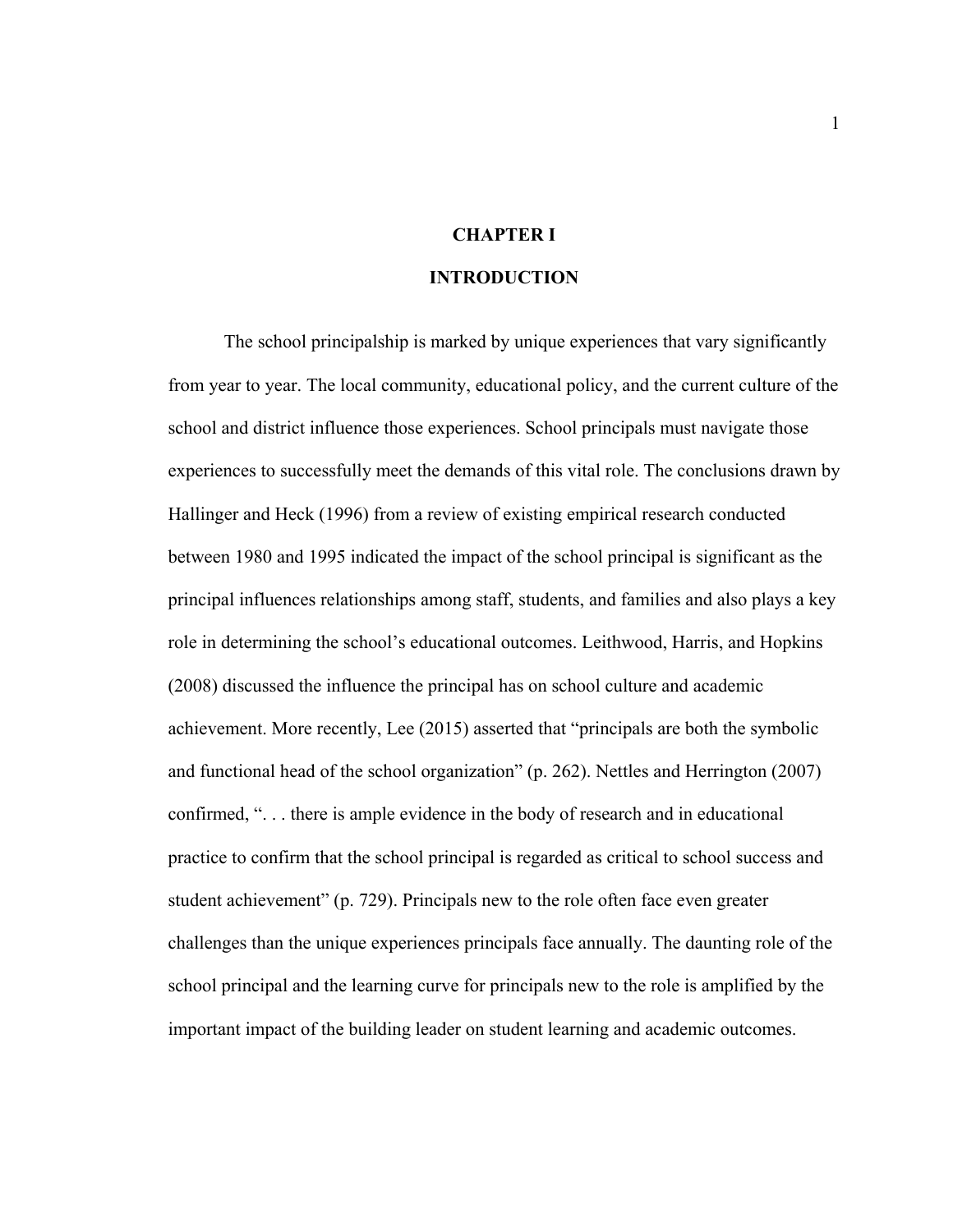# CHAPTER I

# INTRODUCTION

The school principalship is marked by unique experiences that vary significantly from year to year. The local community, educational policy, and the current culture of the school and district influence those experiences. School principals must navigate those experiences to successfully meet the demands of this vital role. The conclusions drawn by Hallinger and Heck (1996) from a review of existing empirical research conducted between 1980 and 1995 indicated the impact of the school principal is significant as the principal influences relationships among staff, students, and families and also plays a key role in determining the school's educational outcomes. Leithwood, Harris, and Hopkins (2008) discussed the influence the principal has on school culture and academic achievement. More recently, Lee (2015) asserted that "principals are both the symbolic and functional head of the school organization" (p. 262). Nettles and Herrington (2007) confirmed, ". . . there is ample evidence in the body of research and in educational practice to confirm that the school principal is regarded as critical to school success and student achievement" (p. 729). Principals new to the role often face even greater challenges than the unique experiences principals face annually. The daunting role of the school principal and the learning curve for principals new to the role is amplified by the important impact of the building leader on student learning and academic outcomes.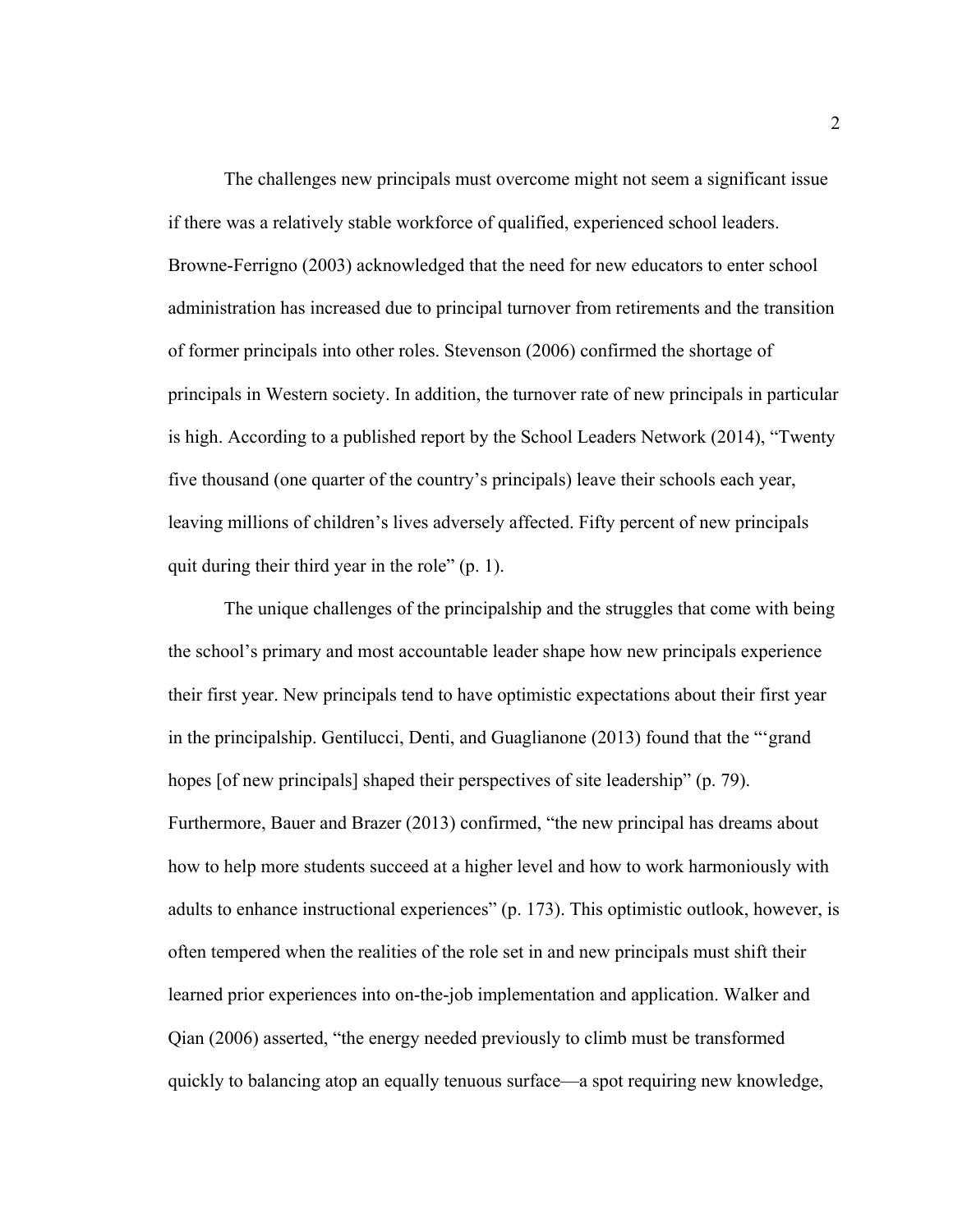The challenges new principals must overcome might not seem a significant issue if there was a relatively stable workforce of qualified, experienced school leaders. Browne-Ferrigno (2003) acknowledged that the need for new educators to enter school administration has increased due to principal turnover from retirements and the transition of former principals into other roles. Stevenson (2006) confirmed the shortage of principals in Western society. In addition, the turnover rate of new principals in particular is high. According to a published report by the School Leaders Network (2014), "Twenty five thousand (one quarter of the country's principals) leave their schools each year, leaving millions of children's lives adversely affected. Fifty percent of new principals quit during their third year in the role" (p. 1).

The unique challenges of the principalship and the struggles that come with being the school's primary and most accountable leader shape how new principals experience their first year. New principals tend to have optimistic expectations about their first year in the principalship. Gentilucci, Denti, and Guaglianone (2013) found that the "'grand hopes [of new principals] shaped their perspectives of site leadership" (p. 79). Furthermore, Bauer and Brazer (2013) confirmed, "the new principal has dreams about how to help more students succeed at a higher level and how to work harmoniously with adults to enhance instructional experiences" (p. 173). This optimistic outlook, however, is often tempered when the realities of the role set in and new principals must shift their learned prior experiences into on-the-job implementation and application. Walker and Qian (2006) asserted, "the energy needed previously to climb must be transformed quickly to balancing atop an equally tenuous surface—a spot requiring new knowledge,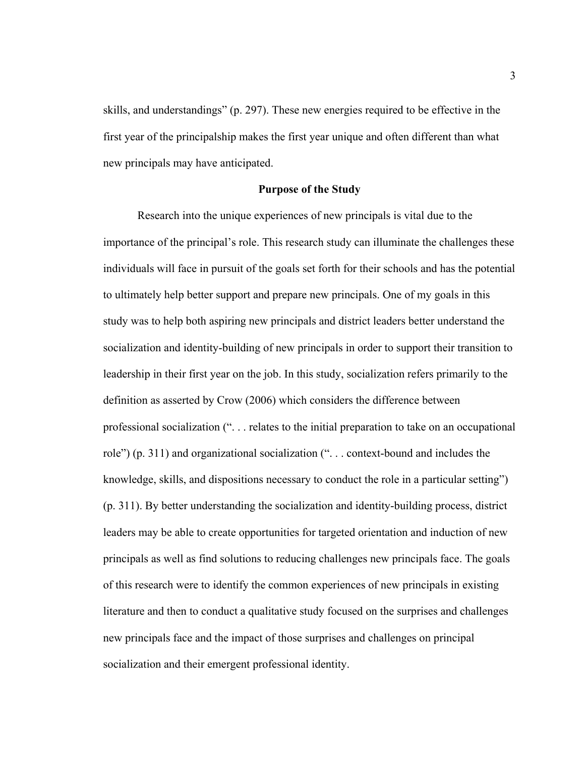skills, and understandings" (p. 297). These new energies required to be effective in the first year of the principalship makes the first year unique and often different than what new principals may have anticipated.

## Purpose of the Study

Research into the unique experiences of new principals is vital due to the importance of the principal's role. This research study can illuminate the challenges these individuals will face in pursuit of the goals set forth for their schools and has the potential to ultimately help better support and prepare new principals. One of my goals in this study was to help both aspiring new principals and district leaders better understand the socialization and identity-building of new principals in order to support their transition to leadership in their first year on the job. In this study, socialization refers primarily to the definition as asserted by Crow (2006) which considers the difference between professional socialization (". . . relates to the initial preparation to take on an occupational role") (p. 311) and organizational socialization (". . . context-bound and includes the knowledge, skills, and dispositions necessary to conduct the role in a particular setting") (p. 311). By better understanding the socialization and identity-building process, district leaders may be able to create opportunities for targeted orientation and induction of new principals as well as find solutions to reducing challenges new principals face. The goals of this research were to identify the common experiences of new principals in existing literature and then to conduct a qualitative study focused on the surprises and challenges new principals face and the impact of those surprises and challenges on principal socialization and their emergent professional identity.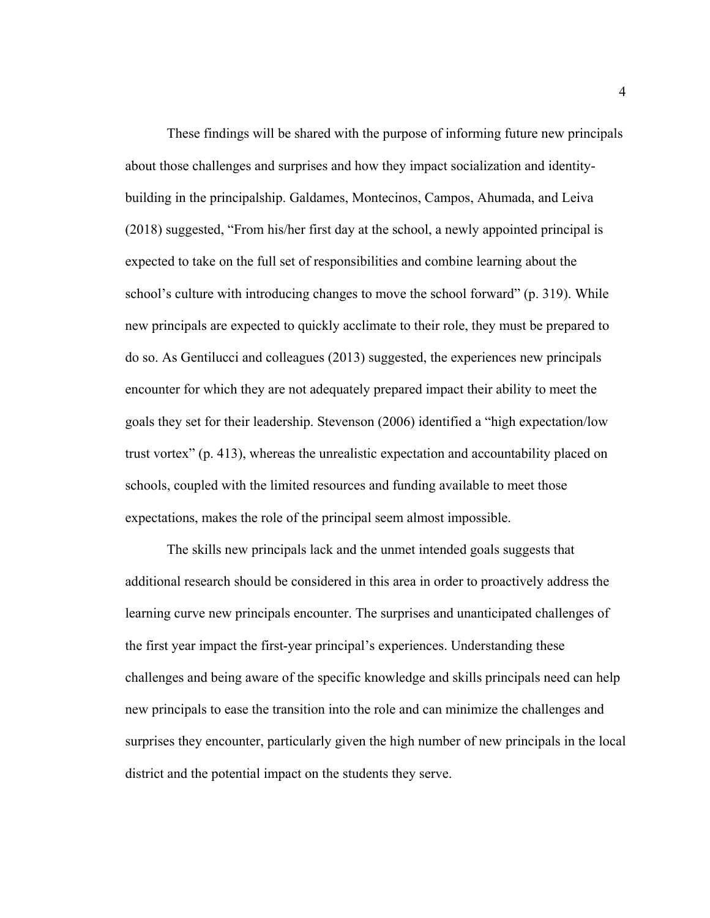These findings will be shared with the purpose of informing future new principals about those challenges and surprises and how they impact socialization and identity-building in the principalship. Galdames, Montecinos, Campos, Ahumada, and Leiva (2018) suggested, "From his/her first day at the school, a newly appointed principal is expected to take on the full set of responsibilities and combine learning about the school's culture with introducing changes to move the school forward" (p. 319). While new principals are expected to quickly acclimate to their role, they must be prepared to do so. As Gentilucci and colleagues (2013) suggested, the experiences new principals encounter for which they are not adequately prepared impact their ability to meet the goals they set for their leadership. Stevenson (2006) identified a "high expectation/low trust vortex" (p. 413), whereas the unrealistic expectation and accountability placed on schools, coupled with the limited resources and funding available to meet those expectations, makes the role of the principal seem almost impossible.

The skills new principals lack and the unmet intended goals suggests that additional research should be considered in this area in order to proactively address the learning curve new principals encounter. The surprises and unanticipated challenges of the first year impact the first-year principal's experiences. Understanding these challenges and being aware of the specific knowledge and skills principals need can help new principals to ease the transition into the role and can minimize the challenges and surprises they encounter, particularly given the high number of new principals in the local district and the potential impact on the students they serve.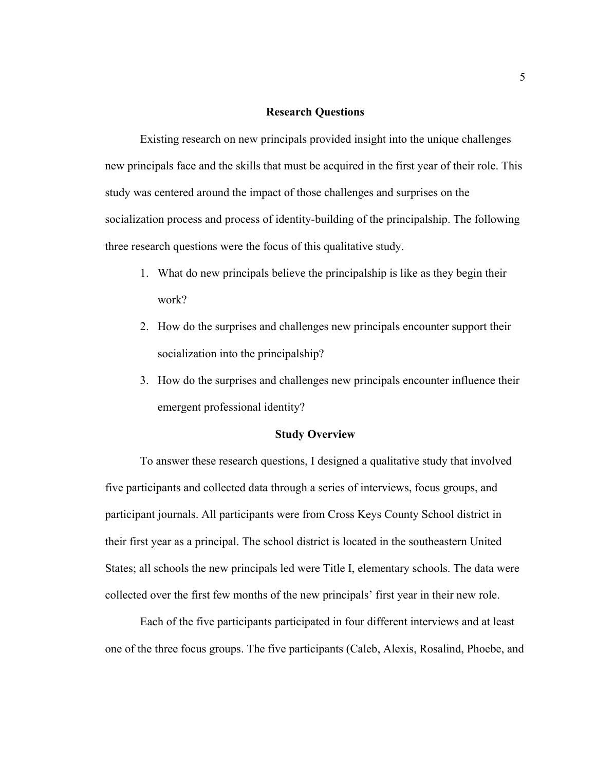## Research Questions

Existing research on new principals provided insight into the unique challenges new principals face and the skills that must be acquired in the first year of their role. This study was centered around the impact of those challenges and surprises on the socialization process and process of identity-building of the principalship. The following three research questions were the focus of this qualitative study.

1. What do new principals believe the principalship is like as they begin their work?
2. How do the surprises and challenges new principals encounter support their socialization into the principalship?
3. How do the surprises and challenges new principals encounter influence their emergent professional identity?

## Study Overview

To answer these research questions, I designed a qualitative study that involved five participants and collected data through a series of interviews, focus groups, and participant journals. All participants were from Cross Keys County School district in their first year as a principal. The school district is located in the southeastern United States; all schools the new principals led were Title I, elementary schools. The data were collected over the first few months of the new principals' first year in their new role.

Each of the five participants participated in four different interviews and at least one of the three focus groups. The five participants (Caleb, Alexis, Rosalind, Phoebe, and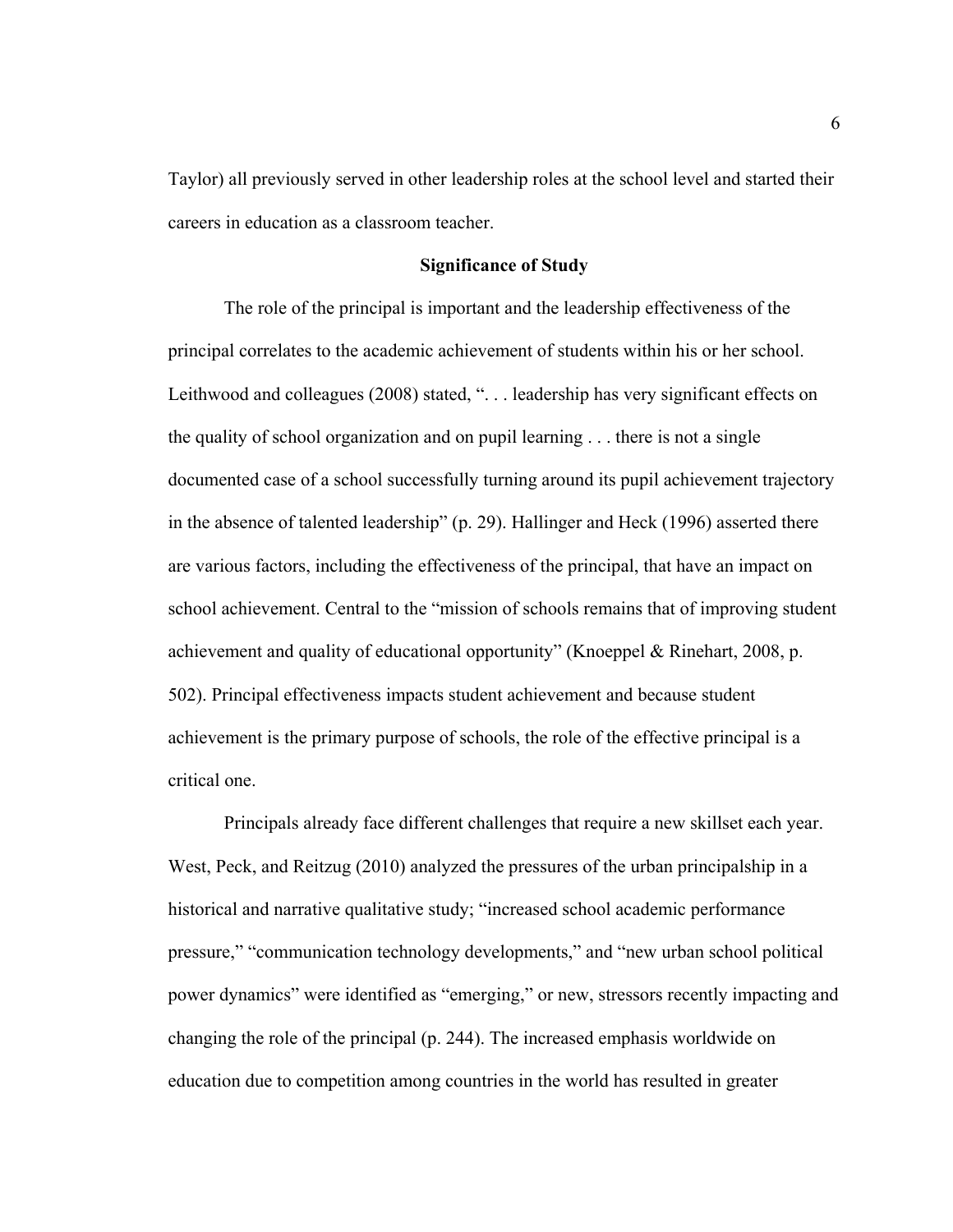Taylor) all previously served in other leadership roles at the school level and started their careers in education as a classroom teacher.

## Significance of Study

The role of the principal is important and the leadership effectiveness of the principal correlates to the academic achievement of students within his or her school. Leithwood and colleagues (2008) stated, ". . . leadership has very significant effects on the quality of school organization and on pupil learning . . . there is not a single documented case of a school successfully turning around its pupil achievement trajectory in the absence of talented leadership" (p. 29). Hallinger and Heck (1996) asserted there are various factors, including the effectiveness of the principal, that have an impact on school achievement. Central to the "mission of schools remains that of improving student achievement and quality of educational opportunity" (Knoeppel & Rinehart, 2008, p. 502). Principal effectiveness impacts student achievement and because student achievement is the primary purpose of schools, the role of the effective principal is a critical one.

Principals already face different challenges that require a new skillset each year. West, Peck, and Reitzug (2010) analyzed the pressures of the urban principalship in a historical and narrative qualitative study; "increased school academic performance pressure," "communication technology developments," and "new urban school political power dynamics" were identified as "emerging," or new, stressors recently impacting and changing the role of the principal (p. 244). The increased emphasis worldwide on education due to competition among countries in the world has resulted in greater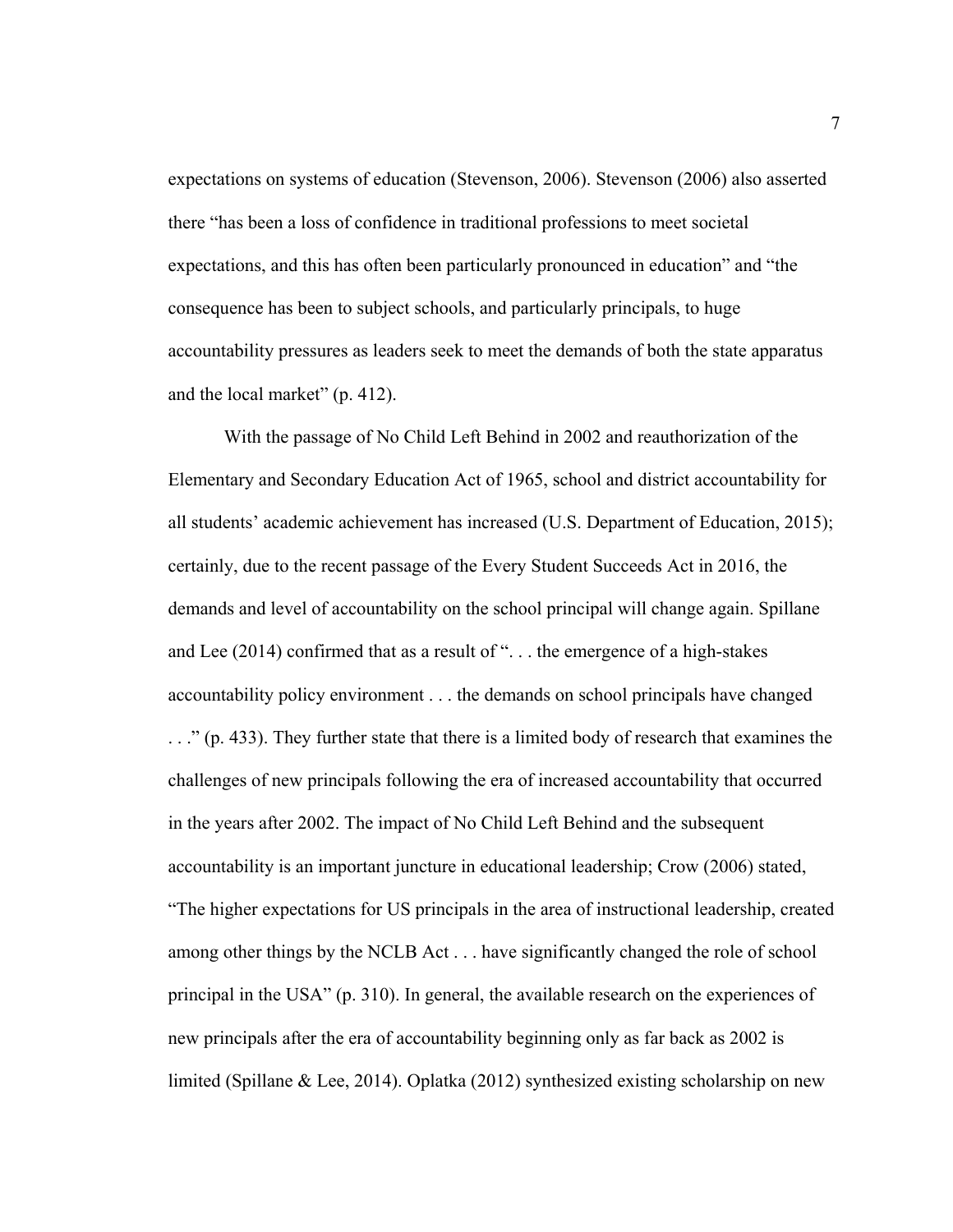expectations on systems of education (Stevenson, 2006). Stevenson (2006) also asserted there "has been a loss of confidence in traditional professions to meet societal expectations, and this has often been particularly pronounced in education" and "the consequence has been to subject schools, and particularly principals, to huge accountability pressures as leaders seek to meet the demands of both the state apparatus and the local market" (p. 412).

With the passage of No Child Left Behind in 2002 and reauthorization of the Elementary and Secondary Education Act of 1965, school and district accountability for all students' academic achievement has increased (U.S. Department of Education, 2015); certainly, due to the recent passage of the Every Student Succeeds Act in 2016, the demands and level of accountability on the school principal will change again. Spillane and Lee (2014) confirmed that as a result of ". . . the emergence of a high-stakes accountability policy environment . . . the demands on school principals have changed . . ." (p. 433). They further state that there is a limited body of research that examines the challenges of new principals following the era of increased accountability that occurred in the years after 2002. The impact of No Child Left Behind and the subsequent accountability is an important juncture in educational leadership; Crow (2006) stated, "The higher expectations for US principals in the area of instructional leadership, created among other things by the NCLB Act . . . have significantly changed the role of school principal in the USA" (p. 310). In general, the available research on the experiences of new principals after the era of accountability beginning only as far back as 2002 is limited (Spillane & Lee, 2014). Oplatka (2012) synthesized existing scholarship on new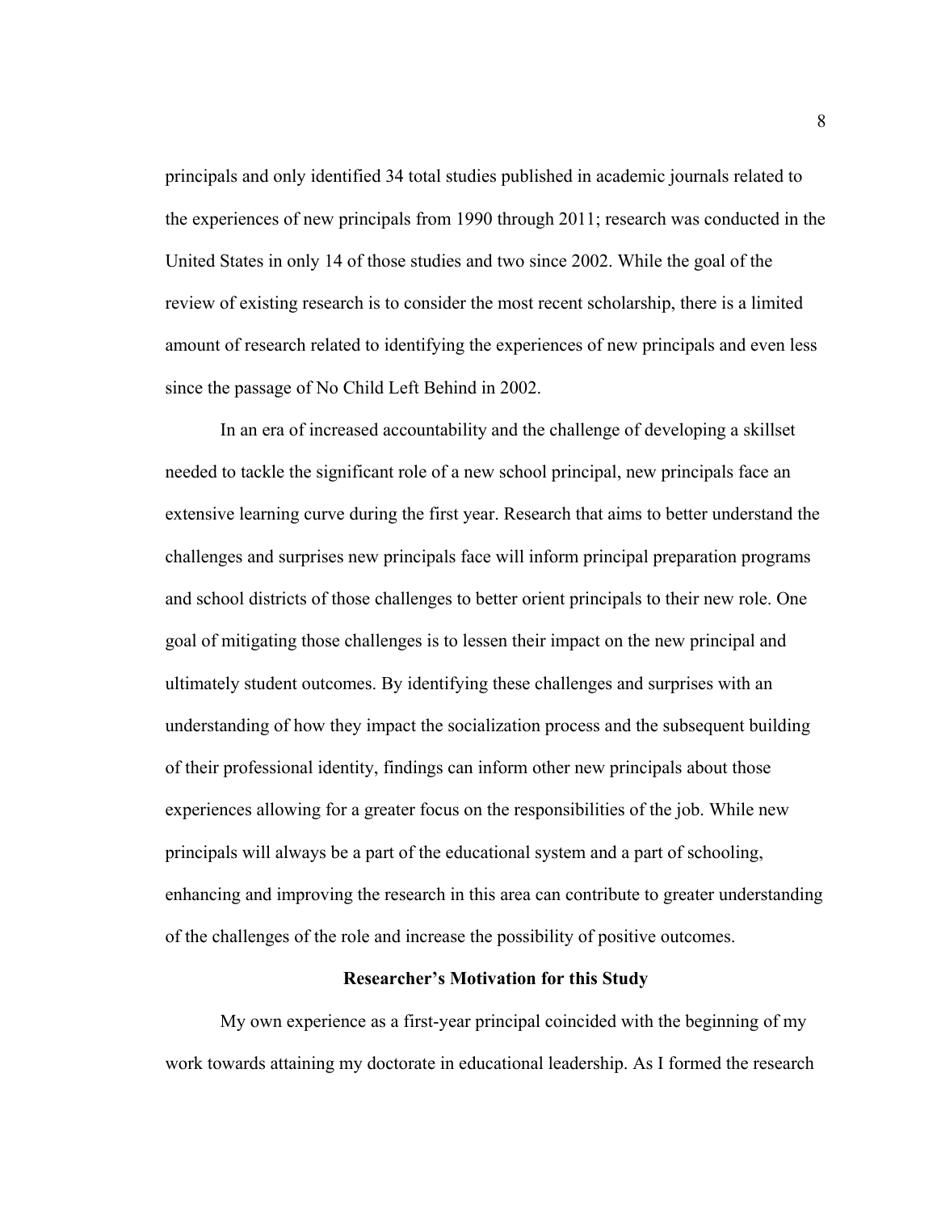principals and only identified 34 total studies published in academic journals related to the experiences of new principals from 1990 through 2011; research was conducted in the United States in only 14 of those studies and two since 2002. While the goal of the review of existing research is to consider the most recent scholarship, there is a limited amount of research related to identifying the experiences of new principals and even less since the passage of No Child Left Behind in 2002.

In an era of increased accountability and the challenge of developing a skillset needed to tackle the significant role of a new school principal, new principals face an extensive learning curve during the first year. Research that aims to better understand the challenges and surprises new principals face will inform principal preparation programs and school districts of those challenges to better orient principals to their new role. One goal of mitigating those challenges is to lessen their impact on the new principal and ultimately student outcomes. By identifying these challenges and surprises with an understanding of how they impact the socialization process and the subsequent building of their professional identity, findings can inform other new principals about those experiences allowing for a greater focus on the responsibilities of the job. While new principals will always be a part of the educational system and a part of schooling, enhancing and improving the research in this area can contribute to greater understanding of the challenges of the role and increase the possibility of positive outcomes.

## Researcher's Motivation for this Study

My own experience as a first-year principal coincided with the beginning of my work towards attaining my doctorate in educational leadership. As I formed the research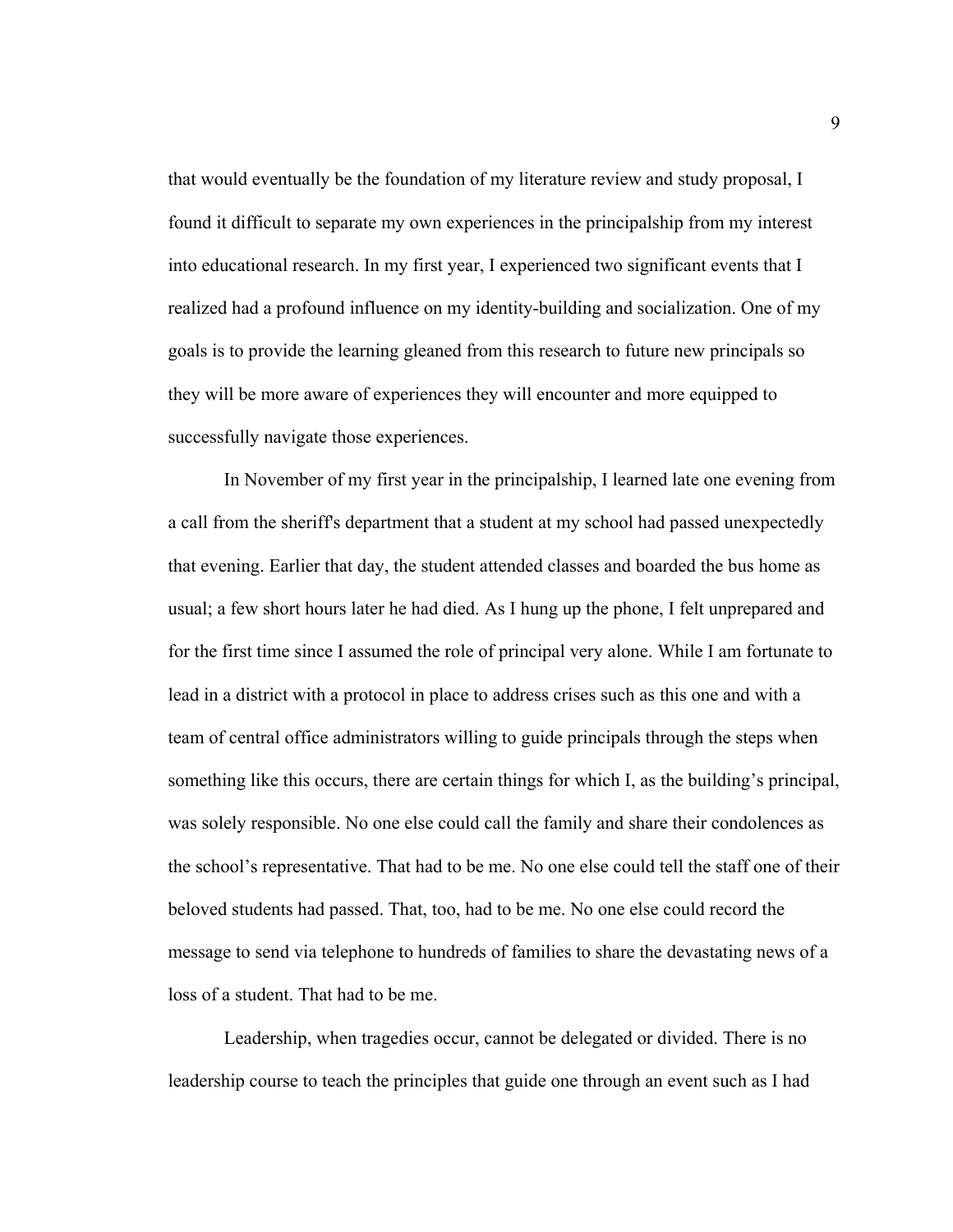that would eventually be the foundation of my literature review and study proposal, I found it difficult to separate my own experiences in the principalship from my interest into educational research. In my first year, I experienced two significant events that I realized had a profound influence on my identity-building and socialization. One of my goals is to provide the learning gleaned from this research to future new principals so they will be more aware of experiences they will encounter and more equipped to successfully navigate those experiences.

In November of my first year in the principalship, I learned late one evening from a call from the sheriff's department that a student at my school had passed unexpectedly that evening. Earlier that day, the student attended classes and boarded the bus home as usual; a few short hours later he had died. As I hung up the phone, I felt unprepared and for the first time since I assumed the role of principal very alone. While I am fortunate to lead in a district with a protocol in place to address crises such as this one and with a team of central office administrators willing to guide principals through the steps when something like this occurs, there are certain things for which I, as the building's principal, was solely responsible. No one else could call the family and share their condolences as the school's representative. That had to be me. No one else could tell the staff one of their beloved students had passed. That, too, had to be me. No one else could record the message to send via telephone to hundreds of families to share the devastating news of a loss of a student. That had to be me.

Leadership, when tragedies occur, cannot be delegated or divided. There is no leadership course to teach the principles that guide one through an event such as I had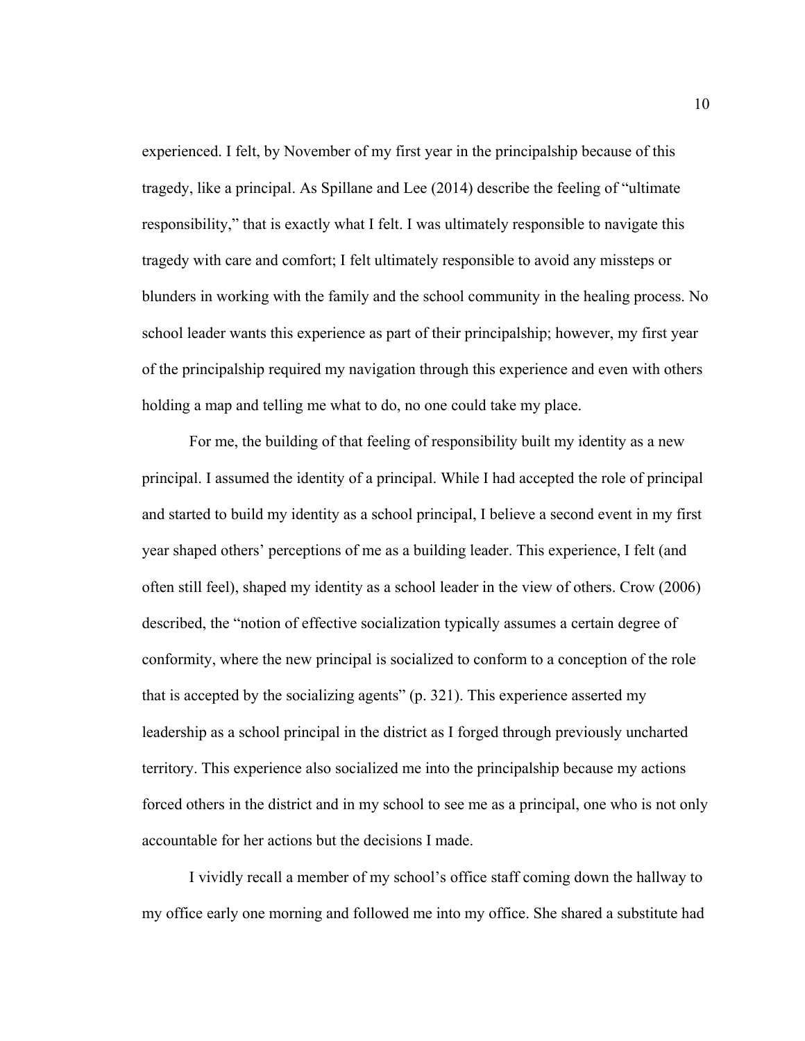experienced. I felt, by November of my first year in the principalship because of this tragedy, like a principal. As Spillane and Lee (2014) describe the feeling of "ultimate responsibility," that is exactly what I felt. I was ultimately responsible to navigate this tragedy with care and comfort; I felt ultimately responsible to avoid any missteps or blunders in working with the family and the school community in the healing process. No school leader wants this experience as part of their principalship; however, my first year of the principalship required my navigation through this experience and even with others holding a map and telling me what to do, no one could take my place.

For me, the building of that feeling of responsibility built my identity as a new principal. I assumed the identity of a principal. While I had accepted the role of principal and started to build my identity as a school principal, I believe a second event in my first year shaped others' perceptions of me as a building leader. This experience, I felt (and often still feel), shaped my identity as a school leader in the view of others. Crow (2006) described, the "notion of effective socialization typically assumes a certain degree of conformity, where the new principal is socialized to conform to a conception of the role that is accepted by the socializing agents" (p. 321). This experience asserted my leadership as a school principal in the district as I forged through previously uncharted territory. This experience also socialized me into the principalship because my actions forced others in the district and in my school to see me as a principal, one who is not only accountable for her actions but the decisions I made.

I vividly recall a member of my school's office staff coming down the hallway to my office early one morning and followed me into my office. She shared a substitute had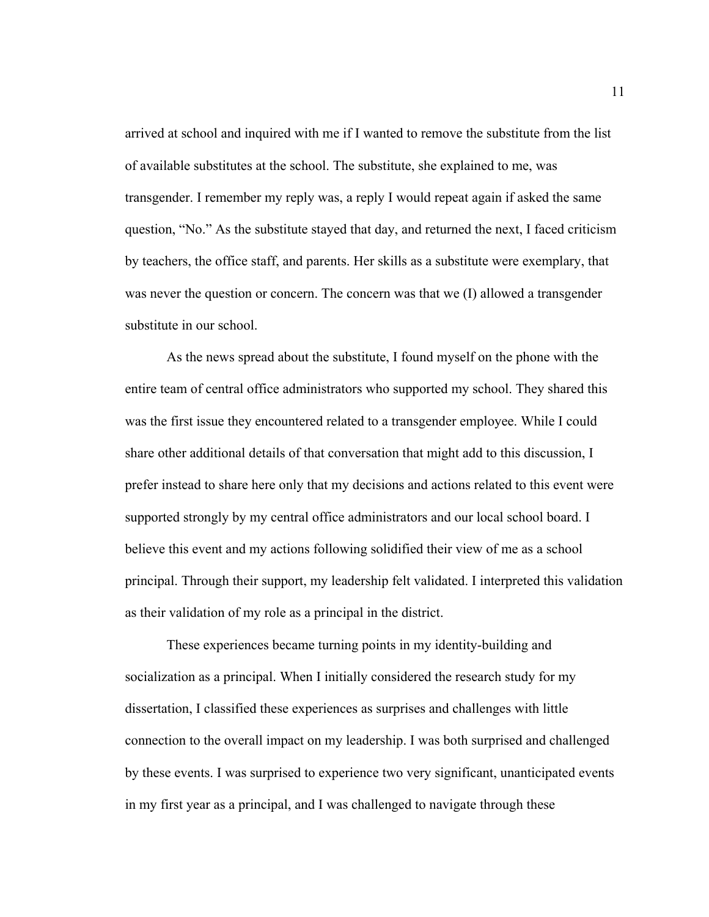arrived at school and inquired with me if I wanted to remove the substitute from the list of available substitutes at the school. The substitute, she explained to me, was transgender. I remember my reply was, a reply I would repeat again if asked the same question, "No." As the substitute stayed that day, and returned the next, I faced criticism by teachers, the office staff, and parents. Her skills as a substitute were exemplary, that was never the question or concern. The concern was that we (I) allowed a transgender substitute in our school.

As the news spread about the substitute, I found myself on the phone with the entire team of central office administrators who supported my school. They shared this was the first issue they encountered related to a transgender employee. While I could share other additional details of that conversation that might add to this discussion, I prefer instead to share here only that my decisions and actions related to this event were supported strongly by my central office administrators and our local school board. I believe this event and my actions following solidified their view of me as a school principal. Through their support, my leadership felt validated. I interpreted this validation as their validation of my role as a principal in the district.

These experiences became turning points in my identity-building and socialization as a principal. When I initially considered the research study for my dissertation, I classified these experiences as surprises and challenges with little connection to the overall impact on my leadership. I was both surprised and challenged by these events. I was surprised to experience two very significant, unanticipated events in my first year as a principal, and I was challenged to navigate through these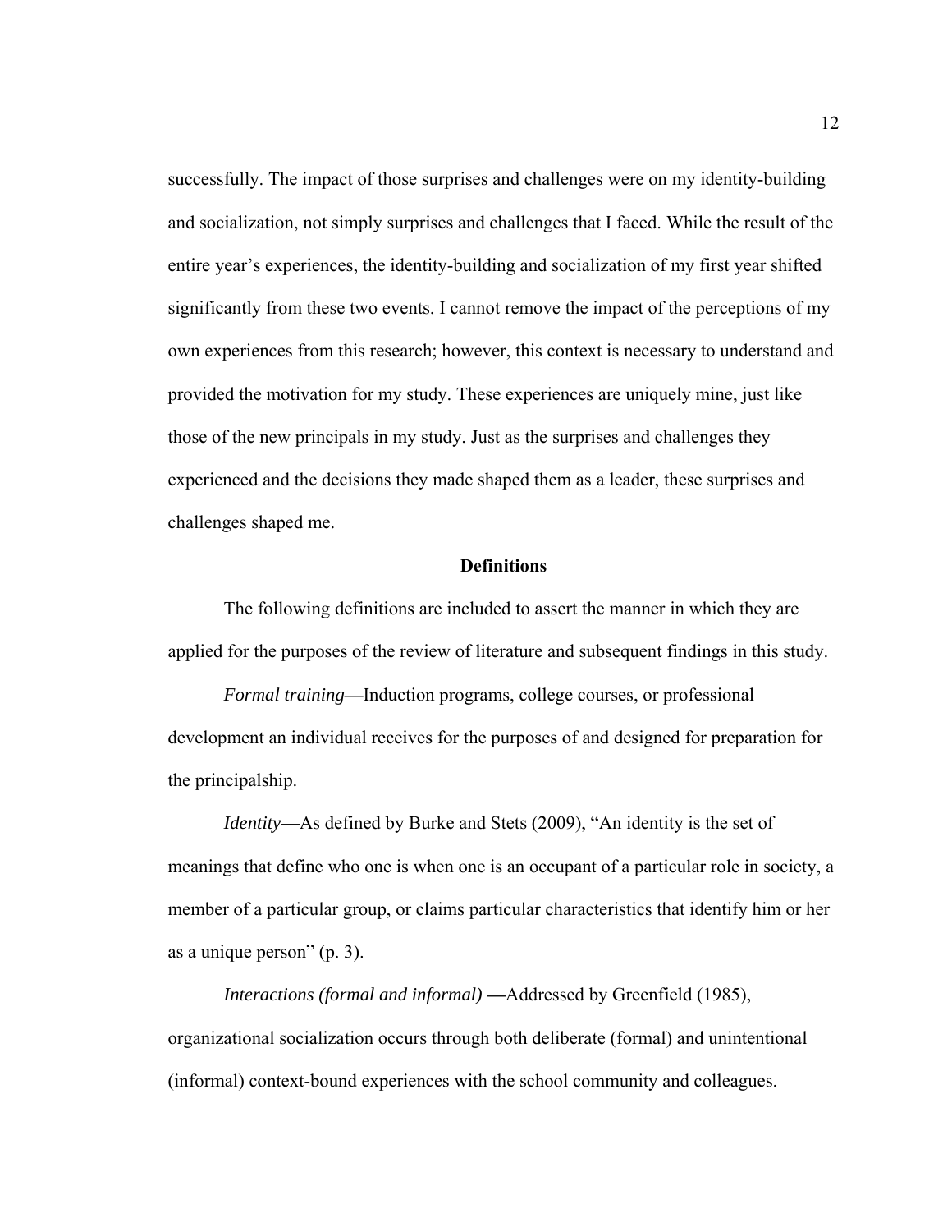successfully. The impact of those surprises and challenges were on my identity-building and socialization, not simply surprises and challenges that I faced. While the result of the entire year's experiences, the identity-building and socialization of my first year shifted significantly from these two events. I cannot remove the impact of the perceptions of my own experiences from this research; however, this context is necessary to understand and provided the motivation for my study. These experiences are uniquely mine, just like those of the new principals in my study. Just as the surprises and challenges they experienced and the decisions they made shaped them as a leader, these surprises and challenges shaped me.

## Definitions

The following definitions are included to assert the manner in which they are applied for the purposes of the review of literature and subsequent findings in this study.

*Formal training*—Induction programs, college courses, or professional development an individual receives for the purposes of and designed for preparation for the principalship.

*Identity*—As defined by Burke and Stets (2009), "An identity is the set of meanings that define who one is when one is an occupant of a particular role in society, a member of a particular group, or claims particular characteristics that identify him or her as a unique person" (p. 3).

*Interactions (formal and informal)* —Addressed by Greenfield (1985), organizational socialization occurs through both deliberate (formal) and unintentional (informal) context-bound experiences with the school community and colleagues.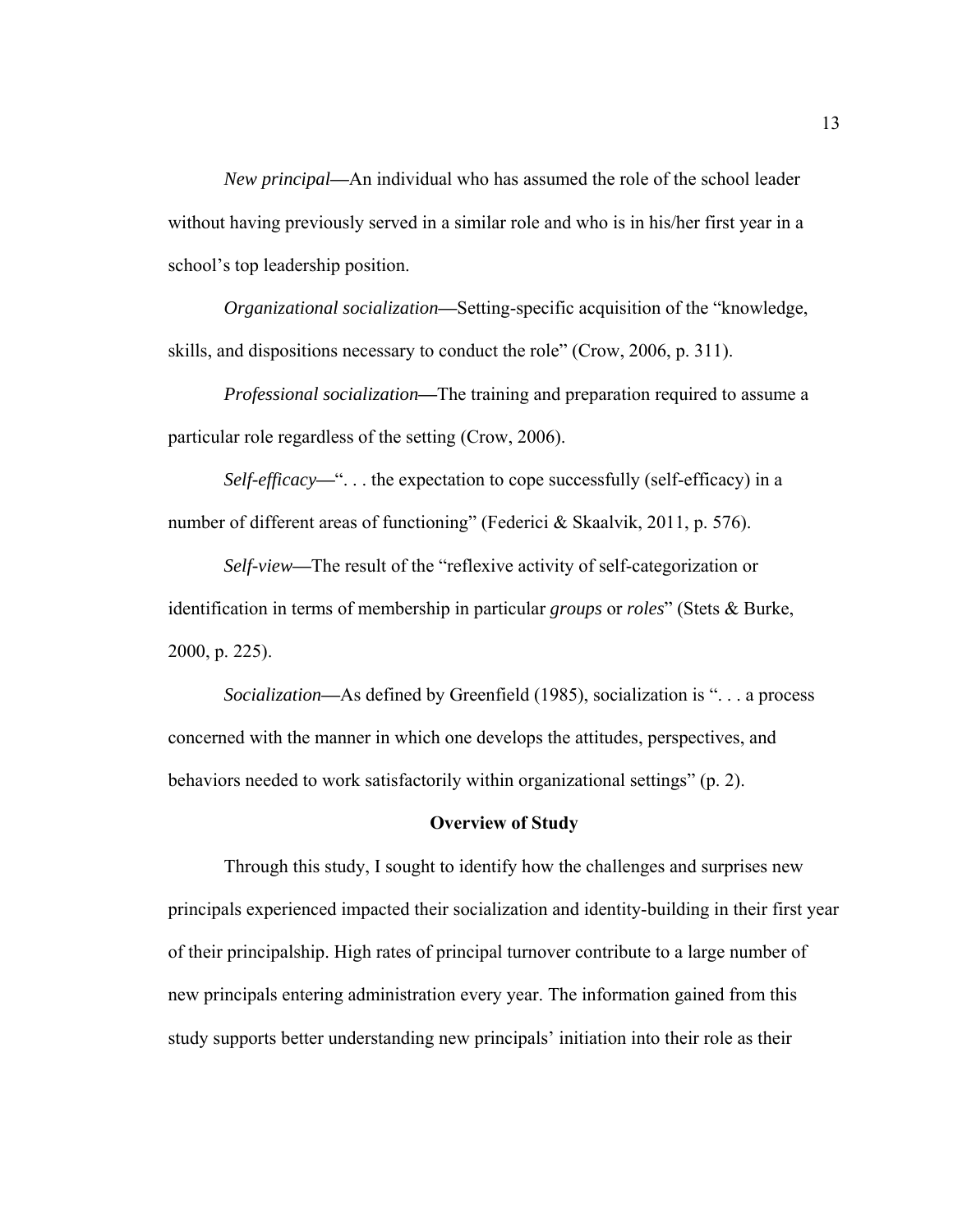*New principal*—An individual who has assumed the role of the school leader without having previously served in a similar role and who is in his/her first year in a school's top leadership position.

*Organizational socialization*—Setting-specific acquisition of the "knowledge, skills, and dispositions necessary to conduct the role" (Crow, 2006, p. 311).

*Professional socialization*—The training and preparation required to assume a particular role regardless of the setting (Crow, 2006).

*Self-efficacy*—". . . the expectation to cope successfully (self-efficacy) in a number of different areas of functioning" (Federici & Skaalvik, 2011, p. 576).

*Self-view*—The result of the "reflexive activity of self-categorization or identification in terms of membership in particular *groups* or *roles*" (Stets & Burke, 2000, p. 225).

*Socialization*—As defined by Greenfield (1985), socialization is ". . . a process concerned with the manner in which one develops the attitudes, perspectives, and behaviors needed to work satisfactorily within organizational settings" (p. 2).

## Overview of Study

Through this study, I sought to identify how the challenges and surprises new principals experienced impacted their socialization and identity-building in their first year of their principalship. High rates of principal turnover contribute to a large number of new principals entering administration every year. The information gained from this study supports better understanding new principals' initiation into their role as their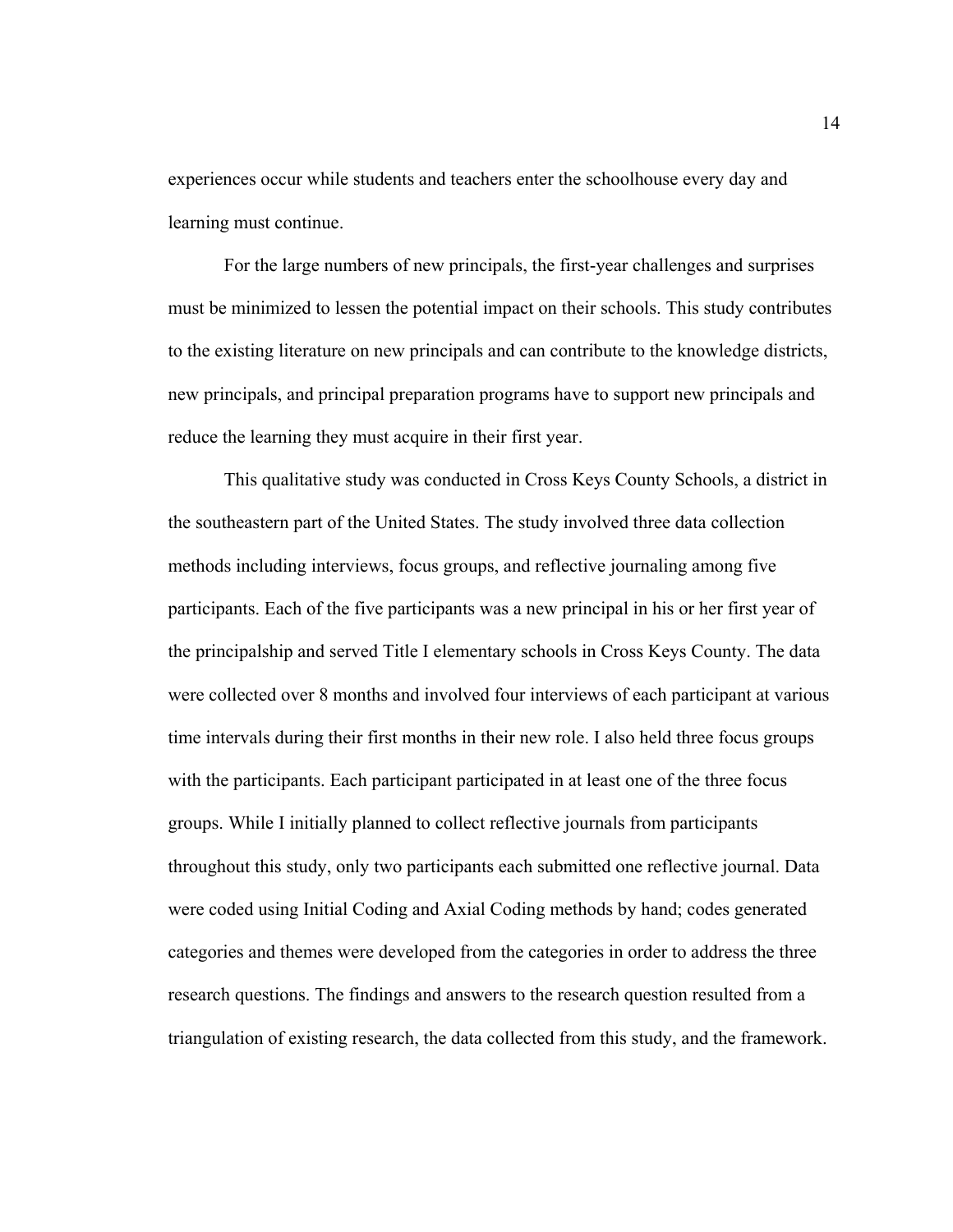experiences occur while students and teachers enter the schoolhouse every day and learning must continue.

For the large numbers of new principals, the first-year challenges and surprises must be minimized to lessen the potential impact on their schools. This study contributes to the existing literature on new principals and can contribute to the knowledge districts, new principals, and principal preparation programs have to support new principals and reduce the learning they must acquire in their first year.

This qualitative study was conducted in Cross Keys County Schools, a district in the southeastern part of the United States. The study involved three data collection methods including interviews, focus groups, and reflective journaling among five participants. Each of the five participants was a new principal in his or her first year of the principalship and served Title I elementary schools in Cross Keys County. The data were collected over 8 months and involved four interviews of each participant at various time intervals during their first months in their new role. I also held three focus groups with the participants. Each participant participated in at least one of the three focus groups. While I initially planned to collect reflective journals from participants throughout this study, only two participants each submitted one reflective journal. Data were coded using Initial Coding and Axial Coding methods by hand; codes generated categories and themes were developed from the categories in order to address the three research questions. The findings and answers to the research question resulted from a triangulation of existing research, the data collected from this study, and the framework.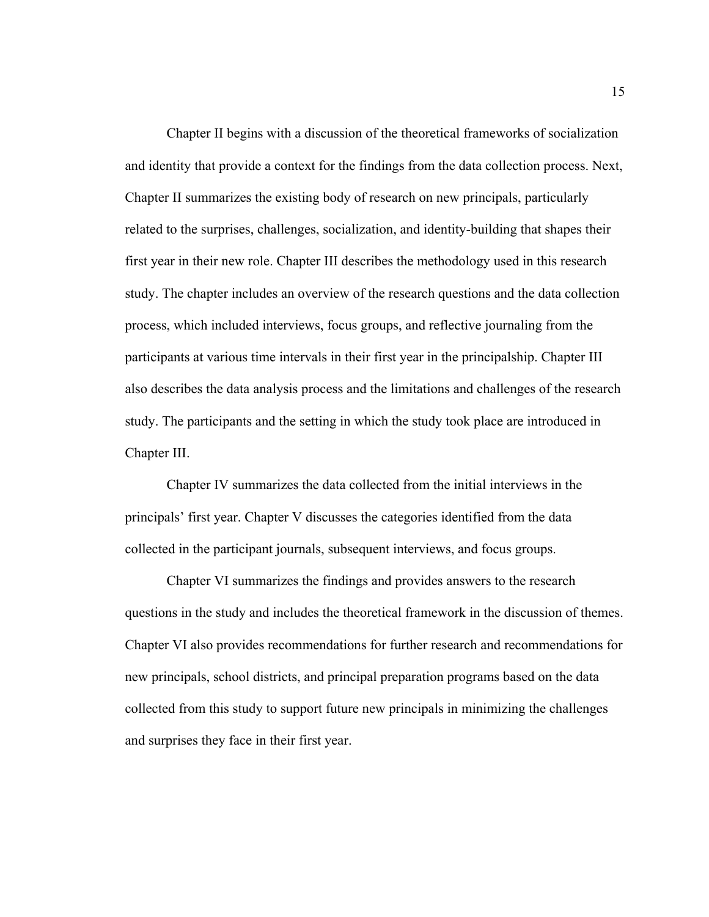Chapter II begins with a discussion of the theoretical frameworks of socialization and identity that provide a context for the findings from the data collection process. Next, Chapter II summarizes the existing body of research on new principals, particularly related to the surprises, challenges, socialization, and identity-building that shapes their first year in their new role. Chapter III describes the methodology used in this research study. The chapter includes an overview of the research questions and the data collection process, which included interviews, focus groups, and reflective journaling from the participants at various time intervals in their first year in the principalship. Chapter III also describes the data analysis process and the limitations and challenges of the research study. The participants and the setting in which the study took place are introduced in Chapter III.

Chapter IV summarizes the data collected from the initial interviews in the principals' first year. Chapter V discusses the categories identified from the data collected in the participant journals, subsequent interviews, and focus groups.

Chapter VI summarizes the findings and provides answers to the research questions in the study and includes the theoretical framework in the discussion of themes. Chapter VI also provides recommendations for further research and recommendations for new principals, school districts, and principal preparation programs based on the data collected from this study to support future new principals in minimizing the challenges and surprises they face in their first year.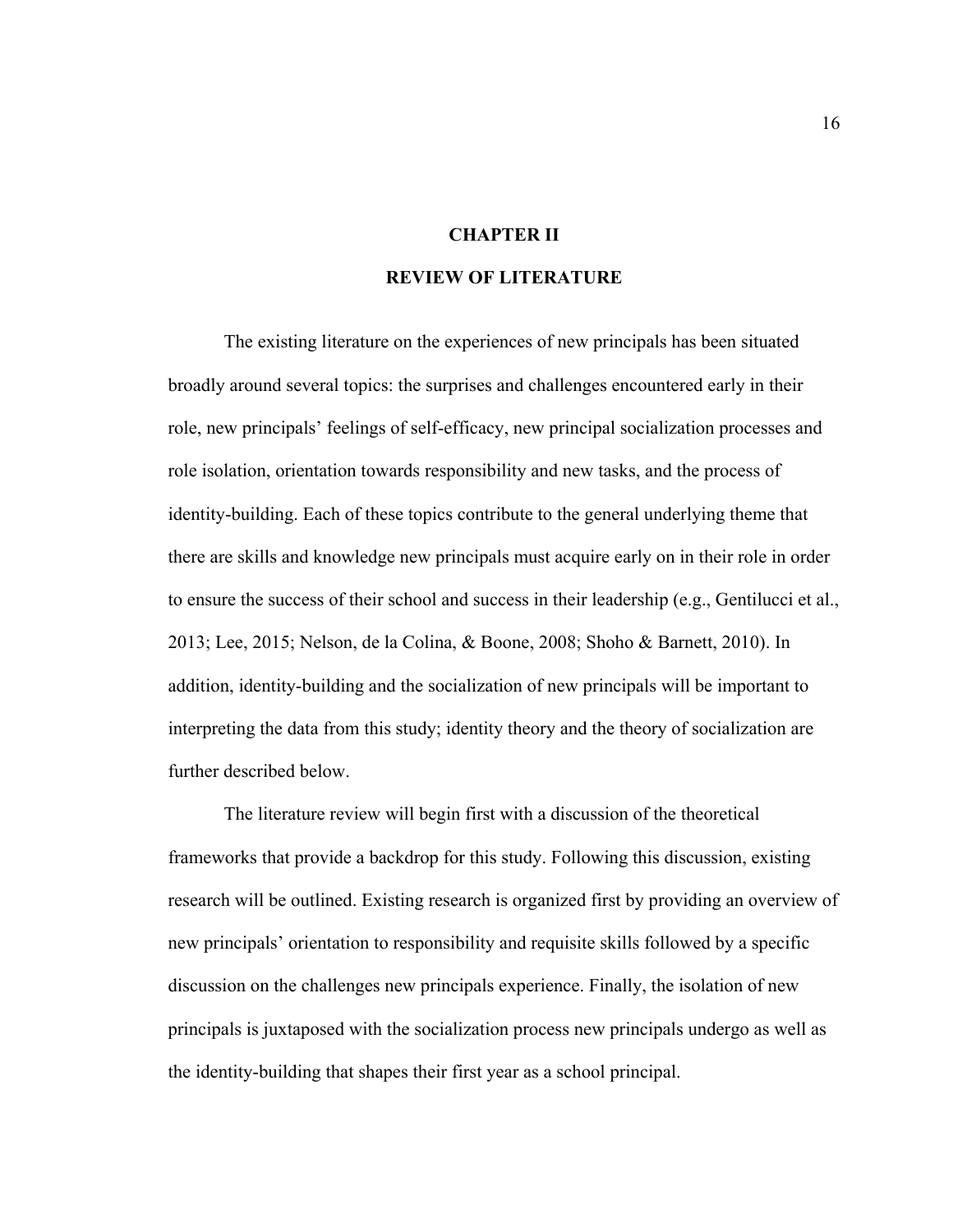# CHAPTER II

# REVIEW OF LITERATURE

The existing literature on the experiences of new principals has been situated broadly around several topics: the surprises and challenges encountered early in their role, new principals' feelings of self-efficacy, new principal socialization processes and role isolation, orientation towards responsibility and new tasks, and the process of identity-building. Each of these topics contribute to the general underlying theme that there are skills and knowledge new principals must acquire early on in their role in order to ensure the success of their school and success in their leadership (e.g., Gentilucci et al., 2013; Lee, 2015; Nelson, de la Colina, & Boone, 2008; Shoho & Barnett, 2010). In addition, identity-building and the socialization of new principals will be important to interpreting the data from this study; identity theory and the theory of socialization are further described below.

The literature review will begin first with a discussion of the theoretical frameworks that provide a backdrop for this study. Following this discussion, existing research will be outlined. Existing research is organized first by providing an overview of new principals' orientation to responsibility and requisite skills followed by a specific discussion on the challenges new principals experience. Finally, the isolation of new principals is juxtaposed with the socialization process new principals undergo as well as the identity-building that shapes their first year as a school principal.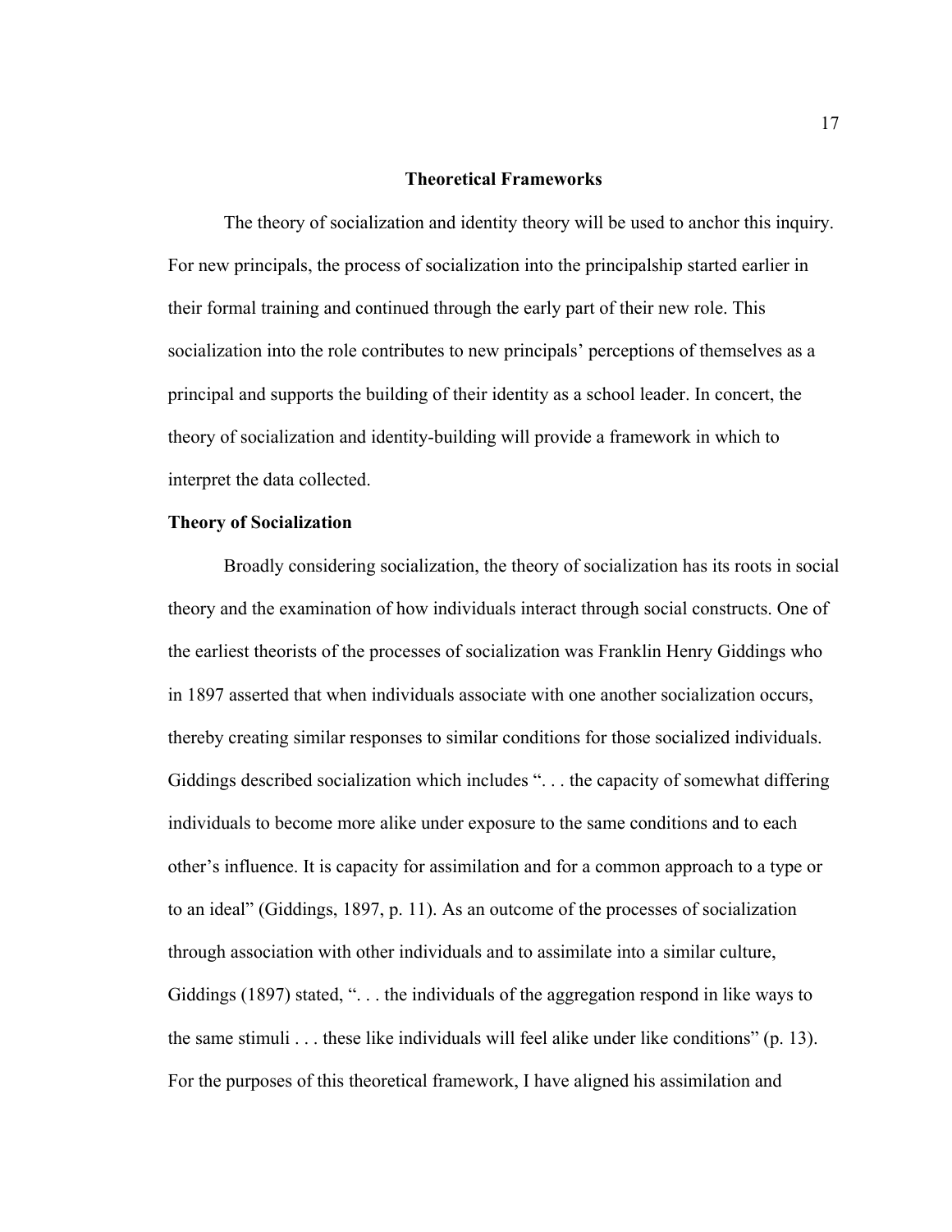## Theoretical Frameworks

The theory of socialization and identity theory will be used to anchor this inquiry. For new principals, the process of socialization into the principalship started earlier in their formal training and continued through the early part of their new role. This socialization into the role contributes to new principals' perceptions of themselves as a principal and supports the building of their identity as a school leader. In concert, the theory of socialization and identity-building will provide a framework in which to interpret the data collected.

### Theory of Socialization

Broadly considering socialization, the theory of socialization has its roots in social theory and the examination of how individuals interact through social constructs. One of the earliest theorists of the processes of socialization was Franklin Henry Giddings who in 1897 asserted that when individuals associate with one another socialization occurs, thereby creating similar responses to similar conditions for those socialized individuals. Giddings described socialization which includes ". . . the capacity of somewhat differing individuals to become more alike under exposure to the same conditions and to each other's influence. It is capacity for assimilation and for a common approach to a type or to an ideal" (Giddings, 1897, p. 11). As an outcome of the processes of socialization through association with other individuals and to assimilate into a similar culture, Giddings (1897) stated, ". . . the individuals of the aggregation respond in like ways to the same stimuli . . . these like individuals will feel alike under like conditions" (p. 13). For the purposes of this theoretical framework, I have aligned his assimilation and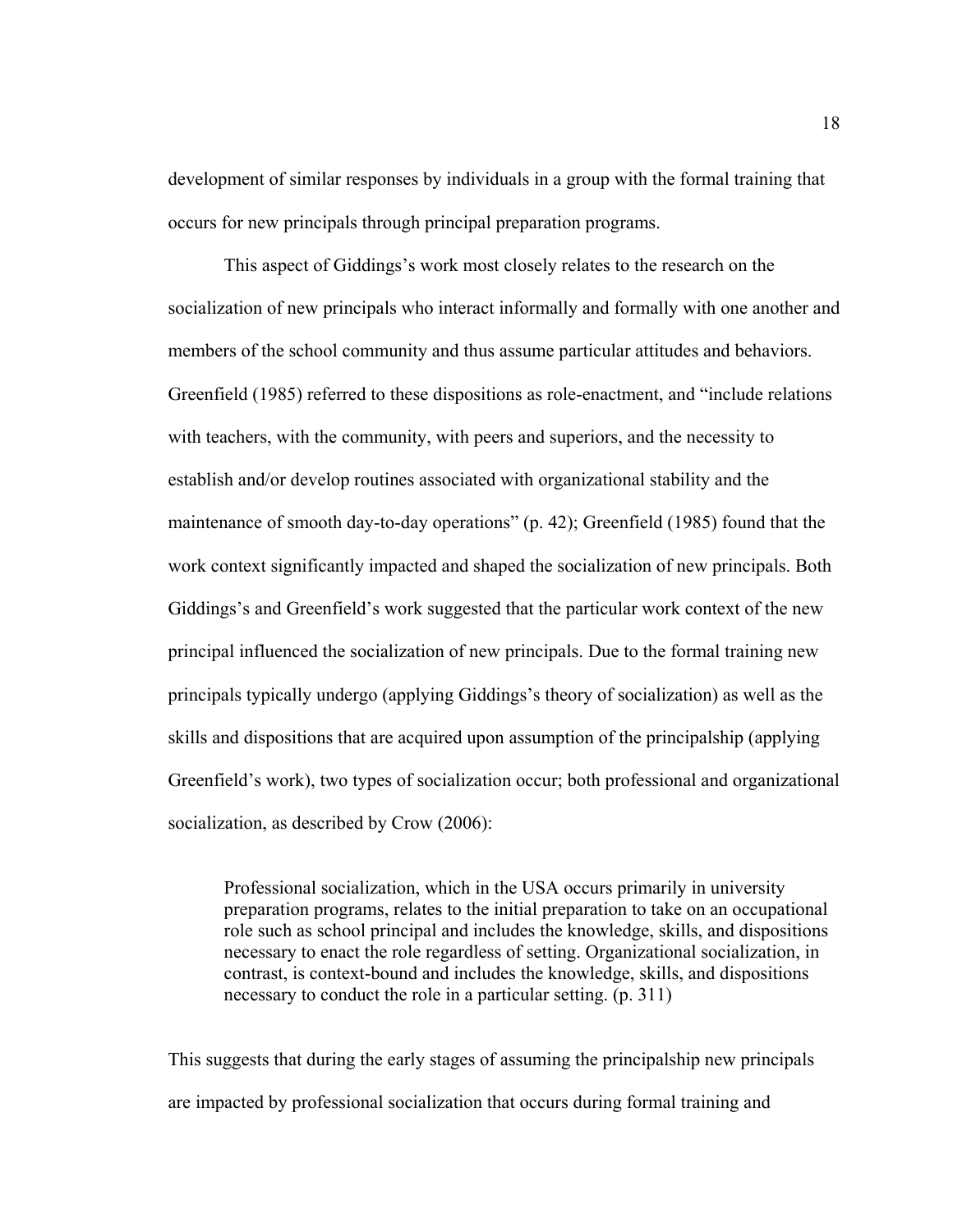development of similar responses by individuals in a group with the formal training that occurs for new principals through principal preparation programs.

This aspect of Giddings's work most closely relates to the research on the socialization of new principals who interact informally and formally with one another and members of the school community and thus assume particular attitudes and behaviors. Greenfield (1985) referred to these dispositions as role-enactment, and "include relations with teachers, with the community, with peers and superiors, and the necessity to establish and/or develop routines associated with organizational stability and the maintenance of smooth day-to-day operations" (p. 42); Greenfield (1985) found that the work context significantly impacted and shaped the socialization of new principals. Both Giddings's and Greenfield's work suggested that the particular work context of the new principal influenced the socialization of new principals. Due to the formal training new principals typically undergo (applying Giddings's theory of socialization) as well as the skills and dispositions that are acquired upon assumption of the principalship (applying Greenfield's work), two types of socialization occur; both professional and organizational socialization, as described by Crow (2006):

> Professional socialization, which in the USA occurs primarily in university preparation programs, relates to the initial preparation to take on an occupational role such as school principal and includes the knowledge, skills, and dispositions necessary to enact the role regardless of setting. Organizational socialization, in contrast, is context-bound and includes the knowledge, skills, and dispositions necessary to conduct the role in a particular setting. (p. 311)

This suggests that during the early stages of assuming the principalship new principals are impacted by professional socialization that occurs during formal training and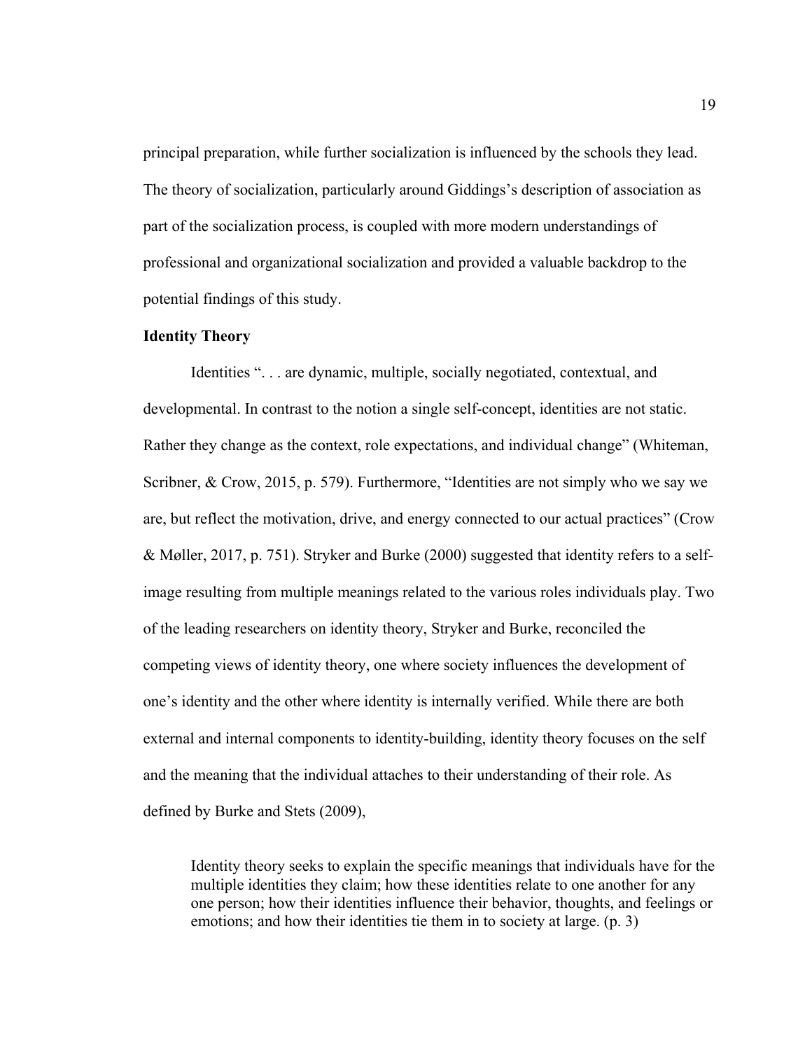principal preparation, while further socialization is influenced by the schools they lead. The theory of socialization, particularly around Giddings's description of association as part of the socialization process, is coupled with more modern understandings of professional and organizational socialization and provided a valuable backdrop to the potential findings of this study.

**Identity Theory**

Identities ". . . are dynamic, multiple, socially negotiated, contextual, and developmental. In contrast to the notion a single self-concept, identities are not static. Rather they change as the context, role expectations, and individual change" (Whiteman, Scribner, & Crow, 2015, p. 579). Furthermore, "Identities are not simply who we say we are, but reflect the motivation, drive, and energy connected to our actual practices" (Crow & Møller, 2017, p. 751). Stryker and Burke (2000) suggested that identity refers to a self-image resulting from multiple meanings related to the various roles individuals play. Two of the leading researchers on identity theory, Stryker and Burke, reconciled the competing views of identity theory, one where society influences the development of one's identity and the other where identity is internally verified. While there are both external and internal components to identity-building, identity theory focuses on the self and the meaning that the individual attaches to their understanding of their role. As defined by Burke and Stets (2009),

> Identity theory seeks to explain the specific meanings that individuals have for the multiple identities they claim; how these identities relate to one another for any one person; how their identities influence their behavior, thoughts, and feelings or emotions; and how their identities tie them in to society at large. (p. 3)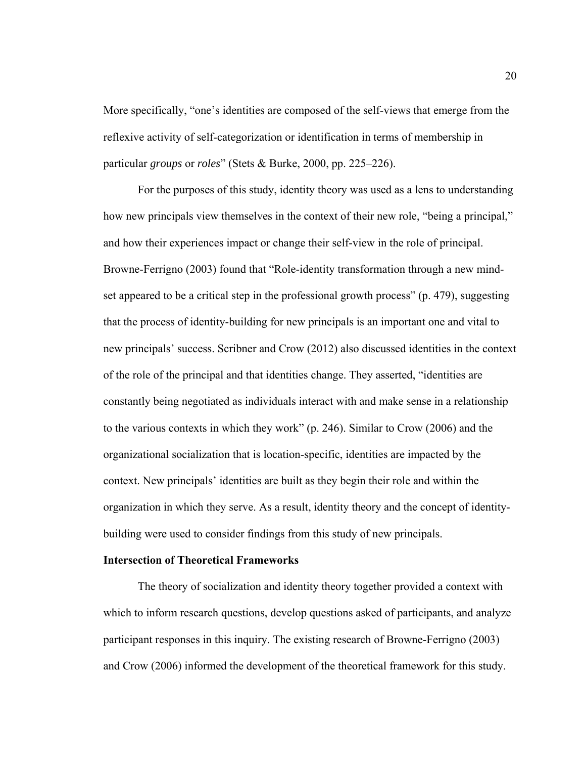More specifically, "one's identities are composed of the self-views that emerge from the reflexive activity of self-categorization or identification in terms of membership in particular *groups* or *roles*" (Stets & Burke, 2000, pp. 225–226).

For the purposes of this study, identity theory was used as a lens to understanding how new principals view themselves in the context of their new role, "being a principal," and how their experiences impact or change their self-view in the role of principal. Browne-Ferrigno (2003) found that "Role-identity transformation through a new mind-set appeared to be a critical step in the professional growth process" (p. 479), suggesting that the process of identity-building for new principals is an important one and vital to new principals' success. Scribner and Crow (2012) also discussed identities in the context of the role of the principal and that identities change. They asserted, "identities are constantly being negotiated as individuals interact with and make sense in a relationship to the various contexts in which they work" (p. 246). Similar to Crow (2006) and the organizational socialization that is location-specific, identities are impacted by the context. New principals' identities are built as they begin their role and within the organization in which they serve. As a result, identity theory and the concept of identity-building were used to consider findings from this study of new principals.

## Intersection of Theoretical Frameworks

The theory of socialization and identity theory together provided a context with which to inform research questions, develop questions asked of participants, and analyze participant responses in this inquiry. The existing research of Browne-Ferrigno (2003) and Crow (2006) informed the development of the theoretical framework for this study.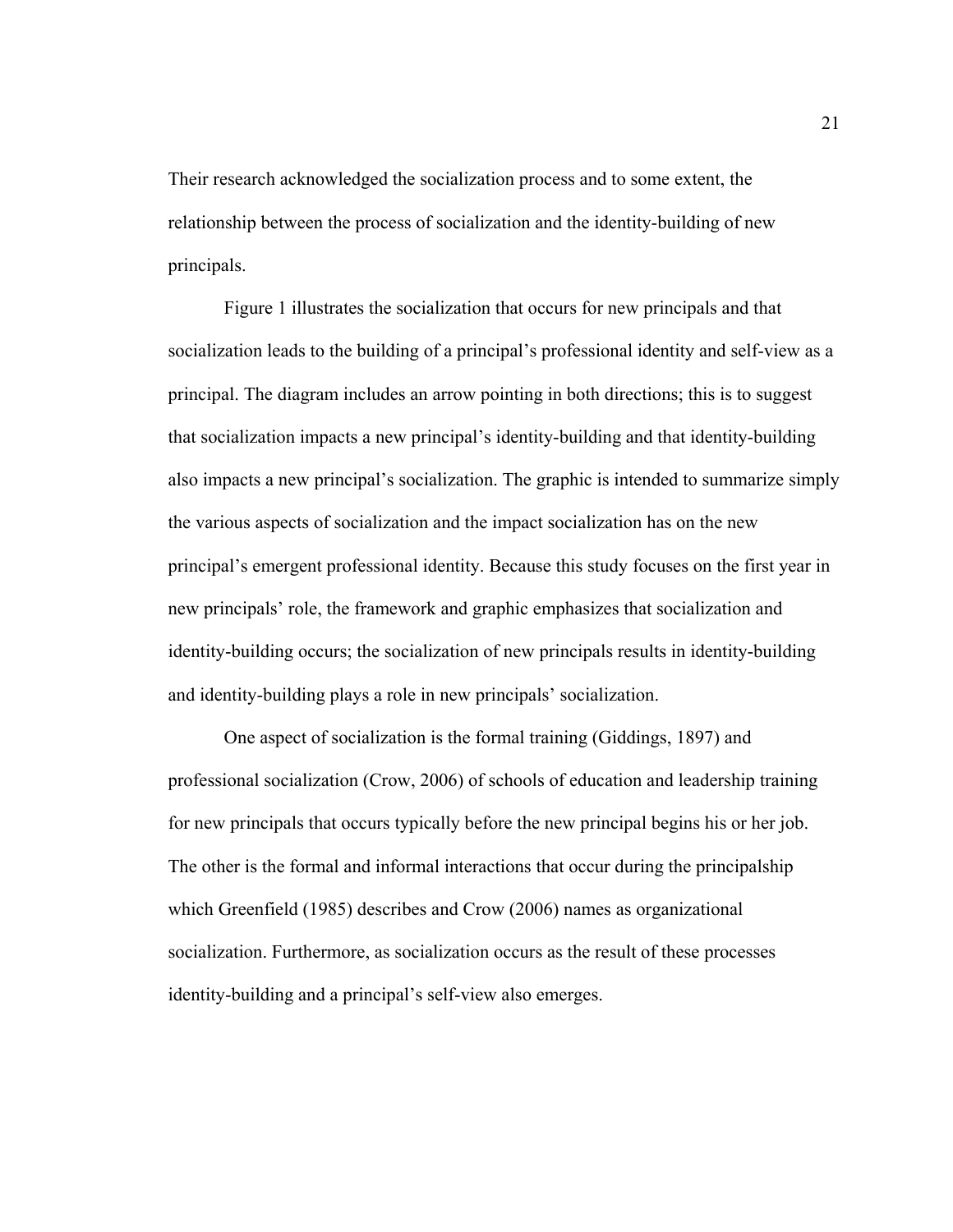Their research acknowledged the socialization process and to some extent, the relationship between the process of socialization and the identity-building of new principals.

Figure 1 illustrates the socialization that occurs for new principals and that socialization leads to the building of a principal's professional identity and self-view as a principal. The diagram includes an arrow pointing in both directions; this is to suggest that socialization impacts a new principal's identity-building and that identity-building also impacts a new principal's socialization. The graphic is intended to summarize simply the various aspects of socialization and the impact socialization has on the new principal's emergent professional identity. Because this study focuses on the first year in new principals' role, the framework and graphic emphasizes that socialization and identity-building occurs; the socialization of new principals results in identity-building and identity-building plays a role in new principals' socialization.

One aspect of socialization is the formal training (Giddings, 1897) and professional socialization (Crow, 2006) of schools of education and leadership training for new principals that occurs typically before the new principal begins his or her job. The other is the formal and informal interactions that occur during the principalship which Greenfield (1985) describes and Crow (2006) names as organizational socialization. Furthermore, as socialization occurs as the result of these processes identity-building and a principal's self-view also emerges.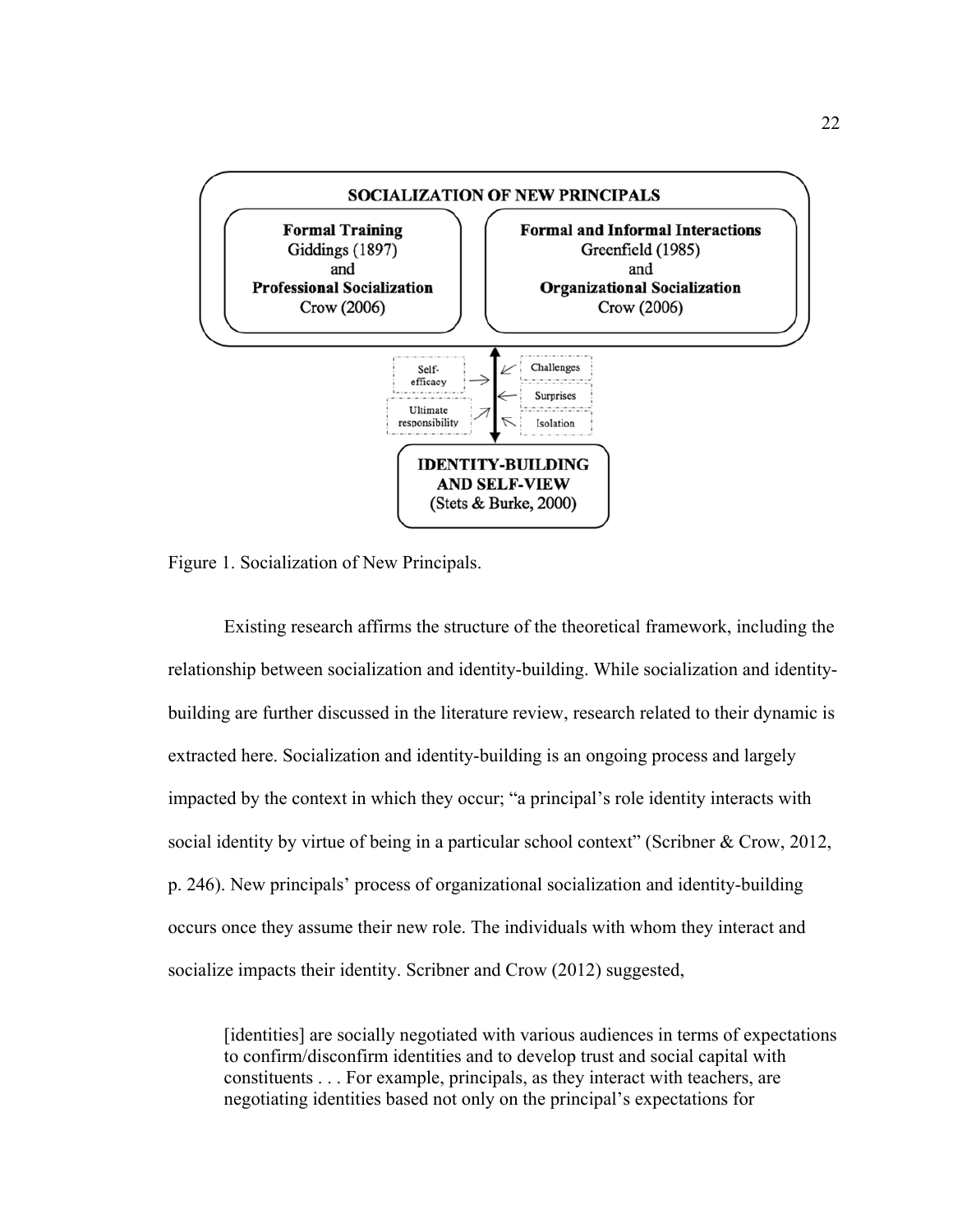**SOCIALIZATION OF NEW PRINCIPALS**

**Formal Training**
Giddings (1897)
and
**Professional Socialization**
Crow (2006)

**Formal and Informal Interactions**
Greenfield (1985)
and
**Organizational Socialization**
Crow (2006)

Self-efficacy

Ultimate responsibility

Challenges

Surprises

Isolation

**IDENTITY-BUILDING AND SELF-VIEW**
(Stets & Burke, 2000)

Figure 1. Socialization of New Principals.

Existing research affirms the structure of the theoretical framework, including the relationship between socialization and identity-building. While socialization and identity-building are further discussed in the literature review, research related to their dynamic is extracted here. Socialization and identity-building is an ongoing process and largely impacted by the context in which they occur; "a principal's role identity interacts with social identity by virtue of being in a particular school context" (Scribner & Crow, 2012, p. 246). New principals' process of organizational socialization and identity-building occurs once they assume their new role. The individuals with whom they interact and socialize impacts their identity. Scribner and Crow (2012) suggested,

> [identities] are socially negotiated with various audiences in terms of expectations to confirm/disconfirm identities and to develop trust and social capital with constituents . . . For example, principals, as they interact with teachers, are negotiating identities based not only on the principal's expectations for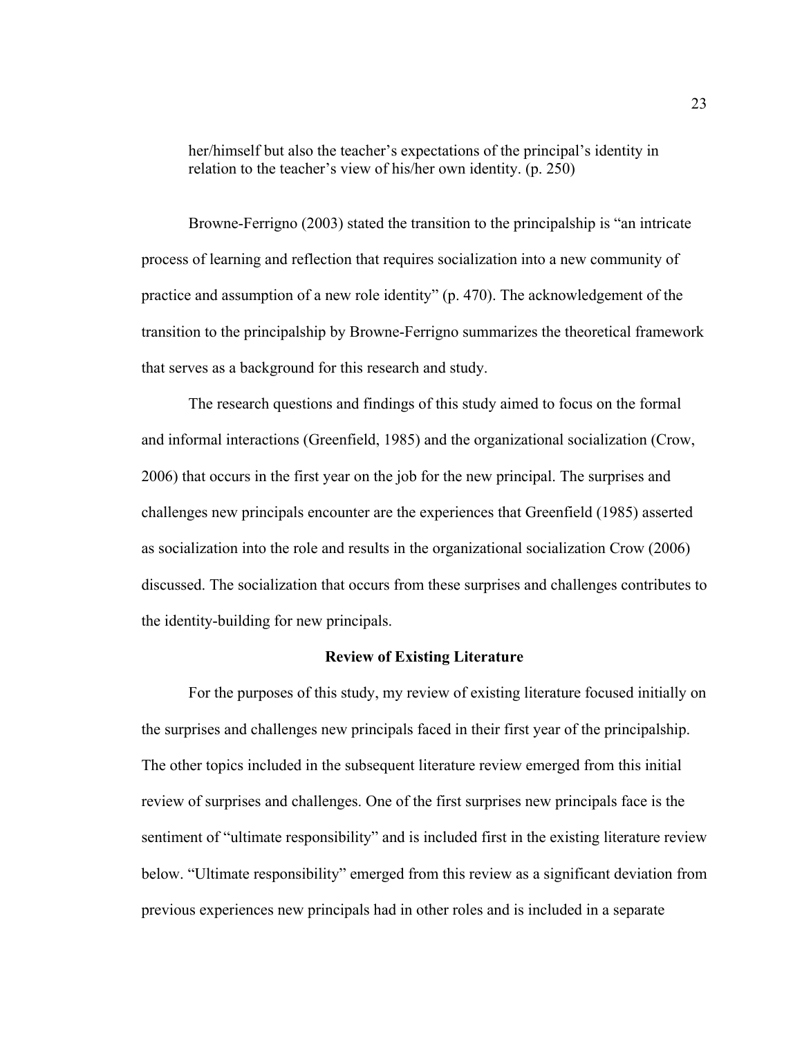her/himself but also the teacher's expectations of the principal's identity in relation to the teacher's view of his/her own identity. (p. 250)

Browne-Ferrigno (2003) stated the transition to the principalship is "an intricate process of learning and reflection that requires socialization into a new community of practice and assumption of a new role identity" (p. 470). The acknowledgement of the transition to the principalship by Browne-Ferrigno summarizes the theoretical framework that serves as a background for this research and study.

The research questions and findings of this study aimed to focus on the formal and informal interactions (Greenfield, 1985) and the organizational socialization (Crow, 2006) that occurs in the first year on the job for the new principal. The surprises and challenges new principals encounter are the experiences that Greenfield (1985) asserted as socialization into the role and results in the organizational socialization Crow (2006) discussed. The socialization that occurs from these surprises and challenges contributes to the identity-building for new principals.

## Review of Existing Literature

For the purposes of this study, my review of existing literature focused initially on the surprises and challenges new principals faced in their first year of the principalship. The other topics included in the subsequent literature review emerged from this initial review of surprises and challenges. One of the first surprises new principals face is the sentiment of "ultimate responsibility" and is included first in the existing literature review below. "Ultimate responsibility" emerged from this review as a significant deviation from previous experiences new principals had in other roles and is included in a separate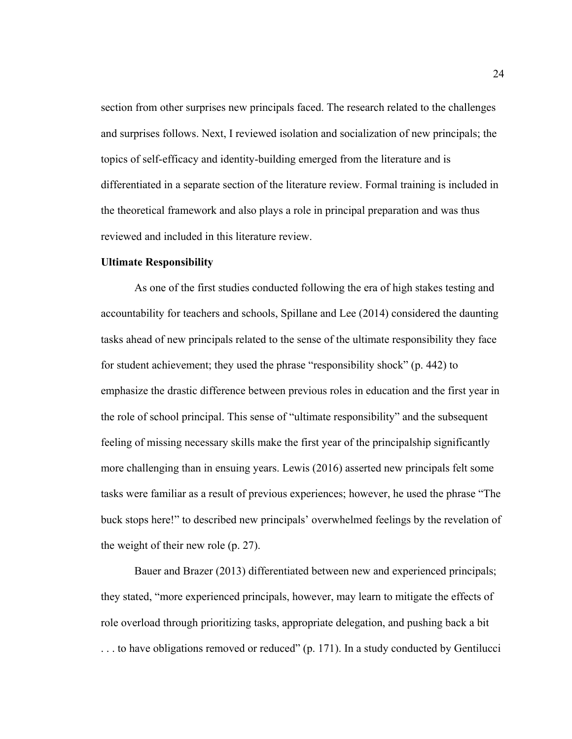section from other surprises new principals faced. The research related to the challenges and surprises follows. Next, I reviewed isolation and socialization of new principals; the topics of self-efficacy and identity-building emerged from the literature and is differentiated in a separate section of the literature review. Formal training is included in the theoretical framework and also plays a role in principal preparation and was thus reviewed and included in this literature review.

### Ultimate Responsibility

As one of the first studies conducted following the era of high stakes testing and accountability for teachers and schools, Spillane and Lee (2014) considered the daunting tasks ahead of new principals related to the sense of the ultimate responsibility they face for student achievement; they used the phrase "responsibility shock" (p. 442) to emphasize the drastic difference between previous roles in education and the first year in the role of school principal. This sense of "ultimate responsibility" and the subsequent feeling of missing necessary skills make the first year of the principalship significantly more challenging than in ensuing years. Lewis (2016) asserted new principals felt some tasks were familiar as a result of previous experiences; however, he used the phrase "The buck stops here!" to described new principals' overwhelmed feelings by the revelation of the weight of their new role (p. 27).

Bauer and Brazer (2013) differentiated between new and experienced principals; they stated, "more experienced principals, however, may learn to mitigate the effects of role overload through prioritizing tasks, appropriate delegation, and pushing back a bit . . . to have obligations removed or reduced" (p. 171). In a study conducted by Gentilucci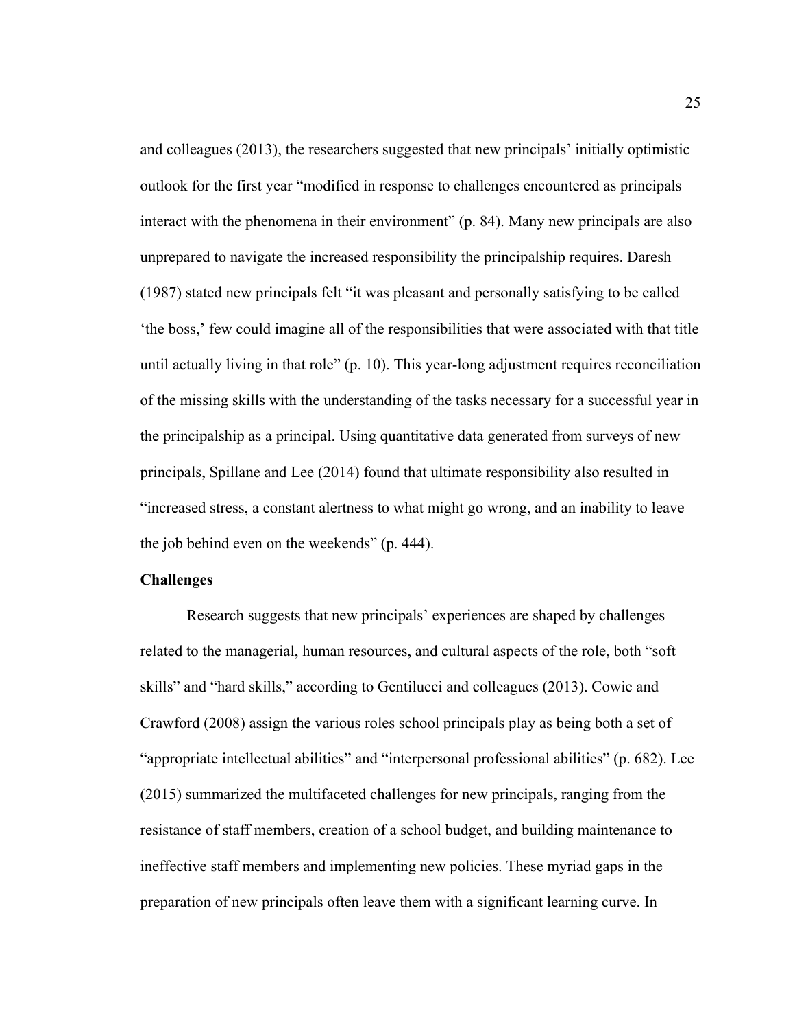and colleagues (2013), the researchers suggested that new principals' initially optimistic outlook for the first year "modified in response to challenges encountered as principals interact with the phenomena in their environment" (p. 84). Many new principals are also unprepared to navigate the increased responsibility the principalship requires. Daresh (1987) stated new principals felt "it was pleasant and personally satisfying to be called 'the boss,' few could imagine all of the responsibilities that were associated with that title until actually living in that role" (p. 10). This year-long adjustment requires reconciliation of the missing skills with the understanding of the tasks necessary for a successful year in the principalship as a principal. Using quantitative data generated from surveys of new principals, Spillane and Lee (2014) found that ultimate responsibility also resulted in "increased stress, a constant alertness to what might go wrong, and an inability to leave the job behind even on the weekends" (p. 444).

**Challenges**

Research suggests that new principals' experiences are shaped by challenges related to the managerial, human resources, and cultural aspects of the role, both "soft skills" and "hard skills," according to Gentilucci and colleagues (2013). Cowie and Crawford (2008) assign the various roles school principals play as being both a set of "appropriate intellectual abilities" and "interpersonal professional abilities" (p. 682). Lee (2015) summarized the multifaceted challenges for new principals, ranging from the resistance of staff members, creation of a school budget, and building maintenance to ineffective staff members and implementing new policies. These myriad gaps in the preparation of new principals often leave them with a significant learning curve. In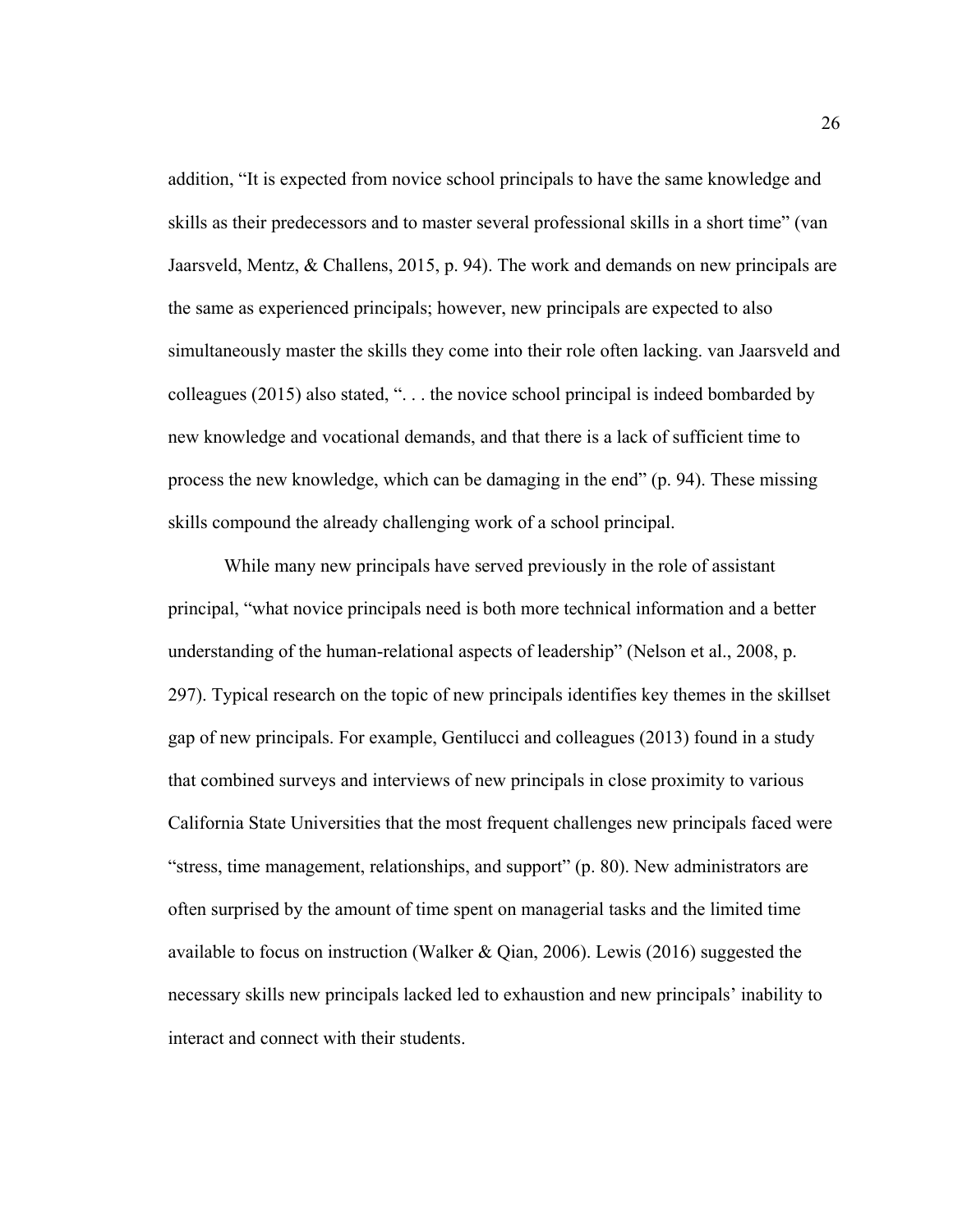addition, “It is expected from novice school principals to have the same knowledge and skills as their predecessors and to master several professional skills in a short time” (van Jaarsveld, Mentz, & Challens, 2015, p. 94). The work and demands on new principals are the same as experienced principals; however, new principals are expected to also simultaneously master the skills they come into their role often lacking. van Jaarsveld and colleagues (2015) also stated, “. . . the novice school principal is indeed bombarded by new knowledge and vocational demands, and that there is a lack of sufficient time to process the new knowledge, which can be damaging in the end” (p. 94). These missing skills compound the already challenging work of a school principal.

While many new principals have served previously in the role of assistant principal, “what novice principals need is both more technical information and a better understanding of the human-relational aspects of leadership” (Nelson et al., 2008, p. 297). Typical research on the topic of new principals identifies key themes in the skillset gap of new principals. For example, Gentilucci and colleagues (2013) found in a study that combined surveys and interviews of new principals in close proximity to various California State Universities that the most frequent challenges new principals faced were “stress, time management, relationships, and support” (p. 80). New administrators are often surprised by the amount of time spent on managerial tasks and the limited time available to focus on instruction (Walker & Qian, 2006). Lewis (2016) suggested the necessary skills new principals lacked led to exhaustion and new principals’ inability to interact and connect with their students.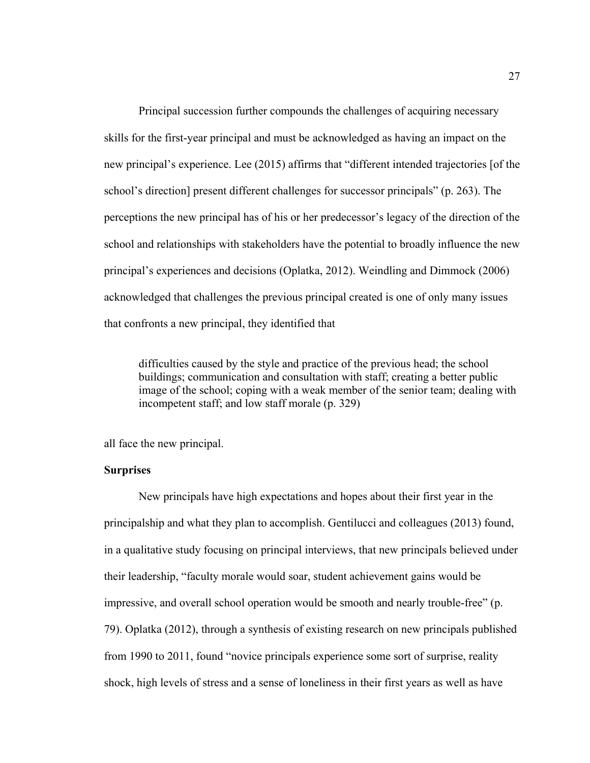Principal succession further compounds the challenges of acquiring necessary skills for the first-year principal and must be acknowledged as having an impact on the new principal's experience. Lee (2015) affirms that "different intended trajectories [of the school's direction] present different challenges for successor principals" (p. 263). The perceptions the new principal has of his or her predecessor's legacy of the direction of the school and relationships with stakeholders have the potential to broadly influence the new principal's experiences and decisions (Oplatka, 2012). Weindling and Dimmock (2006) acknowledged that challenges the previous principal created is one of only many issues that confronts a new principal, they identified that

> difficulties caused by the style and practice of the previous head; the school buildings; communication and consultation with staff; creating a better public image of the school; coping with a weak member of the senior team; dealing with incompetent staff; and low staff morale (p. 329)

all face the new principal.

**Surprises**

New principals have high expectations and hopes about their first year in the principalship and what they plan to accomplish. Gentilucci and colleagues (2013) found, in a qualitative study focusing on principal interviews, that new principals believed under their leadership, "faculty morale would soar, student achievement gains would be impressive, and overall school operation would be smooth and nearly trouble-free" (p. 79). Oplatka (2012), through a synthesis of existing research on new principals published from 1990 to 2011, found "novice principals experience some sort of surprise, reality shock, high levels of stress and a sense of loneliness in their first years as well as have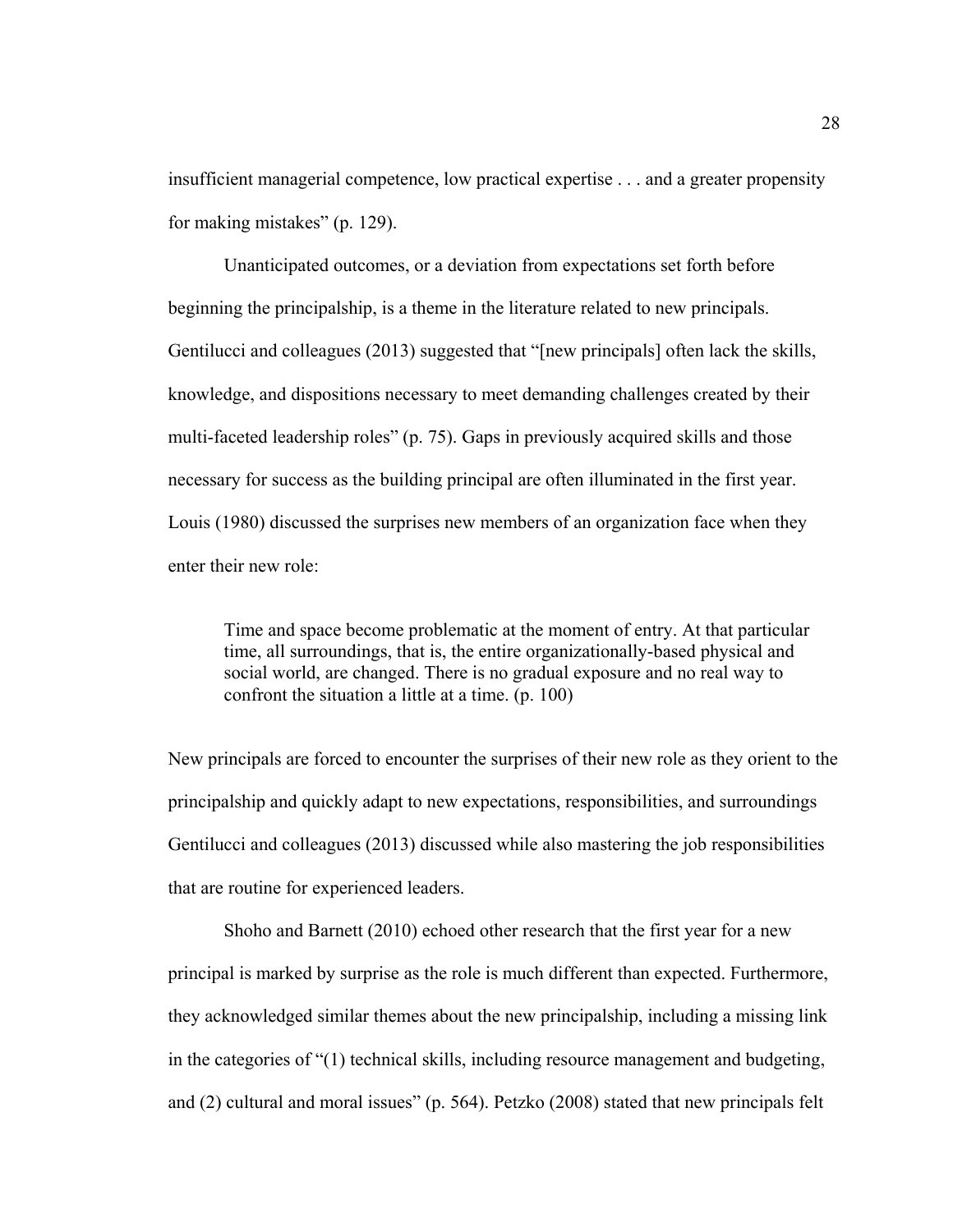insufficient managerial competence, low practical expertise . . . and a greater propensity for making mistakes" (p. 129).

Unanticipated outcomes, or a deviation from expectations set forth before beginning the principalship, is a theme in the literature related to new principals. Gentilucci and colleagues (2013) suggested that "[new principals] often lack the skills, knowledge, and dispositions necessary to meet demanding challenges created by their multi-faceted leadership roles" (p. 75). Gaps in previously acquired skills and those necessary for success as the building principal are often illuminated in the first year. Louis (1980) discussed the surprises new members of an organization face when they enter their new role:

> Time and space become problematic at the moment of entry. At that particular time, all surroundings, that is, the entire organizationally-based physical and social world, are changed. There is no gradual exposure and no real way to confront the situation a little at a time. (p. 100)

New principals are forced to encounter the surprises of their new role as they orient to the principalship and quickly adapt to new expectations, responsibilities, and surroundings Gentilucci and colleagues (2013) discussed while also mastering the job responsibilities that are routine for experienced leaders.

Shoho and Barnett (2010) echoed other research that the first year for a new principal is marked by surprise as the role is much different than expected. Furthermore, they acknowledged similar themes about the new principalship, including a missing link in the categories of "(1) technical skills, including resource management and budgeting, and (2) cultural and moral issues" (p. 564). Petzko (2008) stated that new principals felt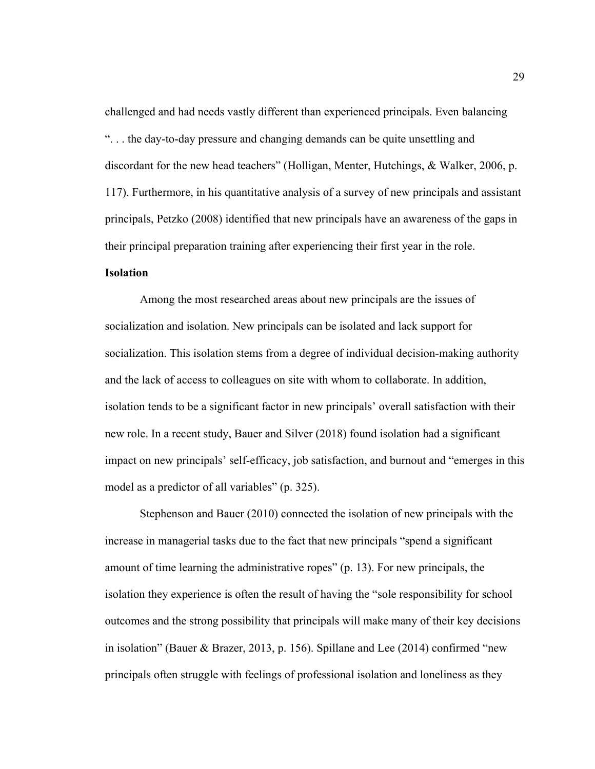challenged and had needs vastly different than experienced principals. Even balancing ". . . the day-to-day pressure and changing demands can be quite unsettling and discordant for the new head teachers" (Holligan, Menter, Hutchings, & Walker, 2006, p. 117). Furthermore, in his quantitative analysis of a survey of new principals and assistant principals, Petzko (2008) identified that new principals have an awareness of the gaps in their principal preparation training after experiencing their first year in the role.

**Isolation**

Among the most researched areas about new principals are the issues of socialization and isolation. New principals can be isolated and lack support for socialization. This isolation stems from a degree of individual decision-making authority and the lack of access to colleagues on site with whom to collaborate. In addition, isolation tends to be a significant factor in new principals' overall satisfaction with their new role. In a recent study, Bauer and Silver (2018) found isolation had a significant impact on new principals' self-efficacy, job satisfaction, and burnout and "emerges in this model as a predictor of all variables" (p. 325).

Stephenson and Bauer (2010) connected the isolation of new principals with the increase in managerial tasks due to the fact that new principals "spend a significant amount of time learning the administrative ropes" (p. 13). For new principals, the isolation they experience is often the result of having the "sole responsibility for school outcomes and the strong possibility that principals will make many of their key decisions in isolation" (Bauer & Brazer, 2013, p. 156). Spillane and Lee (2014) confirmed "new principals often struggle with feelings of professional isolation and loneliness as they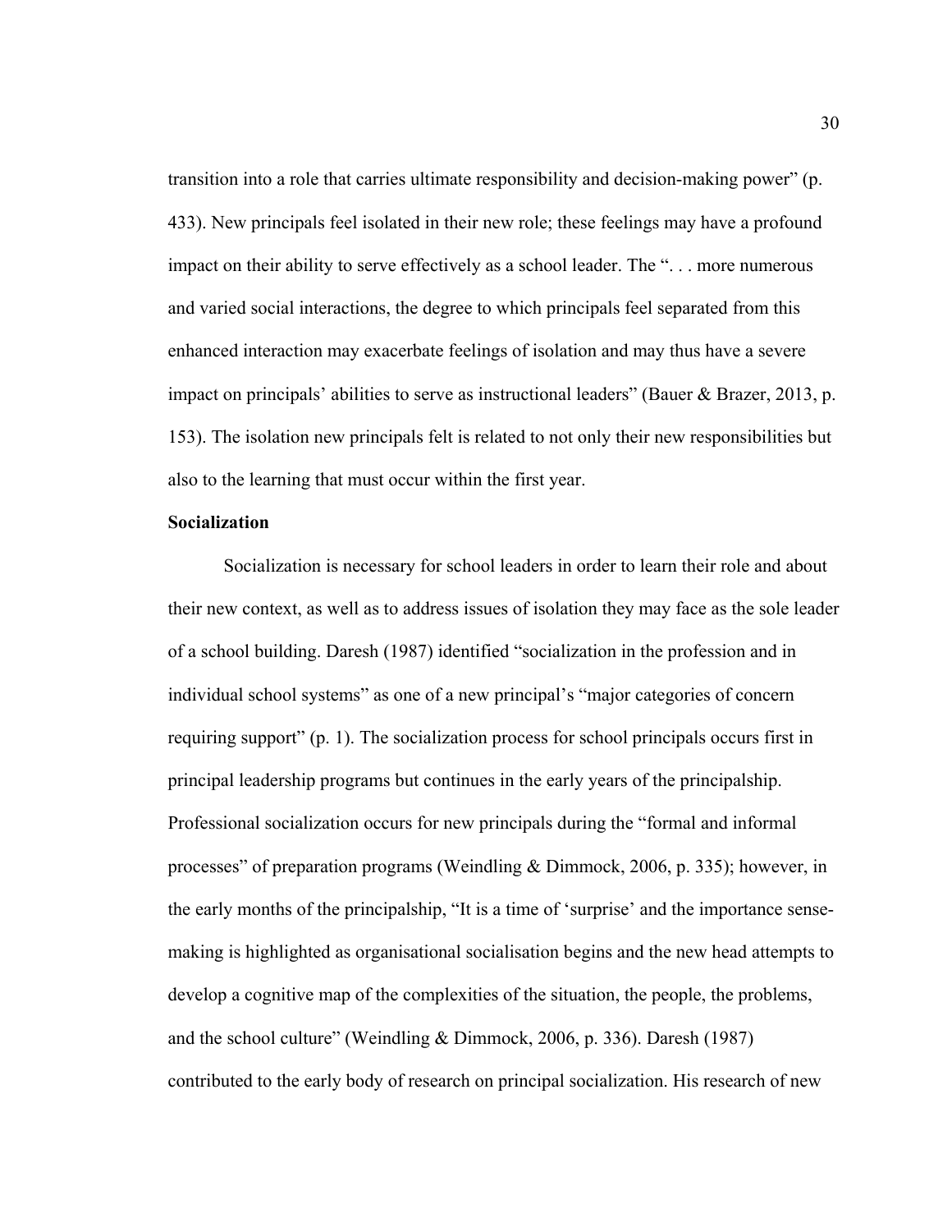transition into a role that carries ultimate responsibility and decision-making power" (p. 433). New principals feel isolated in their new role; these feelings may have a profound impact on their ability to serve effectively as a school leader. The ". . . more numerous and varied social interactions, the degree to which principals feel separated from this enhanced interaction may exacerbate feelings of isolation and may thus have a severe impact on principals' abilities to serve as instructional leaders" (Bauer & Brazer, 2013, p. 153). The isolation new principals felt is related to not only their new responsibilities but also to the learning that must occur within the first year.

**Socialization**

Socialization is necessary for school leaders in order to learn their role and about their new context, as well as to address issues of isolation they may face as the sole leader of a school building. Daresh (1987) identified "socialization in the profession and in individual school systems" as one of a new principal's "major categories of concern requiring support" (p. 1). The socialization process for school principals occurs first in principal leadership programs but continues in the early years of the principalship. Professional socialization occurs for new principals during the "formal and informal processes" of preparation programs (Weindling & Dimmock, 2006, p. 335); however, in the early months of the principalship, "It is a time of 'surprise' and the importance sense-making is highlighted as organisational socialisation begins and the new head attempts to develop a cognitive map of the complexities of the situation, the people, the problems, and the school culture" (Weindling & Dimmock, 2006, p. 336). Daresh (1987) contributed to the early body of research on principal socialization. His research of new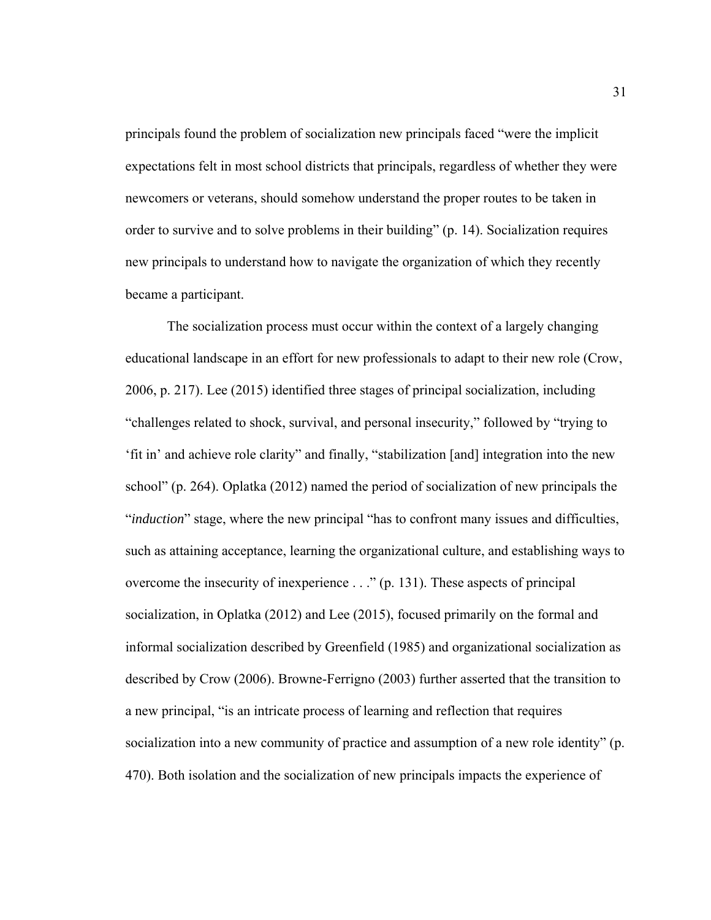principals found the problem of socialization new principals faced "were the implicit expectations felt in most school districts that principals, regardless of whether they were newcomers or veterans, should somehow understand the proper routes to be taken in order to survive and to solve problems in their building" (p. 14). Socialization requires new principals to understand how to navigate the organization of which they recently became a participant.

The socialization process must occur within the context of a largely changing educational landscape in an effort for new professionals to adapt to their new role (Crow, 2006, p. 217). Lee (2015) identified three stages of principal socialization, including "challenges related to shock, survival, and personal insecurity," followed by "trying to 'fit in' and achieve role clarity" and finally, "stabilization [and] integration into the new school" (p. 264). Oplatka (2012) named the period of socialization of new principals the "*induction*" stage, where the new principal "has to confront many issues and difficulties, such as attaining acceptance, learning the organizational culture, and establishing ways to overcome the insecurity of inexperience . . ." (p. 131). These aspects of principal socialization, in Oplatka (2012) and Lee (2015), focused primarily on the formal and informal socialization described by Greenfield (1985) and organizational socialization as described by Crow (2006). Browne-Ferrigno (2003) further asserted that the transition to a new principal, "is an intricate process of learning and reflection that requires socialization into a new community of practice and assumption of a new role identity" (p. 470). Both isolation and the socialization of new principals impacts the experience of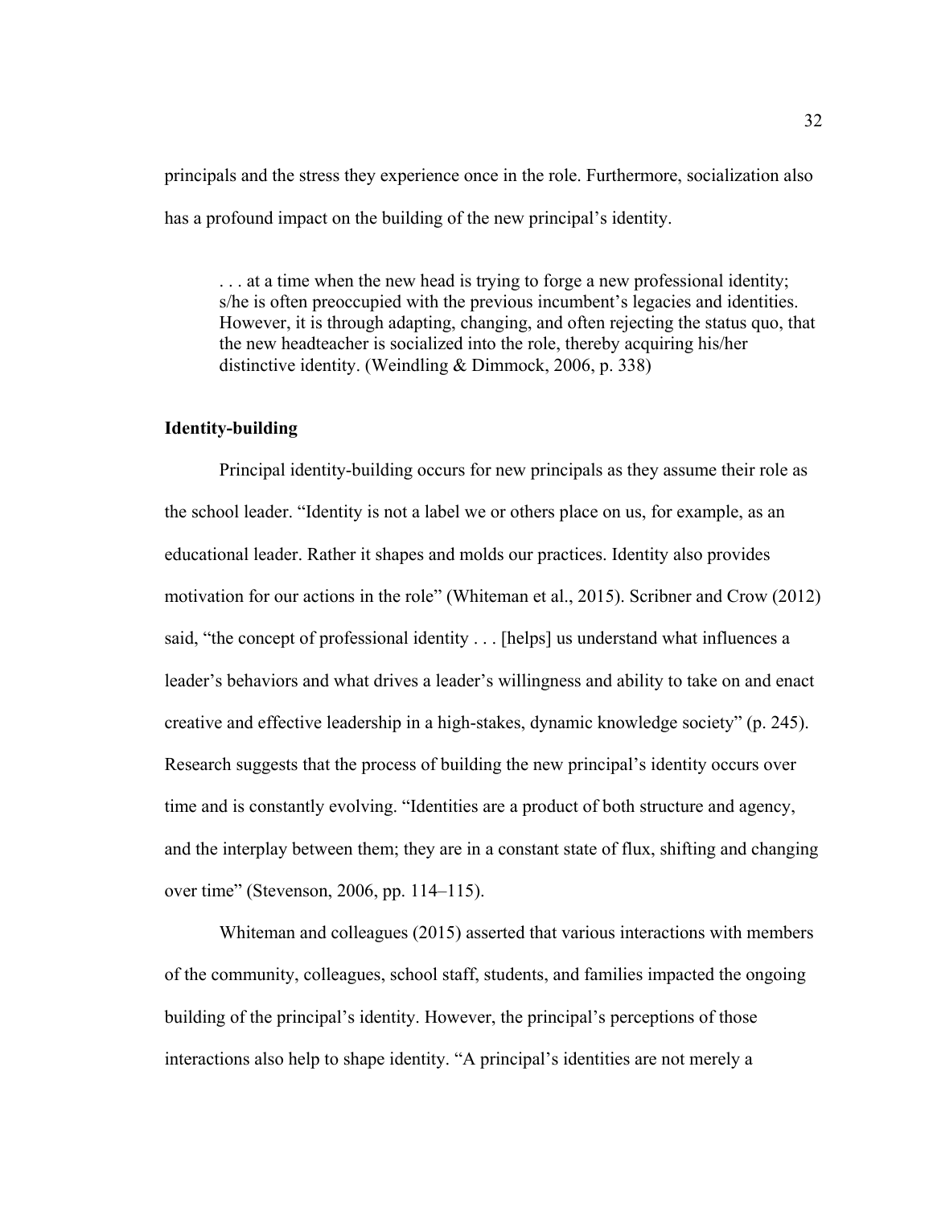principals and the stress they experience once in the role. Furthermore, socialization also has a profound impact on the building of the new principal's identity.

> . . . at a time when the new head is trying to forge a new professional identity; s/he is often preoccupied with the previous incumbent's legacies and identities. However, it is through adapting, changing, and often rejecting the status quo, that the new headteacher is socialized into the role, thereby acquiring his/her distinctive identity. (Weindling & Dimmock, 2006, p. 338)

**Identity-building**

Principal identity-building occurs for new principals as they assume their role as the school leader. "Identity is not a label we or others place on us, for example, as an educational leader. Rather it shapes and molds our practices. Identity also provides motivation for our actions in the role" (Whiteman et al., 2015). Scribner and Crow (2012) said, "the concept of professional identity . . . [helps] us understand what influences a leader's behaviors and what drives a leader's willingness and ability to take on and enact creative and effective leadership in a high-stakes, dynamic knowledge society" (p. 245). Research suggests that the process of building the new principal's identity occurs over time and is constantly evolving. "Identities are a product of both structure and agency, and the interplay between them; they are in a constant state of flux, shifting and changing over time" (Stevenson, 2006, pp. 114–115).

Whiteman and colleagues (2015) asserted that various interactions with members of the community, colleagues, school staff, students, and families impacted the ongoing building of the principal's identity. However, the principal's perceptions of those interactions also help to shape identity. "A principal's identities are not merely a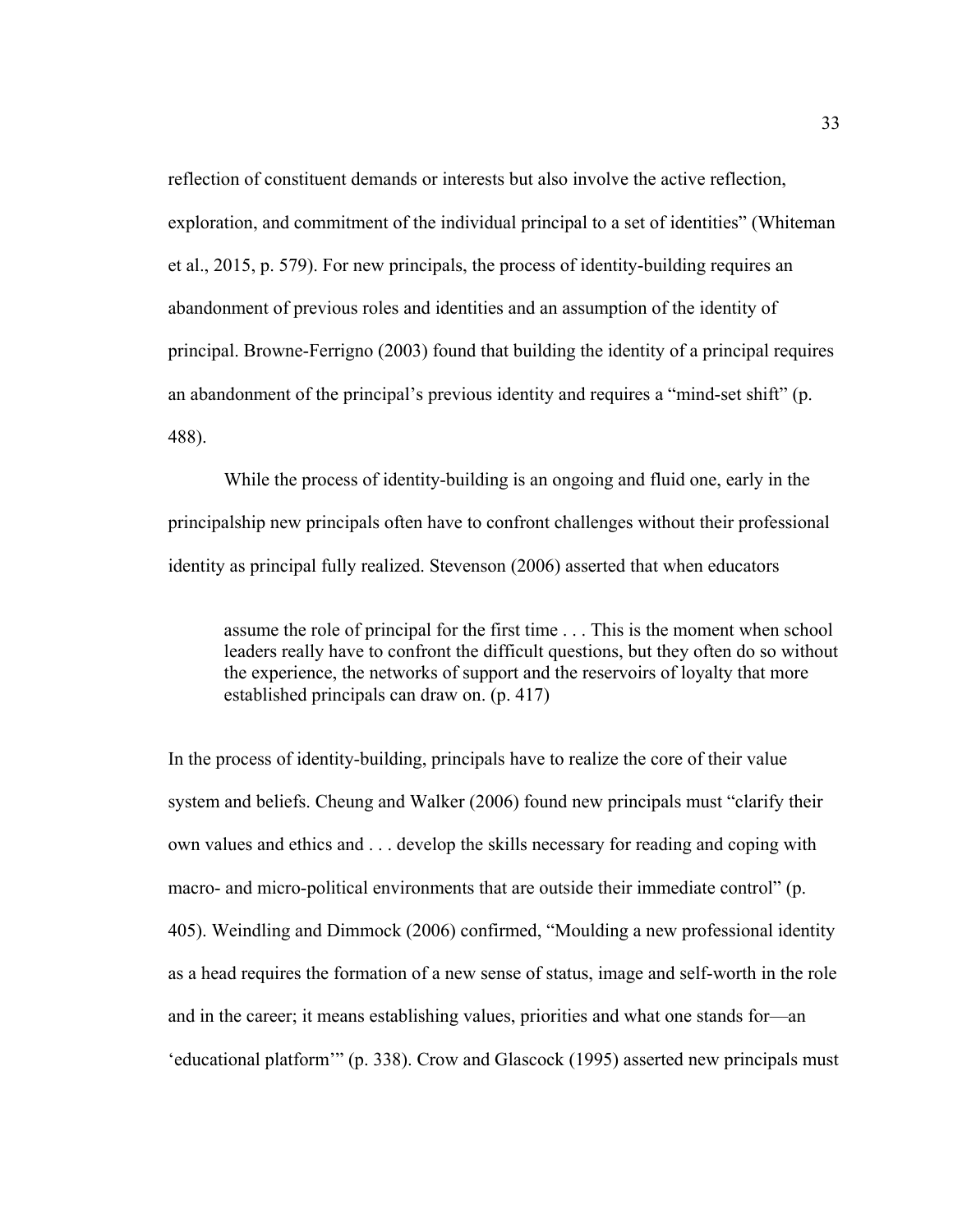reflection of constituent demands or interests but also involve the active reflection, exploration, and commitment of the individual principal to a set of identities" (Whiteman et al., 2015, p. 579). For new principals, the process of identity-building requires an abandonment of previous roles and identities and an assumption of the identity of principal. Browne-Ferrigno (2003) found that building the identity of a principal requires an abandonment of the principal's previous identity and requires a "mind-set shift" (p. 488).

While the process of identity-building is an ongoing and fluid one, early in the principalship new principals often have to confront challenges without their professional identity as principal fully realized. Stevenson (2006) asserted that when educators

> assume the role of principal for the first time . . . This is the moment when school leaders really have to confront the difficult questions, but they often do so without the experience, the networks of support and the reservoirs of loyalty that more established principals can draw on. (p. 417)

In the process of identity-building, principals have to realize the core of their value system and beliefs. Cheung and Walker (2006) found new principals must "clarify their own values and ethics and . . . develop the skills necessary for reading and coping with macro- and micro-political environments that are outside their immediate control" (p. 405). Weindling and Dimmock (2006) confirmed, "Moulding a new professional identity as a head requires the formation of a new sense of status, image and self-worth in the role and in the career; it means establishing values, priorities and what one stands for—an 'educational platform'" (p. 338). Crow and Glascock (1995) asserted new principals must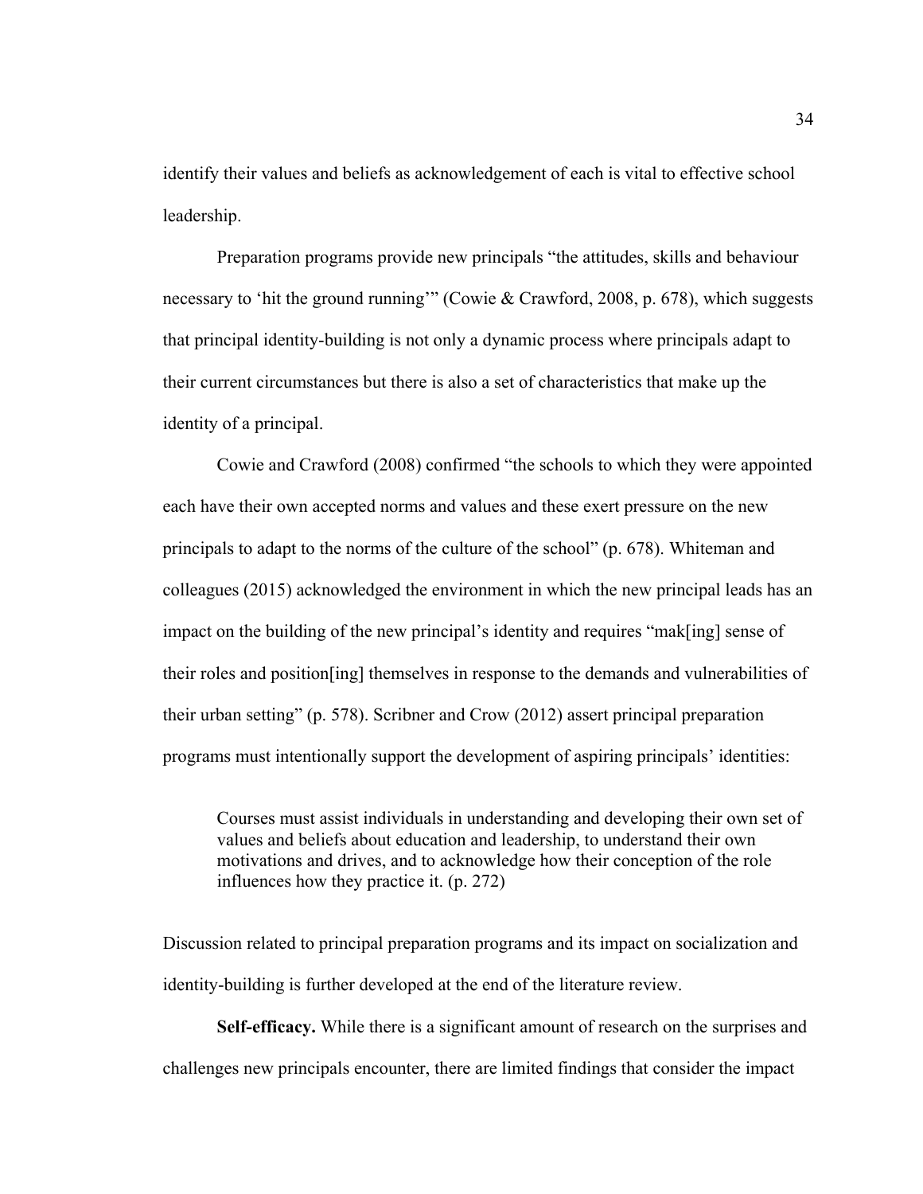identify their values and beliefs as acknowledgement of each is vital to effective school leadership.

Preparation programs provide new principals "the attitudes, skills and behaviour necessary to 'hit the ground running'" (Cowie & Crawford, 2008, p. 678), which suggests that principal identity-building is not only a dynamic process where principals adapt to their current circumstances but there is also a set of characteristics that make up the identity of a principal.

Cowie and Crawford (2008) confirmed "the schools to which they were appointed each have their own accepted norms and values and these exert pressure on the new principals to adapt to the norms of the culture of the school" (p. 678). Whiteman and colleagues (2015) acknowledged the environment in which the new principal leads has an impact on the building of the new principal's identity and requires "mak[ing] sense of their roles and position[ing] themselves in response to the demands and vulnerabilities of their urban setting" (p. 578). Scribner and Crow (2012) assert principal preparation programs must intentionally support the development of aspiring principals' identities:

> Courses must assist individuals in understanding and developing their own set of values and beliefs about education and leadership, to understand their own motivations and drives, and to acknowledge how their conception of the role influences how they practice it. (p. 272)

Discussion related to principal preparation programs and its impact on socialization and identity-building is further developed at the end of the literature review.

**Self-efficacy.** While there is a significant amount of research on the surprises and challenges new principals encounter, there are limited findings that consider the impact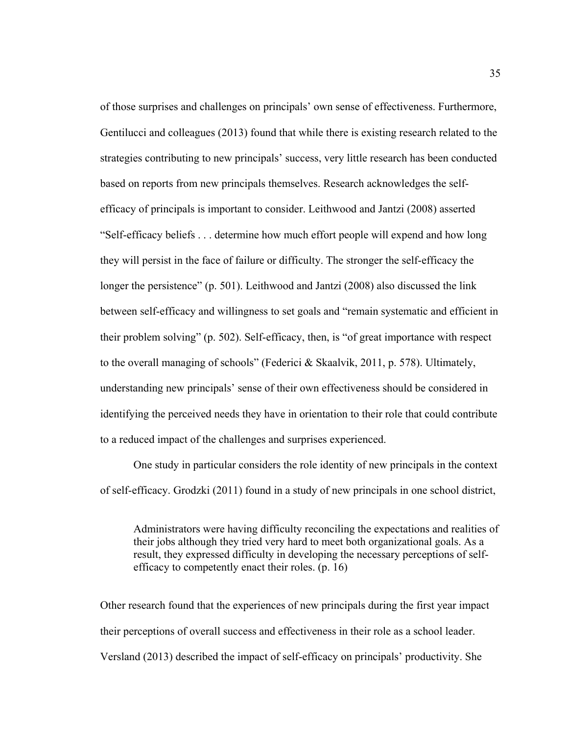of those surprises and challenges on principals' own sense of effectiveness. Furthermore, Gentilucci and colleagues (2013) found that while there is existing research related to the strategies contributing to new principals' success, very little research has been conducted based on reports from new principals themselves. Research acknowledges the self-efficacy of principals is important to consider. Leithwood and Jantzi (2008) asserted "Self-efficacy beliefs . . . determine how much effort people will expend and how long they will persist in the face of failure or difficulty. The stronger the self-efficacy the longer the persistence" (p. 501). Leithwood and Jantzi (2008) also discussed the link between self-efficacy and willingness to set goals and "remain systematic and efficient in their problem solving" (p. 502). Self-efficacy, then, is "of great importance with respect to the overall managing of schools" (Federici & Skaalvik, 2011, p. 578). Ultimately, understanding new principals' sense of their own effectiveness should be considered in identifying the perceived needs they have in orientation to their role that could contribute to a reduced impact of the challenges and surprises experienced.

One study in particular considers the role identity of new principals in the context of self-efficacy. Grodzki (2011) found in a study of new principals in one school district,

> Administrators were having difficulty reconciling the expectations and realities of their jobs although they tried very hard to meet both organizational goals. As a result, they expressed difficulty in developing the necessary perceptions of self-efficacy to competently enact their roles. (p. 16)

Other research found that the experiences of new principals during the first year impact their perceptions of overall success and effectiveness in their role as a school leader. Versland (2013) described the impact of self-efficacy on principals' productivity. She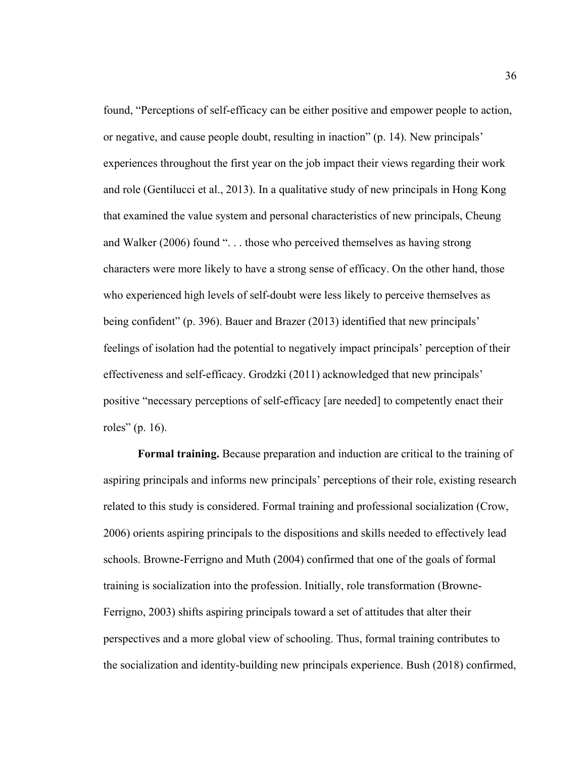found, "Perceptions of self-efficacy can be either positive and empower people to action, or negative, and cause people doubt, resulting in inaction" (p. 14). New principals' experiences throughout the first year on the job impact their views regarding their work and role (Gentilucci et al., 2013). In a qualitative study of new principals in Hong Kong that examined the value system and personal characteristics of new principals, Cheung and Walker (2006) found ". . . those who perceived themselves as having strong characters were more likely to have a strong sense of efficacy. On the other hand, those who experienced high levels of self-doubt were less likely to perceive themselves as being confident" (p. 396). Bauer and Brazer (2013) identified that new principals' feelings of isolation had the potential to negatively impact principals' perception of their effectiveness and self-efficacy. Grodzki (2011) acknowledged that new principals' positive "necessary perceptions of self-efficacy [are needed] to competently enact their roles" (p. 16).

**Formal training.** Because preparation and induction are critical to the training of aspiring principals and informs new principals' perceptions of their role, existing research related to this study is considered. Formal training and professional socialization (Crow, 2006) orients aspiring principals to the dispositions and skills needed to effectively lead schools. Browne-Ferrigno and Muth (2004) confirmed that one of the goals of formal training is socialization into the profession. Initially, role transformation (Browne-Ferrigno, 2003) shifts aspiring principals toward a set of attitudes that alter their perspectives and a more global view of schooling. Thus, formal training contributes to the socialization and identity-building new principals experience. Bush (2018) confirmed,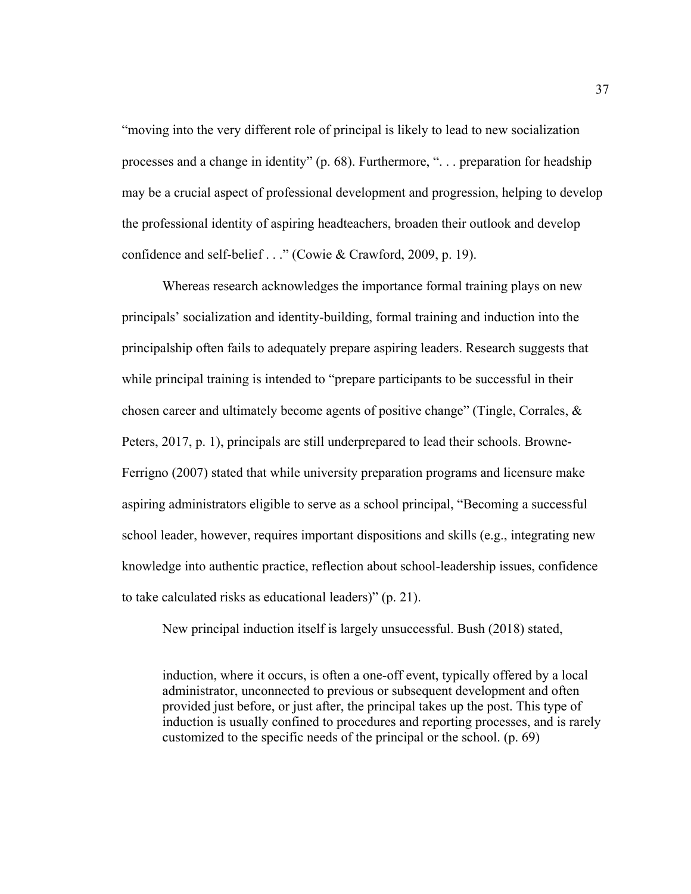"moving into the very different role of principal is likely to lead to new socialization processes and a change in identity" (p. 68). Furthermore, ". . . preparation for headship may be a crucial aspect of professional development and progression, helping to develop the professional identity of aspiring headteachers, broaden their outlook and develop confidence and self-belief . . ." (Cowie & Crawford, 2009, p. 19).

Whereas research acknowledges the importance formal training plays on new principals' socialization and identity-building, formal training and induction into the principalship often fails to adequately prepare aspiring leaders. Research suggests that while principal training is intended to "prepare participants to be successful in their chosen career and ultimately become agents of positive change" (Tingle, Corrales, & Peters, 2017, p. 1), principals are still underprepared to lead their schools. Browne-Ferrigno (2007) stated that while university preparation programs and licensure make aspiring administrators eligible to serve as a school principal, "Becoming a successful school leader, however, requires important dispositions and skills (e.g., integrating new knowledge into authentic practice, reflection about school-leadership issues, confidence to take calculated risks as educational leaders)" (p. 21).

New principal induction itself is largely unsuccessful. Bush (2018) stated,

> induction, where it occurs, is often a one-off event, typically offered by a local administrator, unconnected to previous or subsequent development and often provided just before, or just after, the principal takes up the post. This type of induction is usually confined to procedures and reporting processes, and is rarely customized to the specific needs of the principal or the school. (p. 69)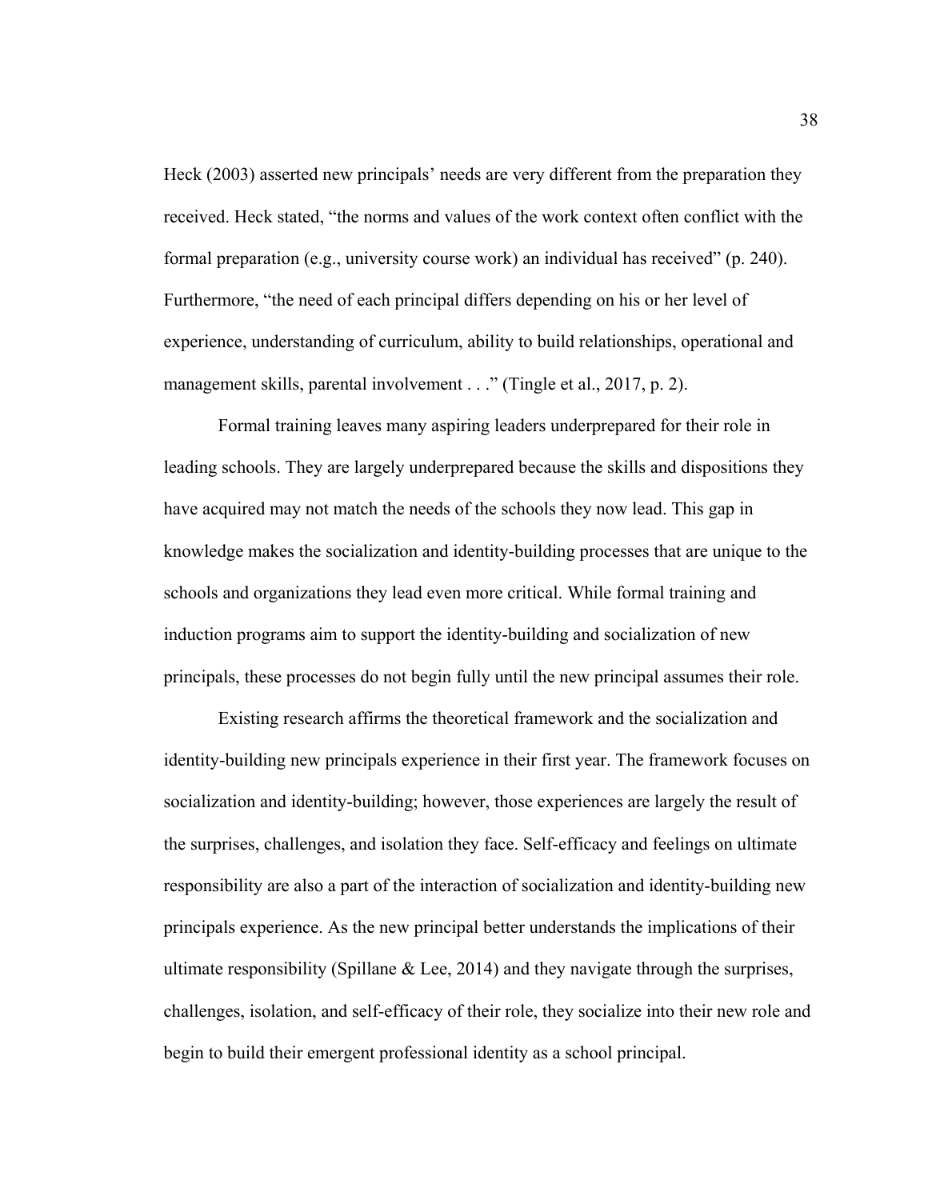Heck (2003) asserted new principals' needs are very different from the preparation they received. Heck stated, "the norms and values of the work context often conflict with the formal preparation (e.g., university course work) an individual has received" (p. 240). Furthermore, "the need of each principal differs depending on his or her level of experience, understanding of curriculum, ability to build relationships, operational and management skills, parental involvement . . ." (Tingle et al., 2017, p. 2).

Formal training leaves many aspiring leaders underprepared for their role in leading schools. They are largely underprepared because the skills and dispositions they have acquired may not match the needs of the schools they now lead. This gap in knowledge makes the socialization and identity-building processes that are unique to the schools and organizations they lead even more critical. While formal training and induction programs aim to support the identity-building and socialization of new principals, these processes do not begin fully until the new principal assumes their role.

Existing research affirms the theoretical framework and the socialization and identity-building new principals experience in their first year. The framework focuses on socialization and identity-building; however, those experiences are largely the result of the surprises, challenges, and isolation they face. Self-efficacy and feelings on ultimate responsibility are also a part of the interaction of socialization and identity-building new principals experience. As the new principal better understands the implications of their ultimate responsibility (Spillane & Lee, 2014) and they navigate through the surprises, challenges, isolation, and self-efficacy of their role, they socialize into their new role and begin to build their emergent professional identity as a school principal.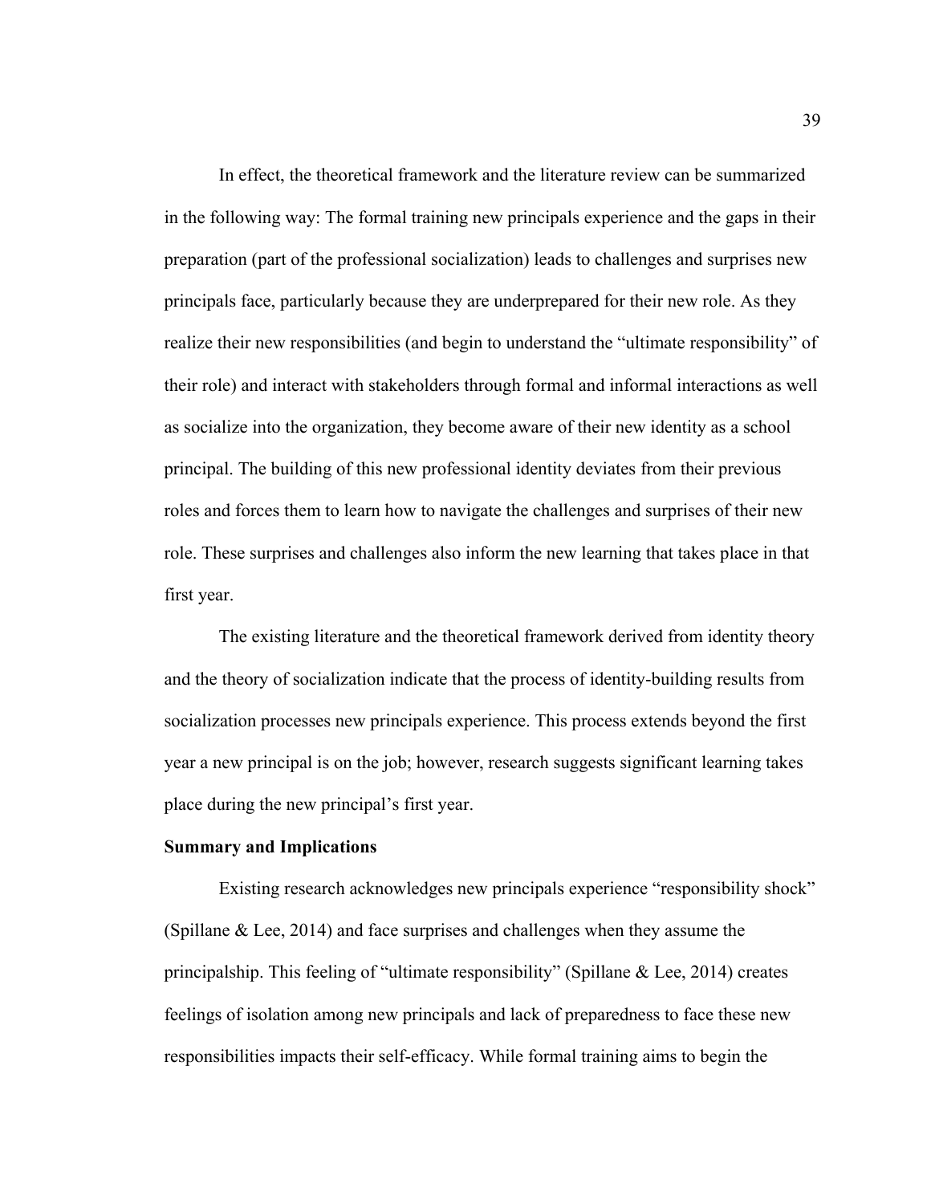In effect, the theoretical framework and the literature review can be summarized in the following way: The formal training new principals experience and the gaps in their preparation (part of the professional socialization) leads to challenges and surprises new principals face, particularly because they are underprepared for their new role. As they realize their new responsibilities (and begin to understand the "ultimate responsibility" of their role) and interact with stakeholders through formal and informal interactions as well as socialize into the organization, they become aware of their new identity as a school principal. The building of this new professional identity deviates from their previous roles and forces them to learn how to navigate the challenges and surprises of their new role. These surprises and challenges also inform the new learning that takes place in that first year.

The existing literature and the theoretical framework derived from identity theory and the theory of socialization indicate that the process of identity-building results from socialization processes new principals experience. This process extends beyond the first year a new principal is on the job; however, research suggests significant learning takes place during the new principal's first year.

**Summary and Implications**

Existing research acknowledges new principals experience "responsibility shock" (Spillane & Lee, 2014) and face surprises and challenges when they assume the principalship. This feeling of "ultimate responsibility" (Spillane & Lee, 2014) creates feelings of isolation among new principals and lack of preparedness to face these new responsibilities impacts their self-efficacy. While formal training aims to begin the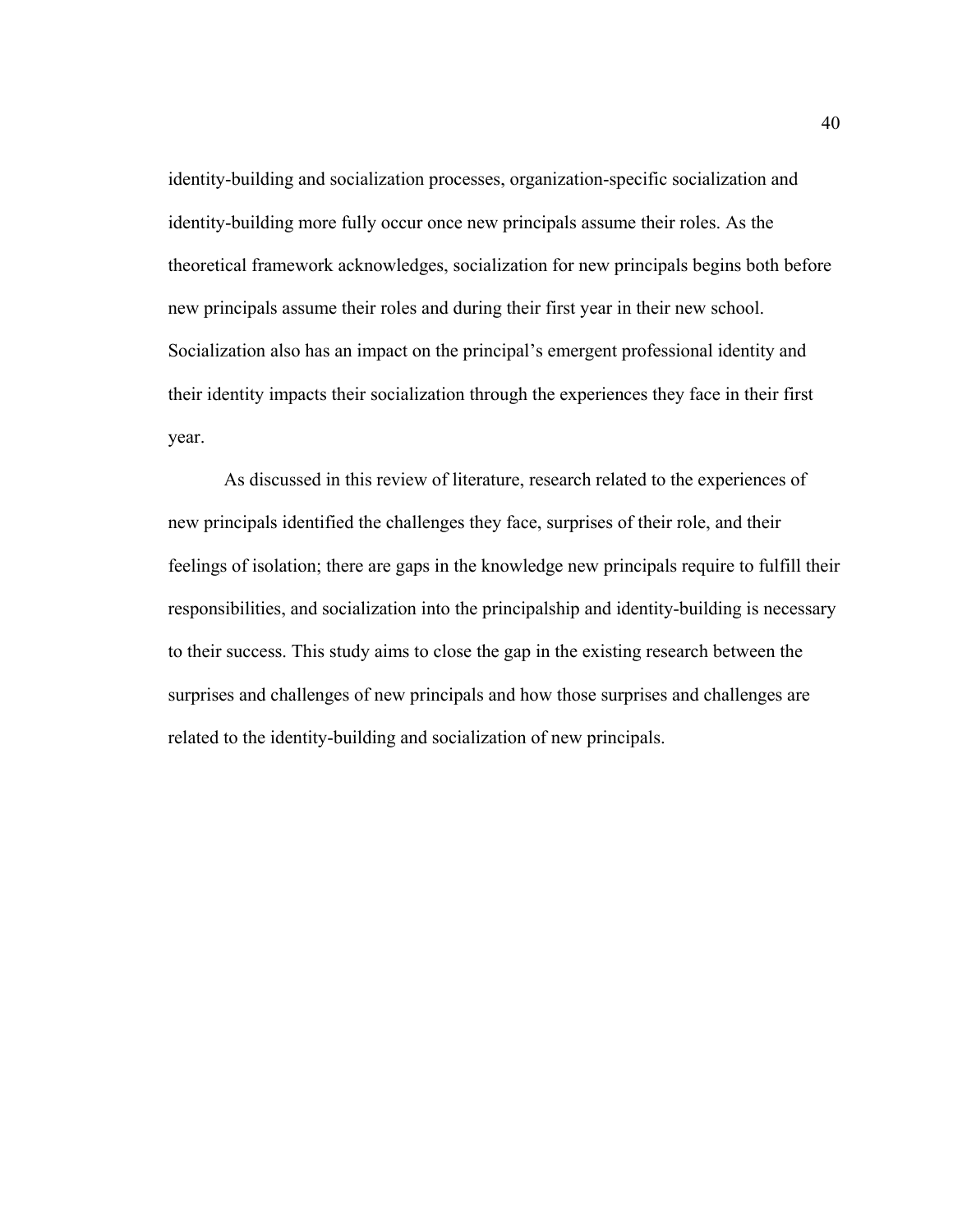identity-building and socialization processes, organization-specific socialization and identity-building more fully occur once new principals assume their roles. As the theoretical framework acknowledges, socialization for new principals begins both before new principals assume their roles and during their first year in their new school. Socialization also has an impact on the principal's emergent professional identity and their identity impacts their socialization through the experiences they face in their first year.

As discussed in this review of literature, research related to the experiences of new principals identified the challenges they face, surprises of their role, and their feelings of isolation; there are gaps in the knowledge new principals require to fulfill their responsibilities, and socialization into the principalship and identity-building is necessary to their success. This study aims to close the gap in the existing research between the surprises and challenges of new principals and how those surprises and challenges are related to the identity-building and socialization of new principals.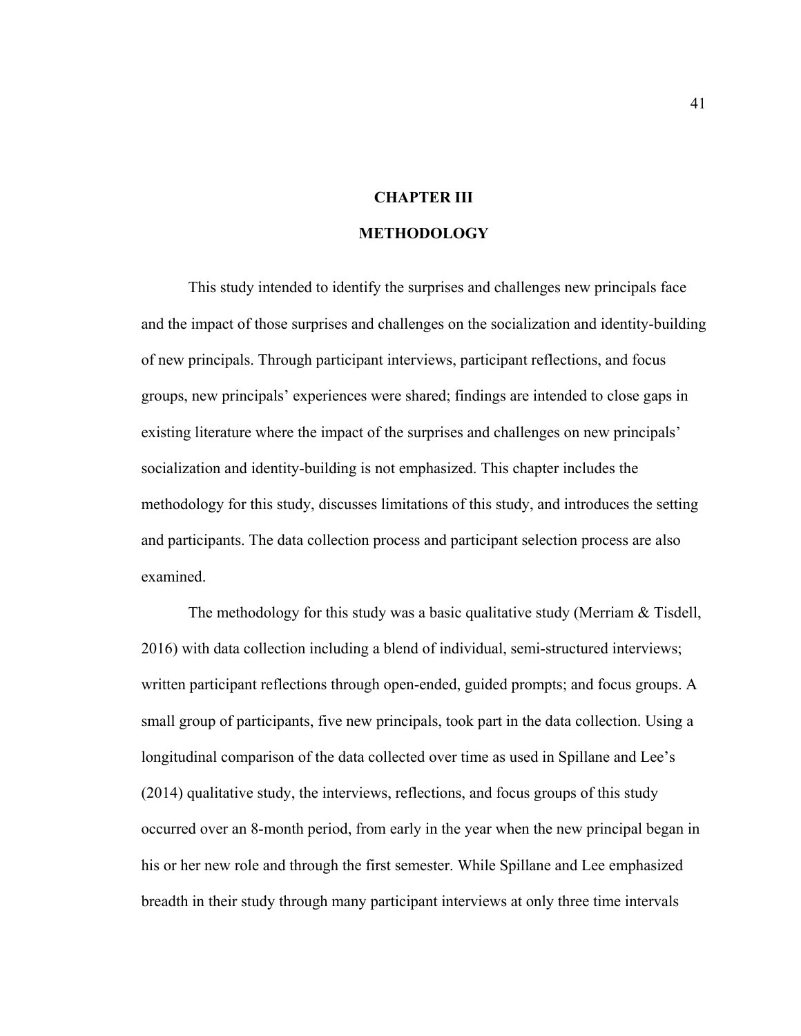# CHAPTER III

# METHODOLOGY

This study intended to identify the surprises and challenges new principals face and the impact of those surprises and challenges on the socialization and identity-building of new principals. Through participant interviews, participant reflections, and focus groups, new principals' experiences were shared; findings are intended to close gaps in existing literature where the impact of the surprises and challenges on new principals' socialization and identity-building is not emphasized. This chapter includes the methodology for this study, discusses limitations of this study, and introduces the setting and participants. The data collection process and participant selection process are also examined.

The methodology for this study was a basic qualitative study (Merriam & Tisdell, 2016) with data collection including a blend of individual, semi-structured interviews; written participant reflections through open-ended, guided prompts; and focus groups. A small group of participants, five new principals, took part in the data collection. Using a longitudinal comparison of the data collected over time as used in Spillane and Lee's (2014) qualitative study, the interviews, reflections, and focus groups of this study occurred over an 8-month period, from early in the year when the new principal began in his or her new role and through the first semester. While Spillane and Lee emphasized breadth in their study through many participant interviews at only three time intervals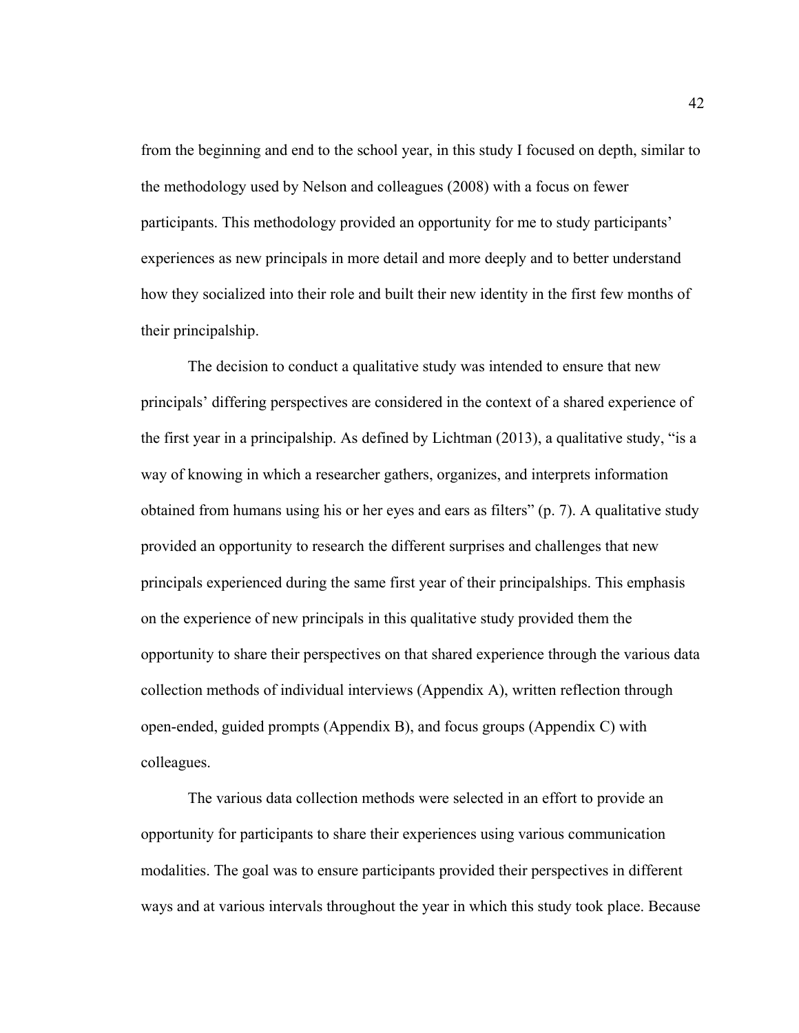from the beginning and end to the school year, in this study I focused on depth, similar to the methodology used by Nelson and colleagues (2008) with a focus on fewer participants. This methodology provided an opportunity for me to study participants' experiences as new principals in more detail and more deeply and to better understand how they socialized into their role and built their new identity in the first few months of their principalship.

The decision to conduct a qualitative study was intended to ensure that new principals' differing perspectives are considered in the context of a shared experience of the first year in a principalship. As defined by Lichtman (2013), a qualitative study, "is a way of knowing in which a researcher gathers, organizes, and interprets information obtained from humans using his or her eyes and ears as filters" (p. 7). A qualitative study provided an opportunity to research the different surprises and challenges that new principals experienced during the same first year of their principalships. This emphasis on the experience of new principals in this qualitative study provided them the opportunity to share their perspectives on that shared experience through the various data collection methods of individual interviews (Appendix A), written reflection through open-ended, guided prompts (Appendix B), and focus groups (Appendix C) with colleagues.

The various data collection methods were selected in an effort to provide an opportunity for participants to share their experiences using various communication modalities. The goal was to ensure participants provided their perspectives in different ways and at various intervals throughout the year in which this study took place. Because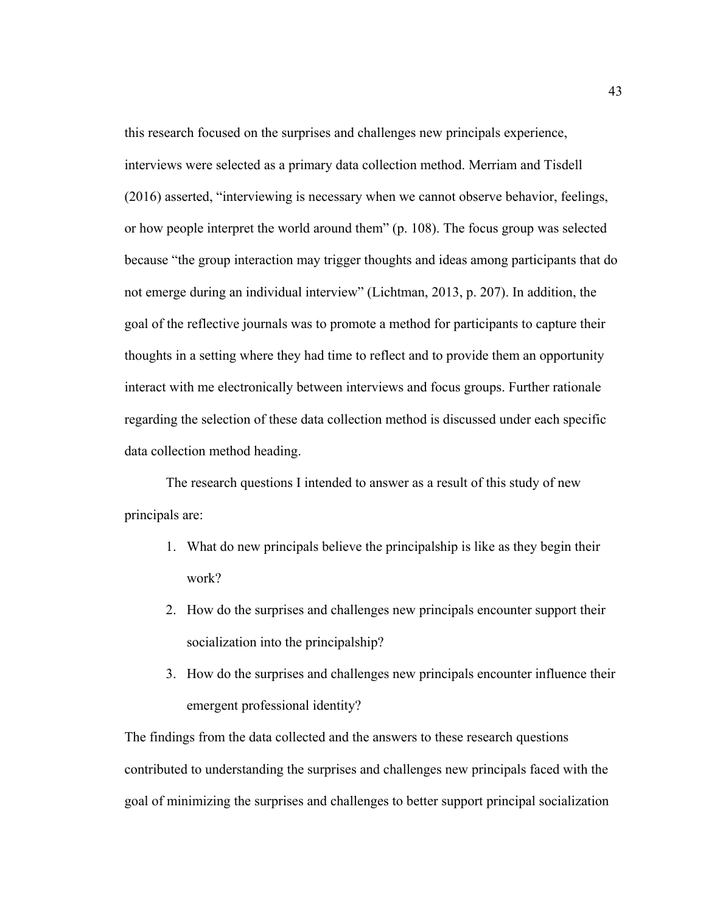this research focused on the surprises and challenges new principals experience, interviews were selected as a primary data collection method. Merriam and Tisdell (2016) asserted, "interviewing is necessary when we cannot observe behavior, feelings, or how people interpret the world around them" (p. 108). The focus group was selected because "the group interaction may trigger thoughts and ideas among participants that do not emerge during an individual interview" (Lichtman, 2013, p. 207). In addition, the goal of the reflective journals was to promote a method for participants to capture their thoughts in a setting where they had time to reflect and to provide them an opportunity interact with me electronically between interviews and focus groups. Further rationale regarding the selection of these data collection method is discussed under each specific data collection method heading.

The research questions I intended to answer as a result of this study of new principals are:

1. What do new principals believe the principalship is like as they begin their work?
2. How do the surprises and challenges new principals encounter support their socialization into the principalship?
3. How do the surprises and challenges new principals encounter influence their emergent professional identity?

The findings from the data collected and the answers to these research questions contributed to understanding the surprises and challenges new principals faced with the goal of minimizing the surprises and challenges to better support principal socialization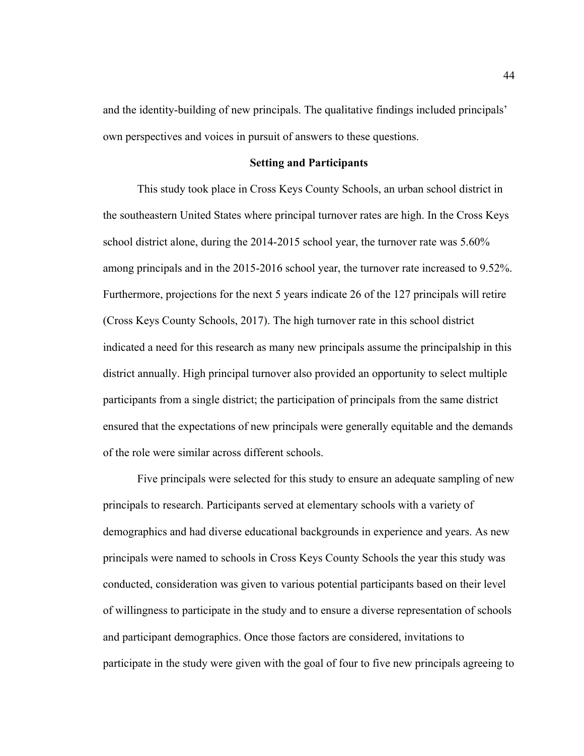and the identity-building of new principals. The qualitative findings included principals' own perspectives and voices in pursuit of answers to these questions.

## Setting and Participants

This study took place in Cross Keys County Schools, an urban school district in the southeastern United States where principal turnover rates are high. In the Cross Keys school district alone, during the 2014-2015 school year, the turnover rate was 5.60% among principals and in the 2015-2016 school year, the turnover rate increased to 9.52%. Furthermore, projections for the next 5 years indicate 26 of the 127 principals will retire (Cross Keys County Schools, 2017). The high turnover rate in this school district indicated a need for this research as many new principals assume the principalship in this district annually. High principal turnover also provided an opportunity to select multiple participants from a single district; the participation of principals from the same district ensured that the expectations of new principals were generally equitable and the demands of the role were similar across different schools.

Five principals were selected for this study to ensure an adequate sampling of new principals to research. Participants served at elementary schools with a variety of demographics and had diverse educational backgrounds in experience and years. As new principals were named to schools in Cross Keys County Schools the year this study was conducted, consideration was given to various potential participants based on their level of willingness to participate in the study and to ensure a diverse representation of schools and participant demographics. Once those factors are considered, invitations to participate in the study were given with the goal of four to five new principals agreeing to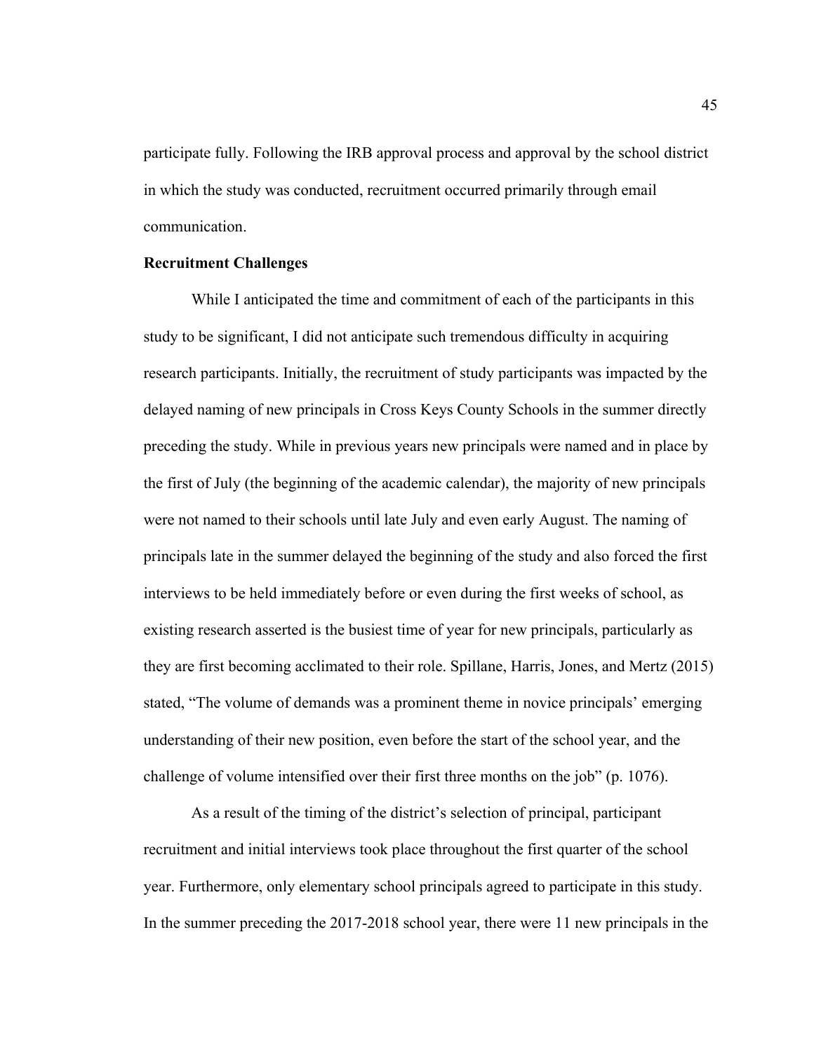participate fully. Following the IRB approval process and approval by the school district in which the study was conducted, recruitment occurred primarily through email communication.

**Recruitment Challenges**

While I anticipated the time and commitment of each of the participants in this study to be significant, I did not anticipate such tremendous difficulty in acquiring research participants. Initially, the recruitment of study participants was impacted by the delayed naming of new principals in Cross Keys County Schools in the summer directly preceding the study. While in previous years new principals were named and in place by the first of July (the beginning of the academic calendar), the majority of new principals were not named to their schools until late July and even early August. The naming of principals late in the summer delayed the beginning of the study and also forced the first interviews to be held immediately before or even during the first weeks of school, as existing research asserted is the busiest time of year for new principals, particularly as they are first becoming acclimated to their role. Spillane, Harris, Jones, and Mertz (2015) stated, "The volume of demands was a prominent theme in novice principals' emerging understanding of their new position, even before the start of the school year, and the challenge of volume intensified over their first three months on the job" (p. 1076).

As a result of the timing of the district's selection of principal, participant recruitment and initial interviews took place throughout the first quarter of the school year. Furthermore, only elementary school principals agreed to participate in this study. In the summer preceding the 2017-2018 school year, there were 11 new principals in the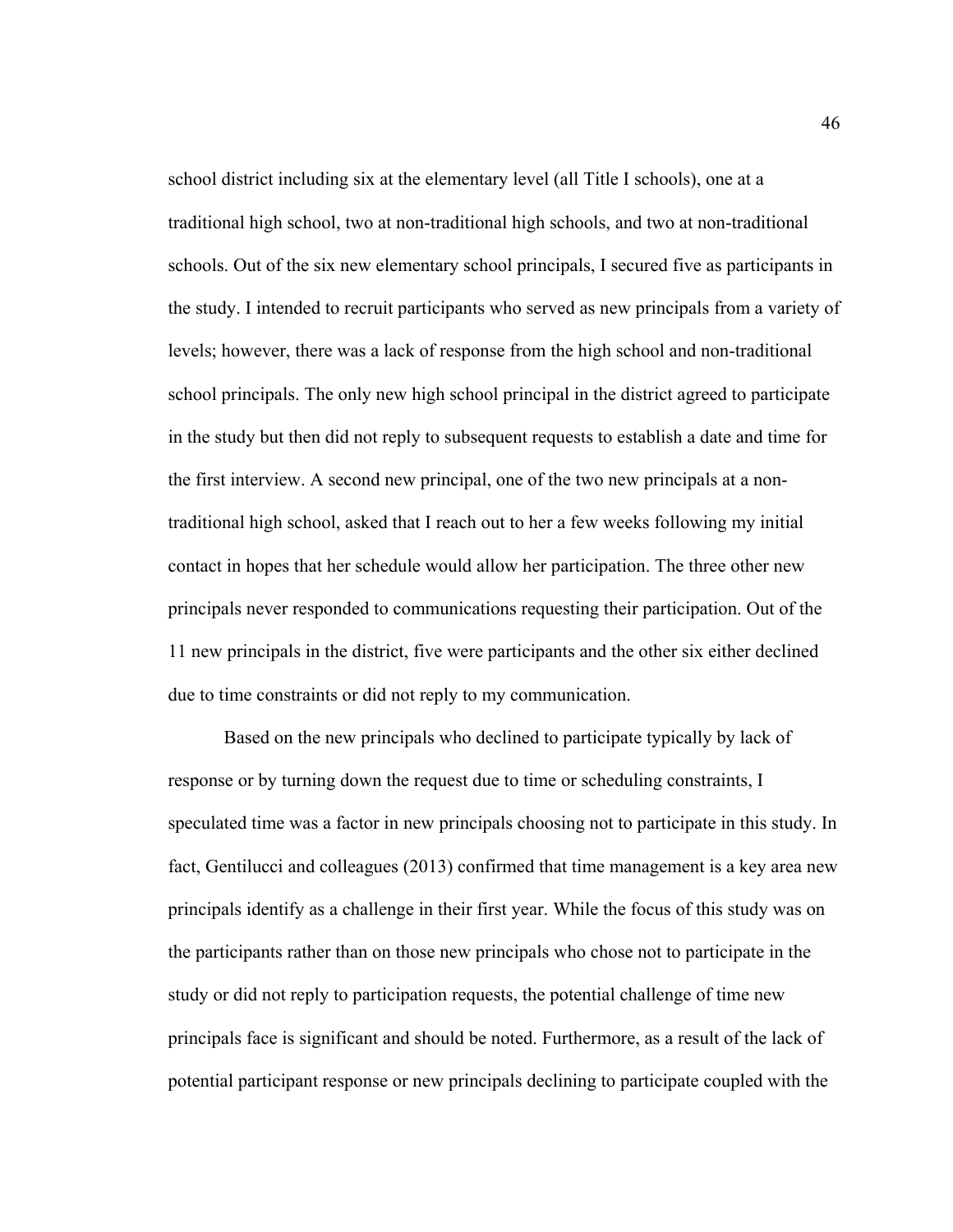school district including six at the elementary level (all Title I schools), one at a traditional high school, two at non-traditional high schools, and two at non-traditional schools. Out of the six new elementary school principals, I secured five as participants in the study. I intended to recruit participants who served as new principals from a variety of levels; however, there was a lack of response from the high school and non-traditional school principals. The only new high school principal in the district agreed to participate in the study but then did not reply to subsequent requests to establish a date and time for the first interview. A second new principal, one of the two new principals at a non-traditional high school, asked that I reach out to her a few weeks following my initial contact in hopes that her schedule would allow her participation. The three other new principals never responded to communications requesting their participation. Out of the 11 new principals in the district, five were participants and the other six either declined due to time constraints or did not reply to my communication.

Based on the new principals who declined to participate typically by lack of response or by turning down the request due to time or scheduling constraints, I speculated time was a factor in new principals choosing not to participate in this study. In fact, Gentilucci and colleagues (2013) confirmed that time management is a key area new principals identify as a challenge in their first year. While the focus of this study was on the participants rather than on those new principals who chose not to participate in the study or did not reply to participation requests, the potential challenge of time new principals face is significant and should be noted. Furthermore, as a result of the lack of potential participant response or new principals declining to participate coupled with the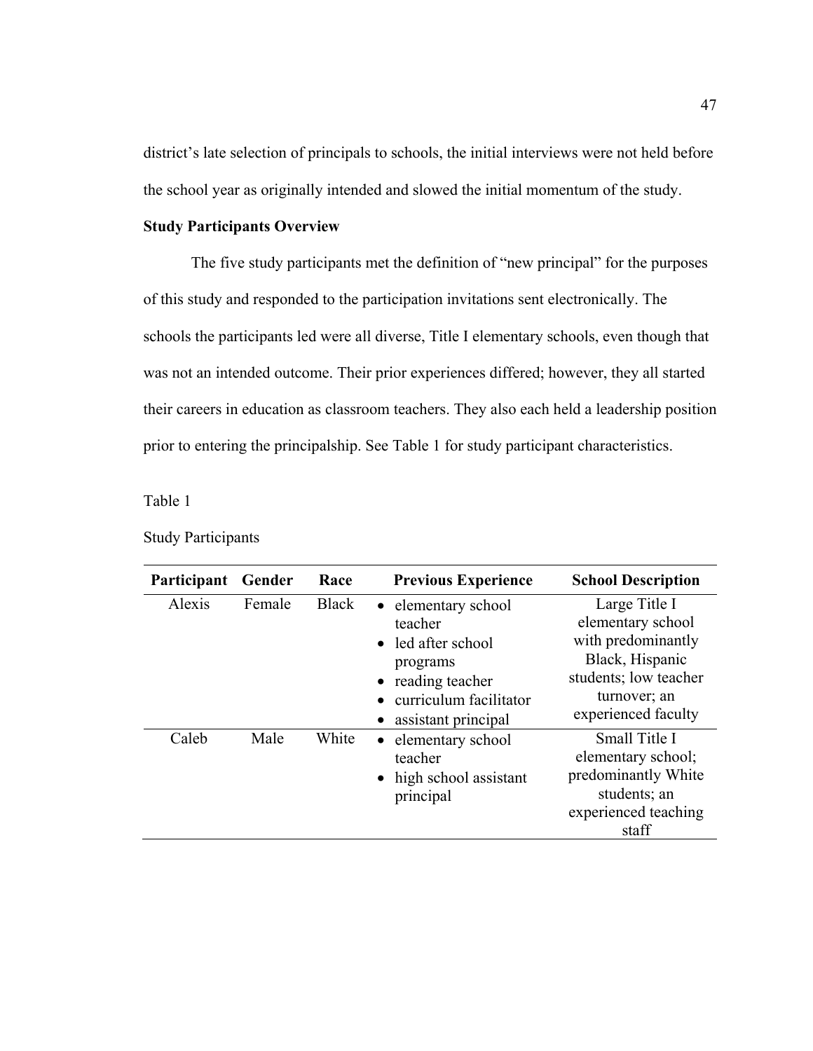district's late selection of principals to schools, the initial interviews were not held before the school year as originally intended and slowed the initial momentum of the study.

**Study Participants Overview**

The five study participants met the definition of "new principal" for the purposes of this study and responded to the participation invitations sent electronically. The schools the participants led were all diverse, Title I elementary schools, even though that was not an intended outcome. Their prior experiences differed; however, they all started their careers in education as classroom teachers. They also each held a leadership position prior to entering the principalship. See Table 1 for study participant characteristics.

Table 1

Study Participants

| Participant | Gender | Race | Previous Experience | School Description |
|---|---|---|---|---|
| Alexis | Female | Black | • elementary school teacher<br>• led after school programs<br>• reading teacher<br>• curriculum facilitator<br>• assistant principal | Large Title I elementary school with predominantly Black, Hispanic students; low teacher turnover; an experienced faculty |
| Caleb | Male | White | • elementary school teacher<br>• high school assistant principal | Small Title I elementary school; predominantly White students; an experienced teaching staff |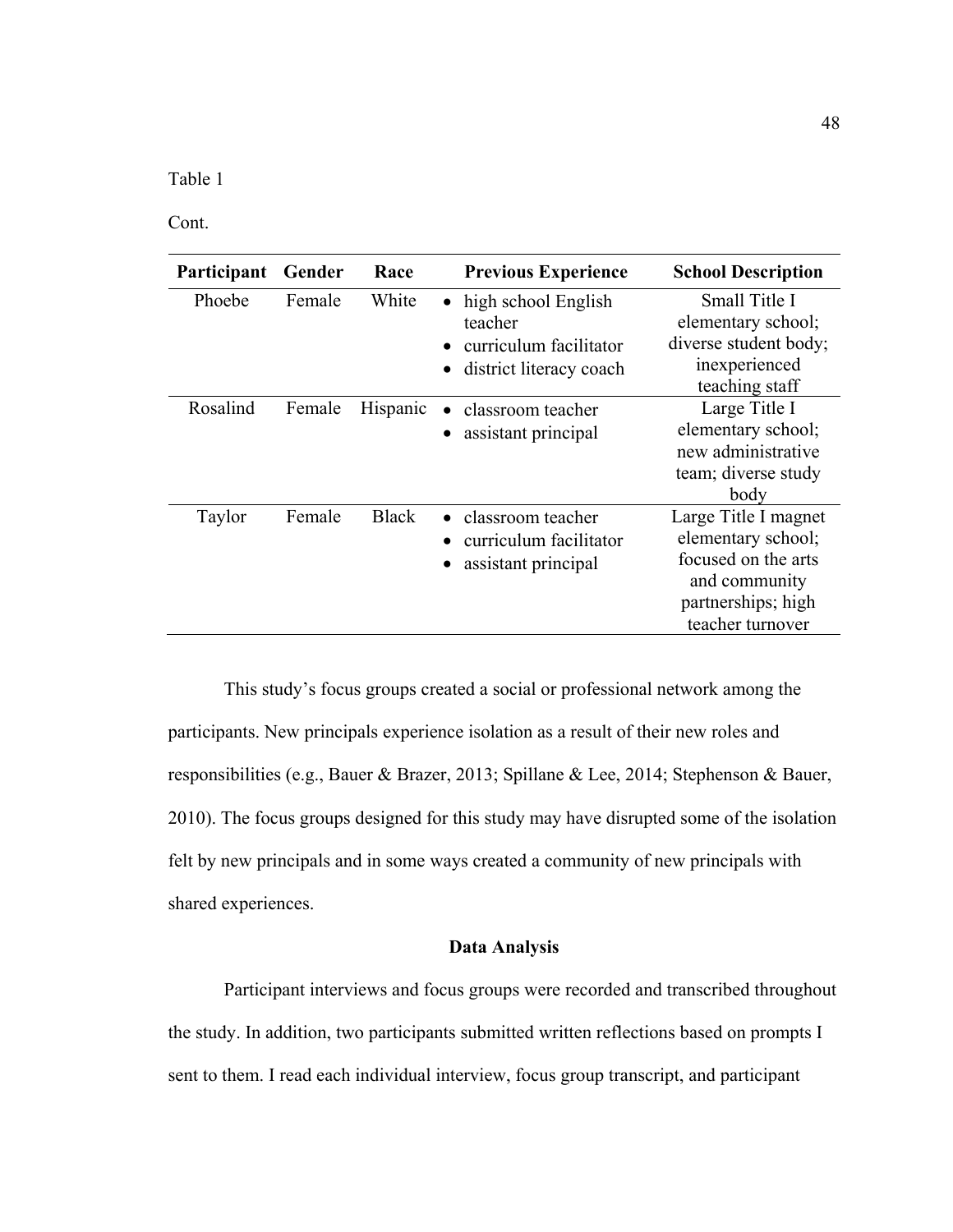Table 1

Cont.

| Participant | Gender | Race | Previous Experience | School Description |
|---|---|---|---|---|
| Phoebe | Female | White | • high school English teacher<br>• curriculum facilitator<br>• district literacy coach | Small Title I elementary school; diverse student body; inexperienced teaching staff |
| Rosalind | Female | Hispanic | • classroom teacher<br>• assistant principal | Large Title I elementary school; new administrative team; diverse study body |
| Taylor | Female | Black | • classroom teacher<br>• curriculum facilitator<br>• assistant principal | Large Title I magnet elementary school; focused on the arts and community partnerships; high teacher turnover |

This study's focus groups created a social or professional network among the participants. New principals experience isolation as a result of their new roles and responsibilities (e.g., Bauer & Brazer, 2013; Spillane & Lee, 2014; Stephenson & Bauer, 2010). The focus groups designed for this study may have disrupted some of the isolation felt by new principals and in some ways created a community of new principals with shared experiences.

## Data Analysis

Participant interviews and focus groups were recorded and transcribed throughout the study. In addition, two participants submitted written reflections based on prompts I sent to them. I read each individual interview, focus group transcript, and participant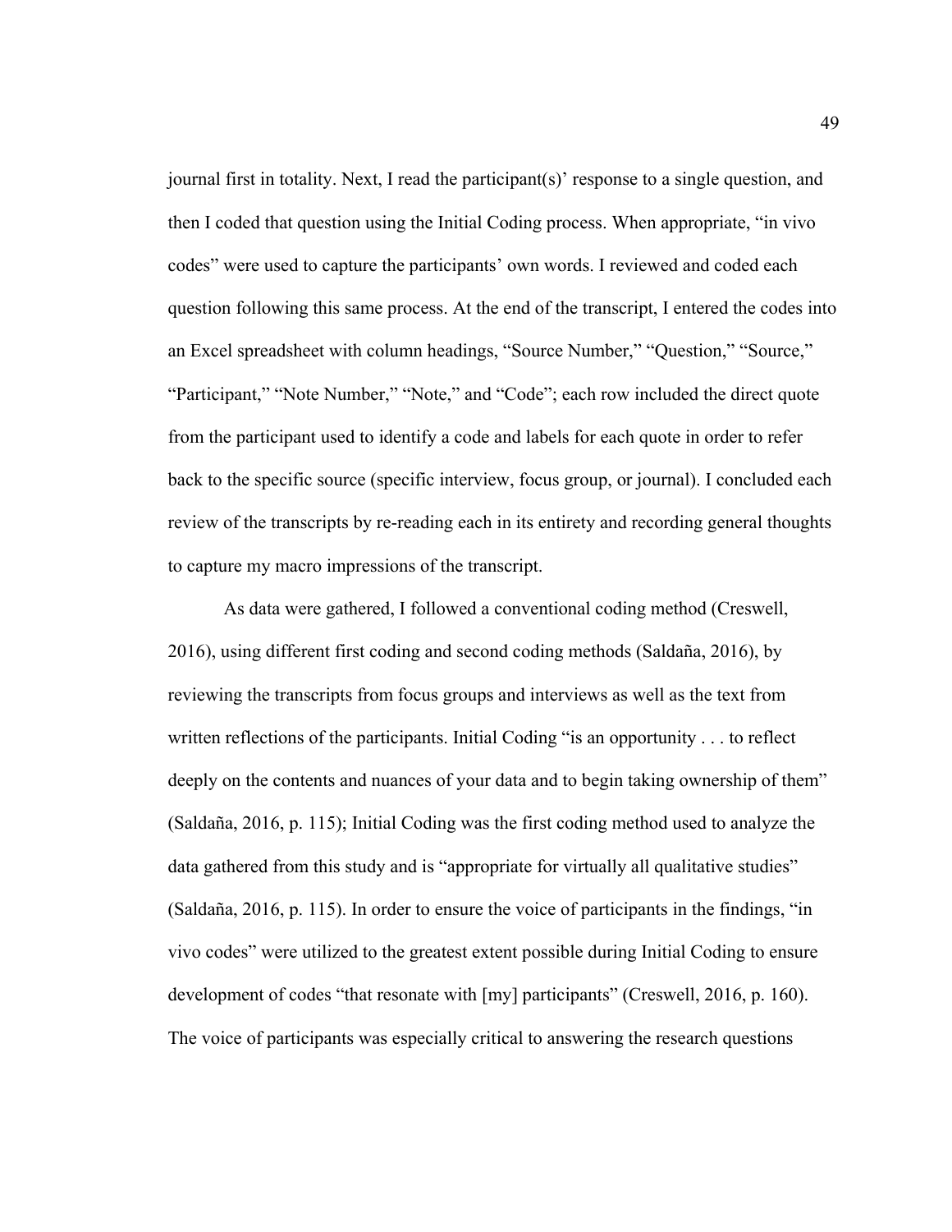journal first in totality. Next, I read the participant(s)' response to a single question, and then I coded that question using the Initial Coding process. When appropriate, "in vivo codes" were used to capture the participants' own words. I reviewed and coded each question following this same process. At the end of the transcript, I entered the codes into an Excel spreadsheet with column headings, "Source Number," "Question," "Source," "Participant," "Note Number," "Note," and "Code"; each row included the direct quote from the participant used to identify a code and labels for each quote in order to refer back to the specific source (specific interview, focus group, or journal). I concluded each review of the transcripts by re-reading each in its entirety and recording general thoughts to capture my macro impressions of the transcript.

As data were gathered, I followed a conventional coding method (Creswell, 2016), using different first coding and second coding methods (Saldaña, 2016), by reviewing the transcripts from focus groups and interviews as well as the text from written reflections of the participants. Initial Coding "is an opportunity . . . to reflect deeply on the contents and nuances of your data and to begin taking ownership of them" (Saldaña, 2016, p. 115); Initial Coding was the first coding method used to analyze the data gathered from this study and is "appropriate for virtually all qualitative studies" (Saldaña, 2016, p. 115). In order to ensure the voice of participants in the findings, "in vivo codes" were utilized to the greatest extent possible during Initial Coding to ensure development of codes "that resonate with [my] participants" (Creswell, 2016, p. 160). The voice of participants was especially critical to answering the research questions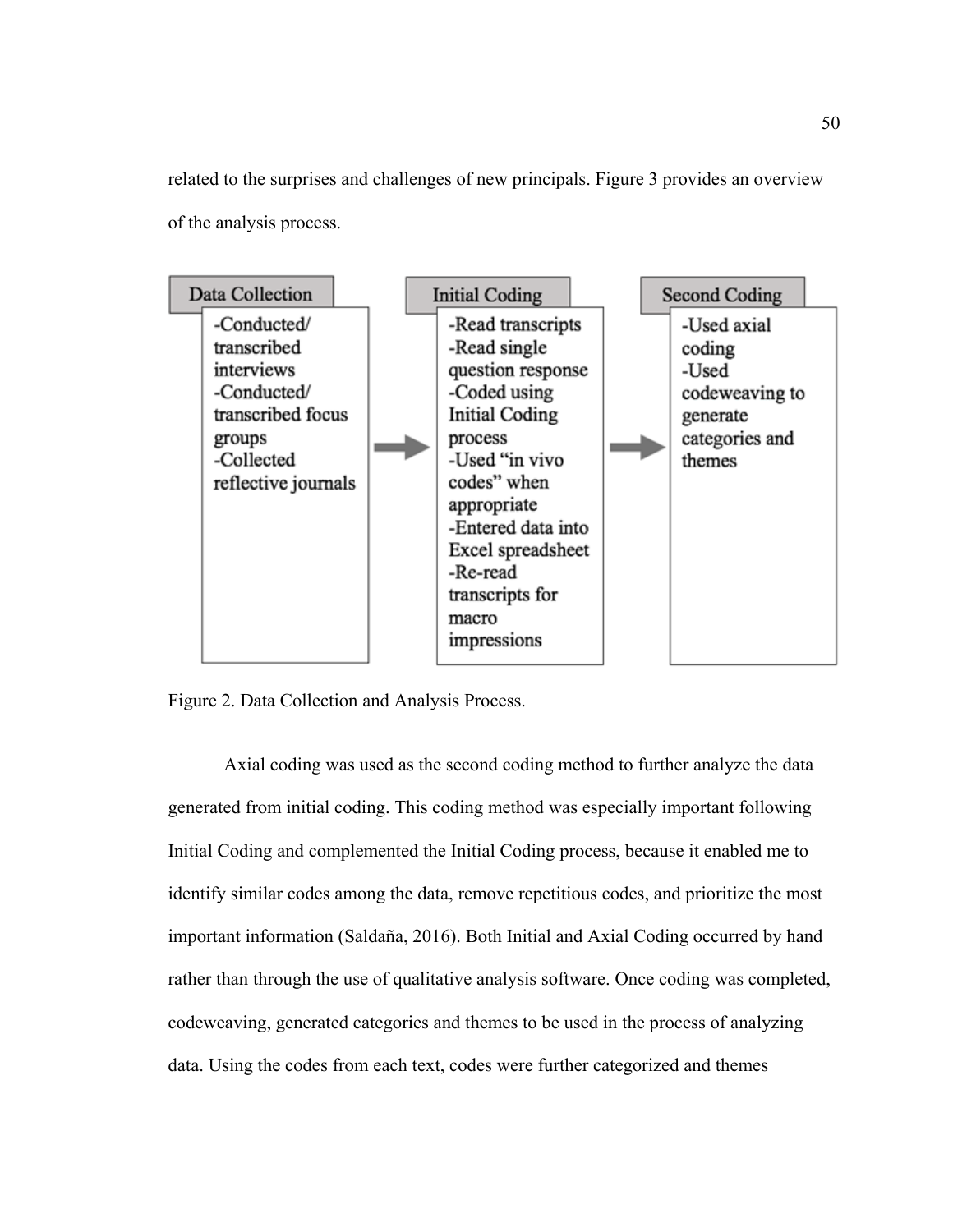related to the surprises and challenges of new principals. Figure 3 provides an overview of the analysis process.

| Data Collection | | Initial Coding | | Second Coding |
| --- | --- | --- | --- | --- |
| -Conducted/ transcribed interviews<br>-Conducted/ transcribed focus groups<br>-Collected reflective journals | → | -Read transcripts<br>-Read single question response<br>-Coded using Initial Coding process<br>-Used "in vivo codes" when appropriate<br>-Entered data into Excel spreadsheet<br>-Re-read transcripts for macro impressions | → | -Used axial coding<br>-Used codeweaving to generate categories and themes |

Figure 2. Data Collection and Analysis Process.

Axial coding was used as the second coding method to further analyze the data generated from initial coding. This coding method was especially important following Initial Coding and complemented the Initial Coding process, because it enabled me to identify similar codes among the data, remove repetitious codes, and prioritize the most important information (Saldaña, 2016). Both Initial and Axial Coding occurred by hand rather than through the use of qualitative analysis software. Once coding was completed, codeweaving, generated categories and themes to be used in the process of analyzing data. Using the codes from each text, codes were further categorized and themes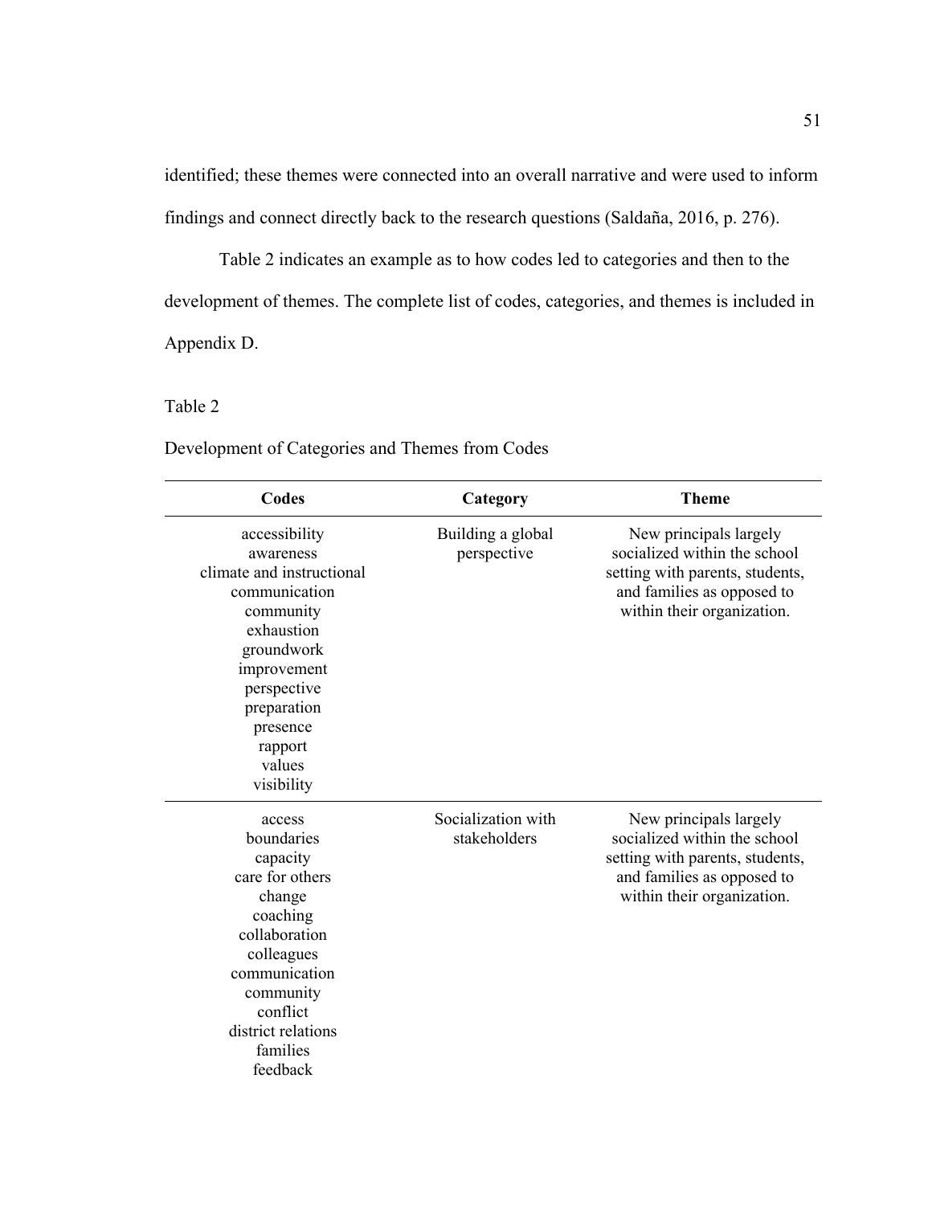identified; these themes were connected into an overall narrative and were used to inform findings and connect directly back to the research questions (Saldaña, 2016, p. 276).

Table 2 indicates an example as to how codes led to categories and then to the development of themes. The complete list of codes, categories, and themes is included in Appendix D.

Table 2

Development of Categories and Themes from Codes

| Codes | Category | Theme |
|---|---|---|
| accessibility<br>awareness<br>climate and instructional<br>communication<br>community<br>exhaustion<br>groundwork<br>improvement<br>perspective<br>preparation<br>presence<br>rapport<br>values<br>visibility | Building a global perspective | New principals largely socialized within the school setting with parents, students, and families as opposed to within their organization. |
| access<br>boundaries<br>capacity<br>care for others<br>change<br>coaching<br>collaboration<br>colleagues<br>communication<br>community<br>conflict<br>district relations<br>families<br>feedback | Socialization with stakeholders | New principals largely socialized within the school setting with parents, students, and families as opposed to within their organization. |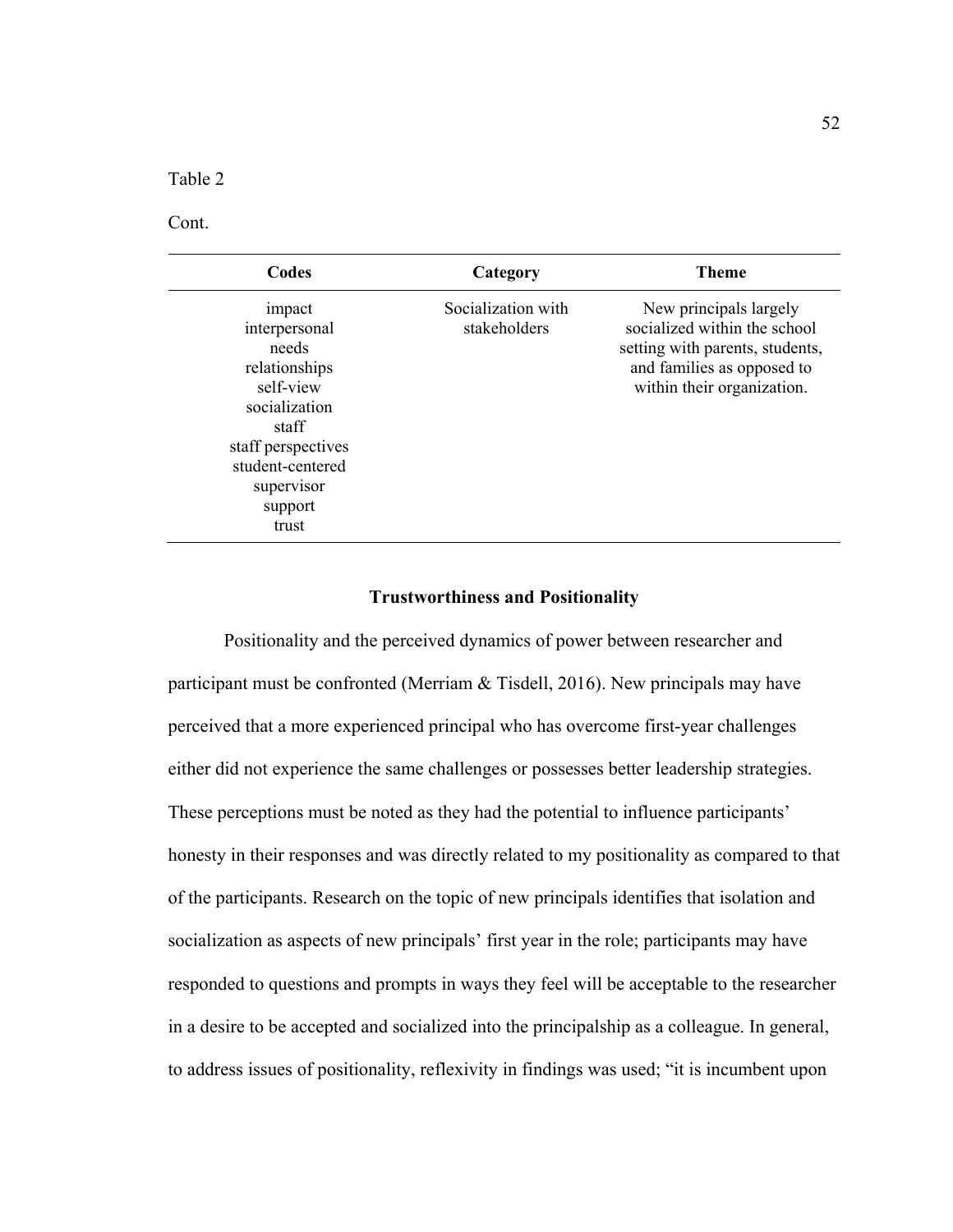Table 2

Cont.

| Codes | Category | Theme |
|---|---|---|
| impact<br>interpersonal<br>needs<br>relationships<br>self-view<br>socialization<br>staff<br>staff perspectives<br>student-centered<br>supervisor<br>support<br>trust | Socialization with stakeholders | New principals largely socialized within the school setting with parents, students, and families as opposed to within their organization. |

### Trustworthiness and Positionality

Positionality and the perceived dynamics of power between researcher and participant must be confronted (Merriam & Tisdell, 2016). New principals may have perceived that a more experienced principal who has overcome first-year challenges either did not experience the same challenges or possesses better leadership strategies. These perceptions must be noted as they had the potential to influence participants' honesty in their responses and was directly related to my positionality as compared to that of the participants. Research on the topic of new principals identifies that isolation and socialization as aspects of new principals' first year in the role; participants may have responded to questions and prompts in ways they feel will be acceptable to the researcher in a desire to be accepted and socialized into the principalship as a colleague. In general, to address issues of positionality, reflexivity in findings was used; "it is incumbent upon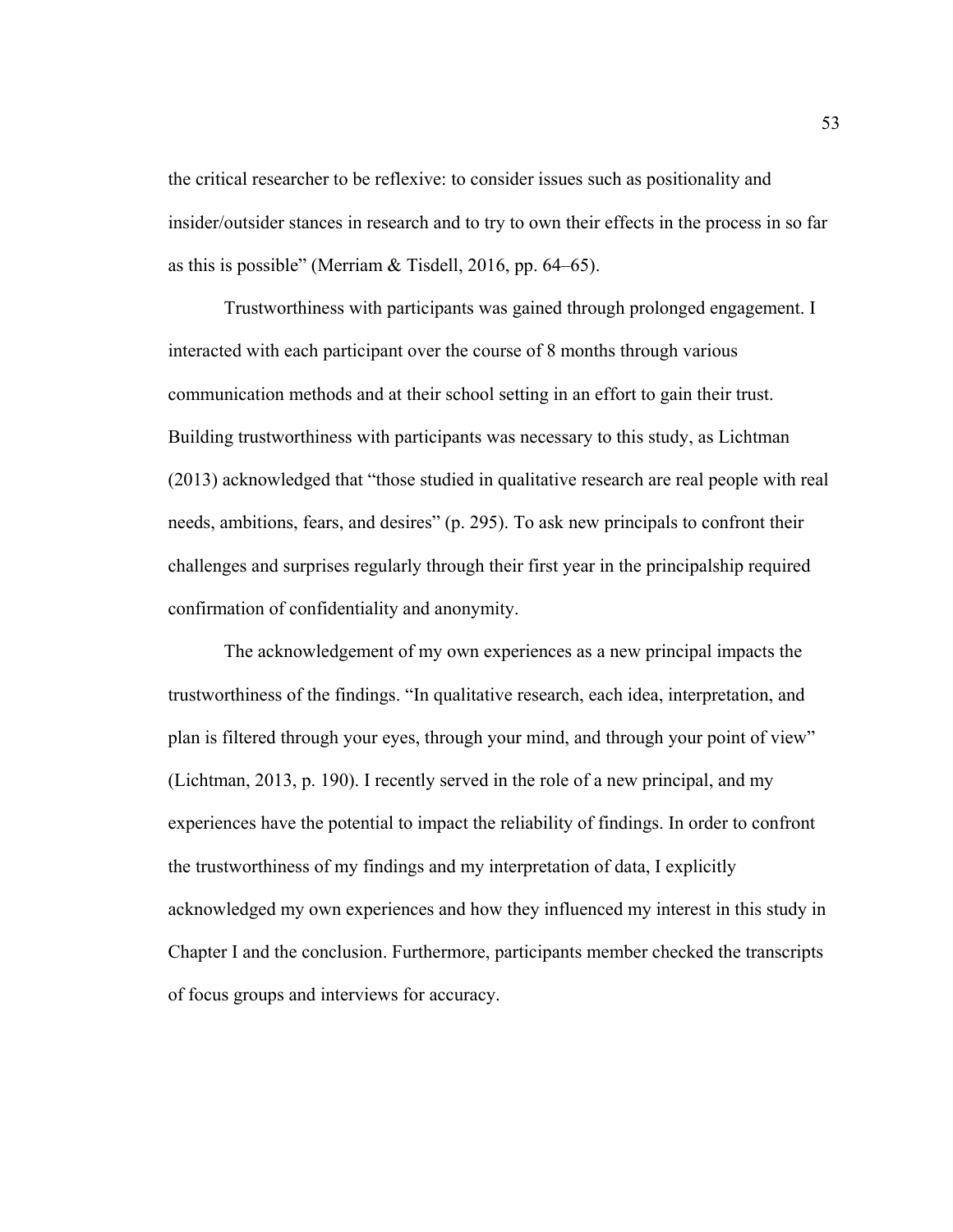the critical researcher to be reflexive: to consider issues such as positionality and insider/outsider stances in research and to try to own their effects in the process in so far as this is possible" (Merriam & Tisdell, 2016, pp. 64–65).

Trustworthiness with participants was gained through prolonged engagement. I interacted with each participant over the course of 8 months through various communication methods and at their school setting in an effort to gain their trust. Building trustworthiness with participants was necessary to this study, as Lichtman (2013) acknowledged that "those studied in qualitative research are real people with real needs, ambitions, fears, and desires" (p. 295). To ask new principals to confront their challenges and surprises regularly through their first year in the principalship required confirmation of confidentiality and anonymity.

The acknowledgement of my own experiences as a new principal impacts the trustworthiness of the findings. "In qualitative research, each idea, interpretation, and plan is filtered through your eyes, through your mind, and through your point of view" (Lichtman, 2013, p. 190). I recently served in the role of a new principal, and my experiences have the potential to impact the reliability of findings. In order to confront the trustworthiness of my findings and my interpretation of data, I explicitly acknowledged my own experiences and how they influenced my interest in this study in Chapter I and the conclusion. Furthermore, participants member checked the transcripts of focus groups and interviews for accuracy.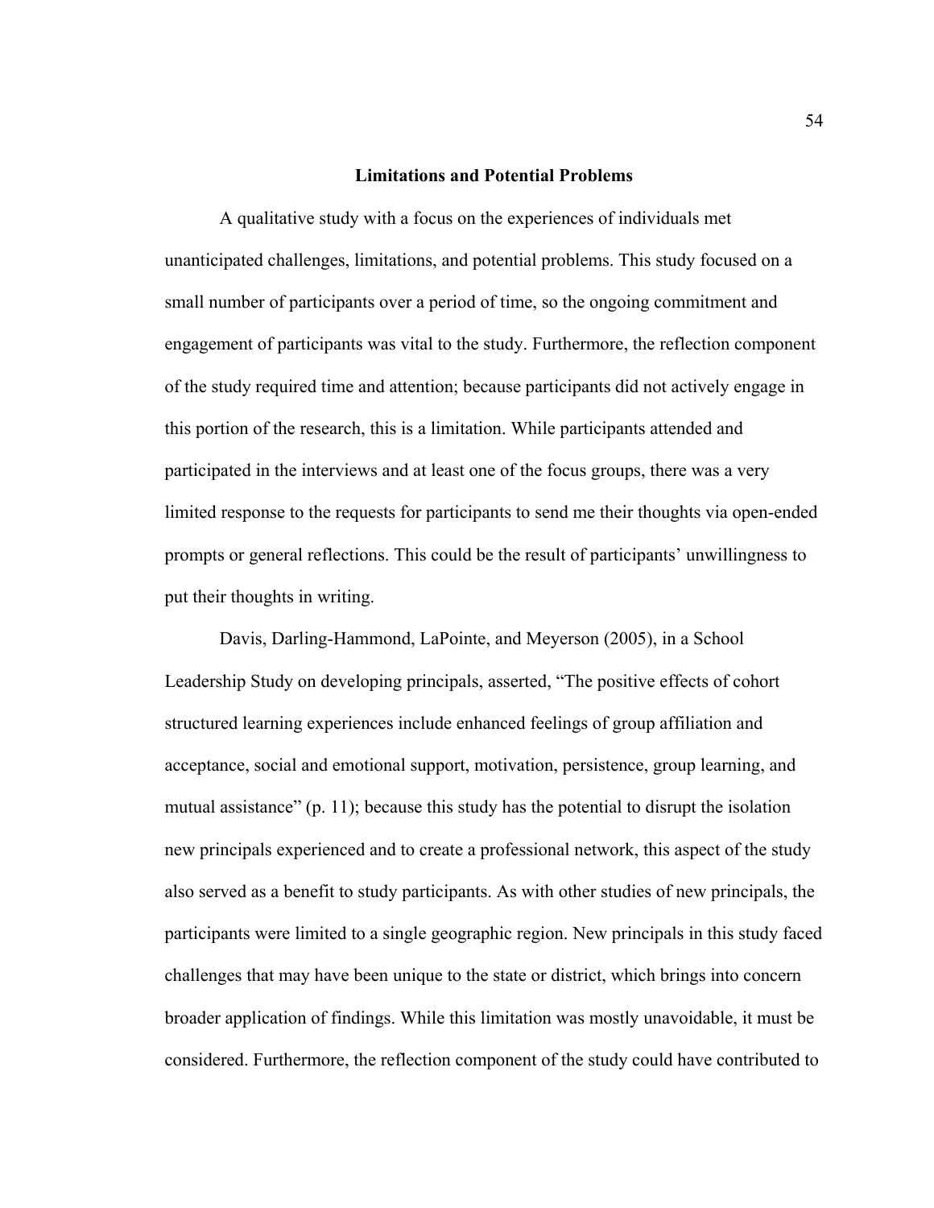## Limitations and Potential Problems

A qualitative study with a focus on the experiences of individuals met unanticipated challenges, limitations, and potential problems. This study focused on a small number of participants over a period of time, so the ongoing commitment and engagement of participants was vital to the study. Furthermore, the reflection component of the study required time and attention; because participants did not actively engage in this portion of the research, this is a limitation. While participants attended and participated in the interviews and at least one of the focus groups, there was a very limited response to the requests for participants to send me their thoughts via open-ended prompts or general reflections. This could be the result of participants' unwillingness to put their thoughts in writing.

Davis, Darling-Hammond, LaPointe, and Meyerson (2005), in a School Leadership Study on developing principals, asserted, "The positive effects of cohort structured learning experiences include enhanced feelings of group affiliation and acceptance, social and emotional support, motivation, persistence, group learning, and mutual assistance" (p. 11); because this study has the potential to disrupt the isolation new principals experienced and to create a professional network, this aspect of the study also served as a benefit to study participants. As with other studies of new principals, the participants were limited to a single geographic region. New principals in this study faced challenges that may have been unique to the state or district, which brings into concern broader application of findings. While this limitation was mostly unavoidable, it must be considered. Furthermore, the reflection component of the study could have contributed to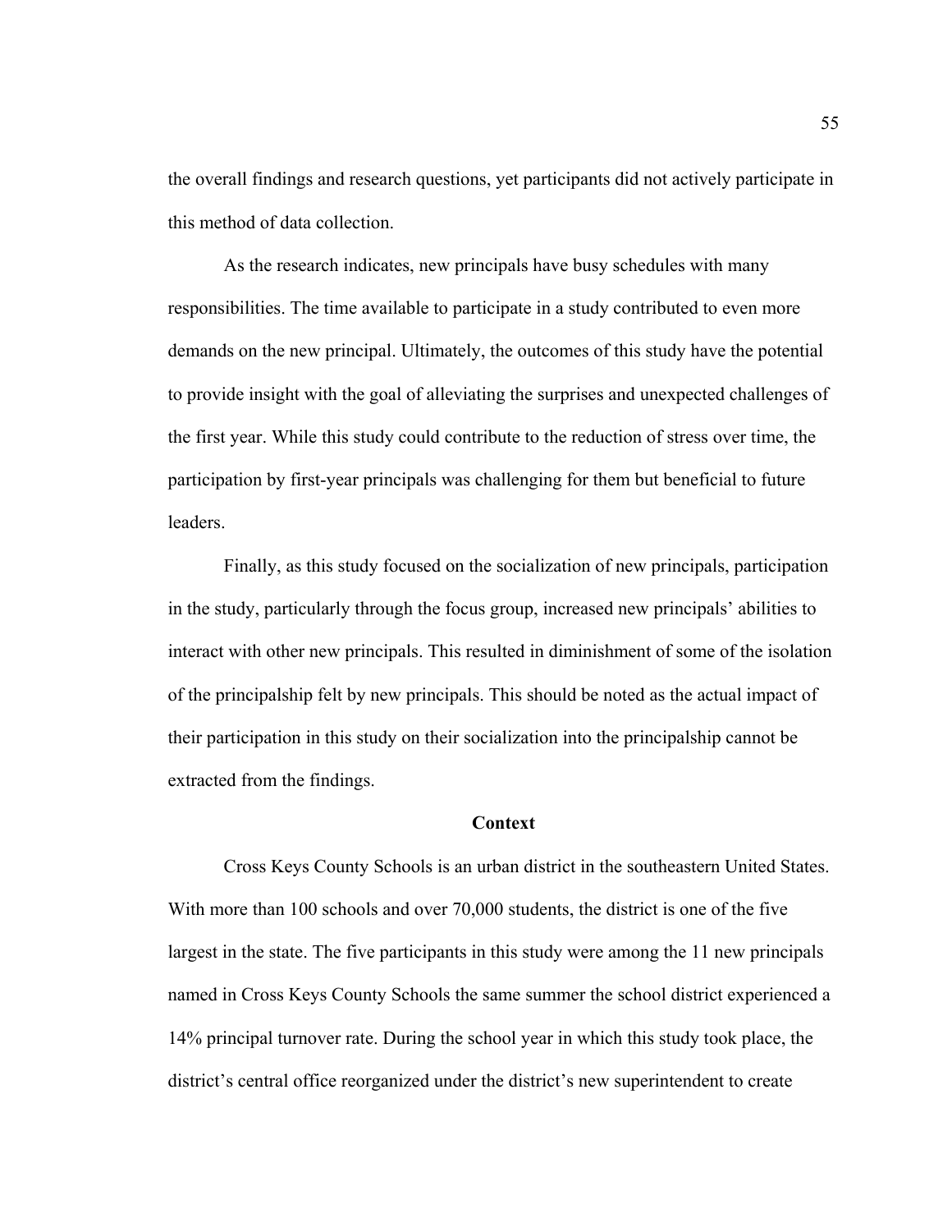the overall findings and research questions, yet participants did not actively participate in this method of data collection.

As the research indicates, new principals have busy schedules with many responsibilities. The time available to participate in a study contributed to even more demands on the new principal. Ultimately, the outcomes of this study have the potential to provide insight with the goal of alleviating the surprises and unexpected challenges of the first year. While this study could contribute to the reduction of stress over time, the participation by first-year principals was challenging for them but beneficial to future leaders.

Finally, as this study focused on the socialization of new principals, participation in the study, particularly through the focus group, increased new principals' abilities to interact with other new principals. This resulted in diminishment of some of the isolation of the principalship felt by new principals. This should be noted as the actual impact of their participation in this study on their socialization into the principalship cannot be extracted from the findings.

## Context

Cross Keys County Schools is an urban district in the southeastern United States. With more than 100 schools and over 70,000 students, the district is one of the five largest in the state. The five participants in this study were among the 11 new principals named in Cross Keys County Schools the same summer the school district experienced a 14% principal turnover rate. During the school year in which this study took place, the district's central office reorganized under the district's new superintendent to create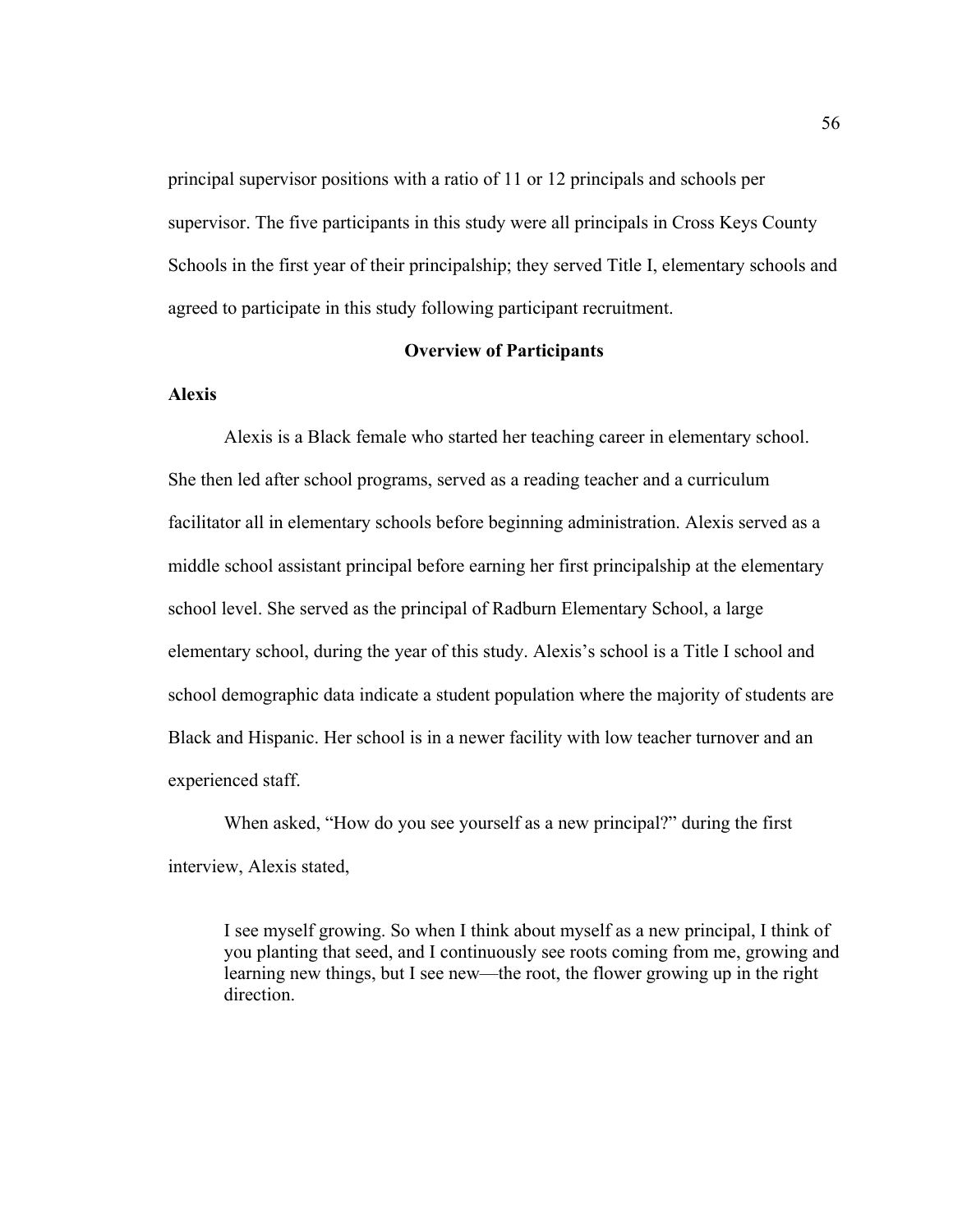principal supervisor positions with a ratio of 11 or 12 principals and schools per supervisor. The five participants in this study were all principals in Cross Keys County Schools in the first year of their principalship; they served Title I, elementary schools and agreed to participate in this study following participant recruitment.

## Overview of Participants

### Alexis

Alexis is a Black female who started her teaching career in elementary school. She then led after school programs, served as a reading teacher and a curriculum facilitator all in elementary schools before beginning administration. Alexis served as a middle school assistant principal before earning her first principalship at the elementary school level. She served as the principal of Radburn Elementary School, a large elementary school, during the year of this study. Alexis's school is a Title I school and school demographic data indicate a student population where the majority of students are Black and Hispanic. Her school is in a newer facility with low teacher turnover and an experienced staff.

When asked, "How do you see yourself as a new principal?" during the first interview, Alexis stated,

> I see myself growing. So when I think about myself as a new principal, I think of you planting that seed, and I continuously see roots coming from me, growing and learning new things, but I see new—the root, the flower growing up in the right direction.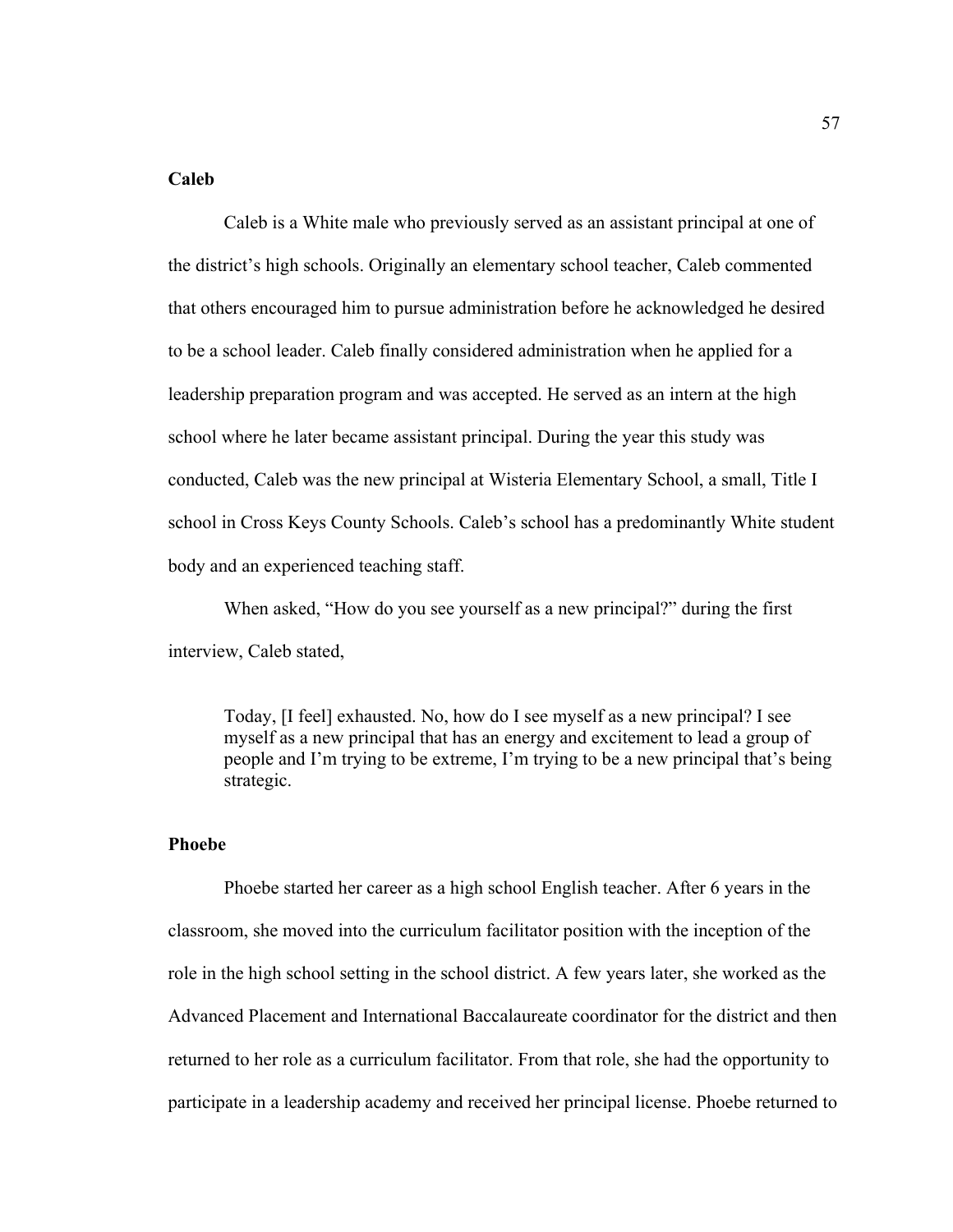### Caleb

Caleb is a White male who previously served as an assistant principal at one of the district's high schools. Originally an elementary school teacher, Caleb commented that others encouraged him to pursue administration before he acknowledged he desired to be a school leader. Caleb finally considered administration when he applied for a leadership preparation program and was accepted. He served as an intern at the high school where he later became assistant principal. During the year this study was conducted, Caleb was the new principal at Wisteria Elementary School, a small, Title I school in Cross Keys County Schools. Caleb's school has a predominantly White student body and an experienced teaching staff.

When asked, "How do you see yourself as a new principal?" during the first interview, Caleb stated,

> Today, [I feel] exhausted. No, how do I see myself as a new principal? I see myself as a new principal that has an energy and excitement to lead a group of people and I'm trying to be extreme, I'm trying to be a new principal that's being strategic.

### Phoebe

Phoebe started her career as a high school English teacher. After 6 years in the classroom, she moved into the curriculum facilitator position with the inception of the role in the high school setting in the school district. A few years later, she worked as the Advanced Placement and International Baccalaureate coordinator for the district and then returned to her role as a curriculum facilitator. From that role, she had the opportunity to participate in a leadership academy and received her principal license. Phoebe returned to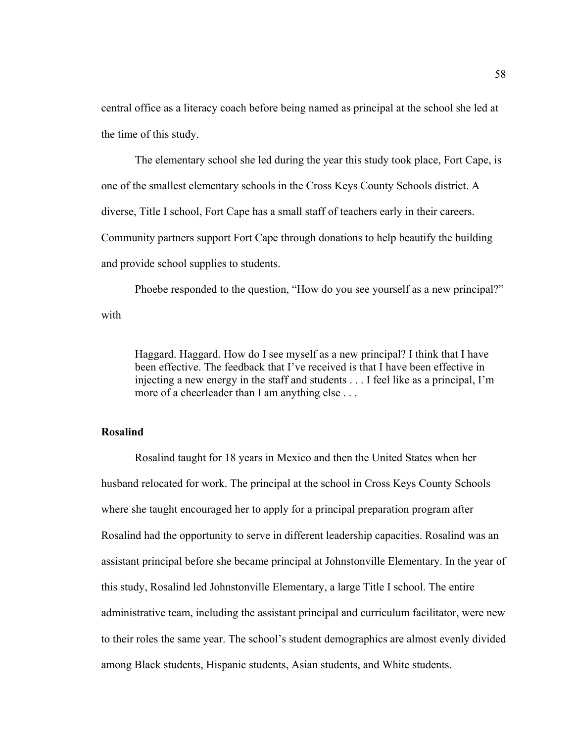central office as a literacy coach before being named as principal at the school she led at the time of this study.

The elementary school she led during the year this study took place, Fort Cape, is one of the smallest elementary schools in the Cross Keys County Schools district. A diverse, Title I school, Fort Cape has a small staff of teachers early in their careers. Community partners support Fort Cape through donations to help beautify the building and provide school supplies to students.

Phoebe responded to the question, "How do you see yourself as a new principal?" with

> Haggard. Haggard. How do I see myself as a new principal? I think that I have been effective. The feedback that I've received is that I have been effective in injecting a new energy in the staff and students . . . I feel like as a principal, I'm more of a cheerleader than I am anything else . . .

**Rosalind**

Rosalind taught for 18 years in Mexico and then the United States when her husband relocated for work. The principal at the school in Cross Keys County Schools where she taught encouraged her to apply for a principal preparation program after Rosalind had the opportunity to serve in different leadership capacities. Rosalind was an assistant principal before she became principal at Johnstonville Elementary. In the year of this study, Rosalind led Johnstonville Elementary, a large Title I school. The entire administrative team, including the assistant principal and curriculum facilitator, were new to their roles the same year. The school's student demographics are almost evenly divided among Black students, Hispanic students, Asian students, and White students.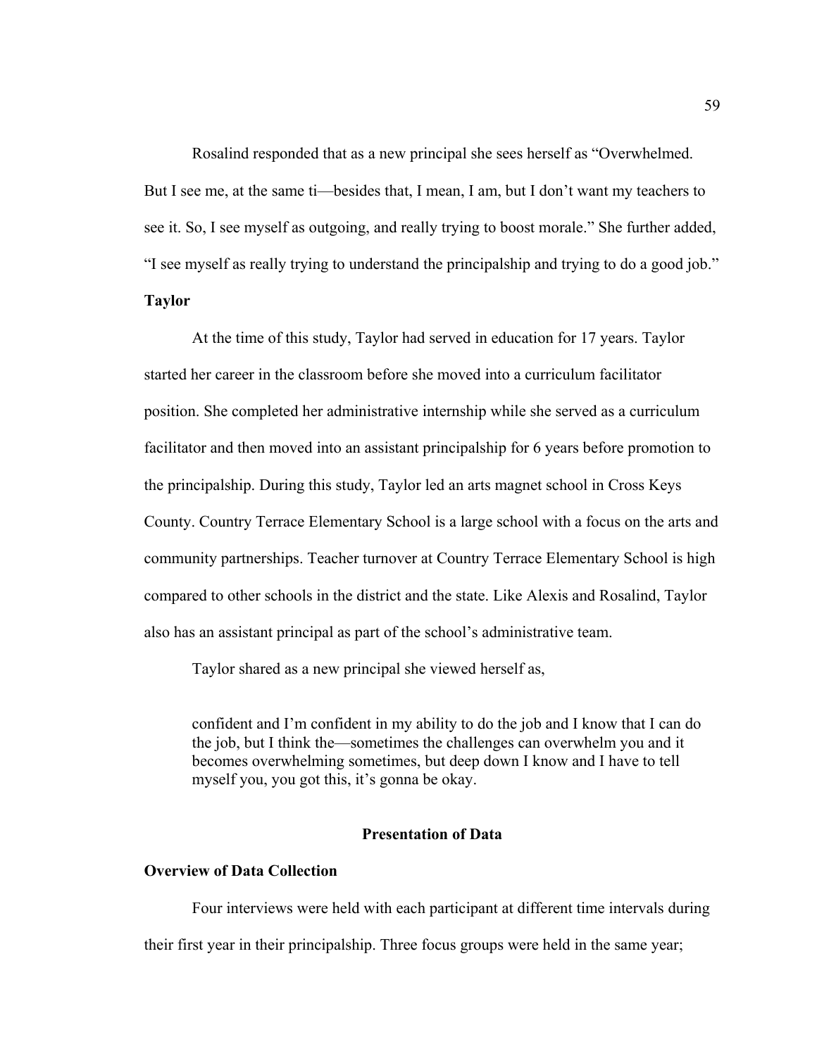Rosalind responded that as a new principal she sees herself as "Overwhelmed. But I see me, at the same ti—besides that, I mean, I am, but I don't want my teachers to see it. So, I see myself as outgoing, and really trying to boost morale." She further added, "I see myself as really trying to understand the principalship and trying to do a good job."

### Taylor

At the time of this study, Taylor had served in education for 17 years. Taylor started her career in the classroom before she moved into a curriculum facilitator position. She completed her administrative internship while she served as a curriculum facilitator and then moved into an assistant principalship for 6 years before promotion to the principalship. During this study, Taylor led an arts magnet school in Cross Keys County. Country Terrace Elementary School is a large school with a focus on the arts and community partnerships. Teacher turnover at Country Terrace Elementary School is high compared to other schools in the district and the state. Like Alexis and Rosalind, Taylor also has an assistant principal as part of the school's administrative team.

Taylor shared as a new principal she viewed herself as,

> confident and I'm confident in my ability to do the job and I know that I can do the job, but I think the—sometimes the challenges can overwhelm you and it becomes overwhelming sometimes, but deep down I know and I have to tell myself you, you got this, it's gonna be okay.

## Presentation of Data

### Overview of Data Collection

Four interviews were held with each participant at different time intervals during their first year in their principalship. Three focus groups were held in the same year;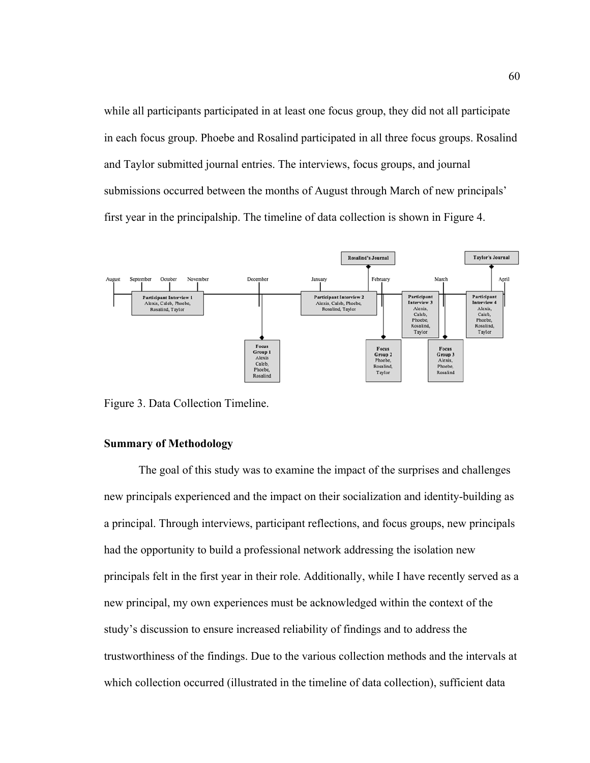while all participants participated in at least one focus group, they did not all participate in each focus group. Phoebe and Rosalind participated in all three focus groups. Rosalind and Taylor submitted journal entries. The interviews, focus groups, and journal submissions occurred between the months of August through March of new principals' first year in the principalship. The timeline of data collection is shown in Figure 4.

Figure 3. Data Collection Timeline.

### Summary of Methodology

The goal of this study was to examine the impact of the surprises and challenges new principals experienced and the impact on their socialization and identity-building as a principal. Through interviews, participant reflections, and focus groups, new principals had the opportunity to build a professional network addressing the isolation new principals felt in the first year in their role. Additionally, while I have recently served as a new principal, my own experiences must be acknowledged within the context of the study's discussion to ensure increased reliability of findings and to address the trustworthiness of the findings. Due to the various collection methods and the intervals at which collection occurred (illustrated in the timeline of data collection), sufficient data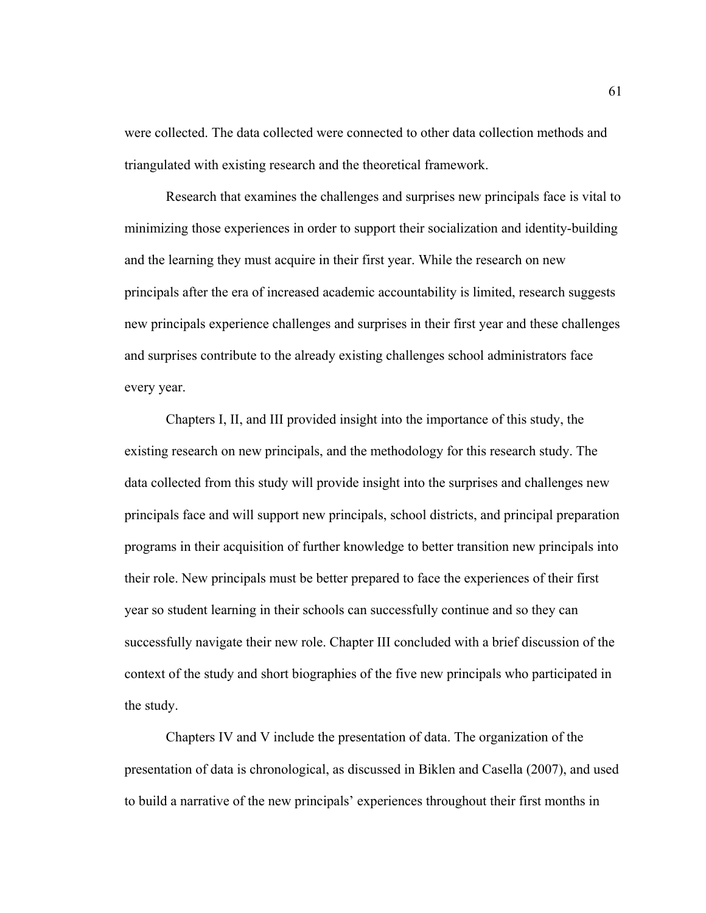were collected. The data collected were connected to other data collection methods and triangulated with existing research and the theoretical framework.

Research that examines the challenges and surprises new principals face is vital to minimizing those experiences in order to support their socialization and identity-building and the learning they must acquire in their first year. While the research on new principals after the era of increased academic accountability is limited, research suggests new principals experience challenges and surprises in their first year and these challenges and surprises contribute to the already existing challenges school administrators face every year.

Chapters I, II, and III provided insight into the importance of this study, the existing research on new principals, and the methodology for this research study. The data collected from this study will provide insight into the surprises and challenges new principals face and will support new principals, school districts, and principal preparation programs in their acquisition of further knowledge to better transition new principals into their role. New principals must be better prepared to face the experiences of their first year so student learning in their schools can successfully continue and so they can successfully navigate their new role. Chapter III concluded with a brief discussion of the context of the study and short biographies of the five new principals who participated in the study.

Chapters IV and V include the presentation of data. The organization of the presentation of data is chronological, as discussed in Biklen and Casella (2007), and used to build a narrative of the new principals' experiences throughout their first months in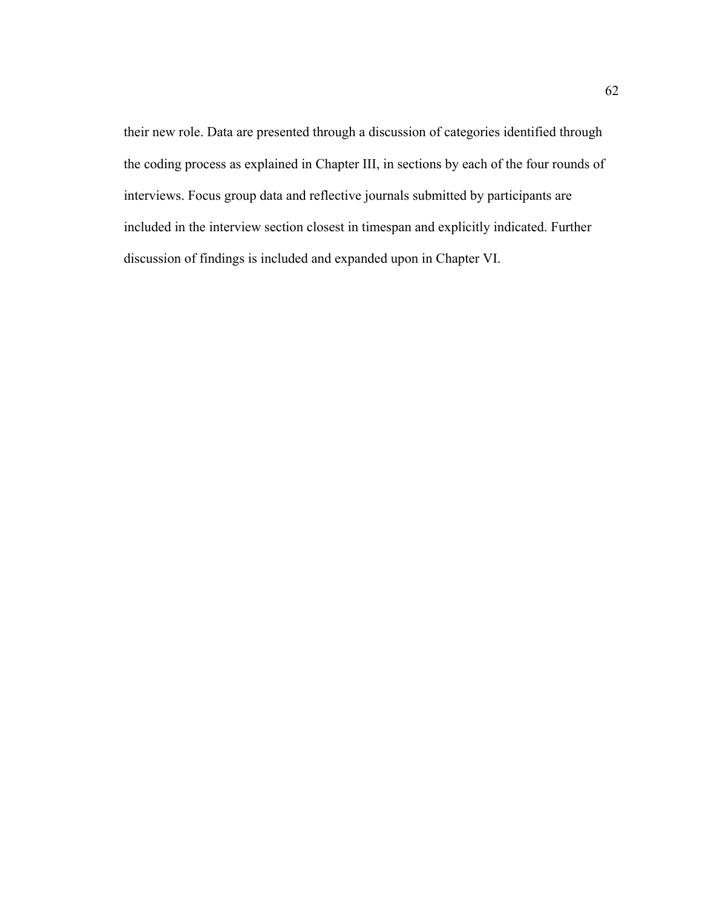their new role. Data are presented through a discussion of categories identified through the coding process as explained in Chapter III, in sections by each of the four rounds of interviews. Focus group data and reflective journals submitted by participants are included in the interview section closest in timespan and explicitly indicated. Further discussion of findings is included and expanded upon in Chapter VI.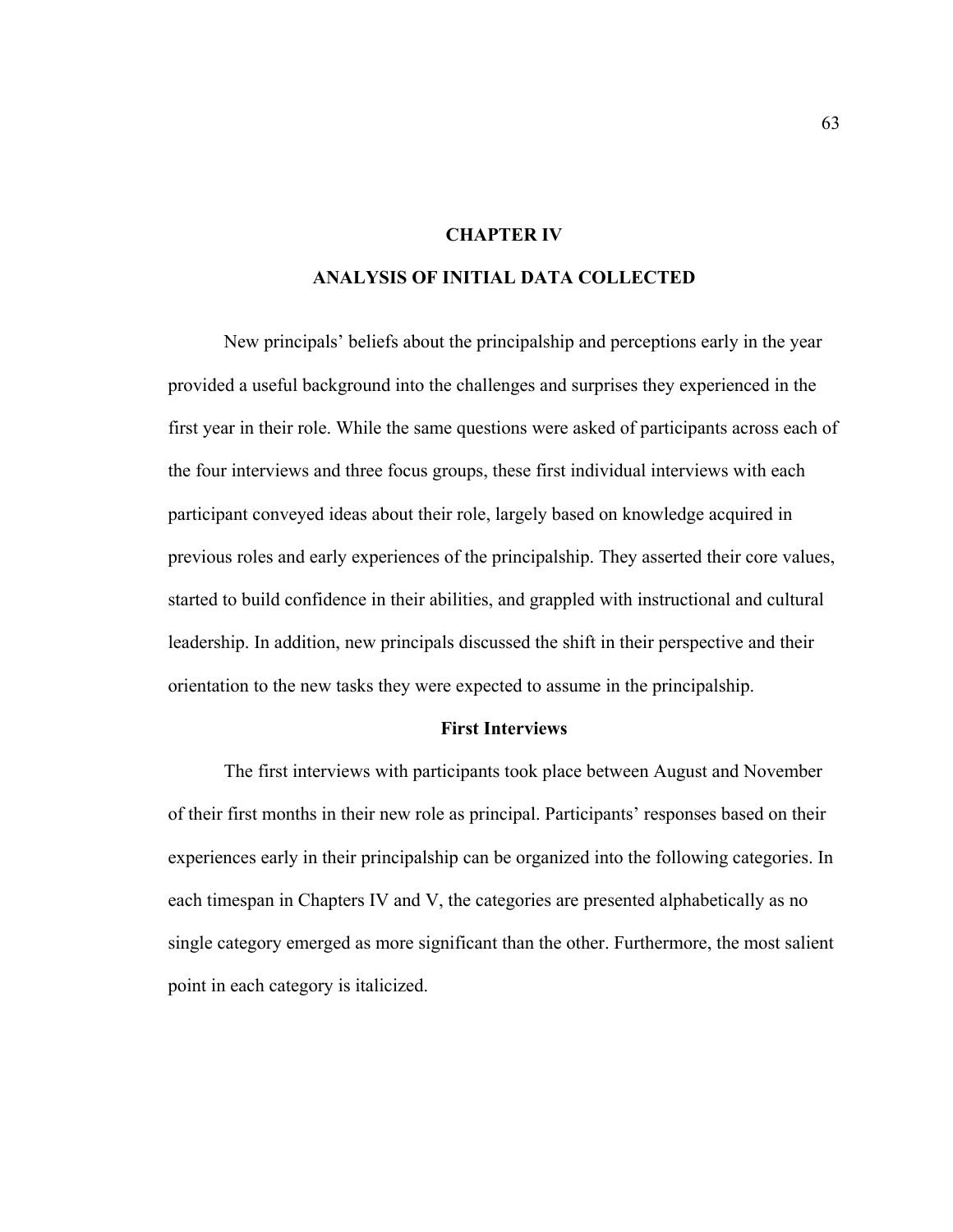# CHAPTER IV

# ANALYSIS OF INITIAL DATA COLLECTED

New principals' beliefs about the principalship and perceptions early in the year provided a useful background into the challenges and surprises they experienced in the first year in their role. While the same questions were asked of participants across each of the four interviews and three focus groups, these first individual interviews with each participant conveyed ideas about their role, largely based on knowledge acquired in previous roles and early experiences of the principalship. They asserted their core values, started to build confidence in their abilities, and grappled with instructional and cultural leadership. In addition, new principals discussed the shift in their perspective and their orientation to the new tasks they were expected to assume in the principalship.

## First Interviews

The first interviews with participants took place between August and November of their first months in their new role as principal. Participants' responses based on their experiences early in their principalship can be organized into the following categories. In each timespan in Chapters IV and V, the categories are presented alphabetically as no single category emerged as more significant than the other. Furthermore, the most salient point in each category is italicized.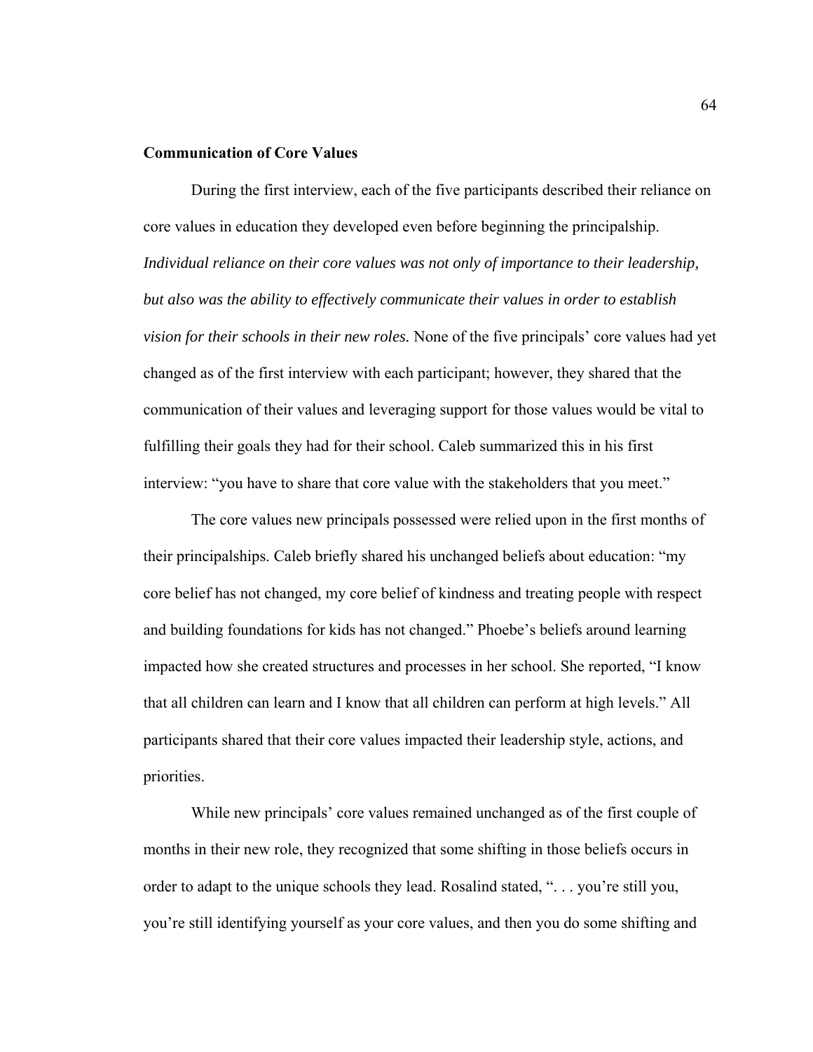**Communication of Core Values**

During the first interview, each of the five participants described their reliance on core values in education they developed even before beginning the principalship. *Individual reliance on their core values was not only of importance to their leadership, but also was the ability to effectively communicate their values in order to establish vision for their schools in their new roles.* None of the five principals' core values had yet changed as of the first interview with each participant; however, they shared that the communication of their values and leveraging support for those values would be vital to fulfilling their goals they had for their school. Caleb summarized this in his first interview: "you have to share that core value with the stakeholders that you meet."

The core values new principals possessed were relied upon in the first months of their principalships. Caleb briefly shared his unchanged beliefs about education: "my core belief has not changed, my core belief of kindness and treating people with respect and building foundations for kids has not changed." Phoebe's beliefs around learning impacted how she created structures and processes in her school. She reported, "I know that all children can learn and I know that all children can perform at high levels." All participants shared that their core values impacted their leadership style, actions, and priorities.

While new principals' core values remained unchanged as of the first couple of months in their new role, they recognized that some shifting in those beliefs occurs in order to adapt to the unique schools they lead. Rosalind stated, ". . . you're still you, you're still identifying yourself as your core values, and then you do some shifting and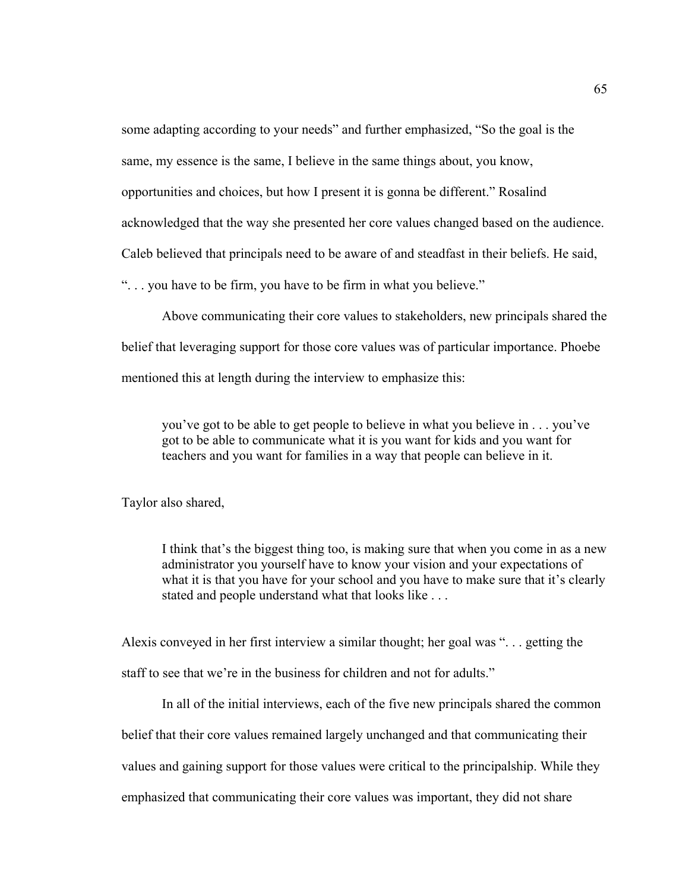some adapting according to your needs" and further emphasized, "So the goal is the same, my essence is the same, I believe in the same things about, you know, opportunities and choices, but how I present it is gonna be different." Rosalind acknowledged that the way she presented her core values changed based on the audience. Caleb believed that principals need to be aware of and steadfast in their beliefs. He said, ". . . you have to be firm, you have to be firm in what you believe."

Above communicating their core values to stakeholders, new principals shared the belief that leveraging support for those core values was of particular importance. Phoebe mentioned this at length during the interview to emphasize this:

> you've got to be able to get people to believe in what you believe in . . . you've got to be able to communicate what it is you want for kids and you want for teachers and you want for families in a way that people can believe in it.

Taylor also shared,

> I think that's the biggest thing too, is making sure that when you come in as a new administrator you yourself have to know your vision and your expectations of what it is that you have for your school and you have to make sure that it's clearly stated and people understand what that looks like . . .

Alexis conveyed in her first interview a similar thought; her goal was ". . . getting the staff to see that we're in the business for children and not for adults."

In all of the initial interviews, each of the five new principals shared the common belief that their core values remained largely unchanged and that communicating their values and gaining support for those values were critical to the principalship. While they emphasized that communicating their core values was important, they did not share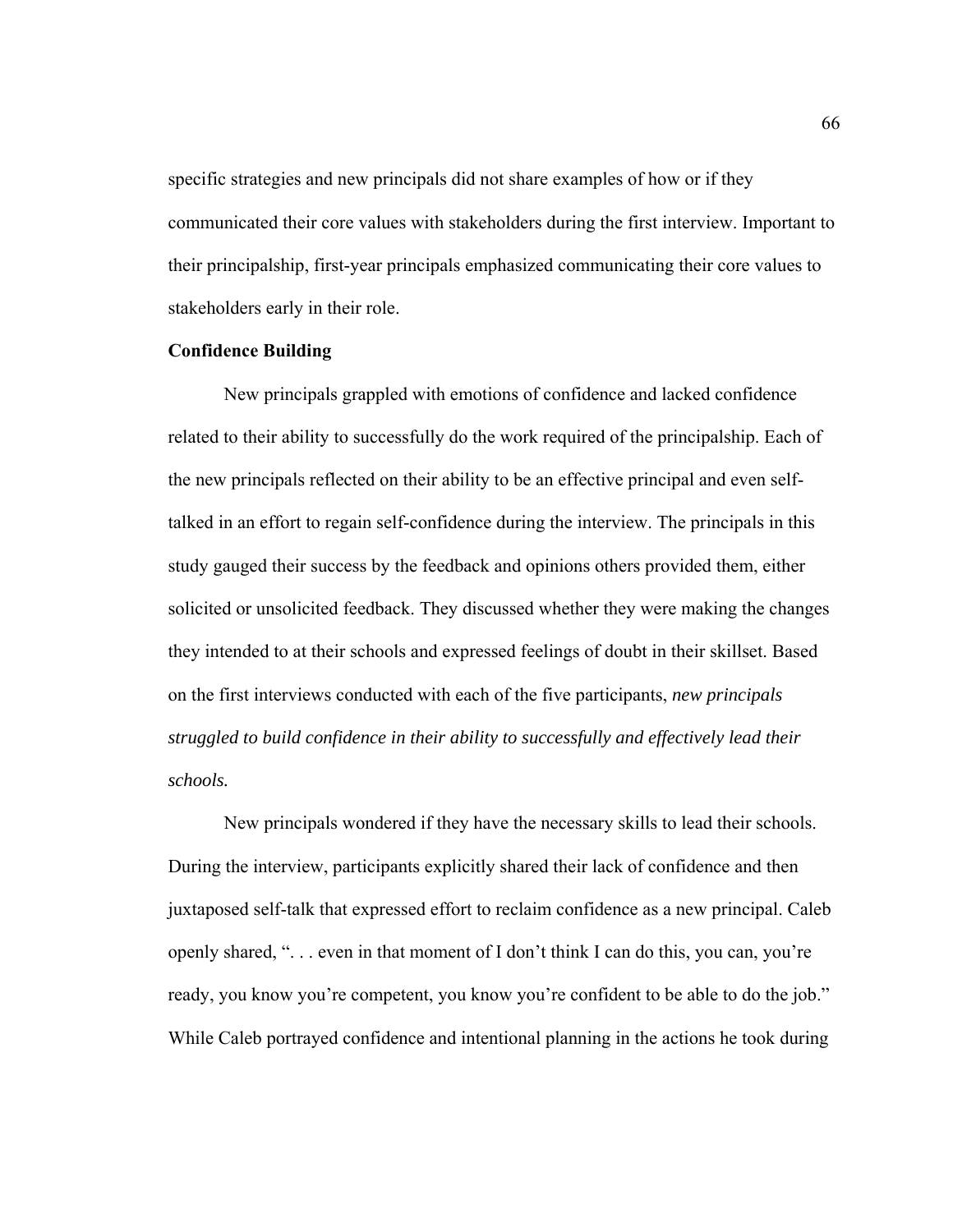specific strategies and new principals did not share examples of how or if they communicated their core values with stakeholders during the first interview. Important to their principalship, first-year principals emphasized communicating their core values to stakeholders early in their role.

**Confidence Building**

New principals grappled with emotions of confidence and lacked confidence related to their ability to successfully do the work required of the principalship. Each of the new principals reflected on their ability to be an effective principal and even self-talked in an effort to regain self-confidence during the interview. The principals in this study gauged their success by the feedback and opinions others provided them, either solicited or unsolicited feedback. They discussed whether they were making the changes they intended to at their schools and expressed feelings of doubt in their skillset. Based on the first interviews conducted with each of the five participants, *new principals struggled to build confidence in their ability to successfully and effectively lead their schools.*

New principals wondered if they have the necessary skills to lead their schools. During the interview, participants explicitly shared their lack of confidence and then juxtaposed self-talk that expressed effort to reclaim confidence as a new principal. Caleb openly shared, ". . . even in that moment of I don't think I can do this, you can, you're ready, you know you're competent, you know you're confident to be able to do the job." While Caleb portrayed confidence and intentional planning in the actions he took during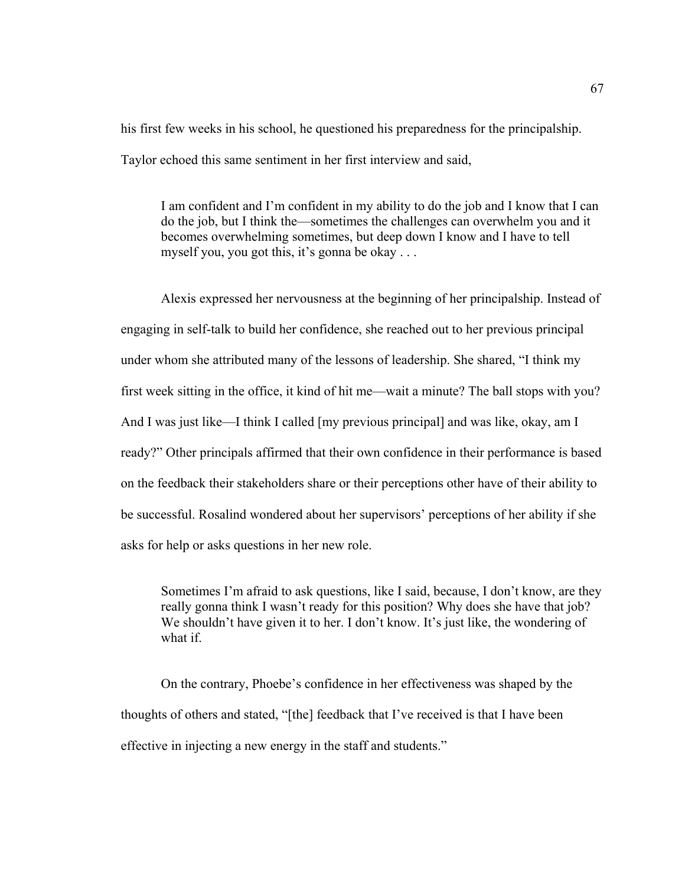his first few weeks in his school, he questioned his preparedness for the principalship. Taylor echoed this same sentiment in her first interview and said,

> I am confident and I'm confident in my ability to do the job and I know that I can do the job, but I think the—sometimes the challenges can overwhelm you and it becomes overwhelming sometimes, but deep down I know and I have to tell myself you, you got this, it's gonna be okay . . .

Alexis expressed her nervousness at the beginning of her principalship. Instead of engaging in self-talk to build her confidence, she reached out to her previous principal under whom she attributed many of the lessons of leadership. She shared, "I think my first week sitting in the office, it kind of hit me—wait a minute? The ball stops with you? And I was just like—I think I called [my previous principal] and was like, okay, am I ready?" Other principals affirmed that their own confidence in their performance is based on the feedback their stakeholders share or their perceptions other have of their ability to be successful. Rosalind wondered about her supervisors' perceptions of her ability if she asks for help or asks questions in her new role.

> Sometimes I'm afraid to ask questions, like I said, because, I don't know, are they really gonna think I wasn't ready for this position? Why does she have that job? We shouldn't have given it to her. I don't know. It's just like, the wondering of what if.

On the contrary, Phoebe's confidence in her effectiveness was shaped by the thoughts of others and stated, "[the] feedback that I've received is that I have been effective in injecting a new energy in the staff and students."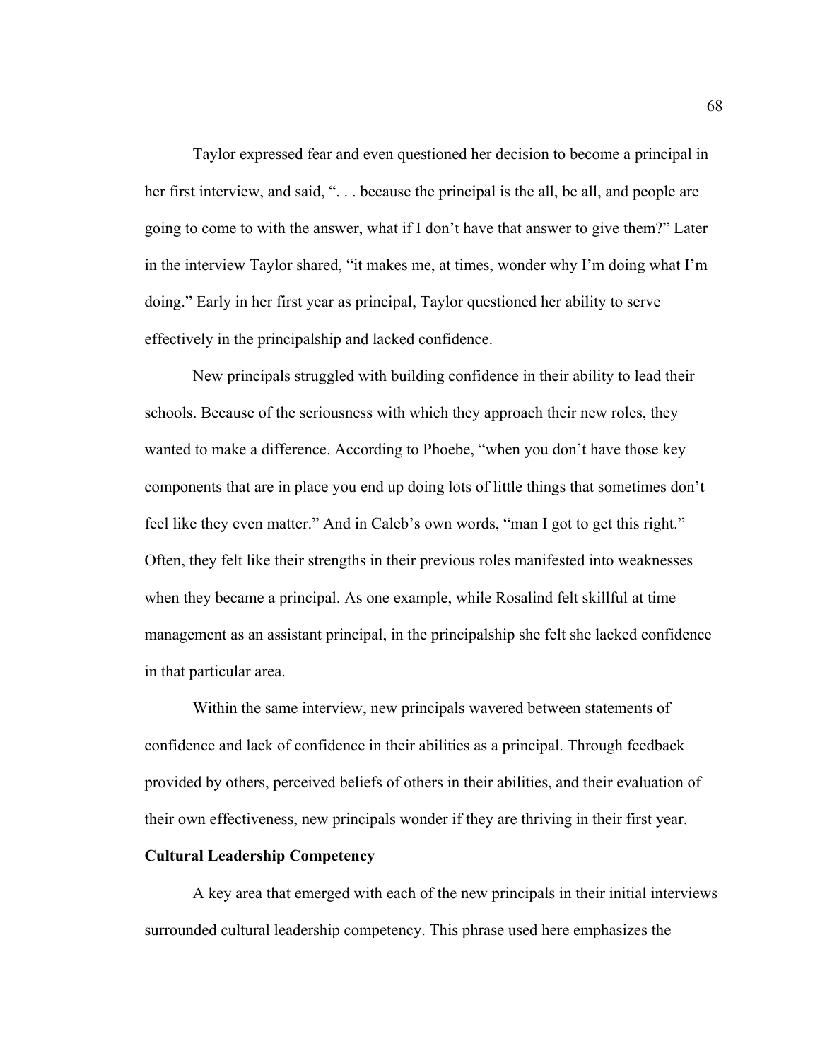Taylor expressed fear and even questioned her decision to become a principal in her first interview, and said, ". . . because the principal is the all, be all, and people are going to come to with the answer, what if I don't have that answer to give them?" Later in the interview Taylor shared, "it makes me, at times, wonder why I'm doing what I'm doing." Early in her first year as principal, Taylor questioned her ability to serve effectively in the principalship and lacked confidence.

New principals struggled with building confidence in their ability to lead their schools. Because of the seriousness with which they approach their new roles, they wanted to make a difference. According to Phoebe, "when you don't have those key components that are in place you end up doing lots of little things that sometimes don't feel like they even matter." And in Caleb's own words, "man I got to get this right." Often, they felt like their strengths in their previous roles manifested into weaknesses when they became a principal. As one example, while Rosalind felt skillful at time management as an assistant principal, in the principalship she felt she lacked confidence in that particular area.

Within the same interview, new principals wavered between statements of confidence and lack of confidence in their abilities as a principal. Through feedback provided by others, perceived beliefs of others in their abilities, and their evaluation of their own effectiveness, new principals wonder if they are thriving in their first year.

**Cultural Leadership Competency**

A key area that emerged with each of the new principals in their initial interviews surrounded cultural leadership competency. This phrase used here emphasizes the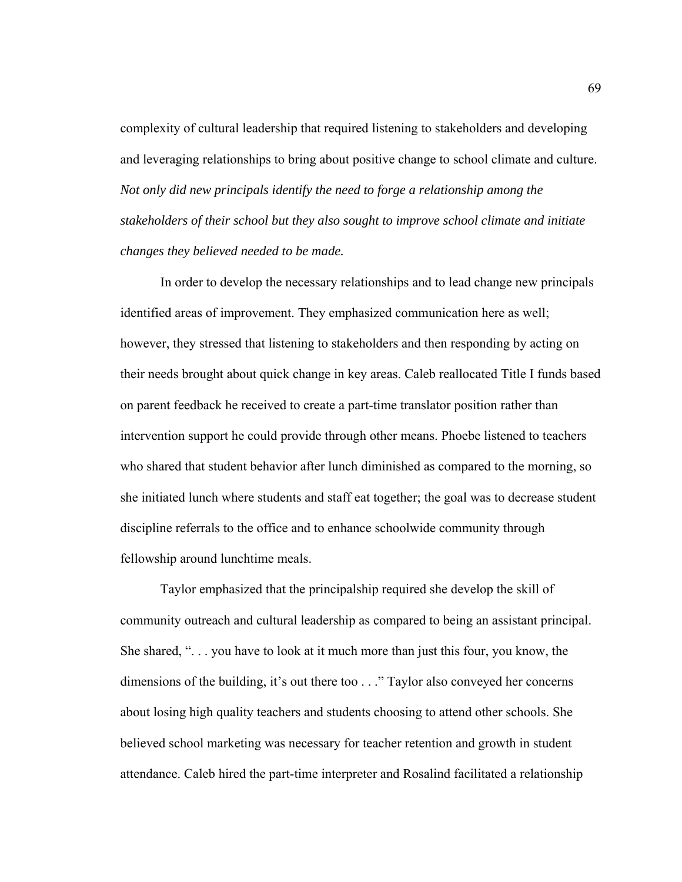complexity of cultural leadership that required listening to stakeholders and developing and leveraging relationships to bring about positive change to school climate and culture. *Not only did new principals identify the need to forge a relationship among the stakeholders of their school but they also sought to improve school climate and initiate changes they believed needed to be made.*

In order to develop the necessary relationships and to lead change new principals identified areas of improvement. They emphasized communication here as well; however, they stressed that listening to stakeholders and then responding by acting on their needs brought about quick change in key areas. Caleb reallocated Title I funds based on parent feedback he received to create a part-time translator position rather than intervention support he could provide through other means. Phoebe listened to teachers who shared that student behavior after lunch diminished as compared to the morning, so she initiated lunch where students and staff eat together; the goal was to decrease student discipline referrals to the office and to enhance schoolwide community through fellowship around lunchtime meals.

Taylor emphasized that the principalship required she develop the skill of community outreach and cultural leadership as compared to being an assistant principal. She shared, ". . . you have to look at it much more than just this four, you know, the dimensions of the building, it's out there too . . ." Taylor also conveyed her concerns about losing high quality teachers and students choosing to attend other schools. She believed school marketing was necessary for teacher retention and growth in student attendance. Caleb hired the part-time interpreter and Rosalind facilitated a relationship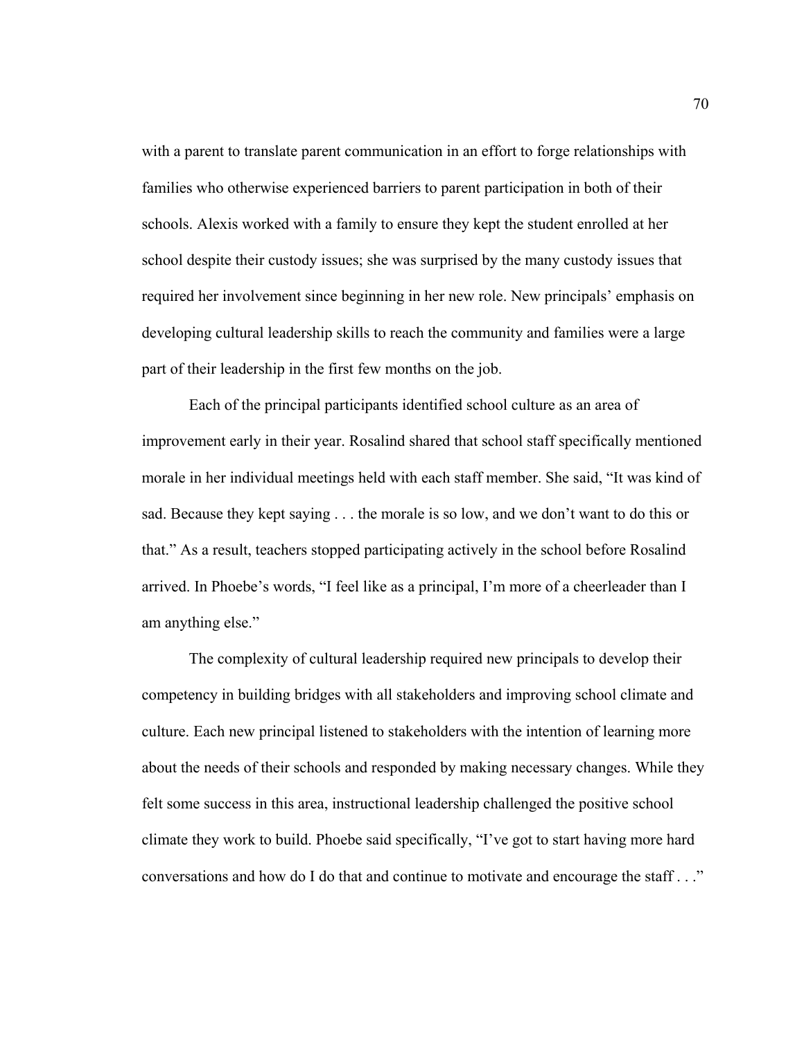with a parent to translate parent communication in an effort to forge relationships with families who otherwise experienced barriers to parent participation in both of their schools. Alexis worked with a family to ensure they kept the student enrolled at her school despite their custody issues; she was surprised by the many custody issues that required her involvement since beginning in her new role. New principals' emphasis on developing cultural leadership skills to reach the community and families were a large part of their leadership in the first few months on the job.

Each of the principal participants identified school culture as an area of improvement early in their year. Rosalind shared that school staff specifically mentioned morale in her individual meetings held with each staff member. She said, "It was kind of sad. Because they kept saying . . . the morale is so low, and we don't want to do this or that." As a result, teachers stopped participating actively in the school before Rosalind arrived. In Phoebe's words, "I feel like as a principal, I'm more of a cheerleader than I am anything else."

The complexity of cultural leadership required new principals to develop their competency in building bridges with all stakeholders and improving school climate and culture. Each new principal listened to stakeholders with the intention of learning more about the needs of their schools and responded by making necessary changes. While they felt some success in this area, instructional leadership challenged the positive school climate they work to build. Phoebe said specifically, "I've got to start having more hard conversations and how do I do that and continue to motivate and encourage the staff . . ."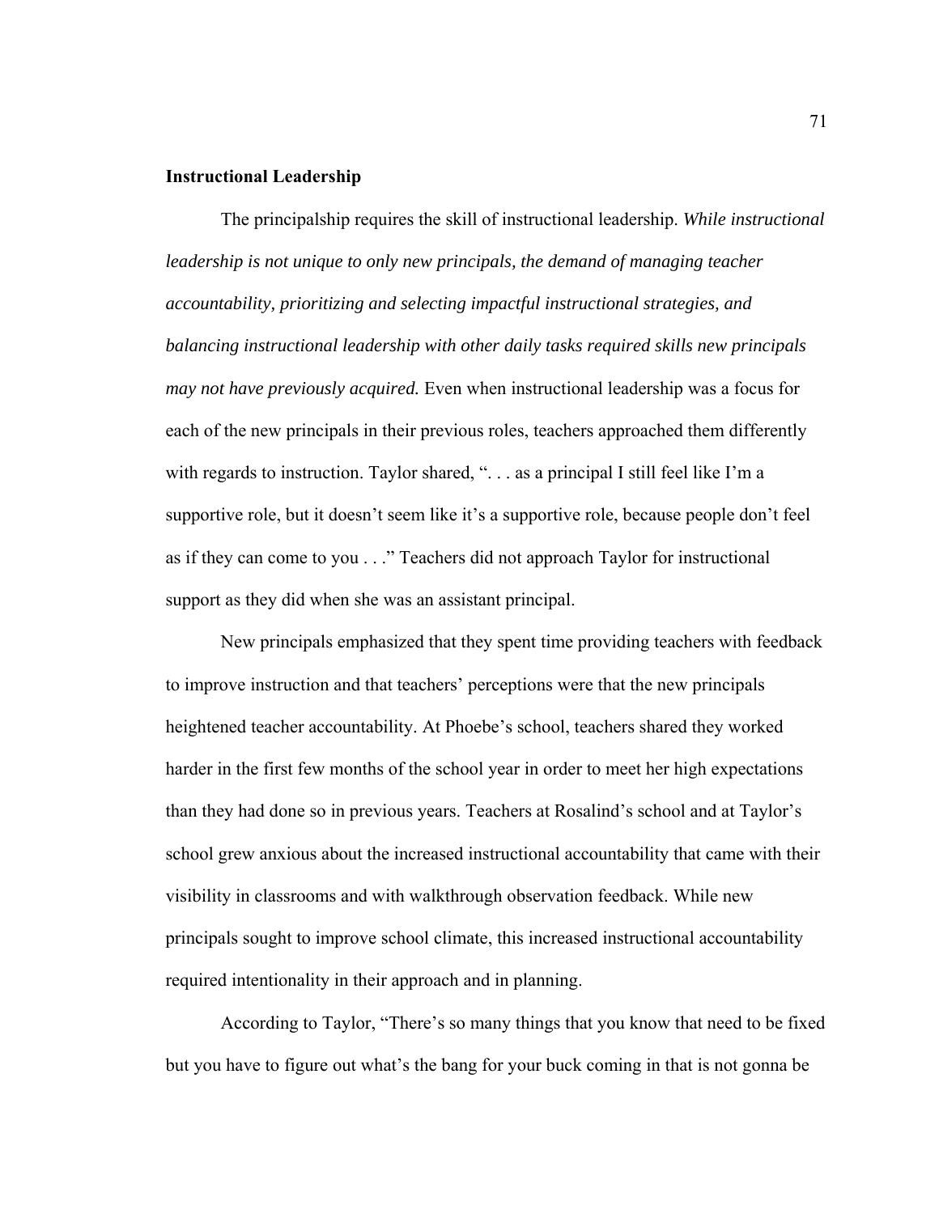## Instructional Leadership

The principalship requires the skill of instructional leadership. *While instructional leadership is not unique to only new principals, the demand of managing teacher accountability, prioritizing and selecting impactful instructional strategies, and balancing instructional leadership with other daily tasks required skills new principals may not have previously acquired.* Even when instructional leadership was a focus for each of the new principals in their previous roles, teachers approached them differently with regards to instruction. Taylor shared, ". . . as a principal I still feel like I'm a supportive role, but it doesn't seem like it's a supportive role, because people don't feel as if they can come to you . . ." Teachers did not approach Taylor for instructional support as they did when she was an assistant principal.

New principals emphasized that they spent time providing teachers with feedback to improve instruction and that teachers' perceptions were that the new principals heightened teacher accountability. At Phoebe's school, teachers shared they worked harder in the first few months of the school year in order to meet her high expectations than they had done so in previous years. Teachers at Rosalind's school and at Taylor's school grew anxious about the increased instructional accountability that came with their visibility in classrooms and with walkthrough observation feedback. While new principals sought to improve school climate, this increased instructional accountability required intentionality in their approach and in planning.

According to Taylor, "There's so many things that you know that need to be fixed but you have to figure out what's the bang for your buck coming in that is not gonna be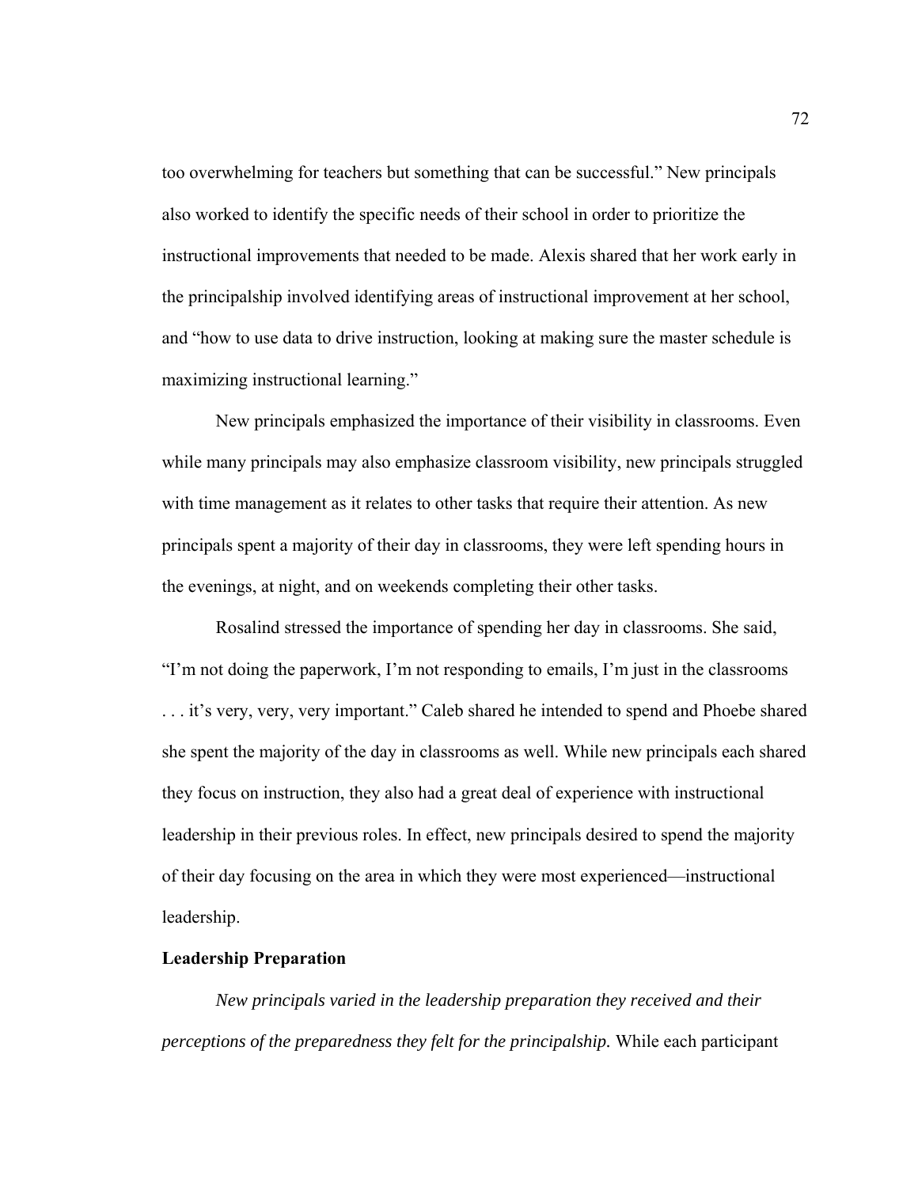too overwhelming for teachers but something that can be successful." New principals also worked to identify the specific needs of their school in order to prioritize the instructional improvements that needed to be made. Alexis shared that her work early in the principalship involved identifying areas of instructional improvement at her school, and "how to use data to drive instruction, looking at making sure the master schedule is maximizing instructional learning."

New principals emphasized the importance of their visibility in classrooms. Even while many principals may also emphasize classroom visibility, new principals struggled with time management as it relates to other tasks that require their attention. As new principals spent a majority of their day in classrooms, they were left spending hours in the evenings, at night, and on weekends completing their other tasks.

Rosalind stressed the importance of spending her day in classrooms. She said, "I'm not doing the paperwork, I'm not responding to emails, I'm just in the classrooms . . . it's very, very, very important." Caleb shared he intended to spend and Phoebe shared she spent the majority of the day in classrooms as well. While new principals each shared they focus on instruction, they also had a great deal of experience with instructional leadership in their previous roles. In effect, new principals desired to spend the majority of their day focusing on the area in which they were most experienced—instructional leadership.

**Leadership Preparation**

*New principals varied in the leadership preparation they received and their perceptions of the preparedness they felt for the principalship.* While each participant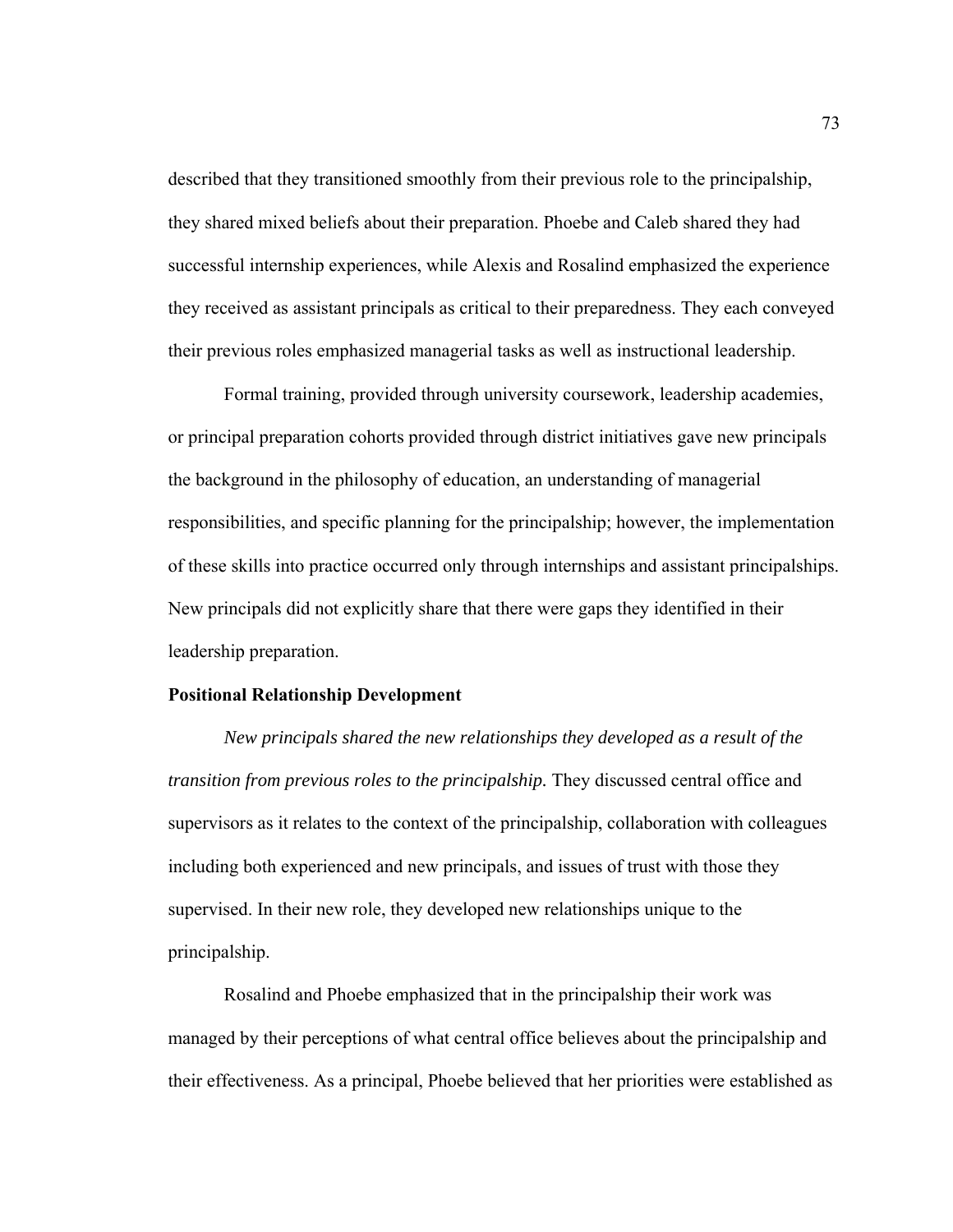described that they transitioned smoothly from their previous role to the principalship, they shared mixed beliefs about their preparation. Phoebe and Caleb shared they had successful internship experiences, while Alexis and Rosalind emphasized the experience they received as assistant principals as critical to their preparedness. They each conveyed their previous roles emphasized managerial tasks as well as instructional leadership.

Formal training, provided through university coursework, leadership academies, or principal preparation cohorts provided through district initiatives gave new principals the background in the philosophy of education, an understanding of managerial responsibilities, and specific planning for the principalship; however, the implementation of these skills into practice occurred only through internships and assistant principalships. New principals did not explicitly share that there were gaps they identified in their leadership preparation.

**Positional Relationship Development**

*New principals shared the new relationships they developed as a result of the transition from previous roles to the principalship.* They discussed central office and supervisors as it relates to the context of the principalship, collaboration with colleagues including both experienced and new principals, and issues of trust with those they supervised. In their new role, they developed new relationships unique to the principalship.

Rosalind and Phoebe emphasized that in the principalship their work was managed by their perceptions of what central office believes about the principalship and their effectiveness. As a principal, Phoebe believed that her priorities were established as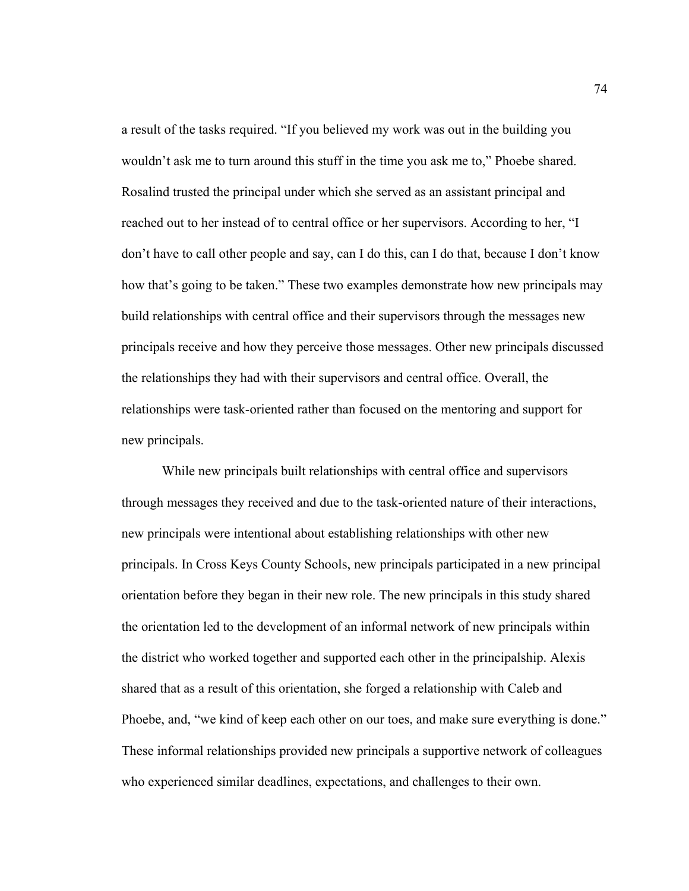a result of the tasks required. "If you believed my work was out in the building you wouldn't ask me to turn around this stuff in the time you ask me to," Phoebe shared. Rosalind trusted the principal under which she served as an assistant principal and reached out to her instead of to central office or her supervisors. According to her, "I don't have to call other people and say, can I do this, can I do that, because I don't know how that's going to be taken." These two examples demonstrate how new principals may build relationships with central office and their supervisors through the messages new principals receive and how they perceive those messages. Other new principals discussed the relationships they had with their supervisors and central office. Overall, the relationships were task-oriented rather than focused on the mentoring and support for new principals.

While new principals built relationships with central office and supervisors through messages they received and due to the task-oriented nature of their interactions, new principals were intentional about establishing relationships with other new principals. In Cross Keys County Schools, new principals participated in a new principal orientation before they began in their new role. The new principals in this study shared the orientation led to the development of an informal network of new principals within the district who worked together and supported each other in the principalship. Alexis shared that as a result of this orientation, she forged a relationship with Caleb and Phoebe, and, "we kind of keep each other on our toes, and make sure everything is done." These informal relationships provided new principals a supportive network of colleagues who experienced similar deadlines, expectations, and challenges to their own.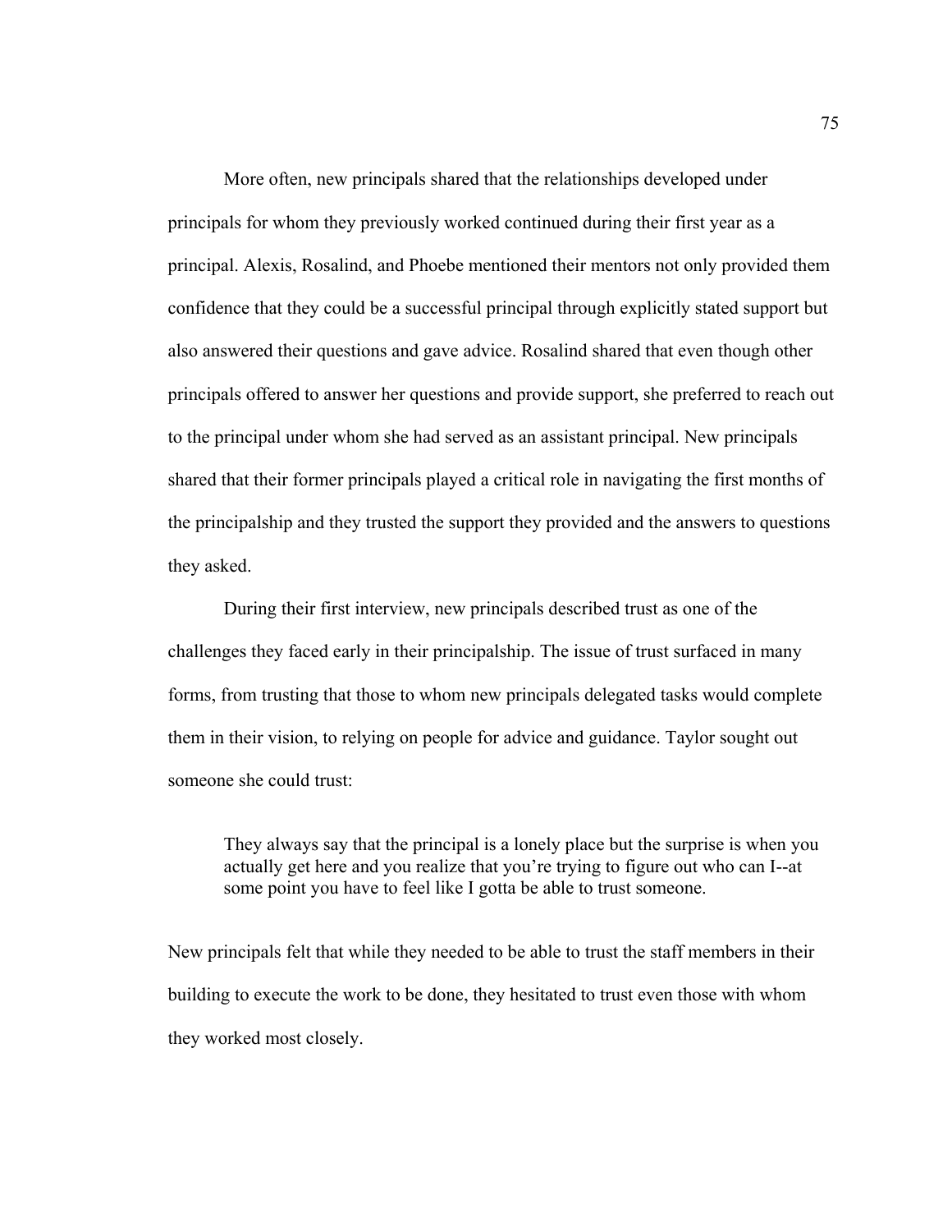More often, new principals shared that the relationships developed under principals for whom they previously worked continued during their first year as a principal. Alexis, Rosalind, and Phoebe mentioned their mentors not only provided them confidence that they could be a successful principal through explicitly stated support but also answered their questions and gave advice. Rosalind shared that even though other principals offered to answer her questions and provide support, she preferred to reach out to the principal under whom she had served as an assistant principal. New principals shared that their former principals played a critical role in navigating the first months of the principalship and they trusted the support they provided and the answers to questions they asked.

During their first interview, new principals described trust as one of the challenges they faced early in their principalship. The issue of trust surfaced in many forms, from trusting that those to whom new principals delegated tasks would complete them in their vision, to relying on people for advice and guidance. Taylor sought out someone she could trust:

> They always say that the principal is a lonely place but the surprise is when you actually get here and you realize that you're trying to figure out who can I--at some point you have to feel like I gotta be able to trust someone.

New principals felt that while they needed to be able to trust the staff members in their building to execute the work to be done, they hesitated to trust even those with whom they worked most closely.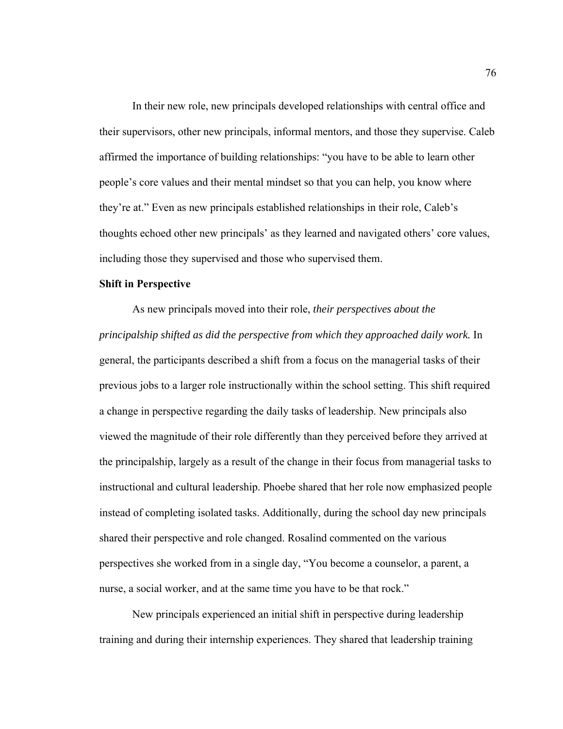In their new role, new principals developed relationships with central office and their supervisors, other new principals, informal mentors, and those they supervise. Caleb affirmed the importance of building relationships: "you have to be able to learn other people's core values and their mental mindset so that you can help, you know where they're at." Even as new principals established relationships in their role, Caleb's thoughts echoed other new principals' as they learned and navigated others' core values, including those they supervised and those who supervised them.

**Shift in Perspective**

As new principals moved into their role, *their perspectives about the principalship shifted as did the perspective from which they approached daily work.* In general, the participants described a shift from a focus on the managerial tasks of their previous jobs to a larger role instructionally within the school setting. This shift required a change in perspective regarding the daily tasks of leadership. New principals also viewed the magnitude of their role differently than they perceived before they arrived at the principalship, largely as a result of the change in their focus from managerial tasks to instructional and cultural leadership. Phoebe shared that her role now emphasized people instead of completing isolated tasks. Additionally, during the school day new principals shared their perspective and role changed. Rosalind commented on the various perspectives she worked from in a single day, "You become a counselor, a parent, a nurse, a social worker, and at the same time you have to be that rock."

New principals experienced an initial shift in perspective during leadership training and during their internship experiences. They shared that leadership training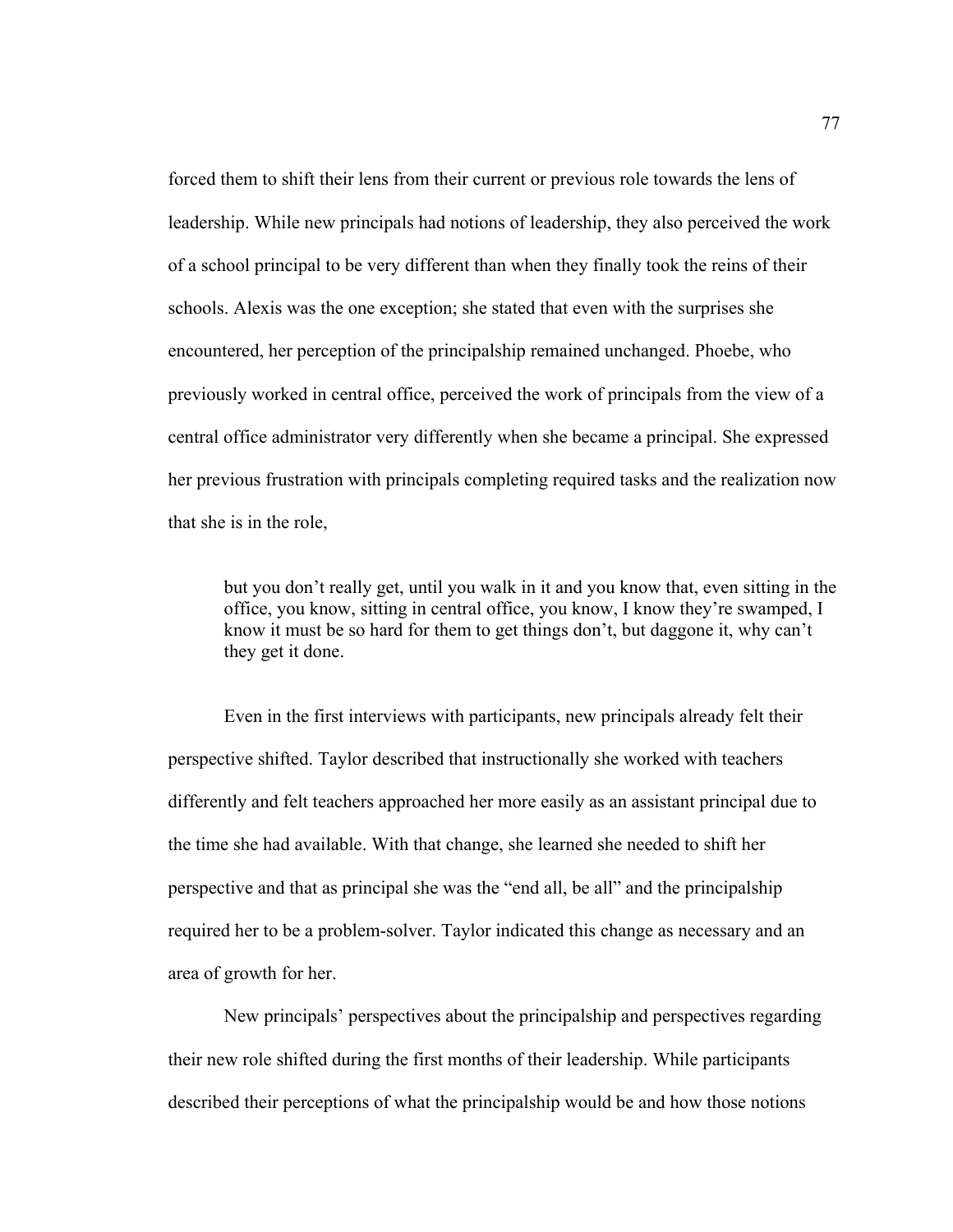forced them to shift their lens from their current or previous role towards the lens of leadership. While new principals had notions of leadership, they also perceived the work of a school principal to be very different than when they finally took the reins of their schools. Alexis was the one exception; she stated that even with the surprises she encountered, her perception of the principalship remained unchanged. Phoebe, who previously worked in central office, perceived the work of principals from the view of a central office administrator very differently when she became a principal. She expressed her previous frustration with principals completing required tasks and the realization now that she is in the role,

> but you don't really get, until you walk in it and you know that, even sitting in the office, you know, sitting in central office, you know, I know they're swamped, I know it must be so hard for them to get things don't, but daggone it, why can't they get it done.

Even in the first interviews with participants, new principals already felt their perspective shifted. Taylor described that instructionally she worked with teachers differently and felt teachers approached her more easily as an assistant principal due to the time she had available. With that change, she learned she needed to shift her perspective and that as principal she was the "end all, be all" and the principalship required her to be a problem-solver. Taylor indicated this change as necessary and an area of growth for her.

New principals' perspectives about the principalship and perspectives regarding their new role shifted during the first months of their leadership. While participants described their perceptions of what the principalship would be and how those notions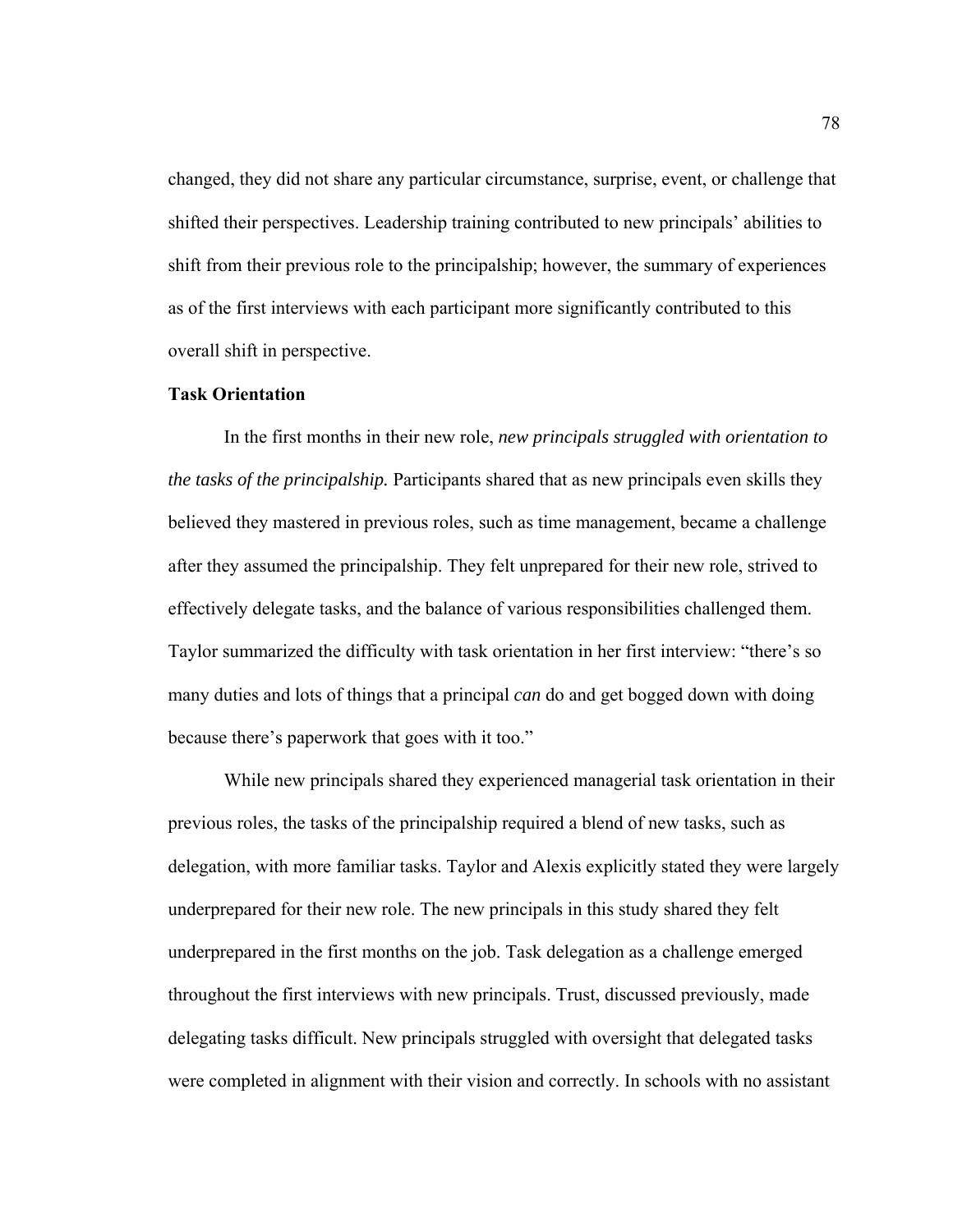changed, they did not share any particular circumstance, surprise, event, or challenge that shifted their perspectives. Leadership training contributed to new principals' abilities to shift from their previous role to the principalship; however, the summary of experiences as of the first interviews with each participant more significantly contributed to this overall shift in perspective.

**Task Orientation**

In the first months in their new role, *new principals struggled with orientation to the tasks of the principalship.* Participants shared that as new principals even skills they believed they mastered in previous roles, such as time management, became a challenge after they assumed the principalship. They felt unprepared for their new role, strived to effectively delegate tasks, and the balance of various responsibilities challenged them. Taylor summarized the difficulty with task orientation in her first interview: "there's so many duties and lots of things that a principal *can* do and get bogged down with doing because there's paperwork that goes with it too."

While new principals shared they experienced managerial task orientation in their previous roles, the tasks of the principalship required a blend of new tasks, such as delegation, with more familiar tasks. Taylor and Alexis explicitly stated they were largely underprepared for their new role. The new principals in this study shared they felt underprepared in the first months on the job. Task delegation as a challenge emerged throughout the first interviews with new principals. Trust, discussed previously, made delegating tasks difficult. New principals struggled with oversight that delegated tasks were completed in alignment with their vision and correctly. In schools with no assistant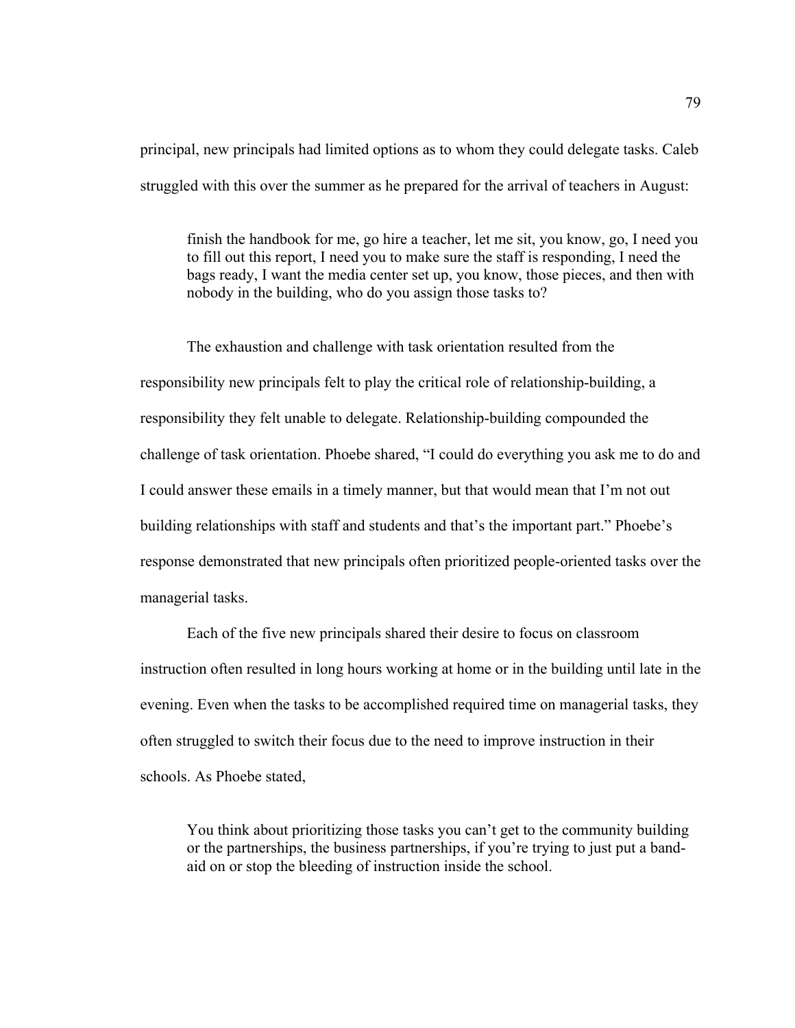principal, new principals had limited options as to whom they could delegate tasks. Caleb struggled with this over the summer as he prepared for the arrival of teachers in August:

> finish the handbook for me, go hire a teacher, let me sit, you know, go, I need you to fill out this report, I need you to make sure the staff is responding, I need the bags ready, I want the media center set up, you know, those pieces, and then with nobody in the building, who do you assign those tasks to?

The exhaustion and challenge with task orientation resulted from the responsibility new principals felt to play the critical role of relationship-building, a responsibility they felt unable to delegate. Relationship-building compounded the challenge of task orientation. Phoebe shared, "I could do everything you ask me to do and I could answer these emails in a timely manner, but that would mean that I'm not out building relationships with staff and students and that's the important part." Phoebe's response demonstrated that new principals often prioritized people-oriented tasks over the managerial tasks.

Each of the five new principals shared their desire to focus on classroom instruction often resulted in long hours working at home or in the building until late in the evening. Even when the tasks to be accomplished required time on managerial tasks, they often struggled to switch their focus due to the need to improve instruction in their schools. As Phoebe stated,

> You think about prioritizing those tasks you can't get to the community building or the partnerships, the business partnerships, if you're trying to just put a band-aid on or stop the bleeding of instruction inside the school.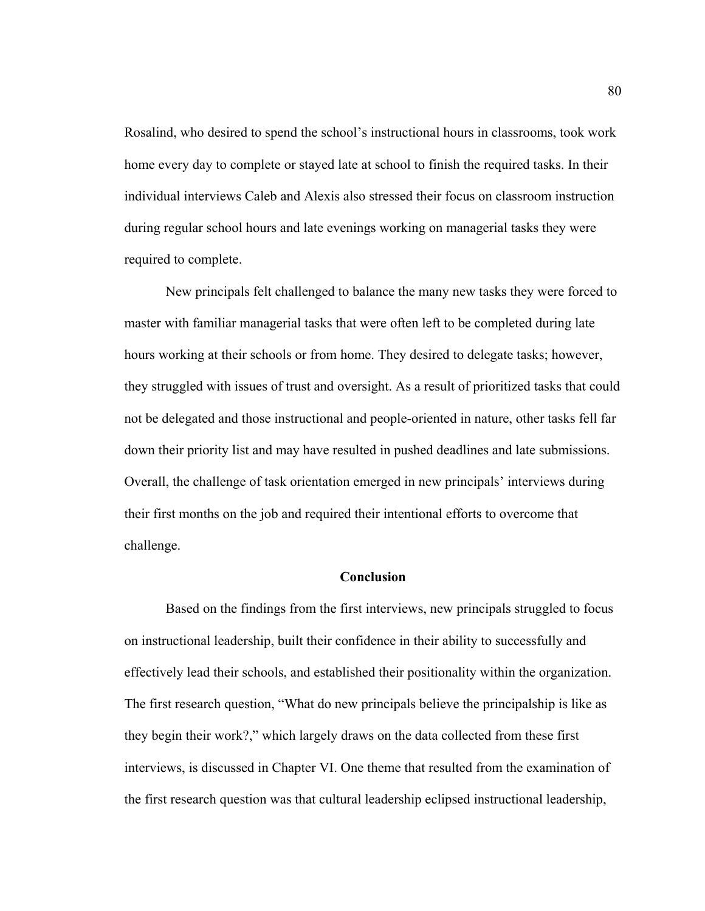Rosalind, who desired to spend the school's instructional hours in classrooms, took work home every day to complete or stayed late at school to finish the required tasks. In their individual interviews Caleb and Alexis also stressed their focus on classroom instruction during regular school hours and late evenings working on managerial tasks they were required to complete.

New principals felt challenged to balance the many new tasks they were forced to master with familiar managerial tasks that were often left to be completed during late hours working at their schools or from home. They desired to delegate tasks; however, they struggled with issues of trust and oversight. As a result of prioritized tasks that could not be delegated and those instructional and people-oriented in nature, other tasks fell far down their priority list and may have resulted in pushed deadlines and late submissions. Overall, the challenge of task orientation emerged in new principals' interviews during their first months on the job and required their intentional efforts to overcome that challenge.

## Conclusion

Based on the findings from the first interviews, new principals struggled to focus on instructional leadership, built their confidence in their ability to successfully and effectively lead their schools, and established their positionality within the organization. The first research question, "What do new principals believe the principalship is like as they begin their work?," which largely draws on the data collected from these first interviews, is discussed in Chapter VI. One theme that resulted from the examination of the first research question was that cultural leadership eclipsed instructional leadership,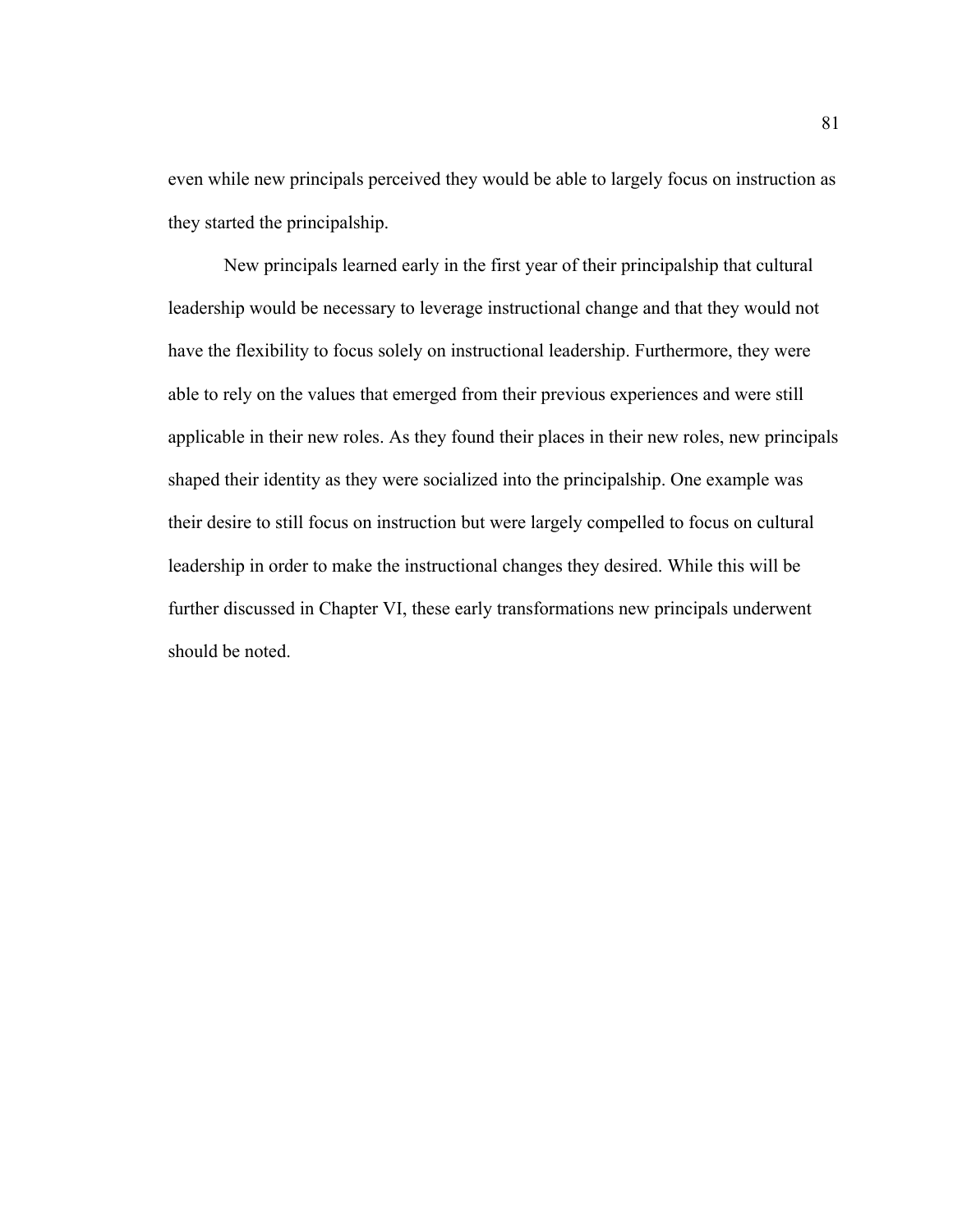even while new principals perceived they would be able to largely focus on instruction as they started the principalship.

New principals learned early in the first year of their principalship that cultural leadership would be necessary to leverage instructional change and that they would not have the flexibility to focus solely on instructional leadership. Furthermore, they were able to rely on the values that emerged from their previous experiences and were still applicable in their new roles. As they found their places in their new roles, new principals shaped their identity as they were socialized into the principalship. One example was their desire to still focus on instruction but were largely compelled to focus on cultural leadership in order to make the instructional changes they desired. While this will be further discussed in Chapter VI, these early transformations new principals underwent should be noted.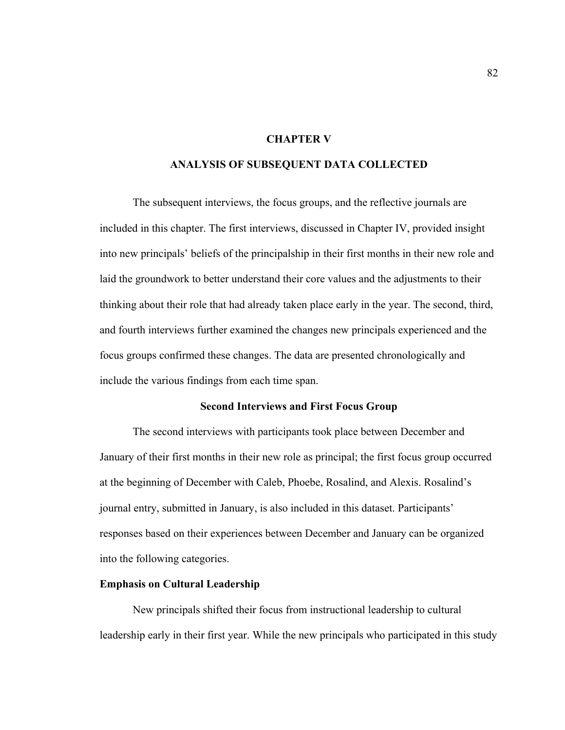# CHAPTER V

# ANALYSIS OF SUBSEQUENT DATA COLLECTED

The subsequent interviews, the focus groups, and the reflective journals are included in this chapter. The first interviews, discussed in Chapter IV, provided insight into new principals' beliefs of the principalship in their first months in their new role and laid the groundwork to better understand their core values and the adjustments to their thinking about their role that had already taken place early in the year. The second, third, and fourth interviews further examined the changes new principals experienced and the focus groups confirmed these changes. The data are presented chronologically and include the various findings from each time span.

## Second Interviews and First Focus Group

The second interviews with participants took place between December and January of their first months in their new role as principal; the first focus group occurred at the beginning of December with Caleb, Phoebe, Rosalind, and Alexis. Rosalind's journal entry, submitted in January, is also included in this dataset. Participants' responses based on their experiences between December and January can be organized into the following categories.

### Emphasis on Cultural Leadership

New principals shifted their focus from instructional leadership to cultural leadership early in their first year. While the new principals who participated in this study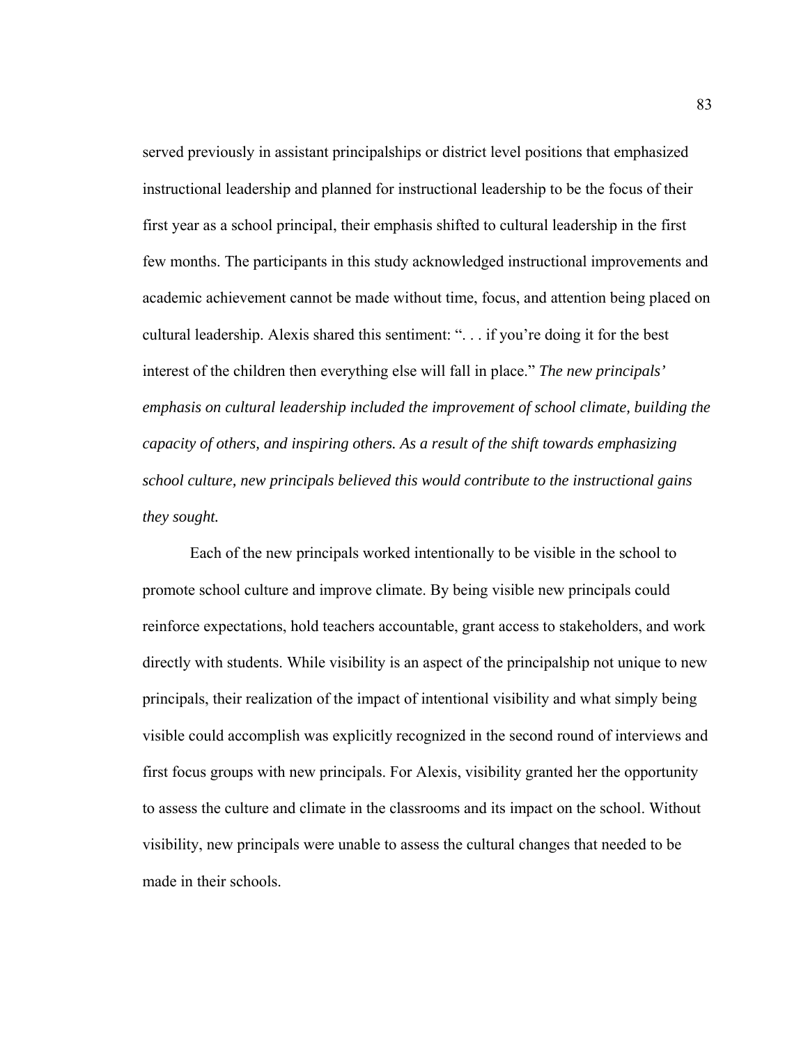served previously in assistant principalships or district level positions that emphasized instructional leadership and planned for instructional leadership to be the focus of their first year as a school principal, their emphasis shifted to cultural leadership in the first few months. The participants in this study acknowledged instructional improvements and academic achievement cannot be made without time, focus, and attention being placed on cultural leadership. Alexis shared this sentiment: ". . . if you're doing it for the best interest of the children then everything else will fall in place." *The new principals' emphasis on cultural leadership included the improvement of school climate, building the capacity of others, and inspiring others. As a result of the shift towards emphasizing school culture, new principals believed this would contribute to the instructional gains they sought.*

Each of the new principals worked intentionally to be visible in the school to promote school culture and improve climate. By being visible new principals could reinforce expectations, hold teachers accountable, grant access to stakeholders, and work directly with students. While visibility is an aspect of the principalship not unique to new principals, their realization of the impact of intentional visibility and what simply being visible could accomplish was explicitly recognized in the second round of interviews and first focus groups with new principals. For Alexis, visibility granted her the opportunity to assess the culture and climate in the classrooms and its impact on the school. Without visibility, new principals were unable to assess the cultural changes that needed to be made in their schools.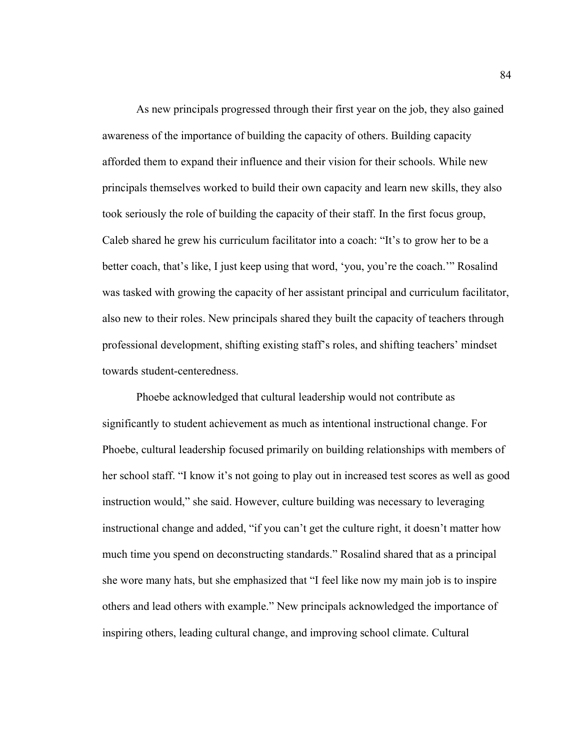As new principals progressed through their first year on the job, they also gained awareness of the importance of building the capacity of others. Building capacity afforded them to expand their influence and their vision for their schools. While new principals themselves worked to build their own capacity and learn new skills, they also took seriously the role of building the capacity of their staff. In the first focus group, Caleb shared he grew his curriculum facilitator into a coach: "It's to grow her to be a better coach, that's like, I just keep using that word, 'you, you're the coach.'" Rosalind was tasked with growing the capacity of her assistant principal and curriculum facilitator, also new to their roles. New principals shared they built the capacity of teachers through professional development, shifting existing staff's roles, and shifting teachers' mindset towards student-centeredness.

Phoebe acknowledged that cultural leadership would not contribute as significantly to student achievement as much as intentional instructional change. For Phoebe, cultural leadership focused primarily on building relationships with members of her school staff. "I know it's not going to play out in increased test scores as well as good instruction would," she said. However, culture building was necessary to leveraging instructional change and added, "if you can't get the culture right, it doesn't matter how much time you spend on deconstructing standards." Rosalind shared that as a principal she wore many hats, but she emphasized that "I feel like now my main job is to inspire others and lead others with example." New principals acknowledged the importance of inspiring others, leading cultural change, and improving school climate. Cultural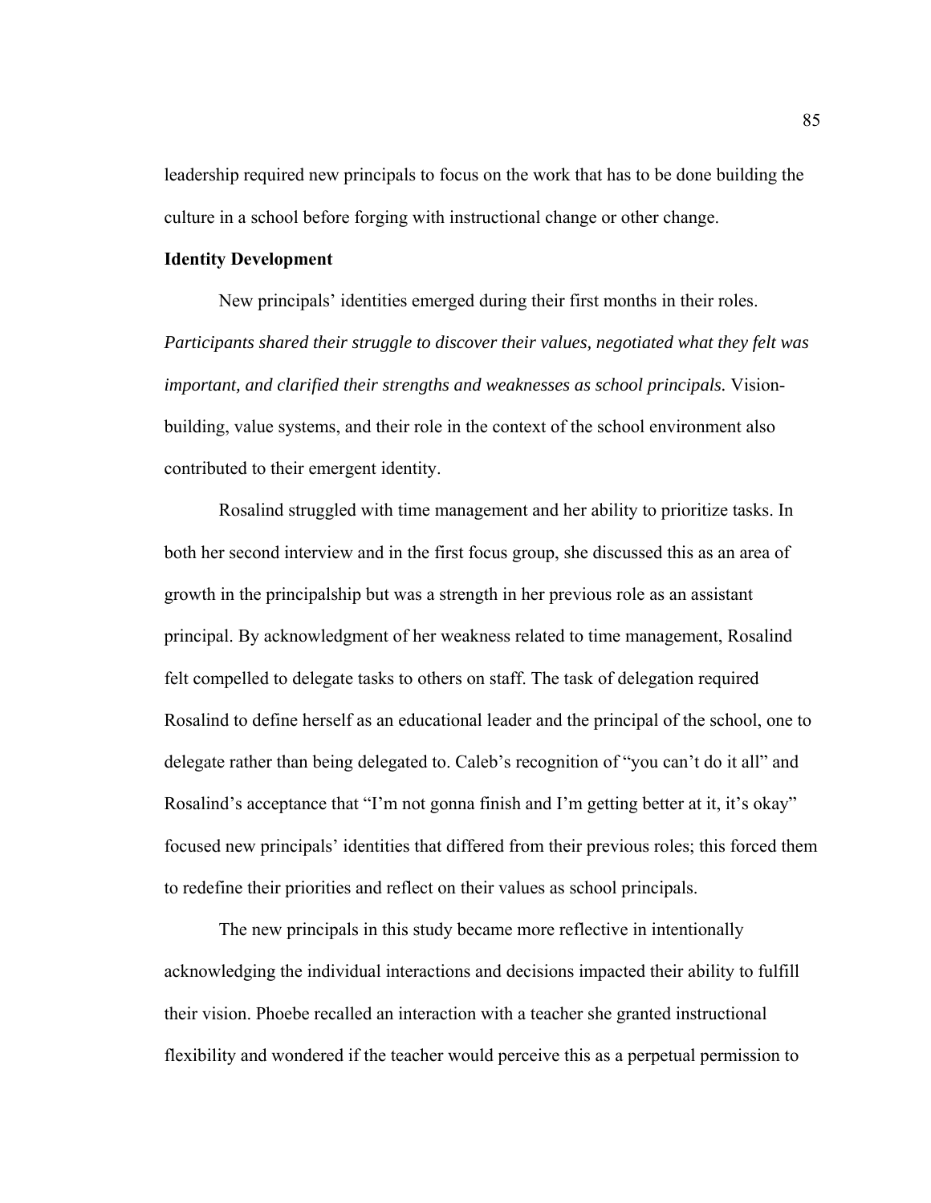leadership required new principals to focus on the work that has to be done building the culture in a school before forging with instructional change or other change.

**Identity Development**

New principals' identities emerged during their first months in their roles. *Participants shared their struggle to discover their values, negotiated what they felt was important, and clarified their strengths and weaknesses as school principals.* Vision-building, value systems, and their role in the context of the school environment also contributed to their emergent identity.

Rosalind struggled with time management and her ability to prioritize tasks. In both her second interview and in the first focus group, she discussed this as an area of growth in the principalship but was a strength in her previous role as an assistant principal. By acknowledgment of her weakness related to time management, Rosalind felt compelled to delegate tasks to others on staff. The task of delegation required Rosalind to define herself as an educational leader and the principal of the school, one to delegate rather than being delegated to. Caleb's recognition of "you can't do it all" and Rosalind's acceptance that "I'm not gonna finish and I'm getting better at it, it's okay" focused new principals' identities that differed from their previous roles; this forced them to redefine their priorities and reflect on their values as school principals.

The new principals in this study became more reflective in intentionally acknowledging the individual interactions and decisions impacted their ability to fulfill their vision. Phoebe recalled an interaction with a teacher she granted instructional flexibility and wondered if the teacher would perceive this as a perpetual permission to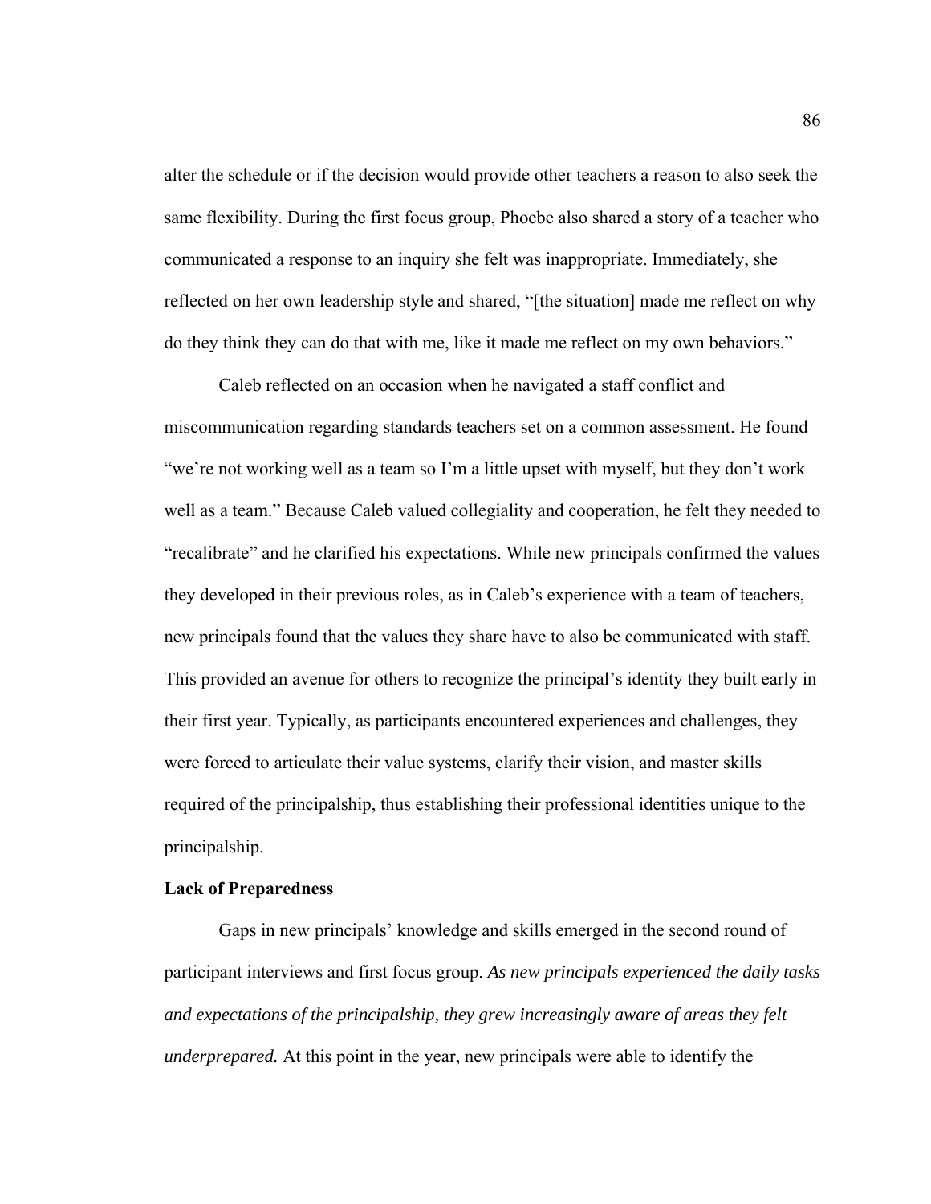alter the schedule or if the decision would provide other teachers a reason to also seek the same flexibility. During the first focus group, Phoebe also shared a story of a teacher who communicated a response to an inquiry she felt was inappropriate. Immediately, she reflected on her own leadership style and shared, "[the situation] made me reflect on why do they think they can do that with me, like it made me reflect on my own behaviors."

Caleb reflected on an occasion when he navigated a staff conflict and miscommunication regarding standards teachers set on a common assessment. He found "we're not working well as a team so I'm a little upset with myself, but they don't work well as a team." Because Caleb valued collegiality and cooperation, he felt they needed to "recalibrate" and he clarified his expectations. While new principals confirmed the values they developed in their previous roles, as in Caleb's experience with a team of teachers, new principals found that the values they share have to also be communicated with staff. This provided an avenue for others to recognize the principal's identity they built early in their first year. Typically, as participants encountered experiences and challenges, they were forced to articulate their value systems, clarify their vision, and master skills required of the principalship, thus establishing their professional identities unique to the principalship.

**Lack of Preparedness**

Gaps in new principals' knowledge and skills emerged in the second round of participant interviews and first focus group. *As new principals experienced the daily tasks and expectations of the principalship, they grew increasingly aware of areas they felt underprepared.* At this point in the year, new principals were able to identify the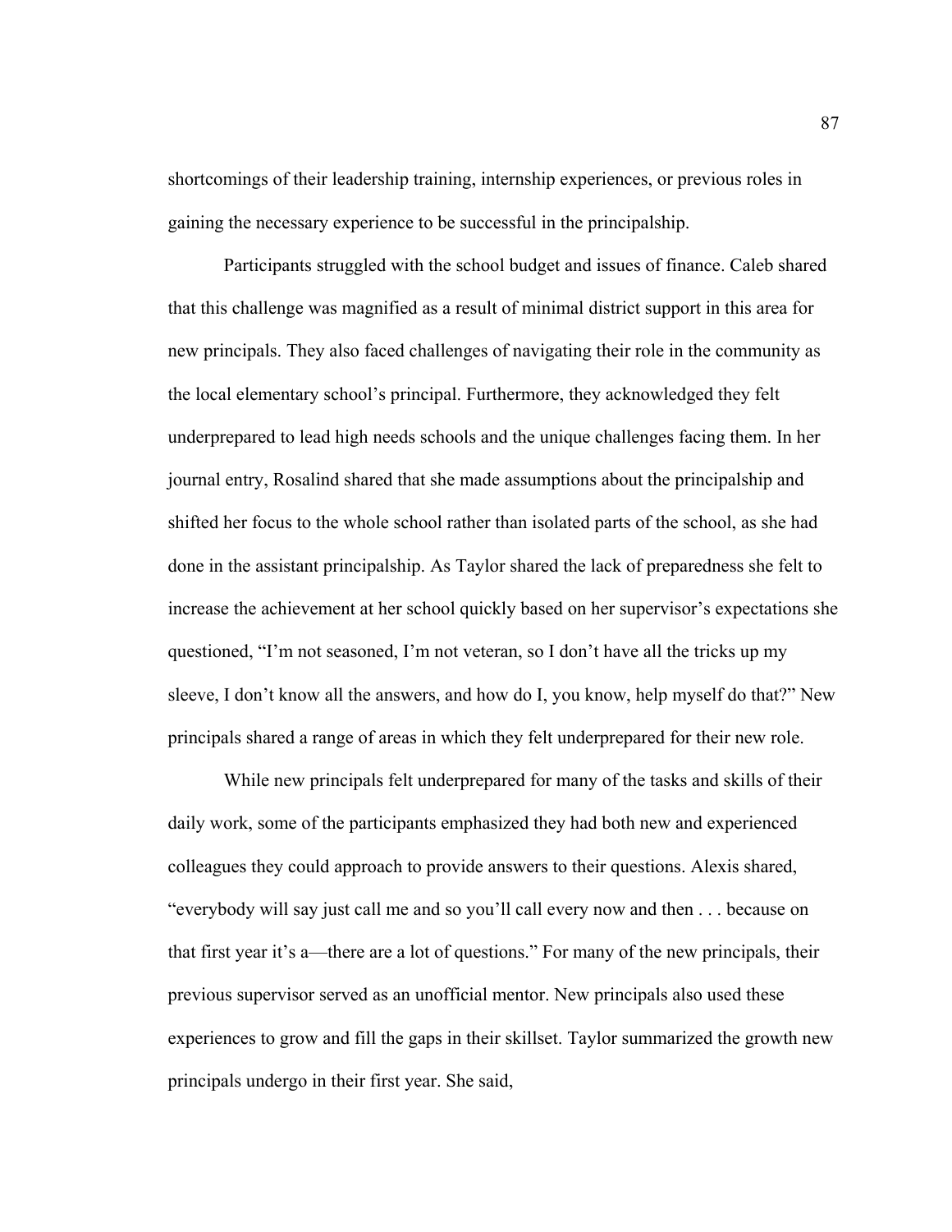shortcomings of their leadership training, internship experiences, or previous roles in gaining the necessary experience to be successful in the principalship.

Participants struggled with the school budget and issues of finance. Caleb shared that this challenge was magnified as a result of minimal district support in this area for new principals. They also faced challenges of navigating their role in the community as the local elementary school's principal. Furthermore, they acknowledged they felt underprepared to lead high needs schools and the unique challenges facing them. In her journal entry, Rosalind shared that she made assumptions about the principalship and shifted her focus to the whole school rather than isolated parts of the school, as she had done in the assistant principalship. As Taylor shared the lack of preparedness she felt to increase the achievement at her school quickly based on her supervisor's expectations she questioned, "I'm not seasoned, I'm not veteran, so I don't have all the tricks up my sleeve, I don't know all the answers, and how do I, you know, help myself do that?" New principals shared a range of areas in which they felt underprepared for their new role.

While new principals felt underprepared for many of the tasks and skills of their daily work, some of the participants emphasized they had both new and experienced colleagues they could approach to provide answers to their questions. Alexis shared, "everybody will say just call me and so you'll call every now and then . . . because on that first year it's a—there are a lot of questions." For many of the new principals, their previous supervisor served as an unofficial mentor. New principals also used these experiences to grow and fill the gaps in their skillset. Taylor summarized the growth new principals undergo in their first year. She said,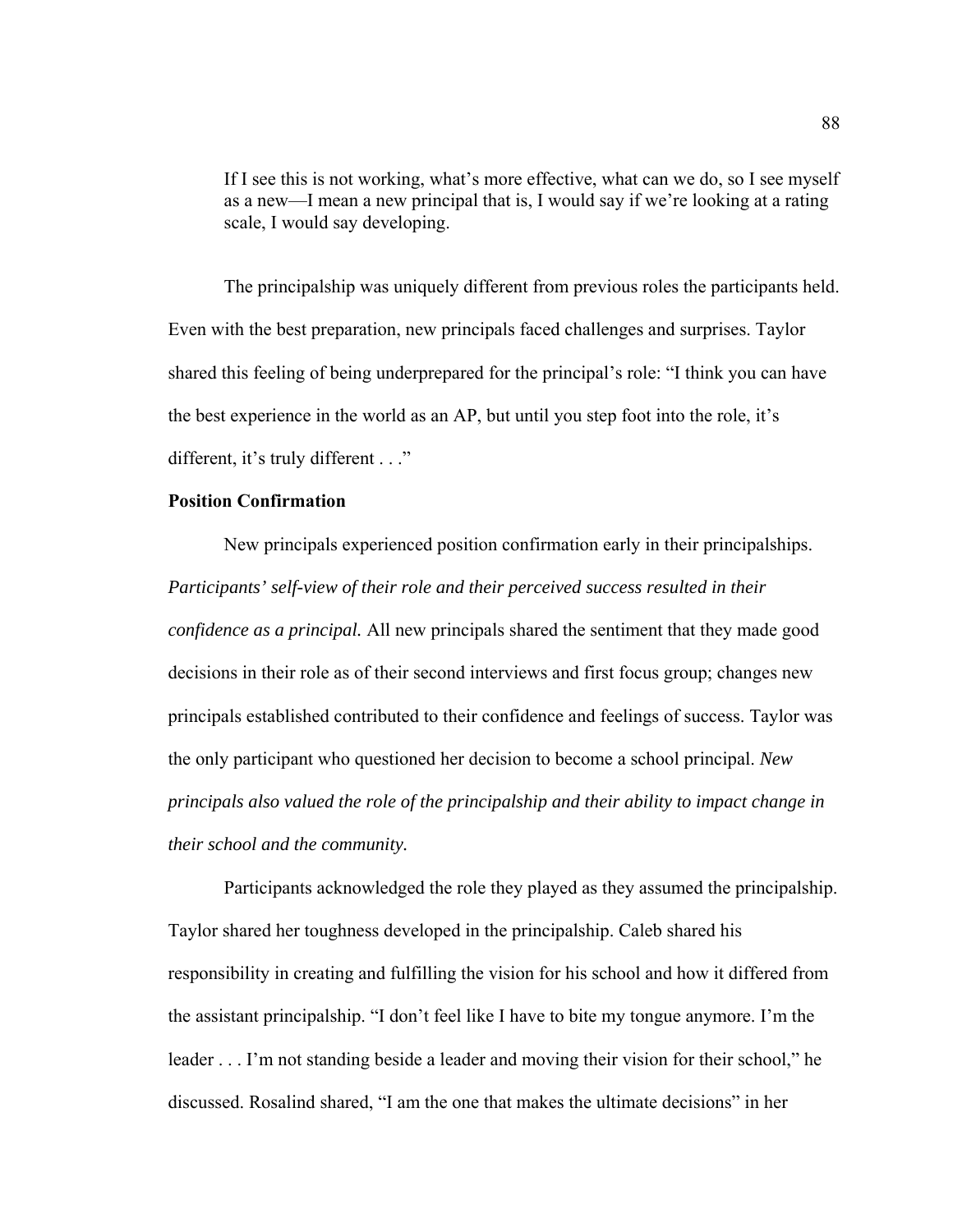> If I see this is not working, what's more effective, what can we do, so I see myself as a new—I mean a new principal that is, I would say if we're looking at a rating scale, I would say developing.

The principalship was uniquely different from previous roles the participants held. Even with the best preparation, new principals faced challenges and surprises. Taylor shared this feeling of being underprepared for the principal's role: "I think you can have the best experience in the world as an AP, but until you step foot into the role, it's different, it's truly different . . ."

**Position Confirmation**

New principals experienced position confirmation early in their principalships. *Participants' self-view of their role and their perceived success resulted in their confidence as a principal.* All new principals shared the sentiment that they made good decisions in their role as of their second interviews and first focus group; changes new principals established contributed to their confidence and feelings of success. Taylor was the only participant who questioned her decision to become a school principal. *New principals also valued the role of the principalship and their ability to impact change in their school and the community.*

Participants acknowledged the role they played as they assumed the principalship. Taylor shared her toughness developed in the principalship. Caleb shared his responsibility in creating and fulfilling the vision for his school and how it differed from the assistant principalship. "I don't feel like I have to bite my tongue anymore. I'm the leader . . . I'm not standing beside a leader and moving their vision for their school," he discussed. Rosalind shared, "I am the one that makes the ultimate decisions" in her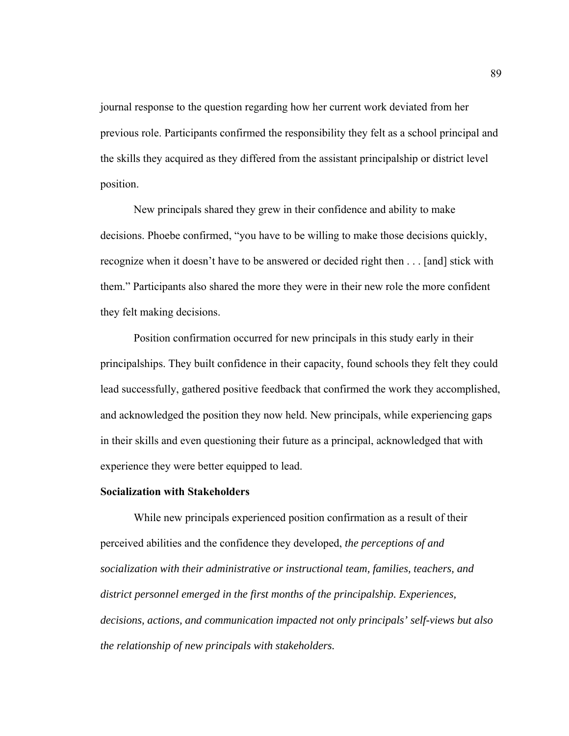journal response to the question regarding how her current work deviated from her previous role. Participants confirmed the responsibility they felt as a school principal and the skills they acquired as they differed from the assistant principalship or district level position.

New principals shared they grew in their confidence and ability to make decisions. Phoebe confirmed, "you have to be willing to make those decisions quickly, recognize when it doesn't have to be answered or decided right then . . . [and] stick with them." Participants also shared the more they were in their new role the more confident they felt making decisions.

Position confirmation occurred for new principals in this study early in their principalships. They built confidence in their capacity, found schools they felt they could lead successfully, gathered positive feedback that confirmed the work they accomplished, and acknowledged the position they now held. New principals, while experiencing gaps in their skills and even questioning their future as a principal, acknowledged that with experience they were better equipped to lead.

**Socialization with Stakeholders**

While new principals experienced position confirmation as a result of their perceived abilities and the confidence they developed, *the perceptions of and socialization with their administrative or instructional team, families, teachers, and district personnel emerged in the first months of the principalship. Experiences, decisions, actions, and communication impacted not only principals' self-views but also the relationship of new principals with stakeholders.*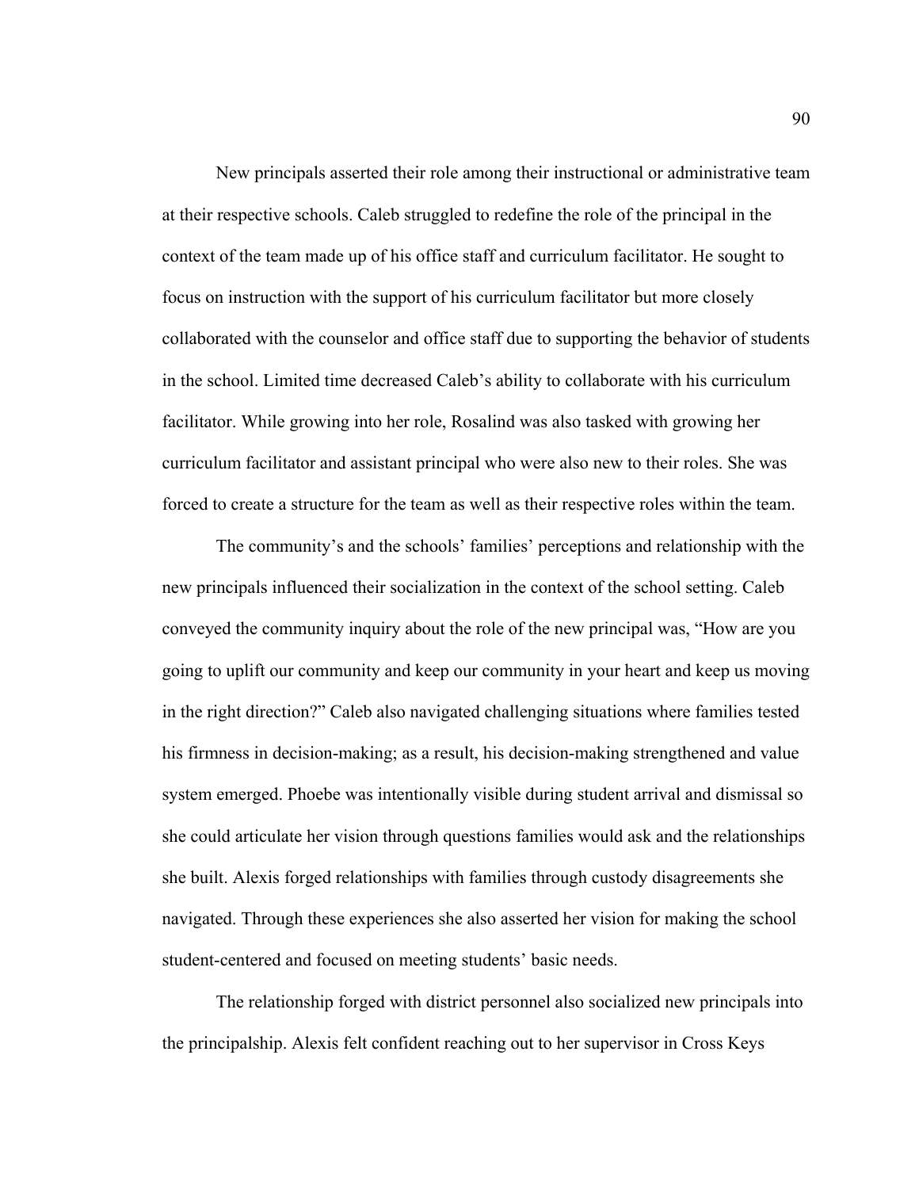New principals asserted their role among their instructional or administrative team at their respective schools. Caleb struggled to redefine the role of the principal in the context of the team made up of his office staff and curriculum facilitator. He sought to focus on instruction with the support of his curriculum facilitator but more closely collaborated with the counselor and office staff due to supporting the behavior of students in the school. Limited time decreased Caleb's ability to collaborate with his curriculum facilitator. While growing into her role, Rosalind was also tasked with growing her curriculum facilitator and assistant principal who were also new to their roles. She was forced to create a structure for the team as well as their respective roles within the team.

The community's and the schools' families' perceptions and relationship with the new principals influenced their socialization in the context of the school setting. Caleb conveyed the community inquiry about the role of the new principal was, "How are you going to uplift our community and keep our community in your heart and keep us moving in the right direction?" Caleb also navigated challenging situations where families tested his firmness in decision-making; as a result, his decision-making strengthened and value system emerged. Phoebe was intentionally visible during student arrival and dismissal so she could articulate her vision through questions families would ask and the relationships she built. Alexis forged relationships with families through custody disagreements she navigated. Through these experiences she also asserted her vision for making the school student-centered and focused on meeting students' basic needs.

The relationship forged with district personnel also socialized new principals into the principalship. Alexis felt confident reaching out to her supervisor in Cross Keys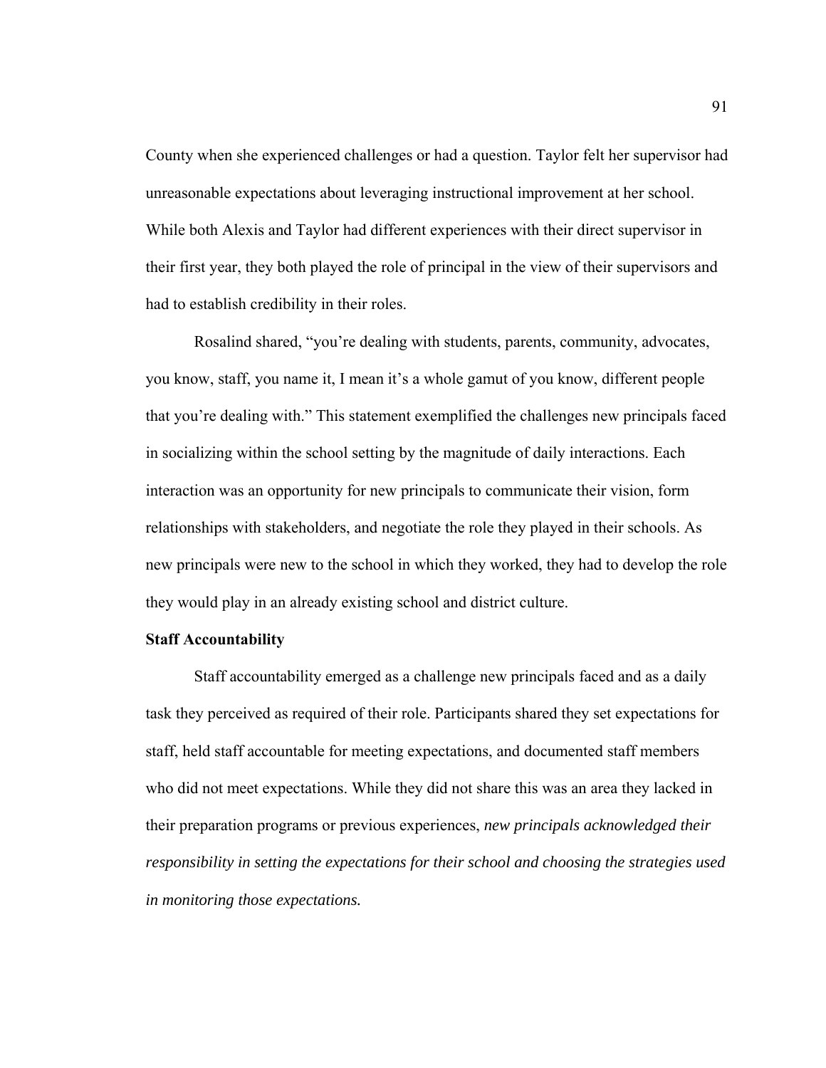County when she experienced challenges or had a question. Taylor felt her supervisor had unreasonable expectations about leveraging instructional improvement at her school. While both Alexis and Taylor had different experiences with their direct supervisor in their first year, they both played the role of principal in the view of their supervisors and had to establish credibility in their roles.

Rosalind shared, "you're dealing with students, parents, community, advocates, you know, staff, you name it, I mean it's a whole gamut of you know, different people that you're dealing with." This statement exemplified the challenges new principals faced in socializing within the school setting by the magnitude of daily interactions. Each interaction was an opportunity for new principals to communicate their vision, form relationships with stakeholders, and negotiate the role they played in their schools. As new principals were new to the school in which they worked, they had to develop the role they would play in an already existing school and district culture.

**Staff Accountability**

Staff accountability emerged as a challenge new principals faced and as a daily task they perceived as required of their role. Participants shared they set expectations for staff, held staff accountable for meeting expectations, and documented staff members who did not meet expectations. While they did not share this was an area they lacked in their preparation programs or previous experiences, *new principals acknowledged their responsibility in setting the expectations for their school and choosing the strategies used in monitoring those expectations.*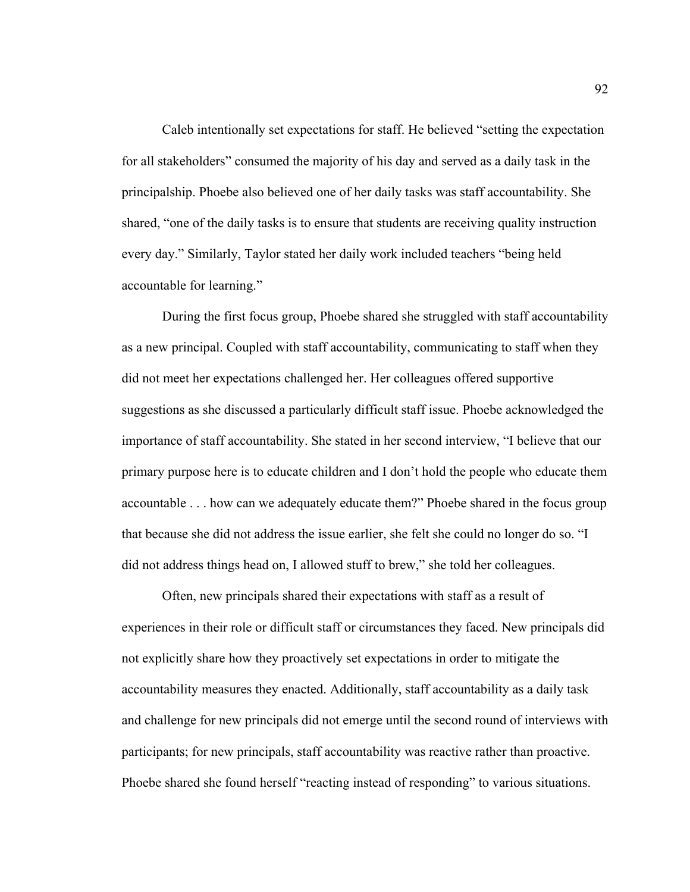Caleb intentionally set expectations for staff. He believed "setting the expectation for all stakeholders" consumed the majority of his day and served as a daily task in the principalship. Phoebe also believed one of her daily tasks was staff accountability. She shared, "one of the daily tasks is to ensure that students are receiving quality instruction every day." Similarly, Taylor stated her daily work included teachers "being held accountable for learning."

During the first focus group, Phoebe shared she struggled with staff accountability as a new principal. Coupled with staff accountability, communicating to staff when they did not meet her expectations challenged her. Her colleagues offered supportive suggestions as she discussed a particularly difficult staff issue. Phoebe acknowledged the importance of staff accountability. She stated in her second interview, "I believe that our primary purpose here is to educate children and I don't hold the people who educate them accountable . . . how can we adequately educate them?" Phoebe shared in the focus group that because she did not address the issue earlier, she felt she could no longer do so. "I did not address things head on, I allowed stuff to brew," she told her colleagues.

Often, new principals shared their expectations with staff as a result of experiences in their role or difficult staff or circumstances they faced. New principals did not explicitly share how they proactively set expectations in order to mitigate the accountability measures they enacted. Additionally, staff accountability as a daily task and challenge for new principals did not emerge until the second round of interviews with participants; for new principals, staff accountability was reactive rather than proactive. Phoebe shared she found herself "reacting instead of responding" to various situations.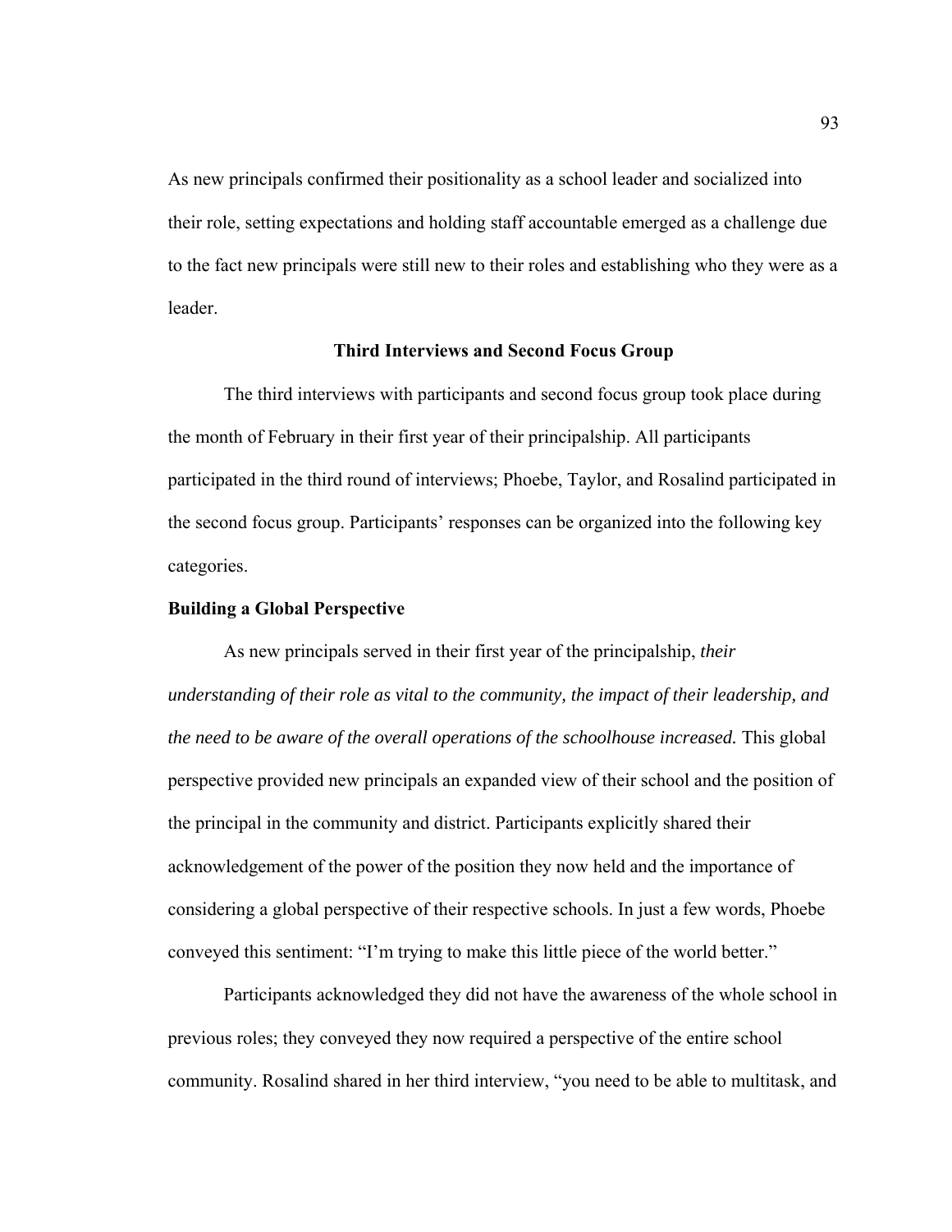As new principals confirmed their positionality as a school leader and socialized into their role, setting expectations and holding staff accountable emerged as a challenge due to the fact new principals were still new to their roles and establishing who they were as a leader.

## Third Interviews and Second Focus Group

The third interviews with participants and second focus group took place during the month of February in their first year of their principalship. All participants participated in the third round of interviews; Phoebe, Taylor, and Rosalind participated in the second focus group. Participants' responses can be organized into the following key categories.

### Building a Global Perspective

As new principals served in their first year of the principalship, *their understanding of their role as vital to the community, the impact of their leadership, and the need to be aware of the overall operations of the schoolhouse increased.* This global perspective provided new principals an expanded view of their school and the position of the principal in the community and district. Participants explicitly shared their acknowledgement of the power of the position they now held and the importance of considering a global perspective of their respective schools. In just a few words, Phoebe conveyed this sentiment: "I'm trying to make this little piece of the world better."

Participants acknowledged they did not have the awareness of the whole school in previous roles; they conveyed they now required a perspective of the entire school community. Rosalind shared in her third interview, "you need to be able to multitask, and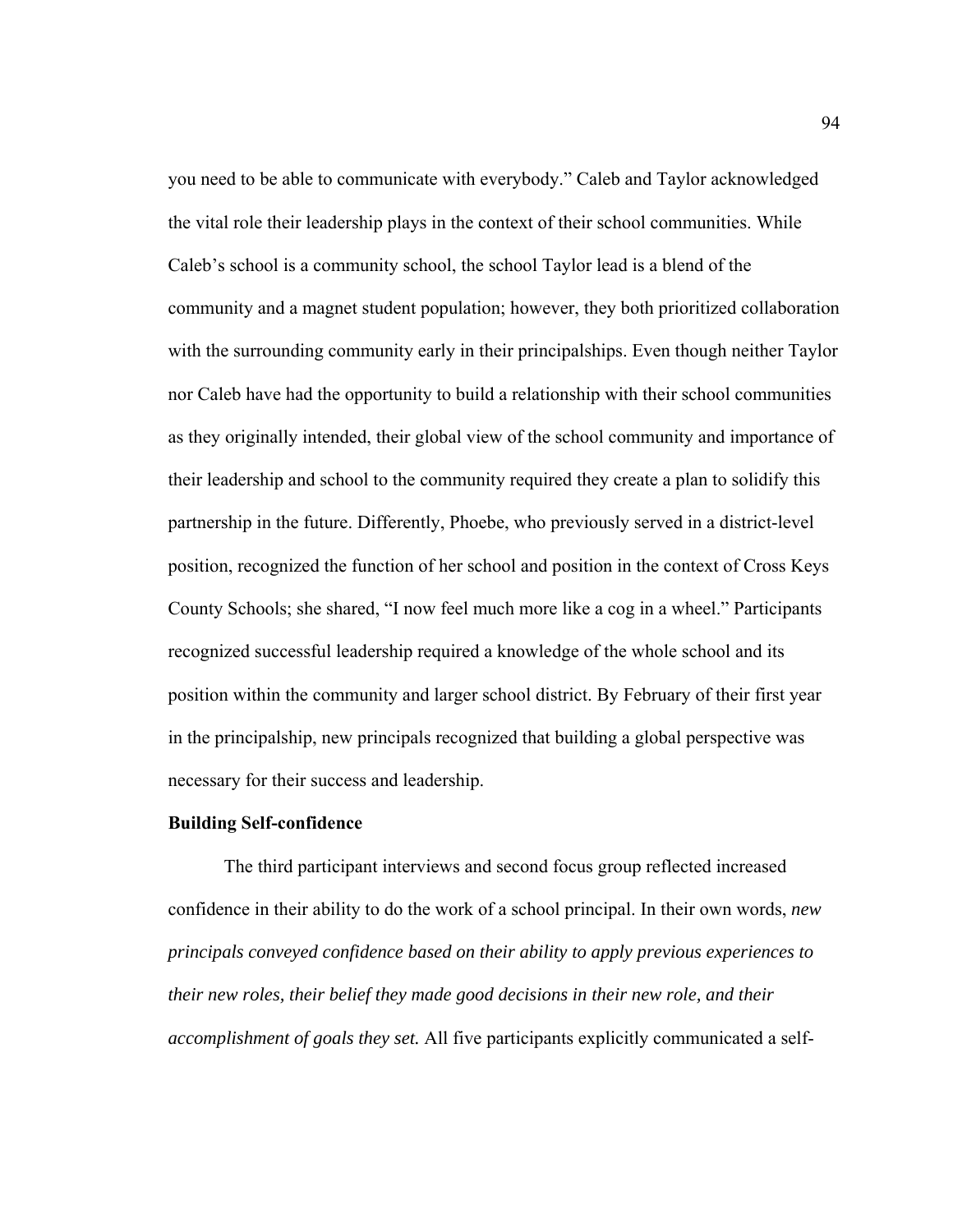you need to be able to communicate with everybody." Caleb and Taylor acknowledged the vital role their leadership plays in the context of their school communities. While Caleb's school is a community school, the school Taylor lead is a blend of the community and a magnet student population; however, they both prioritized collaboration with the surrounding community early in their principalships. Even though neither Taylor nor Caleb have had the opportunity to build a relationship with their school communities as they originally intended, their global view of the school community and importance of their leadership and school to the community required they create a plan to solidify this partnership in the future. Differently, Phoebe, who previously served in a district-level position, recognized the function of her school and position in the context of Cross Keys County Schools; she shared, "I now feel much more like a cog in a wheel." Participants recognized successful leadership required a knowledge of the whole school and its position within the community and larger school district. By February of their first year in the principalship, new principals recognized that building a global perspective was necessary for their success and leadership.

**Building Self-confidence**

The third participant interviews and second focus group reflected increased confidence in their ability to do the work of a school principal. In their own words, *new principals conveyed confidence based on their ability to apply previous experiences to their new roles, their belief they made good decisions in their new role, and their accomplishment of goals they set.* All five participants explicitly communicated a self-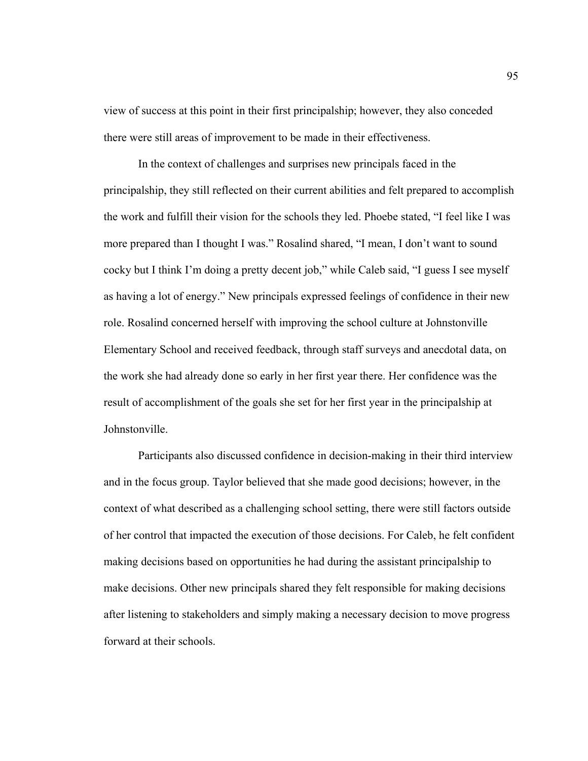view of success at this point in their first principalship; however, they also conceded there were still areas of improvement to be made in their effectiveness.

In the context of challenges and surprises new principals faced in the principalship, they still reflected on their current abilities and felt prepared to accomplish the work and fulfill their vision for the schools they led. Phoebe stated, "I feel like I was more prepared than I thought I was." Rosalind shared, "I mean, I don't want to sound cocky but I think I'm doing a pretty decent job," while Caleb said, "I guess I see myself as having a lot of energy." New principals expressed feelings of confidence in their new role. Rosalind concerned herself with improving the school culture at Johnstonville Elementary School and received feedback, through staff surveys and anecdotal data, on the work she had already done so early in her first year there. Her confidence was the result of accomplishment of the goals she set for her first year in the principalship at Johnstonville.

Participants also discussed confidence in decision-making in their third interview and in the focus group. Taylor believed that she made good decisions; however, in the context of what described as a challenging school setting, there were still factors outside of her control that impacted the execution of those decisions. For Caleb, he felt confident making decisions based on opportunities he had during the assistant principalship to make decisions. Other new principals shared they felt responsible for making decisions after listening to stakeholders and simply making a necessary decision to move progress forward at their schools.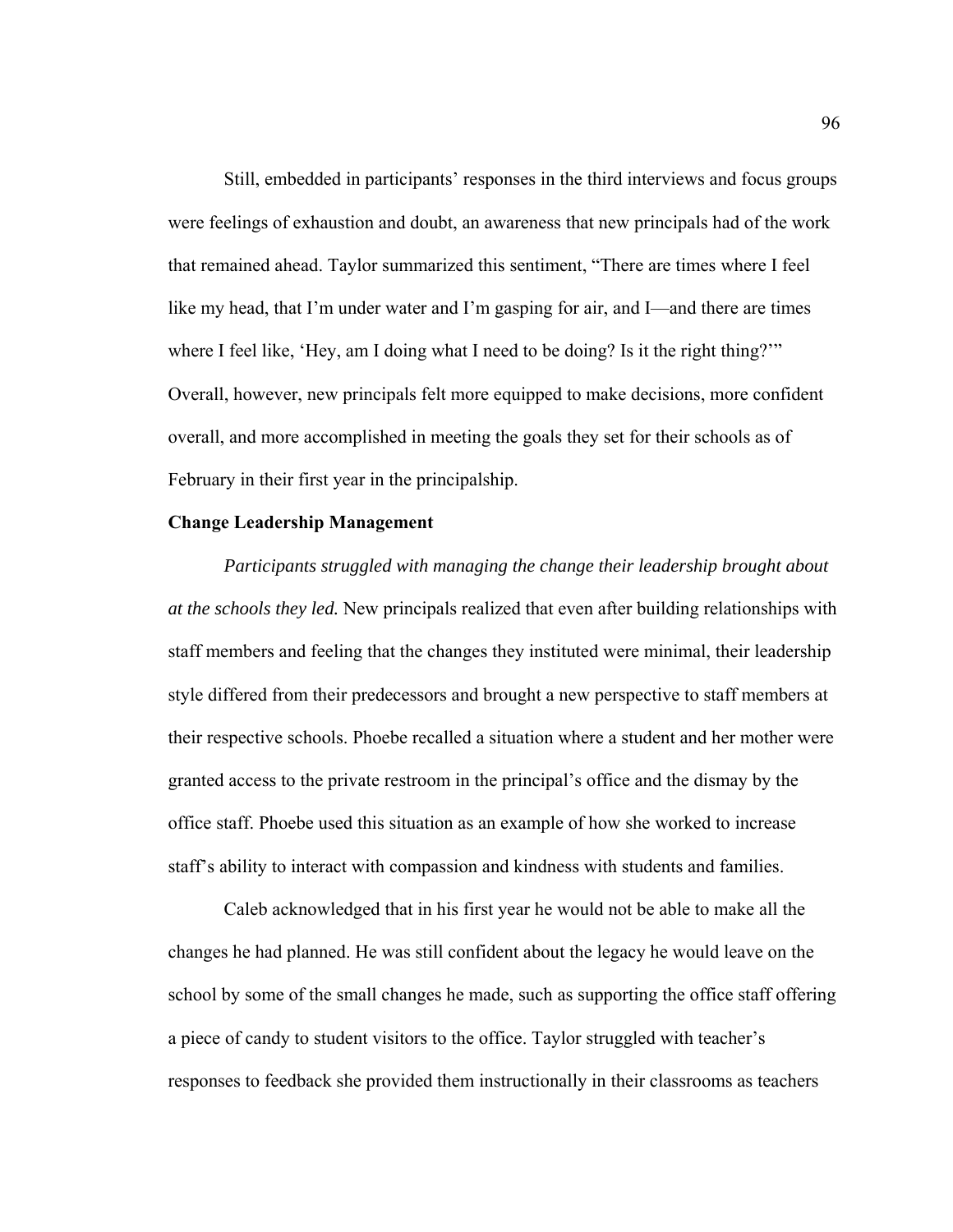Still, embedded in participants' responses in the third interviews and focus groups were feelings of exhaustion and doubt, an awareness that new principals had of the work that remained ahead. Taylor summarized this sentiment, "There are times where I feel like my head, that I'm under water and I'm gasping for air, and I—and there are times where I feel like, 'Hey, am I doing what I need to be doing? Is it the right thing?'" Overall, however, new principals felt more equipped to make decisions, more confident overall, and more accomplished in meeting the goals they set for their schools as of February in their first year in the principalship.

**Change Leadership Management**

*Participants struggled with managing the change their leadership brought about at the schools they led.* New principals realized that even after building relationships with staff members and feeling that the changes they instituted were minimal, their leadership style differed from their predecessors and brought a new perspective to staff members at their respective schools. Phoebe recalled a situation where a student and her mother were granted access to the private restroom in the principal's office and the dismay by the office staff. Phoebe used this situation as an example of how she worked to increase staff's ability to interact with compassion and kindness with students and families.

Caleb acknowledged that in his first year he would not be able to make all the changes he had planned. He was still confident about the legacy he would leave on the school by some of the small changes he made, such as supporting the office staff offering a piece of candy to student visitors to the office. Taylor struggled with teacher's responses to feedback she provided them instructionally in their classrooms as teachers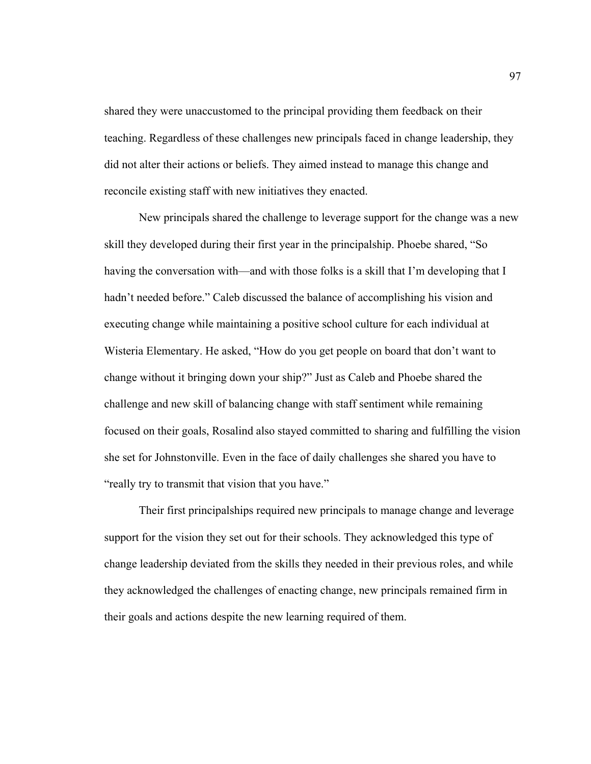shared they were unaccustomed to the principal providing them feedback on their teaching. Regardless of these challenges new principals faced in change leadership, they did not alter their actions or beliefs. They aimed instead to manage this change and reconcile existing staff with new initiatives they enacted.

New principals shared the challenge to leverage support for the change was a new skill they developed during their first year in the principalship. Phoebe shared, "So having the conversation with—and with those folks is a skill that I'm developing that I hadn't needed before." Caleb discussed the balance of accomplishing his vision and executing change while maintaining a positive school culture for each individual at Wisteria Elementary. He asked, "How do you get people on board that don't want to change without it bringing down your ship?" Just as Caleb and Phoebe shared the challenge and new skill of balancing change with staff sentiment while remaining focused on their goals, Rosalind also stayed committed to sharing and fulfilling the vision she set for Johnstonville. Even in the face of daily challenges she shared you have to "really try to transmit that vision that you have."

Their first principalships required new principals to manage change and leverage support for the vision they set out for their schools. They acknowledged this type of change leadership deviated from the skills they needed in their previous roles, and while they acknowledged the challenges of enacting change, new principals remained firm in their goals and actions despite the new learning required of them.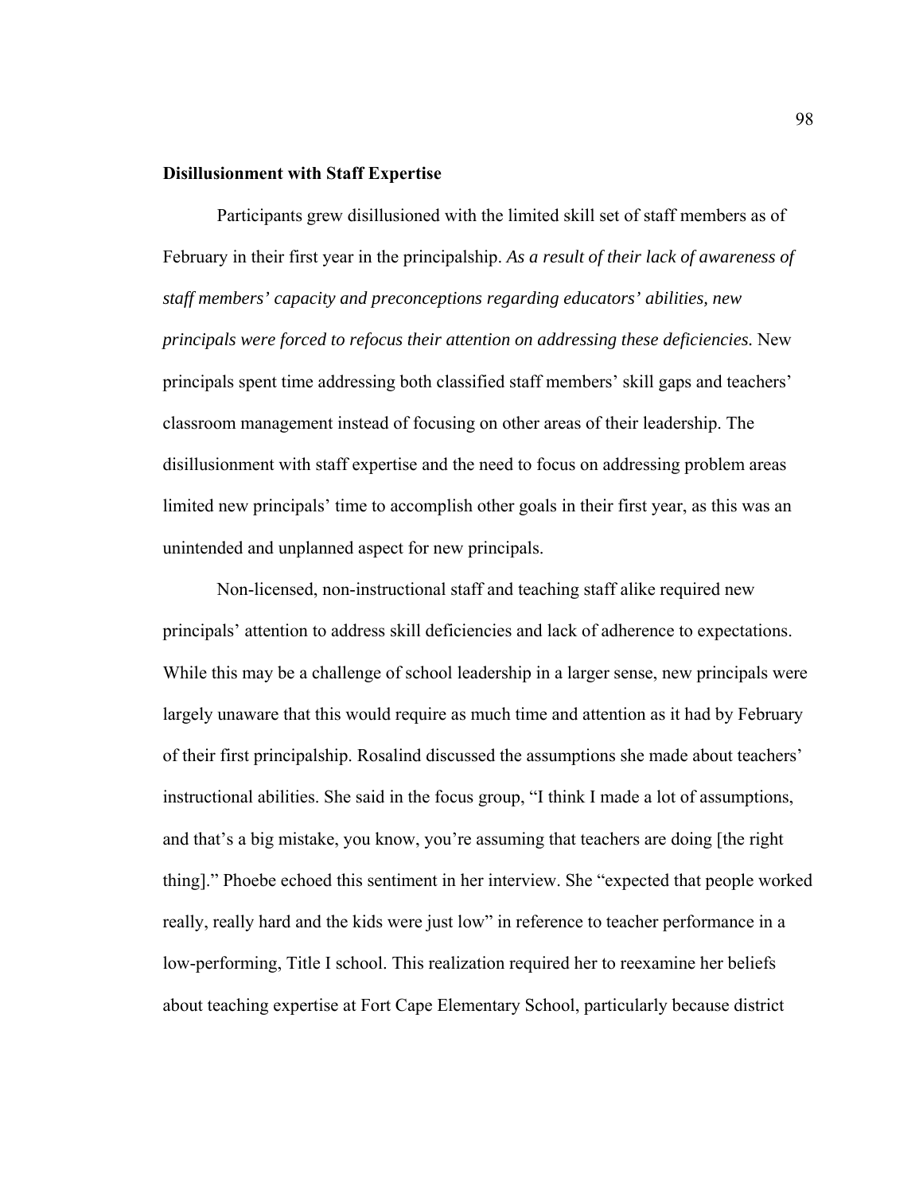**Disillusionment with Staff Expertise**

Participants grew disillusioned with the limited skill set of staff members as of February in their first year in the principalship. *As a result of their lack of awareness of staff members' capacity and preconceptions regarding educators' abilities, new principals were forced to refocus their attention on addressing these deficiencies.* New principals spent time addressing both classified staff members' skill gaps and teachers' classroom management instead of focusing on other areas of their leadership. The disillusionment with staff expertise and the need to focus on addressing problem areas limited new principals' time to accomplish other goals in their first year, as this was an unintended and unplanned aspect for new principals.

Non-licensed, non-instructional staff and teaching staff alike required new principals' attention to address skill deficiencies and lack of adherence to expectations. While this may be a challenge of school leadership in a larger sense, new principals were largely unaware that this would require as much time and attention as it had by February of their first principalship. Rosalind discussed the assumptions she made about teachers' instructional abilities. She said in the focus group, "I think I made a lot of assumptions, and that's a big mistake, you know, you're assuming that teachers are doing [the right thing]." Phoebe echoed this sentiment in her interview. She "expected that people worked really, really hard and the kids were just low" in reference to teacher performance in a low-performing, Title I school. This realization required her to reexamine her beliefs about teaching expertise at Fort Cape Elementary School, particularly because district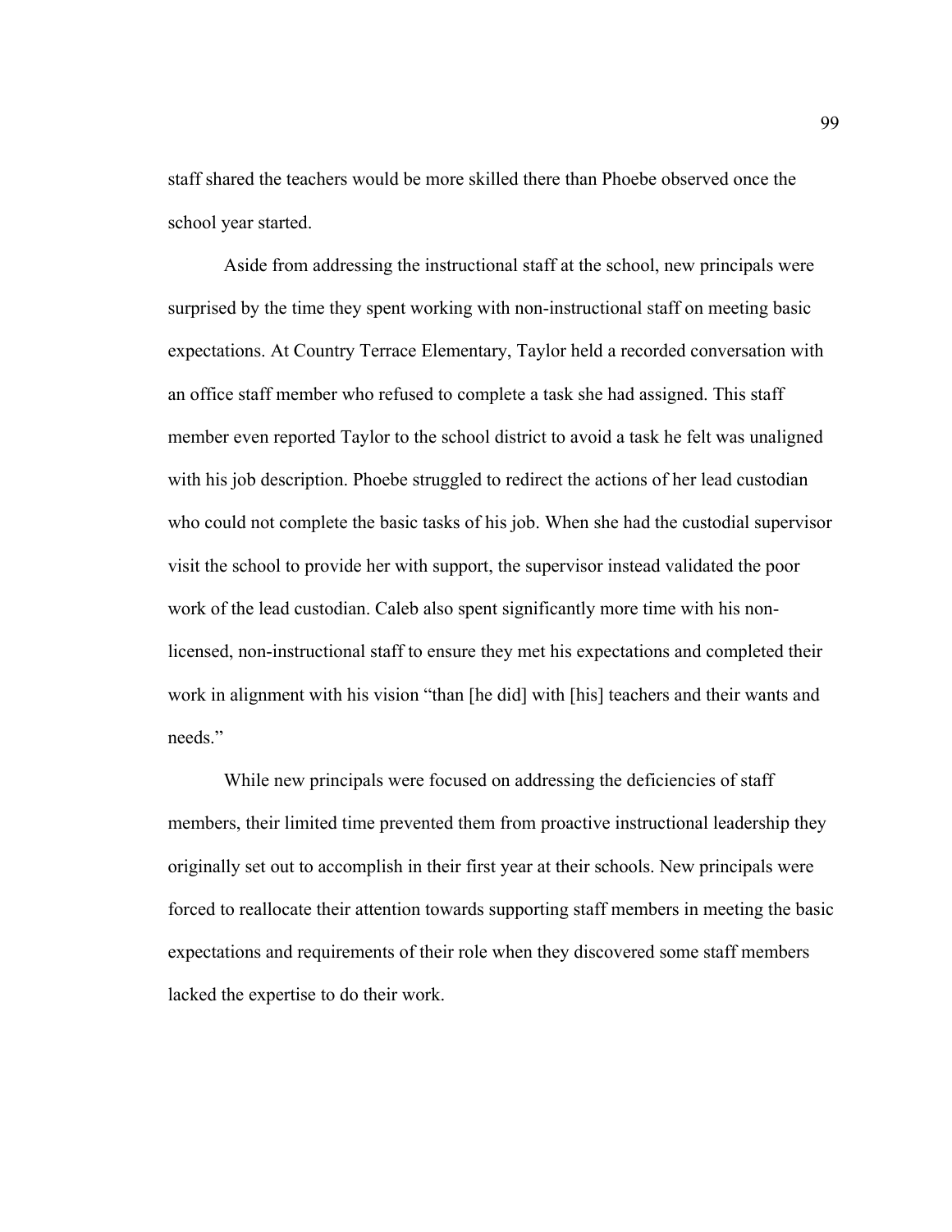staff shared the teachers would be more skilled there than Phoebe observed once the school year started.

Aside from addressing the instructional staff at the school, new principals were surprised by the time they spent working with non-instructional staff on meeting basic expectations. At Country Terrace Elementary, Taylor held a recorded conversation with an office staff member who refused to complete a task she had assigned. This staff member even reported Taylor to the school district to avoid a task he felt was unaligned with his job description. Phoebe struggled to redirect the actions of her lead custodian who could not complete the basic tasks of his job. When she had the custodial supervisor visit the school to provide her with support, the supervisor instead validated the poor work of the lead custodian. Caleb also spent significantly more time with his non-licensed, non-instructional staff to ensure they met his expectations and completed their work in alignment with his vision "than [he did] with [his] teachers and their wants and needs."

While new principals were focused on addressing the deficiencies of staff members, their limited time prevented them from proactive instructional leadership they originally set out to accomplish in their first year at their schools. New principals were forced to reallocate their attention towards supporting staff members in meeting the basic expectations and requirements of their role when they discovered some staff members lacked the expertise to do their work.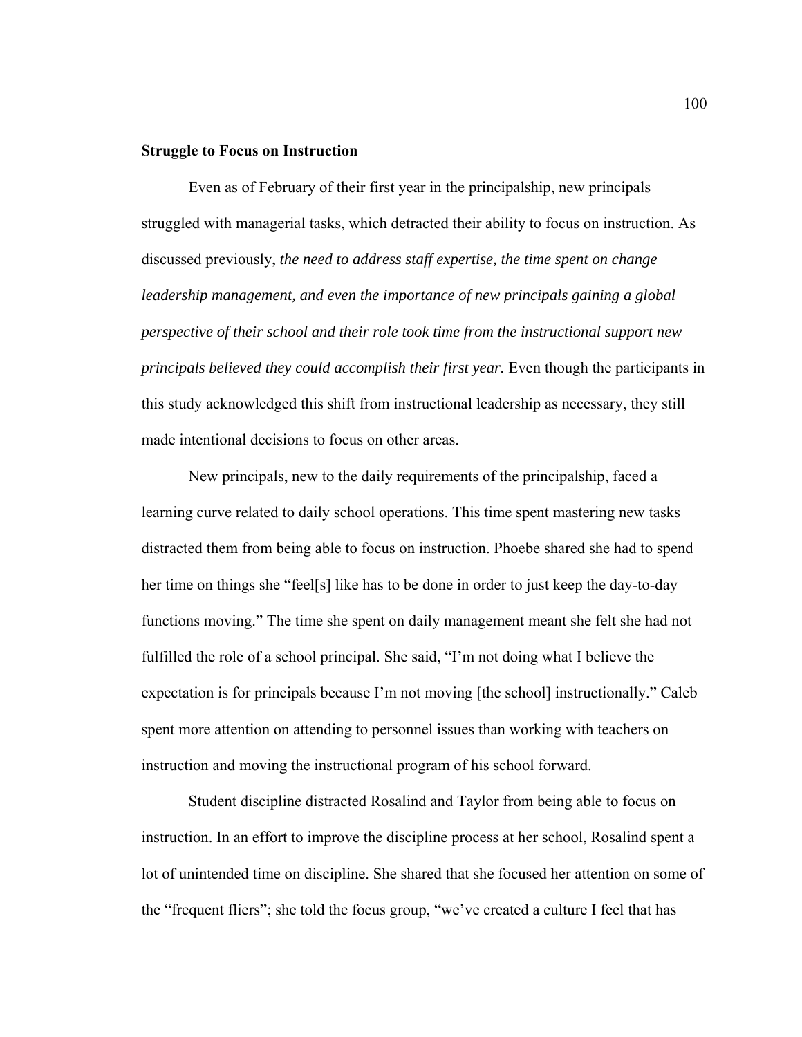**Struggle to Focus on Instruction**

Even as of February of their first year in the principalship, new principals struggled with managerial tasks, which detracted their ability to focus on instruction. As discussed previously, *the need to address staff expertise, the time spent on change leadership management, and even the importance of new principals gaining a global perspective of their school and their role took time from the instructional support new principals believed they could accomplish their first year.* Even though the participants in this study acknowledged this shift from instructional leadership as necessary, they still made intentional decisions to focus on other areas.

New principals, new to the daily requirements of the principalship, faced a learning curve related to daily school operations. This time spent mastering new tasks distracted them from being able to focus on instruction. Phoebe shared she had to spend her time on things she "feel[s] like has to be done in order to just keep the day-to-day functions moving." The time she spent on daily management meant she felt she had not fulfilled the role of a school principal. She said, "I'm not doing what I believe the expectation is for principals because I'm not moving [the school] instructionally." Caleb spent more attention on attending to personnel issues than working with teachers on instruction and moving the instructional program of his school forward.

Student discipline distracted Rosalind and Taylor from being able to focus on instruction. In an effort to improve the discipline process at her school, Rosalind spent a lot of unintended time on discipline. She shared that she focused her attention on some of the "frequent fliers"; she told the focus group, "we've created a culture I feel that has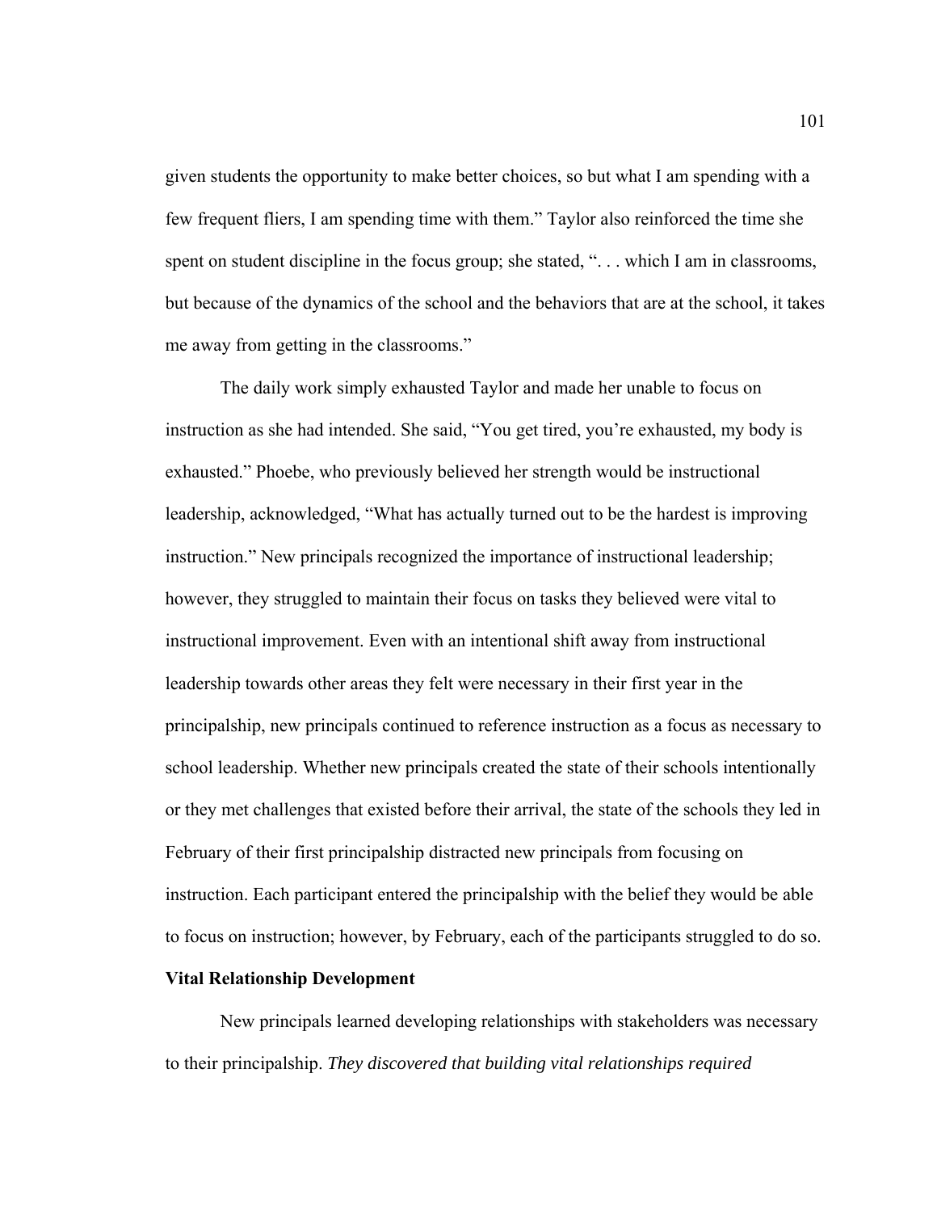given students the opportunity to make better choices, so but what I am spending with a few frequent fliers, I am spending time with them." Taylor also reinforced the time she spent on student discipline in the focus group; she stated, ". . . which I am in classrooms, but because of the dynamics of the school and the behaviors that are at the school, it takes me away from getting in the classrooms."

The daily work simply exhausted Taylor and made her unable to focus on instruction as she had intended. She said, "You get tired, you're exhausted, my body is exhausted." Phoebe, who previously believed her strength would be instructional leadership, acknowledged, "What has actually turned out to be the hardest is improving instruction." New principals recognized the importance of instructional leadership; however, they struggled to maintain their focus on tasks they believed were vital to instructional improvement. Even with an intentional shift away from instructional leadership towards other areas they felt were necessary in their first year in the principalship, new principals continued to reference instruction as a focus as necessary to school leadership. Whether new principals created the state of their schools intentionally or they met challenges that existed before their arrival, the state of the schools they led in February of their first principalship distracted new principals from focusing on instruction. Each participant entered the principalship with the belief they would be able to focus on instruction; however, by February, each of the participants struggled to do so.

**Vital Relationship Development**

New principals learned developing relationships with stakeholders was necessary to their principalship. *They discovered that building vital relationships required*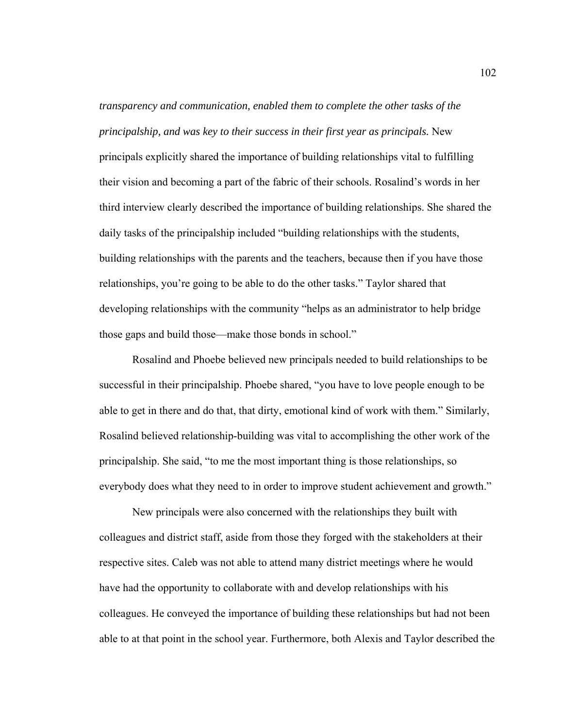*transparency and communication, enabled them to complete the other tasks of the principalship, and was key to their success in their first year as principals.* New principals explicitly shared the importance of building relationships vital to fulfilling their vision and becoming a part of the fabric of their schools. Rosalind's words in her third interview clearly described the importance of building relationships. She shared the daily tasks of the principalship included "building relationships with the students, building relationships with the parents and the teachers, because then if you have those relationships, you're going to be able to do the other tasks." Taylor shared that developing relationships with the community "helps as an administrator to help bridge those gaps and build those—make those bonds in school."

Rosalind and Phoebe believed new principals needed to build relationships to be successful in their principalship. Phoebe shared, "you have to love people enough to be able to get in there and do that, that dirty, emotional kind of work with them." Similarly, Rosalind believed relationship-building was vital to accomplishing the other work of the principalship. She said, "to me the most important thing is those relationships, so everybody does what they need to in order to improve student achievement and growth."

New principals were also concerned with the relationships they built with colleagues and district staff, aside from those they forged with the stakeholders at their respective sites. Caleb was not able to attend many district meetings where he would have had the opportunity to collaborate with and develop relationships with his colleagues. He conveyed the importance of building these relationships but had not been able to at that point in the school year. Furthermore, both Alexis and Taylor described the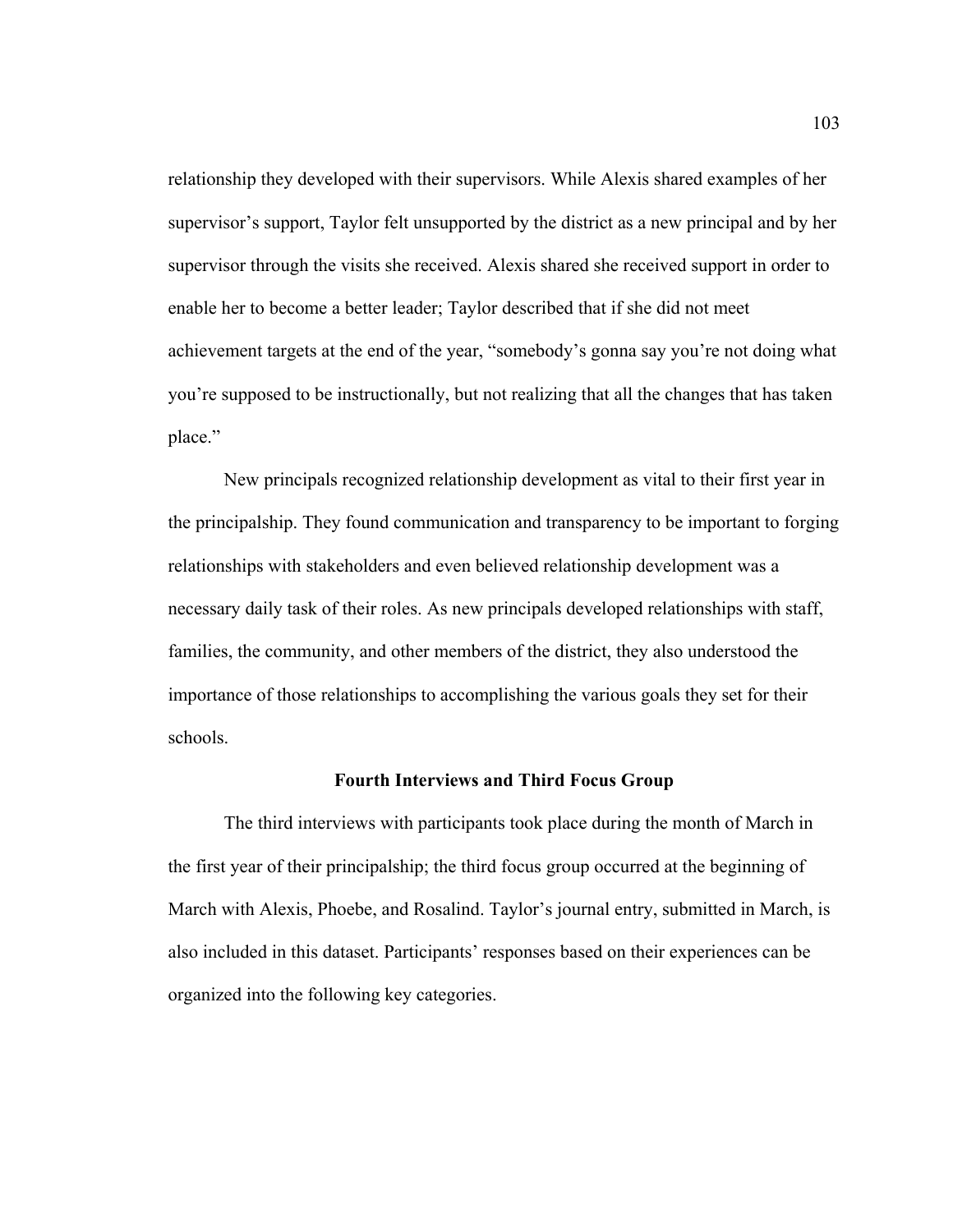relationship they developed with their supervisors. While Alexis shared examples of her supervisor's support, Taylor felt unsupported by the district as a new principal and by her supervisor through the visits she received. Alexis shared she received support in order to enable her to become a better leader; Taylor described that if she did not meet achievement targets at the end of the year, "somebody's gonna say you're not doing what you're supposed to be instructionally, but not realizing that all the changes that has taken place."

New principals recognized relationship development as vital to their first year in the principalship. They found communication and transparency to be important to forging relationships with stakeholders and even believed relationship development was a necessary daily task of their roles. As new principals developed relationships with staff, families, the community, and other members of the district, they also understood the importance of those relationships to accomplishing the various goals they set for their schools.

## Fourth Interviews and Third Focus Group

The third interviews with participants took place during the month of March in the first year of their principalship; the third focus group occurred at the beginning of March with Alexis, Phoebe, and Rosalind. Taylor's journal entry, submitted in March, is also included in this dataset. Participants' responses based on their experiences can be organized into the following key categories.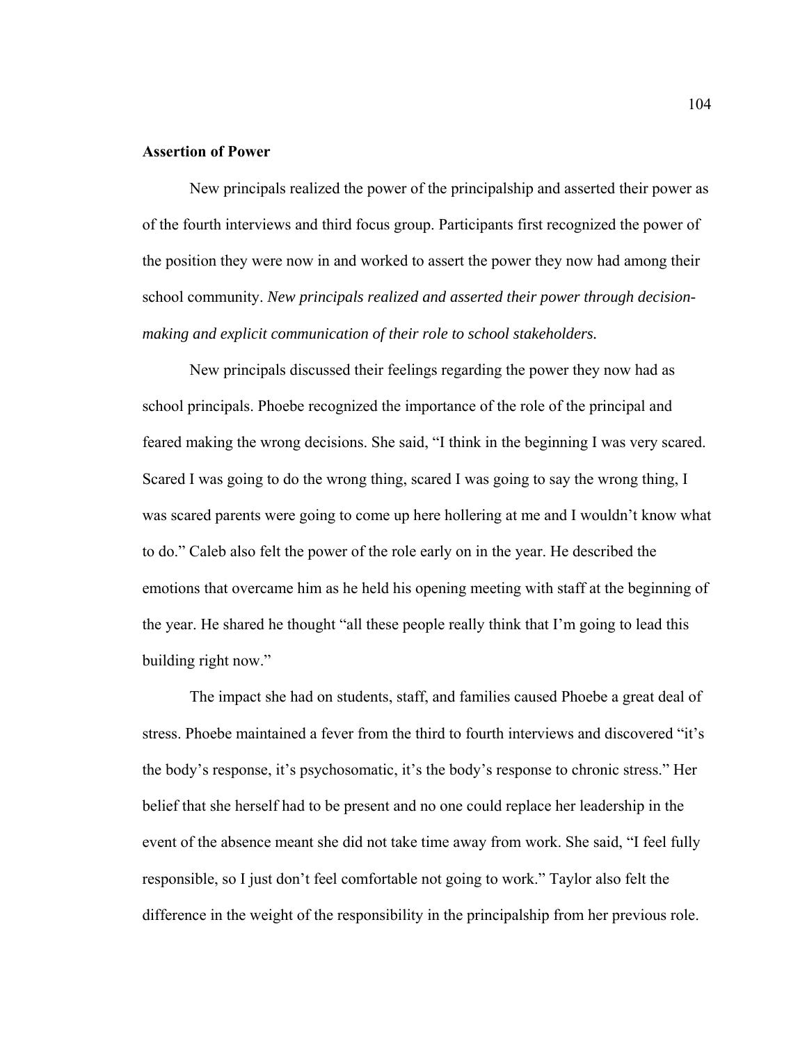**Assertion of Power**

New principals realized the power of the principalship and asserted their power as of the fourth interviews and third focus group. Participants first recognized the power of the position they were now in and worked to assert the power they now had among their school community. *New principals realized and asserted their power through decision-making and explicit communication of their role to school stakeholders.*

New principals discussed their feelings regarding the power they now had as school principals. Phoebe recognized the importance of the role of the principal and feared making the wrong decisions. She said, "I think in the beginning I was very scared. Scared I was going to do the wrong thing, scared I was going to say the wrong thing, I was scared parents were going to come up here hollering at me and I wouldn't know what to do." Caleb also felt the power of the role early on in the year. He described the emotions that overcame him as he held his opening meeting with staff at the beginning of the year. He shared he thought "all these people really think that I'm going to lead this building right now."

The impact she had on students, staff, and families caused Phoebe a great deal of stress. Phoebe maintained a fever from the third to fourth interviews and discovered "it's the body's response, it's psychosomatic, it's the body's response to chronic stress." Her belief that she herself had to be present and no one could replace her leadership in the event of the absence meant she did not take time away from work. She said, "I feel fully responsible, so I just don't feel comfortable not going to work." Taylor also felt the difference in the weight of the responsibility in the principalship from her previous role.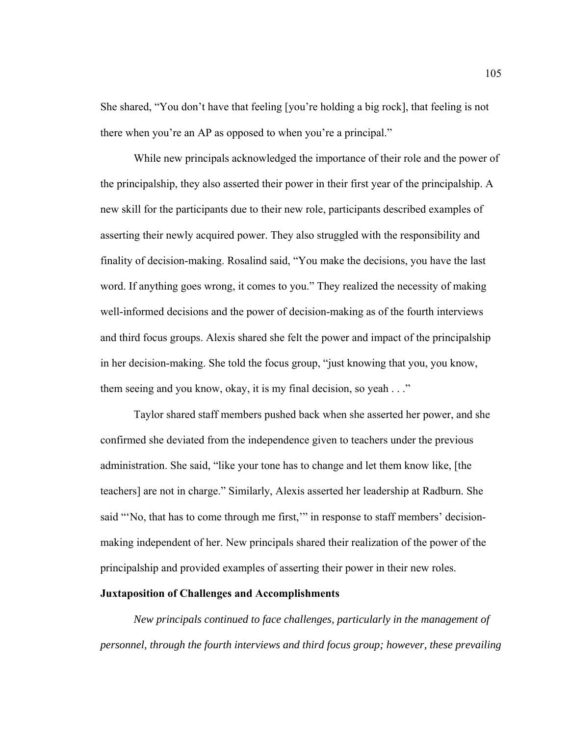She shared, “You don’t have that feeling [you’re holding a big rock], that feeling is not there when you’re an AP as opposed to when you’re a principal.”

While new principals acknowledged the importance of their role and the power of the principalship, they also asserted their power in their first year of the principalship. A new skill for the participants due to their new role, participants described examples of asserting their newly acquired power. They also struggled with the responsibility and finality of decision-making. Rosalind said, “You make the decisions, you have the last word. If anything goes wrong, it comes to you.” They realized the necessity of making well-informed decisions and the power of decision-making as of the fourth interviews and third focus groups. Alexis shared she felt the power and impact of the principalship in her decision-making. She told the focus group, “just knowing that you, you know, them seeing and you know, okay, it is my final decision, so yeah . . .”

Taylor shared staff members pushed back when she asserted her power, and she confirmed she deviated from the independence given to teachers under the previous administration. She said, “like your tone has to change and let them know like, [the teachers] are not in charge.” Similarly, Alexis asserted her leadership at Radburn. She said “‘No, that has to come through me first,’” in response to staff members’ decision-making independent of her. New principals shared their realization of the power of the principalship and provided examples of asserting their power in their new roles.

**Juxtaposition of Challenges and Accomplishments**

*New principals continued to face challenges, particularly in the management of personnel, through the fourth interviews and third focus group; however, these prevailing*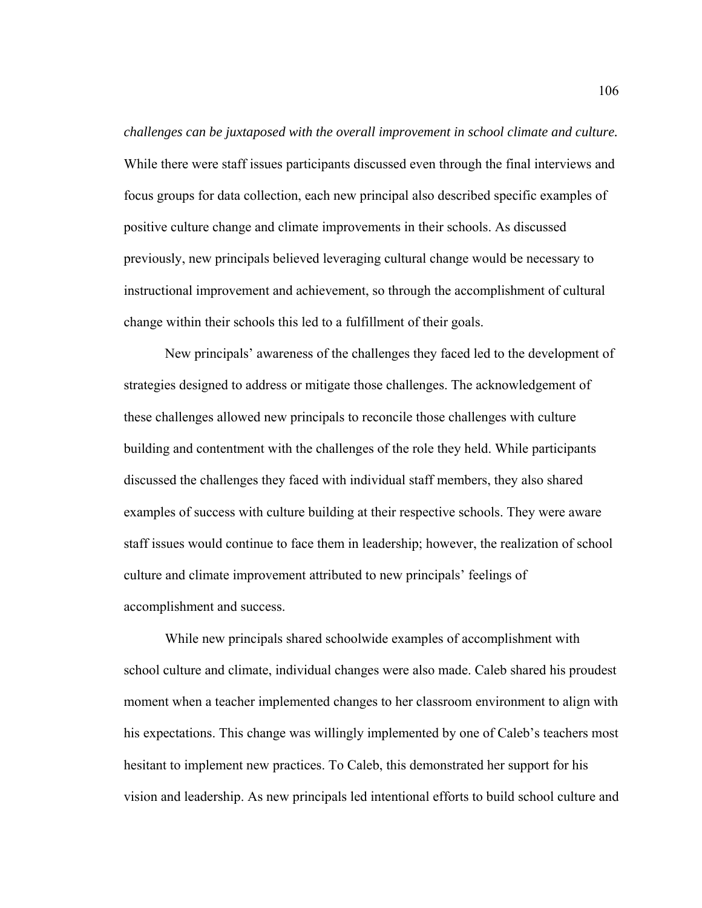*challenges can be juxtaposed with the overall improvement in school climate and culture.* While there were staff issues participants discussed even through the final interviews and focus groups for data collection, each new principal also described specific examples of positive culture change and climate improvements in their schools. As discussed previously, new principals believed leveraging cultural change would be necessary to instructional improvement and achievement, so through the accomplishment of cultural change within their schools this led to a fulfillment of their goals.

New principals' awareness of the challenges they faced led to the development of strategies designed to address or mitigate those challenges. The acknowledgement of these challenges allowed new principals to reconcile those challenges with culture building and contentment with the challenges of the role they held. While participants discussed the challenges they faced with individual staff members, they also shared examples of success with culture building at their respective schools. They were aware staff issues would continue to face them in leadership; however, the realization of school culture and climate improvement attributed to new principals' feelings of accomplishment and success.

While new principals shared schoolwide examples of accomplishment with school culture and climate, individual changes were also made. Caleb shared his proudest moment when a teacher implemented changes to her classroom environment to align with his expectations. This change was willingly implemented by one of Caleb's teachers most hesitant to implement new practices. To Caleb, this demonstrated her support for his vision and leadership. As new principals led intentional efforts to build school culture and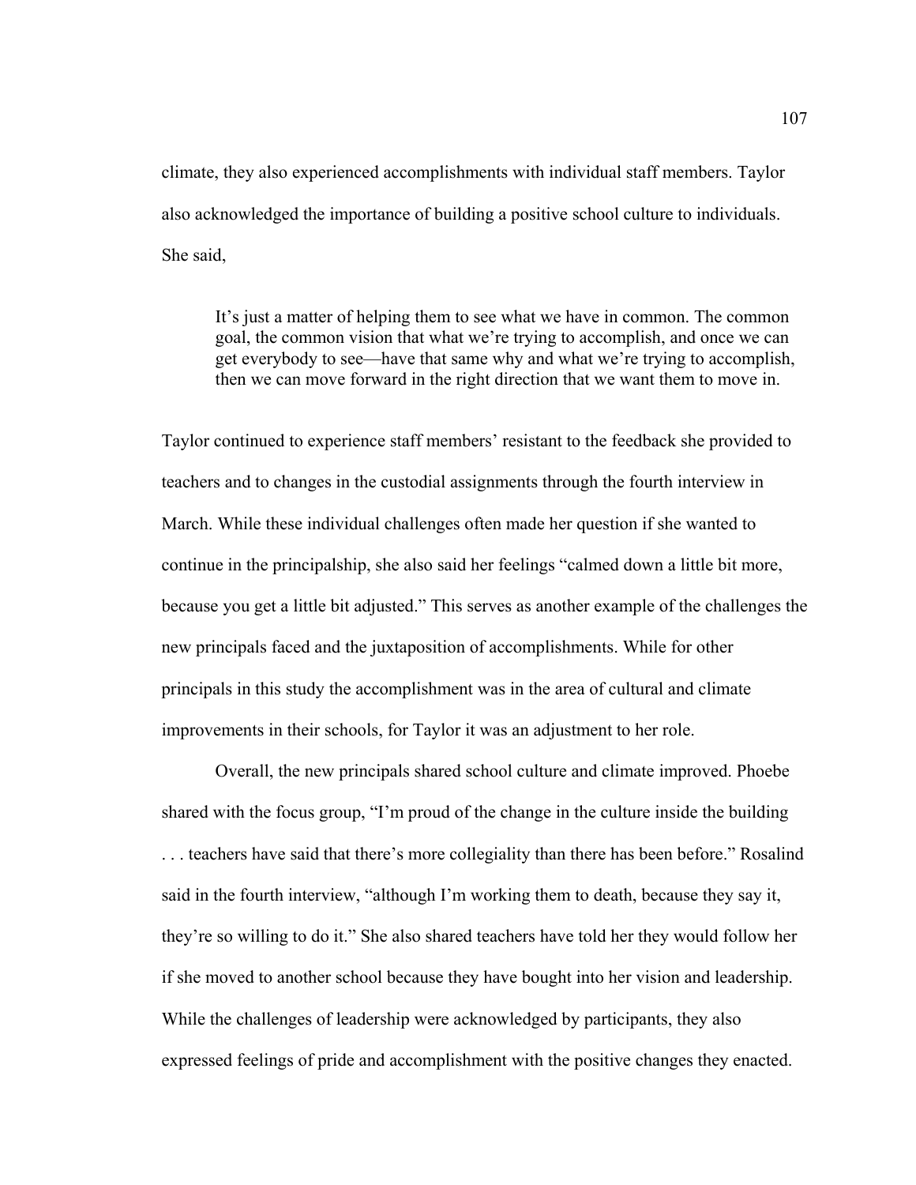climate, they also experienced accomplishments with individual staff members. Taylor also acknowledged the importance of building a positive school culture to individuals. She said,

> It's just a matter of helping them to see what we have in common. The common goal, the common vision that what we're trying to accomplish, and once we can get everybody to see—have that same why and what we're trying to accomplish, then we can move forward in the right direction that we want them to move in.

Taylor continued to experience staff members' resistant to the feedback she provided to teachers and to changes in the custodial assignments through the fourth interview in March. While these individual challenges often made her question if she wanted to continue in the principalship, she also said her feelings "calmed down a little bit more, because you get a little bit adjusted." This serves as another example of the challenges the new principals faced and the juxtaposition of accomplishments. While for other principals in this study the accomplishment was in the area of cultural and climate improvements in their schools, for Taylor it was an adjustment to her role.

Overall, the new principals shared school culture and climate improved. Phoebe shared with the focus group, "I'm proud of the change in the culture inside the building . . . teachers have said that there's more collegiality than there has been before." Rosalind said in the fourth interview, "although I'm working them to death, because they say it, they're so willing to do it." She also shared teachers have told her they would follow her if she moved to another school because they have bought into her vision and leadership. While the challenges of leadership were acknowledged by participants, they also expressed feelings of pride and accomplishment with the positive changes they enacted.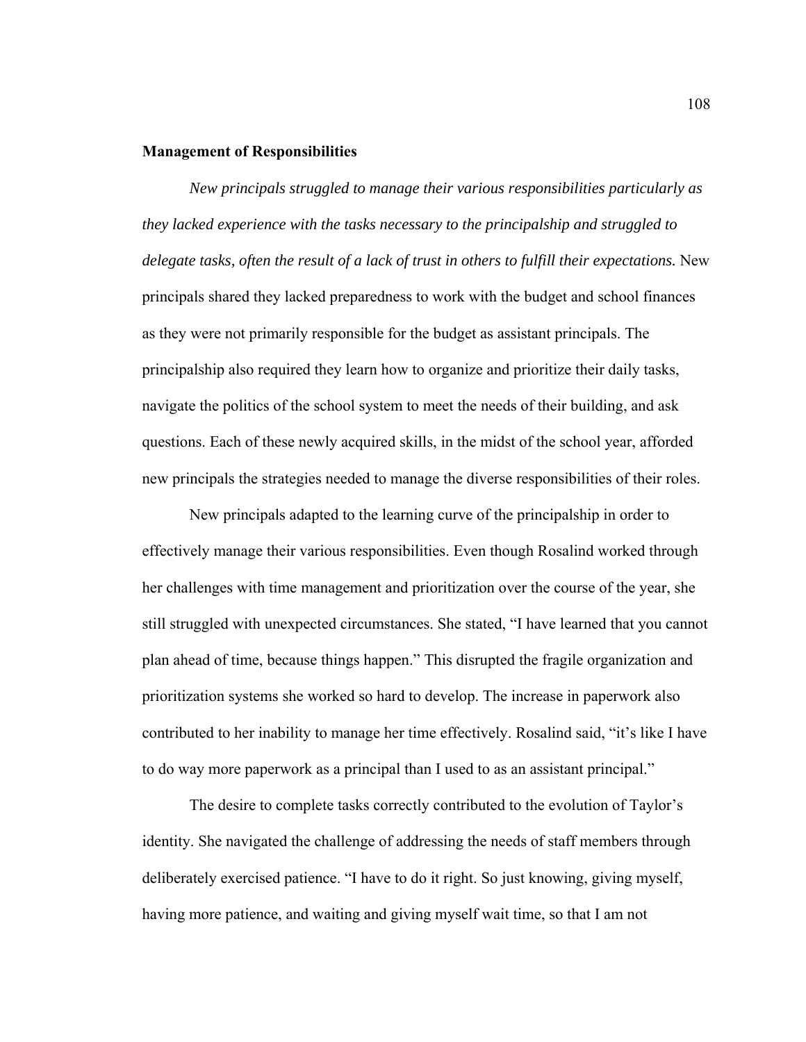**Management of Responsibilities**

*New principals struggled to manage their various responsibilities particularly as they lacked experience with the tasks necessary to the principalship and struggled to delegate tasks, often the result of a lack of trust in others to fulfill their expectations.* New principals shared they lacked preparedness to work with the budget and school finances as they were not primarily responsible for the budget as assistant principals. The principalship also required they learn how to organize and prioritize their daily tasks, navigate the politics of the school system to meet the needs of their building, and ask questions. Each of these newly acquired skills, in the midst of the school year, afforded new principals the strategies needed to manage the diverse responsibilities of their roles.

New principals adapted to the learning curve of the principalship in order to effectively manage their various responsibilities. Even though Rosalind worked through her challenges with time management and prioritization over the course of the year, she still struggled with unexpected circumstances. She stated, "I have learned that you cannot plan ahead of time, because things happen." This disrupted the fragile organization and prioritization systems she worked so hard to develop. The increase in paperwork also contributed to her inability to manage her time effectively. Rosalind said, "it's like I have to do way more paperwork as a principal than I used to as an assistant principal."

The desire to complete tasks correctly contributed to the evolution of Taylor's identity. She navigated the challenge of addressing the needs of staff members through deliberately exercised patience. "I have to do it right. So just knowing, giving myself, having more patience, and waiting and giving myself wait time, so that I am not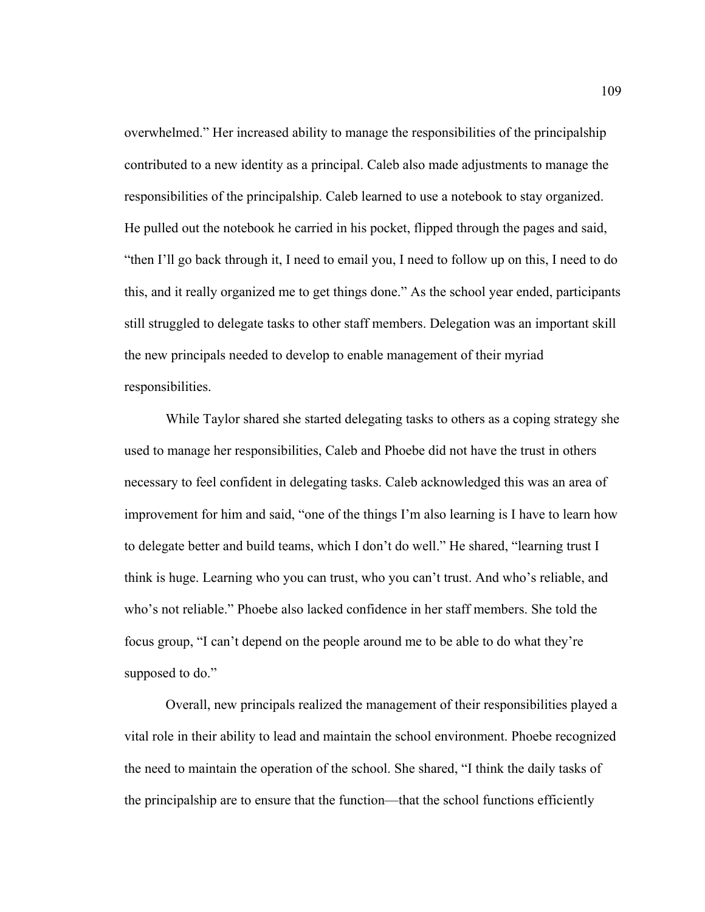overwhelmed." Her increased ability to manage the responsibilities of the principalship contributed to a new identity as a principal. Caleb also made adjustments to manage the responsibilities of the principalship. Caleb learned to use a notebook to stay organized. He pulled out the notebook he carried in his pocket, flipped through the pages and said, "then I'll go back through it, I need to email you, I need to follow up on this, I need to do this, and it really organized me to get things done." As the school year ended, participants still struggled to delegate tasks to other staff members. Delegation was an important skill the new principals needed to develop to enable management of their myriad responsibilities.

While Taylor shared she started delegating tasks to others as a coping strategy she used to manage her responsibilities, Caleb and Phoebe did not have the trust in others necessary to feel confident in delegating tasks. Caleb acknowledged this was an area of improvement for him and said, "one of the things I'm also learning is I have to learn how to delegate better and build teams, which I don't do well." He shared, "learning trust I think is huge. Learning who you can trust, who you can't trust. And who's reliable, and who's not reliable." Phoebe also lacked confidence in her staff members. She told the focus group, "I can't depend on the people around me to be able to do what they're supposed to do."

Overall, new principals realized the management of their responsibilities played a vital role in their ability to lead and maintain the school environment. Phoebe recognized the need to maintain the operation of the school. She shared, "I think the daily tasks of the principalship are to ensure that the function—that the school functions efficiently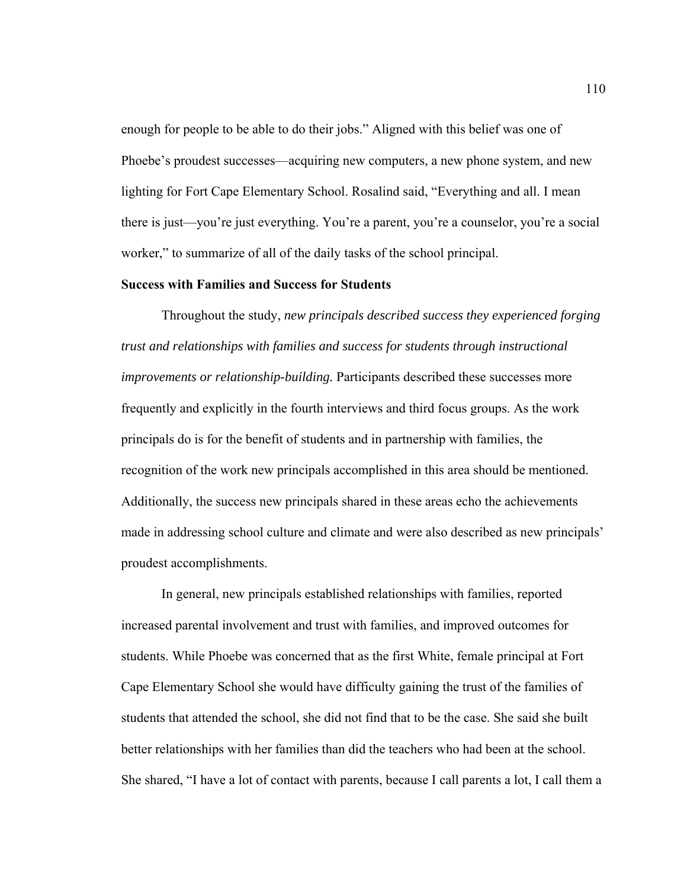enough for people to be able to do their jobs." Aligned with this belief was one of Phoebe's proudest successes—acquiring new computers, a new phone system, and new lighting for Fort Cape Elementary School. Rosalind said, "Everything and all. I mean there is just—you're just everything. You're a parent, you're a counselor, you're a social worker," to summarize of all of the daily tasks of the school principal.

**Success with Families and Success for Students**

Throughout the study, *new principals described success they experienced forging trust and relationships with families and success for students through instructional improvements or relationship-building.* Participants described these successes more frequently and explicitly in the fourth interviews and third focus groups. As the work principals do is for the benefit of students and in partnership with families, the recognition of the work new principals accomplished in this area should be mentioned. Additionally, the success new principals shared in these areas echo the achievements made in addressing school culture and climate and were also described as new principals' proudest accomplishments.

In general, new principals established relationships with families, reported increased parental involvement and trust with families, and improved outcomes for students. While Phoebe was concerned that as the first White, female principal at Fort Cape Elementary School she would have difficulty gaining the trust of the families of students that attended the school, she did not find that to be the case. She said she built better relationships with her families than did the teachers who had been at the school. She shared, "I have a lot of contact with parents, because I call parents a lot, I call them a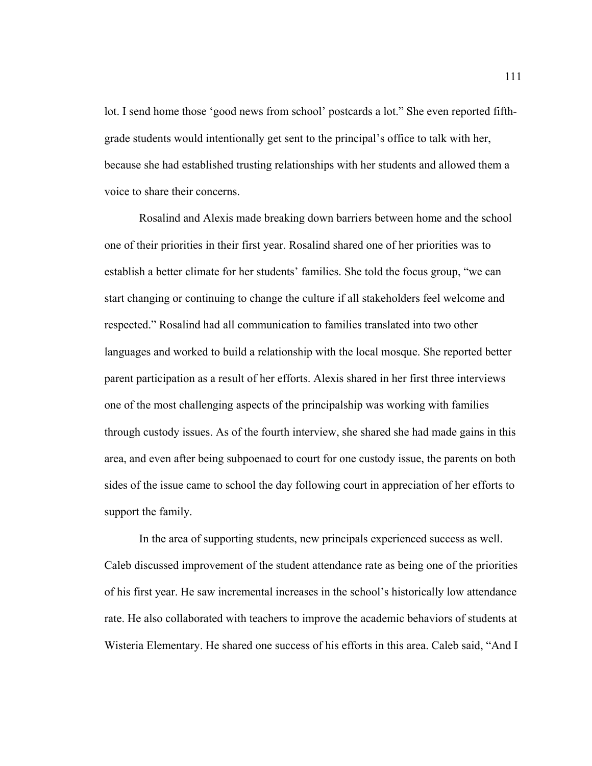lot. I send home those 'good news from school' postcards a lot." She even reported fifth-grade students would intentionally get sent to the principal's office to talk with her, because she had established trusting relationships with her students and allowed them a voice to share their concerns.

Rosalind and Alexis made breaking down barriers between home and the school one of their priorities in their first year. Rosalind shared one of her priorities was to establish a better climate for her students' families. She told the focus group, "we can start changing or continuing to change the culture if all stakeholders feel welcome and respected." Rosalind had all communication to families translated into two other languages and worked to build a relationship with the local mosque. She reported better parent participation as a result of her efforts. Alexis shared in her first three interviews one of the most challenging aspects of the principalship was working with families through custody issues. As of the fourth interview, she shared she had made gains in this area, and even after being subpoenaed to court for one custody issue, the parents on both sides of the issue came to school the day following court in appreciation of her efforts to support the family.

In the area of supporting students, new principals experienced success as well. Caleb discussed improvement of the student attendance rate as being one of the priorities of his first year. He saw incremental increases in the school's historically low attendance rate. He also collaborated with teachers to improve the academic behaviors of students at Wisteria Elementary. He shared one success of his efforts in this area. Caleb said, "And I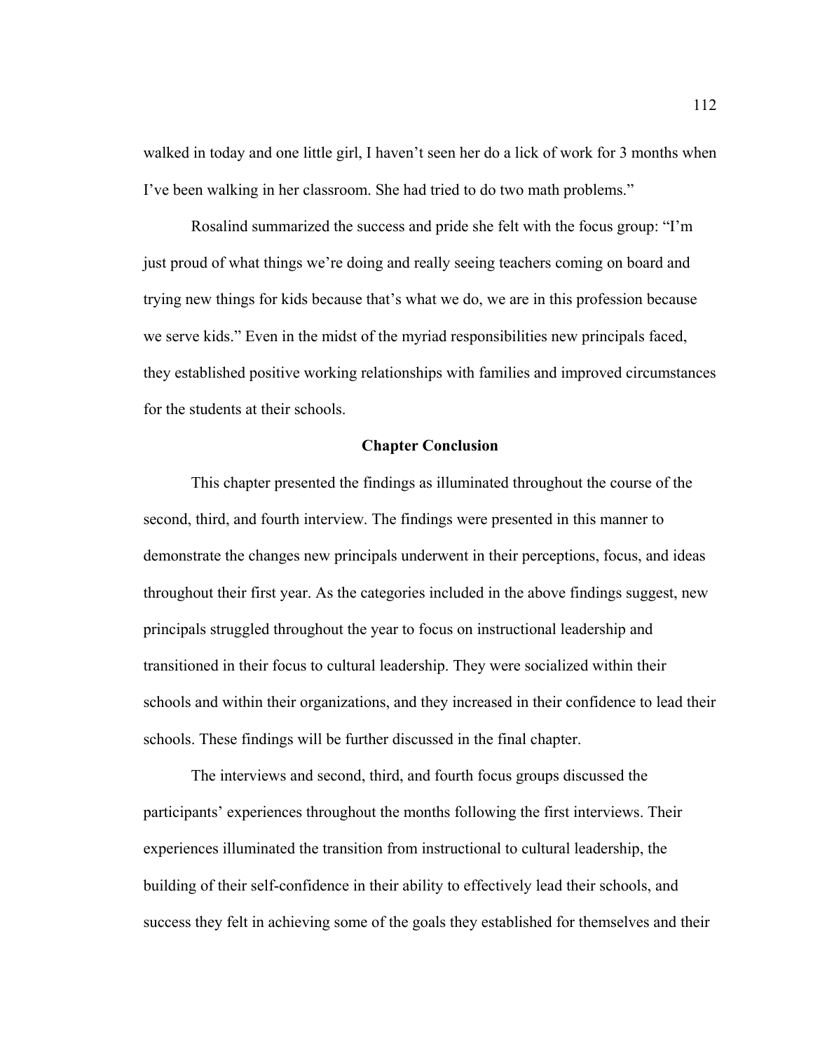walked in today and one little girl, I haven't seen her do a lick of work for 3 months when I've been walking in her classroom. She had tried to do two math problems."

Rosalind summarized the success and pride she felt with the focus group: "I'm just proud of what things we're doing and really seeing teachers coming on board and trying new things for kids because that's what we do, we are in this profession because we serve kids." Even in the midst of the myriad responsibilities new principals faced, they established positive working relationships with families and improved circumstances for the students at their schools.

## Chapter Conclusion

This chapter presented the findings as illuminated throughout the course of the second, third, and fourth interview. The findings were presented in this manner to demonstrate the changes new principals underwent in their perceptions, focus, and ideas throughout their first year. As the categories included in the above findings suggest, new principals struggled throughout the year to focus on instructional leadership and transitioned in their focus to cultural leadership. They were socialized within their schools and within their organizations, and they increased in their confidence to lead their schools. These findings will be further discussed in the final chapter.

The interviews and second, third, and fourth focus groups discussed the participants' experiences throughout the months following the first interviews. Their experiences illuminated the transition from instructional to cultural leadership, the building of their self-confidence in their ability to effectively lead their schools, and success they felt in achieving some of the goals they established for themselves and their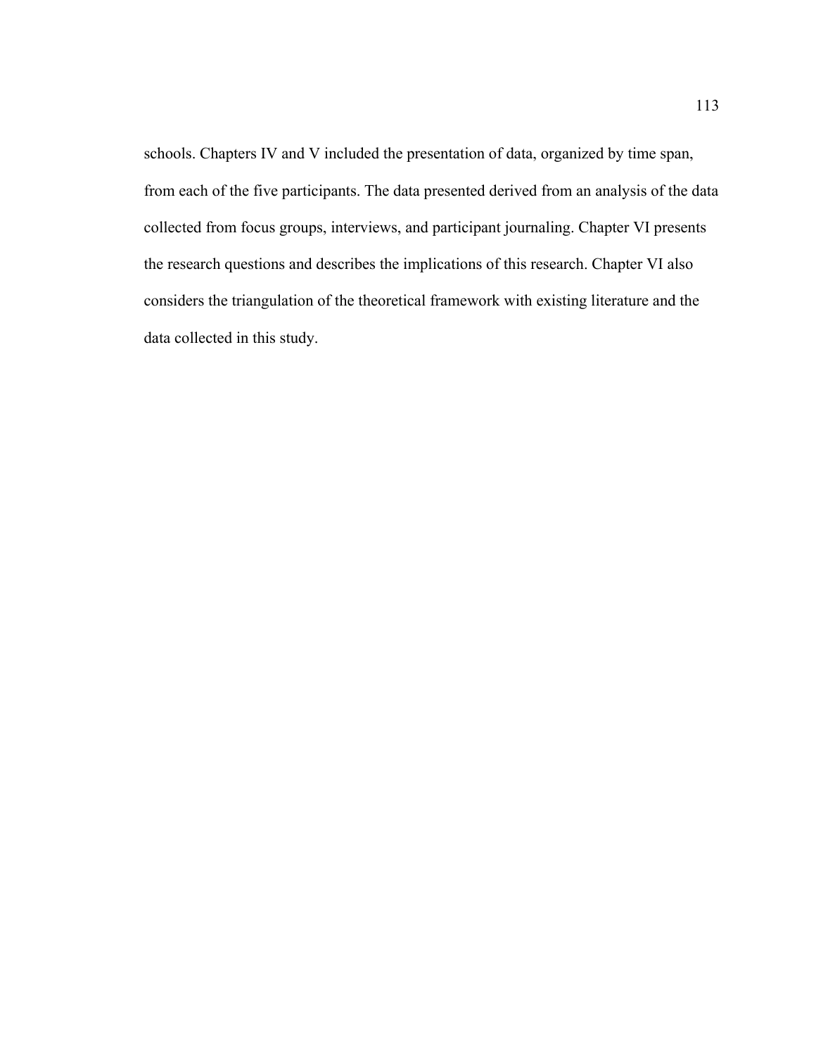schools. Chapters IV and V included the presentation of data, organized by time span, from each of the five participants. The data presented derived from an analysis of the data collected from focus groups, interviews, and participant journaling. Chapter VI presents the research questions and describes the implications of this research. Chapter VI also considers the triangulation of the theoretical framework with existing literature and the data collected in this study.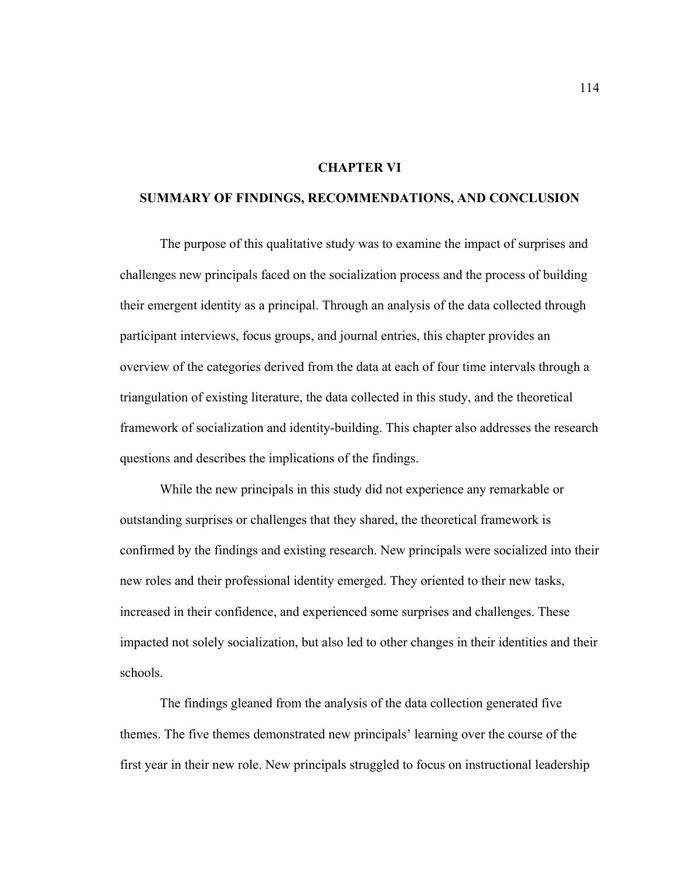# CHAPTER VI

## SUMMARY OF FINDINGS, RECOMMENDATIONS, AND CONCLUSION

The purpose of this qualitative study was to examine the impact of surprises and challenges new principals faced on the socialization process and the process of building their emergent identity as a principal. Through an analysis of the data collected through participant interviews, focus groups, and journal entries, this chapter provides an overview of the categories derived from the data at each of four time intervals through a triangulation of existing literature, the data collected in this study, and the theoretical framework of socialization and identity-building. This chapter also addresses the research questions and describes the implications of the findings.

While the new principals in this study did not experience any remarkable or outstanding surprises or challenges that they shared, the theoretical framework is confirmed by the findings and existing research. New principals were socialized into their new roles and their professional identity emerged. They oriented to their new tasks, increased in their confidence, and experienced some surprises and challenges. These impacted not solely socialization, but also led to other changes in their identities and their schools.

The findings gleaned from the analysis of the data collection generated five themes. The five themes demonstrated new principals' learning over the course of the first year in their new role. New principals struggled to focus on instructional leadership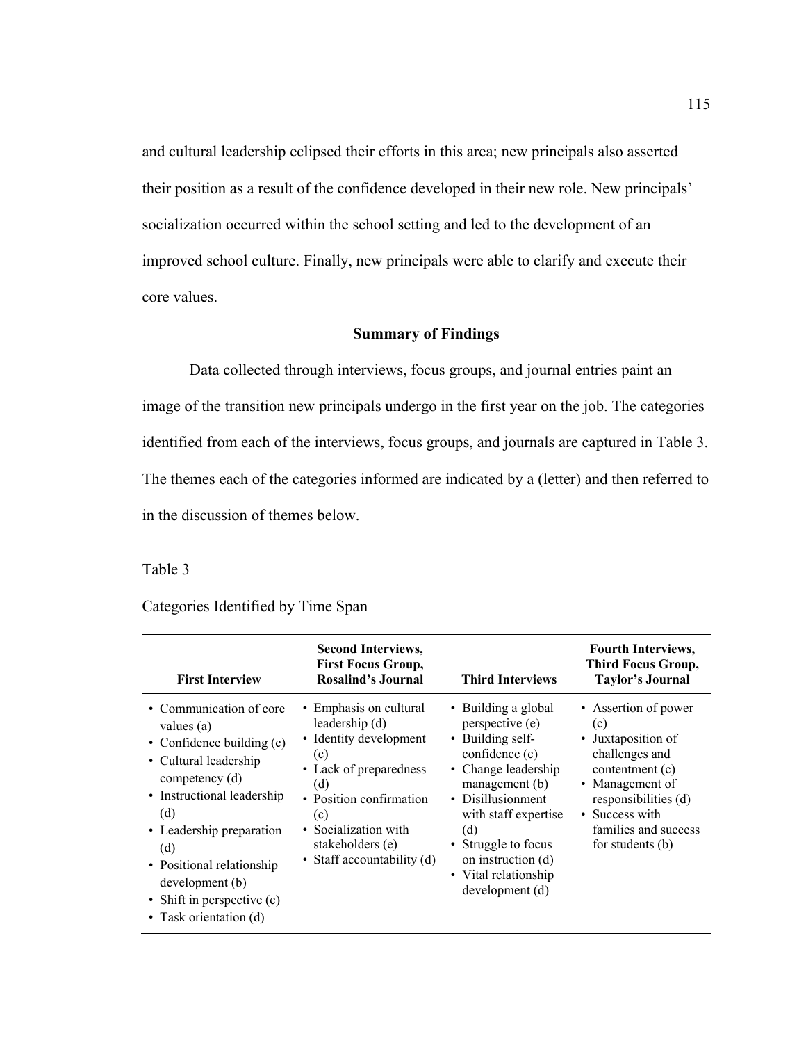and cultural leadership eclipsed their efforts in this area; new principals also asserted their position as a result of the confidence developed in their new role. New principals' socialization occurred within the school setting and led to the development of an improved school culture. Finally, new principals were able to clarify and execute their core values.

## Summary of Findings

Data collected through interviews, focus groups, and journal entries paint an image of the transition new principals undergo in the first year on the job. The categories identified from each of the interviews, focus groups, and journals are captured in Table 3. The themes each of the categories informed are indicated by a (letter) and then referred to in the discussion of themes below.

Table 3

Categories Identified by Time Span

| First Interview | Second Interviews, First Focus Group, Rosalind's Journal | Third Interviews | Fourth Interviews, Third Focus Group, Taylor's Journal |
|---|---|---|---|
| • Communication of core values (a)<br>• Confidence building (c)<br>• Cultural leadership competency (d)<br>• Instructional leadership (d)<br>• Leadership preparation (d)<br>• Positional relationship development (b)<br>• Shift in perspective (c)<br>• Task orientation (d) | • Emphasis on cultural leadership (d)<br>• Identity development (c)<br>• Lack of preparedness (d)<br>• Position confirmation (c)<br>• Socialization with stakeholders (e)<br>• Staff accountability (d) | • Building a global perspective (e)<br>• Building self-confidence (c)<br>• Change leadership management (b)<br>• Disillusionment with staff expertise (d)<br>• Struggle to focus on instruction (d)<br>• Vital relationship development (d) | • Assertion of power (c)<br>• Juxtaposition of challenges and contentment (c)<br>• Management of responsibilities (d)<br>• Success with families and success for students (b) |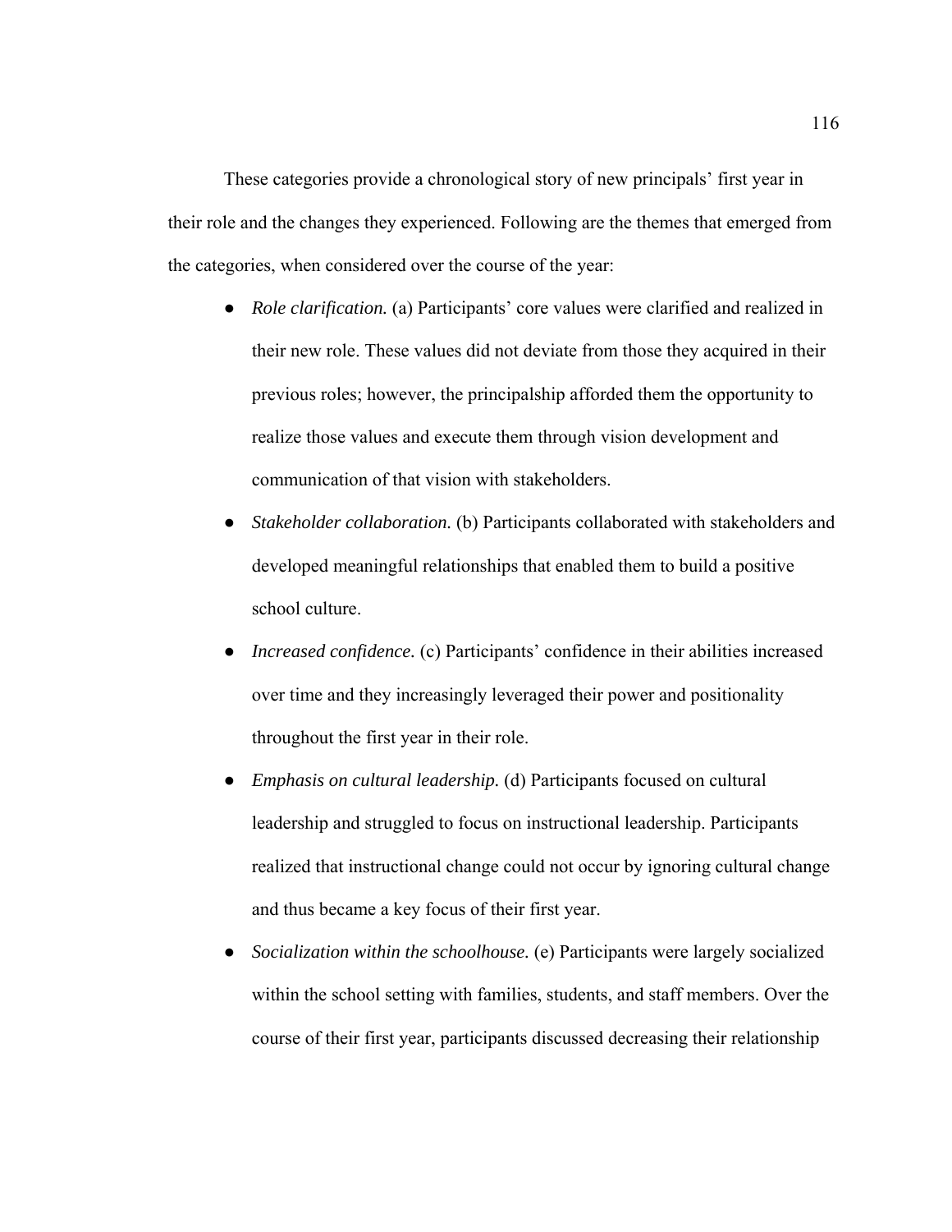These categories provide a chronological story of new principals' first year in their role and the changes they experienced. Following are the themes that emerged from the categories, when considered over the course of the year:

- *Role clarification.* (a) Participants' core values were clarified and realized in their new role. These values did not deviate from those they acquired in their previous roles; however, the principalship afforded them the opportunity to realize those values and execute them through vision development and communication of that vision with stakeholders.
- *Stakeholder collaboration.* (b) Participants collaborated with stakeholders and developed meaningful relationships that enabled them to build a positive school culture.
- *Increased confidence.* (c) Participants' confidence in their abilities increased over time and they increasingly leveraged their power and positionality throughout the first year in their role.
- *Emphasis on cultural leadership.* (d) Participants focused on cultural leadership and struggled to focus on instructional leadership. Participants realized that instructional change could not occur by ignoring cultural change and thus became a key focus of their first year.
- *Socialization within the schoolhouse.* (e) Participants were largely socialized within the school setting with families, students, and staff members. Over the course of their first year, participants discussed decreasing their relationship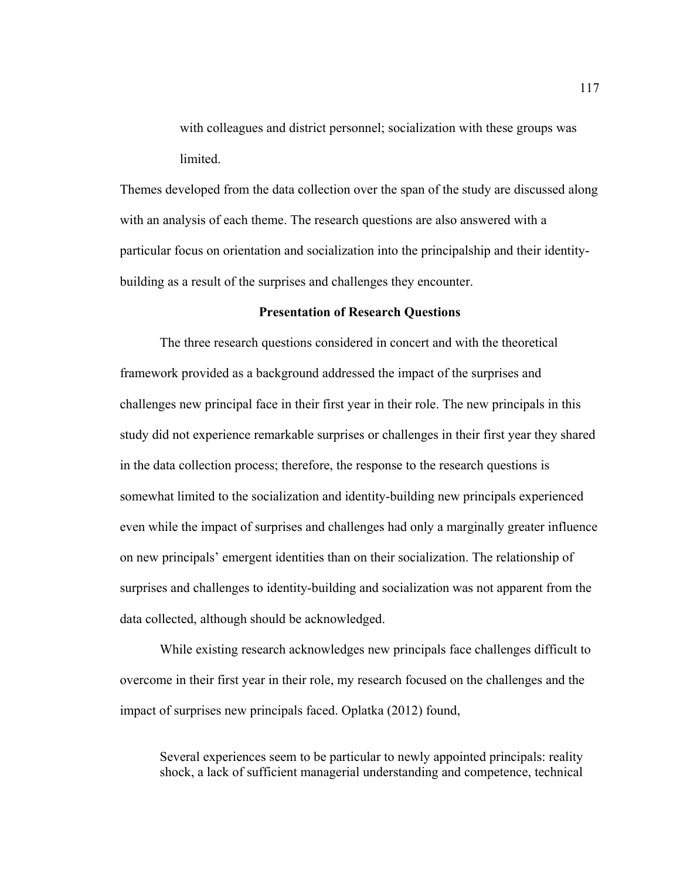with colleagues and district personnel; socialization with these groups was limited.

Themes developed from the data collection over the span of the study are discussed along with an analysis of each theme. The research questions are also answered with a particular focus on orientation and socialization into the principalship and their identity-building as a result of the surprises and challenges they encounter.

## Presentation of Research Questions

The three research questions considered in concert and with the theoretical framework provided as a background addressed the impact of the surprises and challenges new principal face in their first year in their role. The new principals in this study did not experience remarkable surprises or challenges in their first year they shared in the data collection process; therefore, the response to the research questions is somewhat limited to the socialization and identity-building new principals experienced even while the impact of surprises and challenges had only a marginally greater influence on new principals' emergent identities than on their socialization. The relationship of surprises and challenges to identity-building and socialization was not apparent from the data collected, although should be acknowledged.

While existing research acknowledges new principals face challenges difficult to overcome in their first year in their role, my research focused on the challenges and the impact of surprises new principals faced. Oplatka (2012) found,

> Several experiences seem to be particular to newly appointed principals: reality shock, a lack of sufficient managerial understanding and competence, technical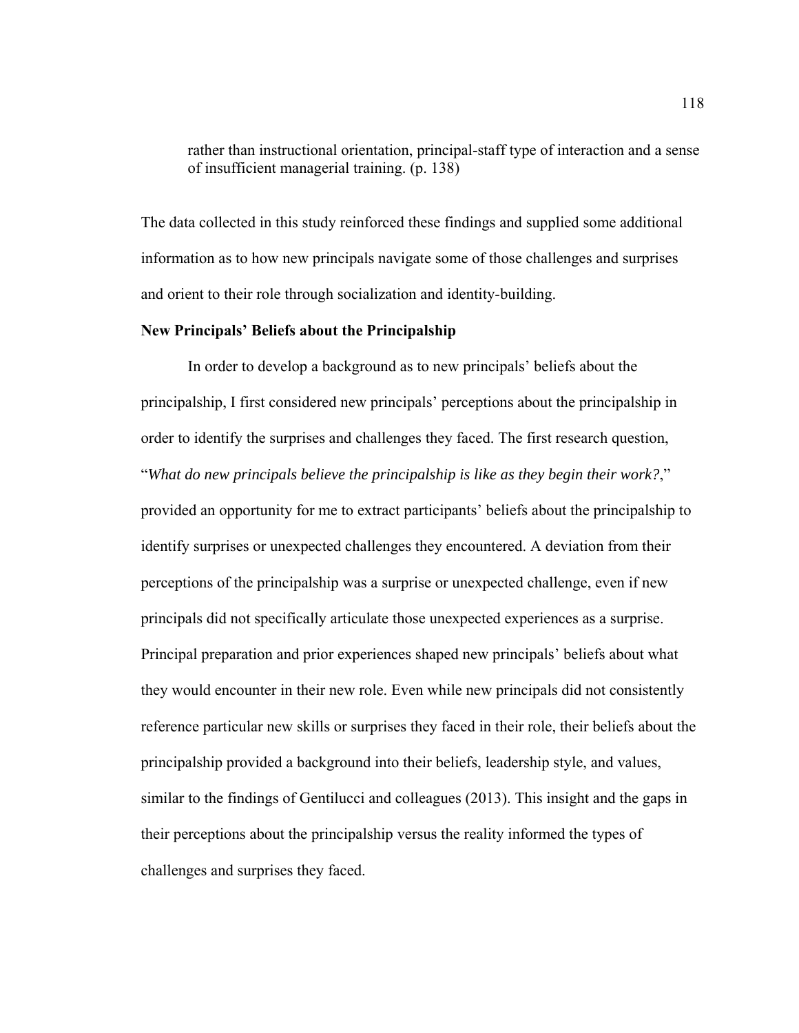> rather than instructional orientation, principal-staff type of interaction and a sense of insufficient managerial training. (p. 138)

The data collected in this study reinforced these findings and supplied some additional information as to how new principals navigate some of those challenges and surprises and orient to their role through socialization and identity-building.

**New Principals' Beliefs about the Principalship**

In order to develop a background as to new principals' beliefs about the principalship, I first considered new principals' perceptions about the principalship in order to identify the surprises and challenges they faced. The first research question, "*What do new principals believe the principalship is like as they begin their work?*," provided an opportunity for me to extract participants' beliefs about the principalship to identify surprises or unexpected challenges they encountered. A deviation from their perceptions of the principalship was a surprise or unexpected challenge, even if new principals did not specifically articulate those unexpected experiences as a surprise. Principal preparation and prior experiences shaped new principals' beliefs about what they would encounter in their new role. Even while new principals did not consistently reference particular new skills or surprises they faced in their role, their beliefs about the principalship provided a background into their beliefs, leadership style, and values, similar to the findings of Gentilucci and colleagues (2013). This insight and the gaps in their perceptions about the principalship versus the reality informed the types of challenges and surprises they faced.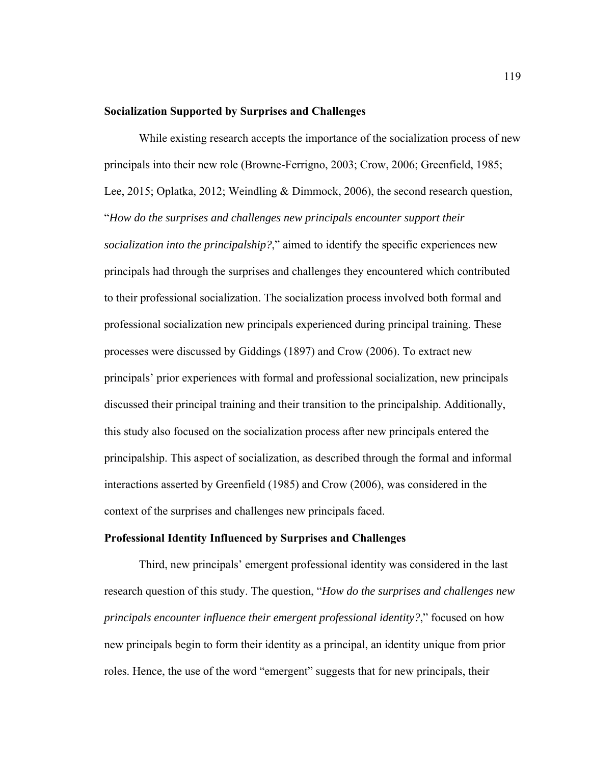### Socialization Supported by Surprises and Challenges

While existing research accepts the importance of the socialization process of new principals into their new role (Browne-Ferrigno, 2003; Crow, 2006; Greenfield, 1985; Lee, 2015; Oplatka, 2012; Weindling & Dimmock, 2006), the second research question, "*How do the surprises and challenges new principals encounter support their socialization into the principalship?*," aimed to identify the specific experiences new principals had through the surprises and challenges they encountered which contributed to their professional socialization. The socialization process involved both formal and professional socialization new principals experienced during principal training. These processes were discussed by Giddings (1897) and Crow (2006). To extract new principals' prior experiences with formal and professional socialization, new principals discussed their principal training and their transition to the principalship. Additionally, this study also focused on the socialization process after new principals entered the principalship. This aspect of socialization, as described through the formal and informal interactions asserted by Greenfield (1985) and Crow (2006), was considered in the context of the surprises and challenges new principals faced.

### Professional Identity Influenced by Surprises and Challenges

Third, new principals' emergent professional identity was considered in the last research question of this study. The question, "*How do the surprises and challenges new principals encounter influence their emergent professional identity?*," focused on how new principals begin to form their identity as a principal, an identity unique from prior roles. Hence, the use of the word "emergent" suggests that for new principals, their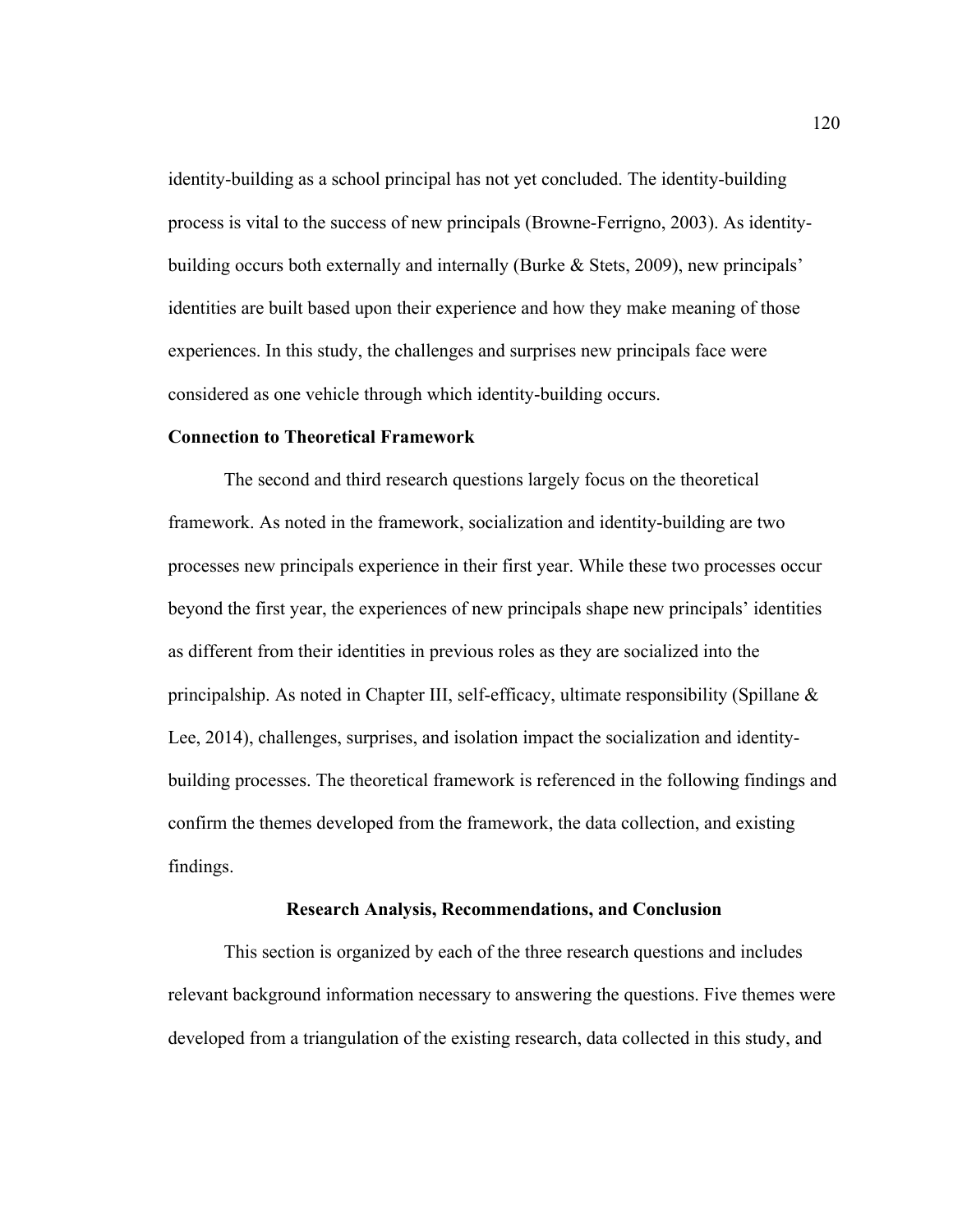identity-building as a school principal has not yet concluded. The identity-building process is vital to the success of new principals (Browne-Ferrigno, 2003). As identity-building occurs both externally and internally (Burke & Stets, 2009), new principals' identities are built based upon their experience and how they make meaning of those experiences. In this study, the challenges and surprises new principals face were considered as one vehicle through which identity-building occurs.

### Connection to Theoretical Framework

The second and third research questions largely focus on the theoretical framework. As noted in the framework, socialization and identity-building are two processes new principals experience in their first year. While these two processes occur beyond the first year, the experiences of new principals shape new principals' identities as different from their identities in previous roles as they are socialized into the principalship. As noted in Chapter III, self-efficacy, ultimate responsibility (Spillane & Lee, 2014), challenges, surprises, and isolation impact the socialization and identity-building processes. The theoretical framework is referenced in the following findings and confirm the themes developed from the framework, the data collection, and existing findings.

## Research Analysis, Recommendations, and Conclusion

This section is organized by each of the three research questions and includes relevant background information necessary to answering the questions. Five themes were developed from a triangulation of the existing research, data collected in this study, and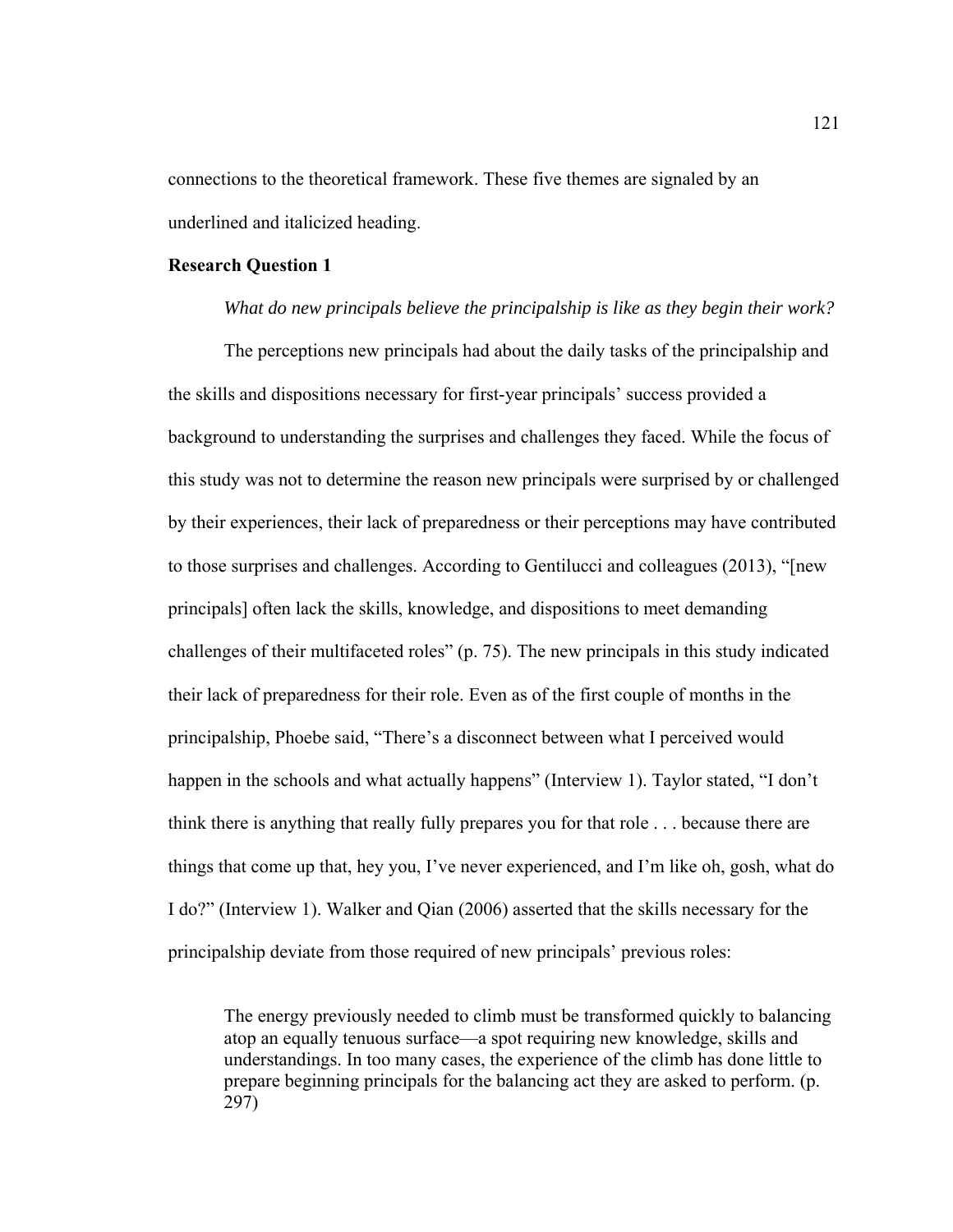connections to the theoretical framework. These five themes are signaled by an underlined and italicized heading.

**Research Question 1**

*What do new principals believe the principalship is like as they begin their work?*

The perceptions new principals had about the daily tasks of the principalship and the skills and dispositions necessary for first-year principals' success provided a background to understanding the surprises and challenges they faced. While the focus of this study was not to determine the reason new principals were surprised by or challenged by their experiences, their lack of preparedness or their perceptions may have contributed to those surprises and challenges. According to Gentilucci and colleagues (2013), "[new principals] often lack the skills, knowledge, and dispositions to meet demanding challenges of their multifaceted roles" (p. 75). The new principals in this study indicated their lack of preparedness for their role. Even as of the first couple of months in the principalship, Phoebe said, "There's a disconnect between what I perceived would happen in the schools and what actually happens" (Interview 1). Taylor stated, "I don't think there is anything that really fully prepares you for that role . . . because there are things that come up that, hey you, I've never experienced, and I'm like oh, gosh, what do I do?" (Interview 1). Walker and Qian (2006) asserted that the skills necessary for the principalship deviate from those required of new principals' previous roles:

> The energy previously needed to climb must be transformed quickly to balancing atop an equally tenuous surface—a spot requiring new knowledge, skills and understandings. In too many cases, the experience of the climb has done little to prepare beginning principals for the balancing act they are asked to perform. (p. 297)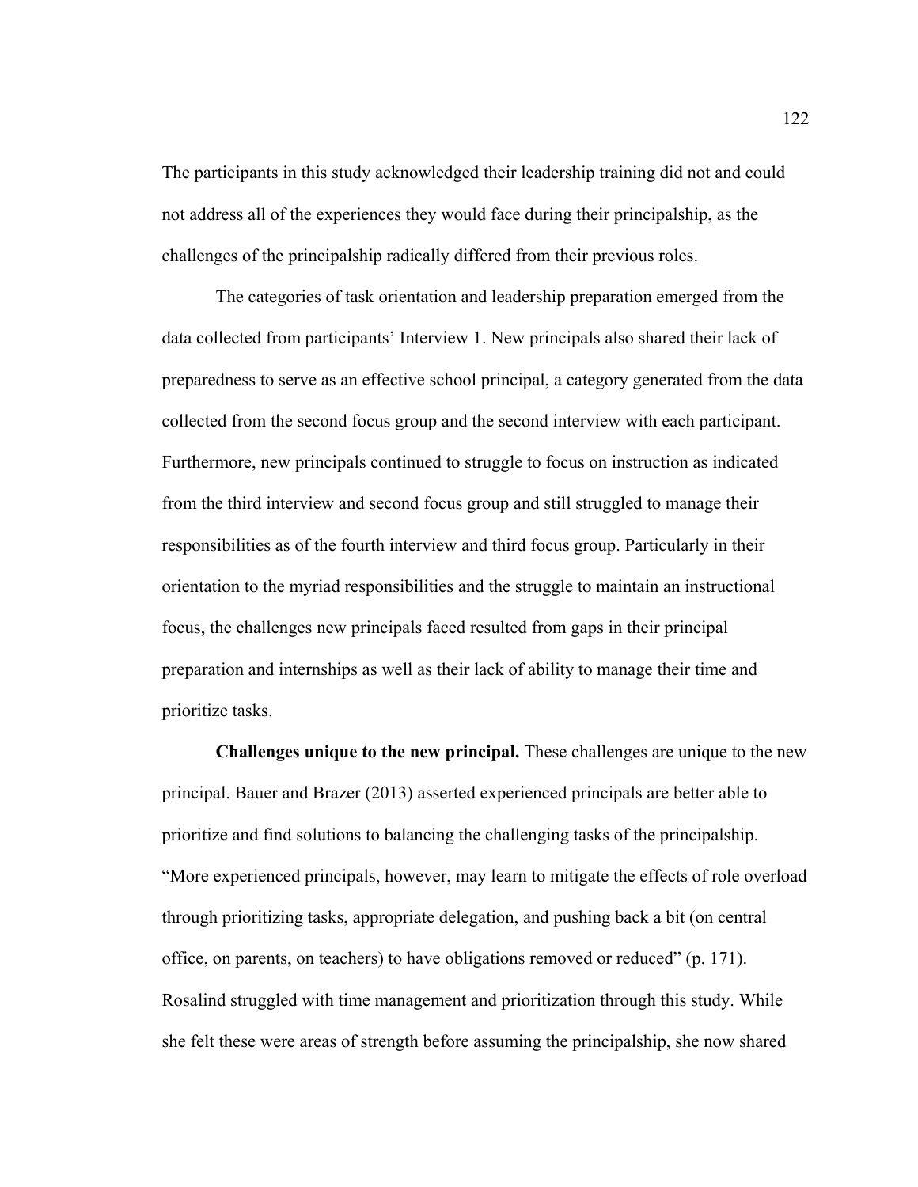The participants in this study acknowledged their leadership training did not and could not address all of the experiences they would face during their principalship, as the challenges of the principalship radically differed from their previous roles.

The categories of task orientation and leadership preparation emerged from the data collected from participants' Interview 1. New principals also shared their lack of preparedness to serve as an effective school principal, a category generated from the data collected from the second focus group and the second interview with each participant. Furthermore, new principals continued to struggle to focus on instruction as indicated from the third interview and second focus group and still struggled to manage their responsibilities as of the fourth interview and third focus group. Particularly in their orientation to the myriad responsibilities and the struggle to maintain an instructional focus, the challenges new principals faced resulted from gaps in their principal preparation and internships as well as their lack of ability to manage their time and prioritize tasks.

**Challenges unique to the new principal.** These challenges are unique to the new principal. Bauer and Brazer (2013) asserted experienced principals are better able to prioritize and find solutions to balancing the challenging tasks of the principalship. "More experienced principals, however, may learn to mitigate the effects of role overload through prioritizing tasks, appropriate delegation, and pushing back a bit (on central office, on parents, on teachers) to have obligations removed or reduced" (p. 171). Rosalind struggled with time management and prioritization through this study. While she felt these were areas of strength before assuming the principalship, she now shared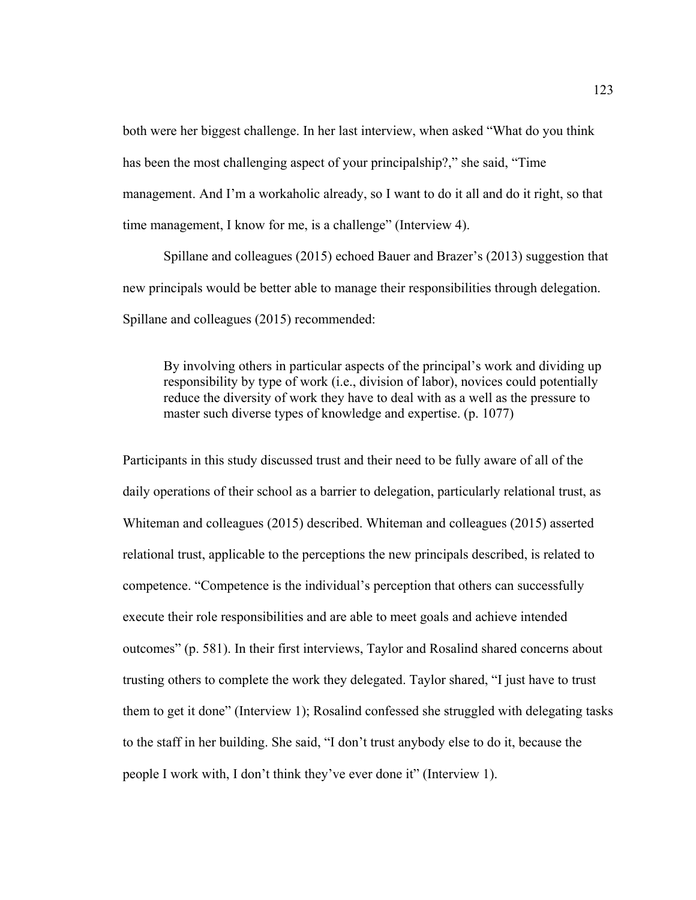both were her biggest challenge. In her last interview, when asked "What do you think has been the most challenging aspect of your principalship?," she said, "Time management. And I'm a workaholic already, so I want to do it all and do it right, so that time management, I know for me, is a challenge" (Interview 4).

Spillane and colleagues (2015) echoed Bauer and Brazer's (2013) suggestion that new principals would be better able to manage their responsibilities through delegation. Spillane and colleagues (2015) recommended:

> By involving others in particular aspects of the principal's work and dividing up responsibility by type of work (i.e., division of labor), novices could potentially reduce the diversity of work they have to deal with as a well as the pressure to master such diverse types of knowledge and expertise. (p. 1077)

Participants in this study discussed trust and their need to be fully aware of all of the daily operations of their school as a barrier to delegation, particularly relational trust, as Whiteman and colleagues (2015) described. Whiteman and colleagues (2015) asserted relational trust, applicable to the perceptions the new principals described, is related to competence. "Competence is the individual's perception that others can successfully execute their role responsibilities and are able to meet goals and achieve intended outcomes" (p. 581). In their first interviews, Taylor and Rosalind shared concerns about trusting others to complete the work they delegated. Taylor shared, "I just have to trust them to get it done" (Interview 1); Rosalind confessed she struggled with delegating tasks to the staff in her building. She said, "I don't trust anybody else to do it, because the people I work with, I don't think they've ever done it" (Interview 1).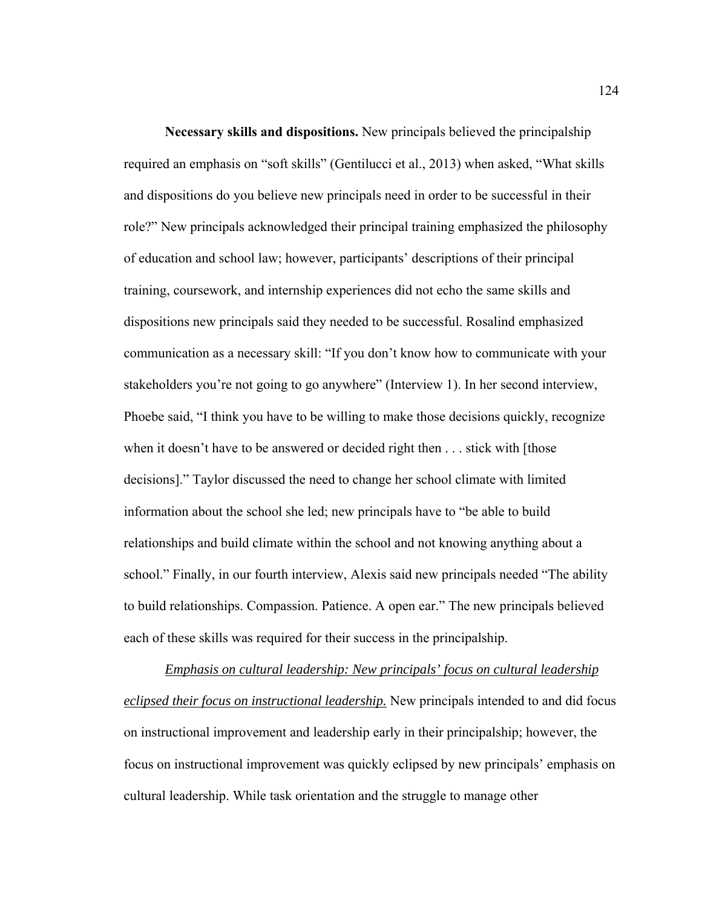**Necessary skills and dispositions.** New principals believed the principalship required an emphasis on "soft skills" (Gentilucci et al., 2013) when asked, "What skills and dispositions do you believe new principals need in order to be successful in their role?" New principals acknowledged their principal training emphasized the philosophy of education and school law; however, participants' descriptions of their principal training, coursework, and internship experiences did not echo the same skills and dispositions new principals said they needed to be successful. Rosalind emphasized communication as a necessary skill: "If you don't know how to communicate with your stakeholders you're not going to go anywhere" (Interview 1). In her second interview, Phoebe said, "I think you have to be willing to make those decisions quickly, recognize when it doesn't have to be answered or decided right then . . . stick with [those decisions]." Taylor discussed the need to change her school climate with limited information about the school she led; new principals have to "be able to build relationships and build climate within the school and not knowing anything about a school." Finally, in our fourth interview, Alexis said new principals needed "The ability to build relationships. Compassion. Patience. A open ear." The new principals believed each of these skills was required for their success in the principalship.

<u>*Emphasis on cultural leadership: New principals' focus on cultural leadership eclipsed their focus on instructional leadership.*</u> New principals intended to and did focus on instructional improvement and leadership early in their principalship; however, the focus on instructional improvement was quickly eclipsed by new principals' emphasis on cultural leadership. While task orientation and the struggle to manage other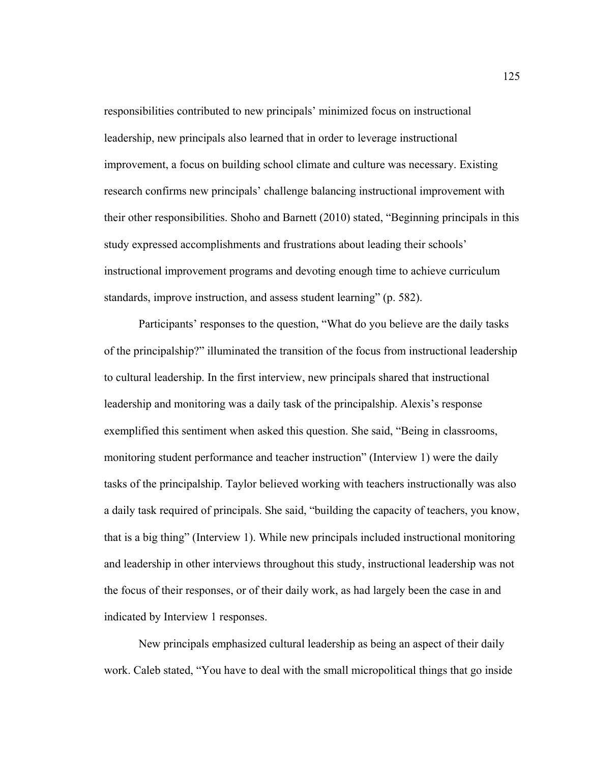responsibilities contributed to new principals' minimized focus on instructional leadership, new principals also learned that in order to leverage instructional improvement, a focus on building school climate and culture was necessary. Existing research confirms new principals' challenge balancing instructional improvement with their other responsibilities. Shoho and Barnett (2010) stated, "Beginning principals in this study expressed accomplishments and frustrations about leading their schools' instructional improvement programs and devoting enough time to achieve curriculum standards, improve instruction, and assess student learning" (p. 582).

Participants' responses to the question, "What do you believe are the daily tasks of the principalship?" illuminated the transition of the focus from instructional leadership to cultural leadership. In the first interview, new principals shared that instructional leadership and monitoring was a daily task of the principalship. Alexis's response exemplified this sentiment when asked this question. She said, "Being in classrooms, monitoring student performance and teacher instruction" (Interview 1) were the daily tasks of the principalship. Taylor believed working with teachers instructionally was also a daily task required of principals. She said, "building the capacity of teachers, you know, that is a big thing" (Interview 1). While new principals included instructional monitoring and leadership in other interviews throughout this study, instructional leadership was not the focus of their responses, or of their daily work, as had largely been the case in and indicated by Interview 1 responses.

New principals emphasized cultural leadership as being an aspect of their daily work. Caleb stated, "You have to deal with the small micropolitical things that go inside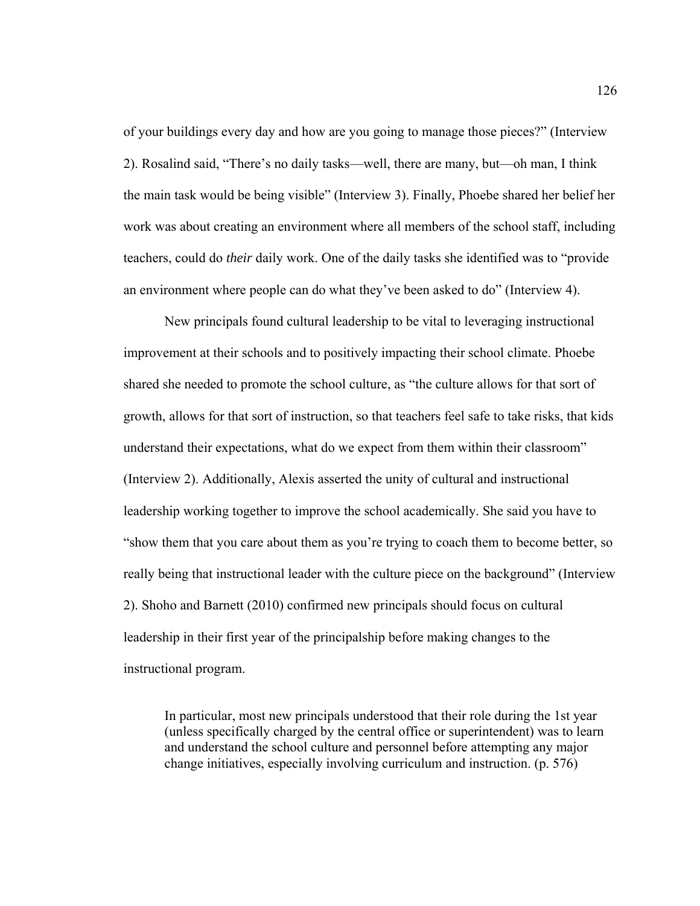of your buildings every day and how are you going to manage those pieces?" (Interview 2). Rosalind said, "There's no daily tasks—well, there are many, but—oh man, I think the main task would be being visible" (Interview 3). Finally, Phoebe shared her belief her work was about creating an environment where all members of the school staff, including teachers, could do *their* daily work. One of the daily tasks she identified was to "provide an environment where people can do what they've been asked to do" (Interview 4).

New principals found cultural leadership to be vital to leveraging instructional improvement at their schools and to positively impacting their school climate. Phoebe shared she needed to promote the school culture, as "the culture allows for that sort of growth, allows for that sort of instruction, so that teachers feel safe to take risks, that kids understand their expectations, what do we expect from them within their classroom" (Interview 2). Additionally, Alexis asserted the unity of cultural and instructional leadership working together to improve the school academically. She said you have to "show them that you care about them as you're trying to coach them to become better, so really being that instructional leader with the culture piece on the background" (Interview 2). Shoho and Barnett (2010) confirmed new principals should focus on cultural leadership in their first year of the principalship before making changes to the instructional program.

> In particular, most new principals understood that their role during the 1st year (unless specifically charged by the central office or superintendent) was to learn and understand the school culture and personnel before attempting any major change initiatives, especially involving curriculum and instruction. (p. 576)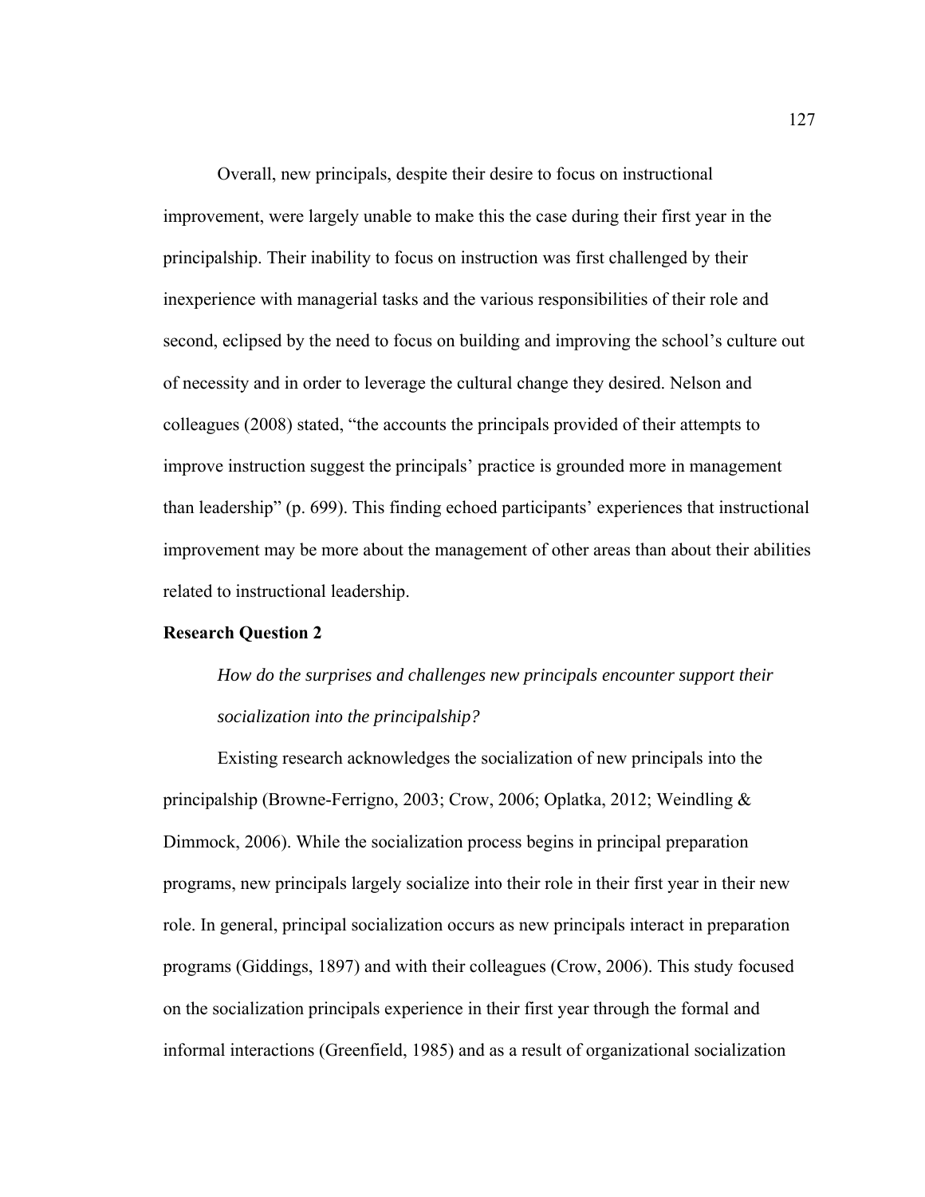Overall, new principals, despite their desire to focus on instructional improvement, were largely unable to make this the case during their first year in the principalship. Their inability to focus on instruction was first challenged by their inexperience with managerial tasks and the various responsibilities of their role and second, eclipsed by the need to focus on building and improving the school's culture out of necessity and in order to leverage the cultural change they desired. Nelson and colleagues (2008) stated, "the accounts the principals provided of their attempts to improve instruction suggest the principals' practice is grounded more in management than leadership" (p. 699). This finding echoed participants' experiences that instructional improvement may be more about the management of other areas than about their abilities related to instructional leadership.

**Research Question 2**

*How do the surprises and challenges new principals encounter support their socialization into the principalship?*

Existing research acknowledges the socialization of new principals into the principalship (Browne-Ferrigno, 2003; Crow, 2006; Oplatka, 2012; Weindling & Dimmock, 2006). While the socialization process begins in principal preparation programs, new principals largely socialize into their role in their first year in their new role. In general, principal socialization occurs as new principals interact in preparation programs (Giddings, 1897) and with their colleagues (Crow, 2006). This study focused on the socialization principals experience in their first year through the formal and informal interactions (Greenfield, 1985) and as a result of organizational socialization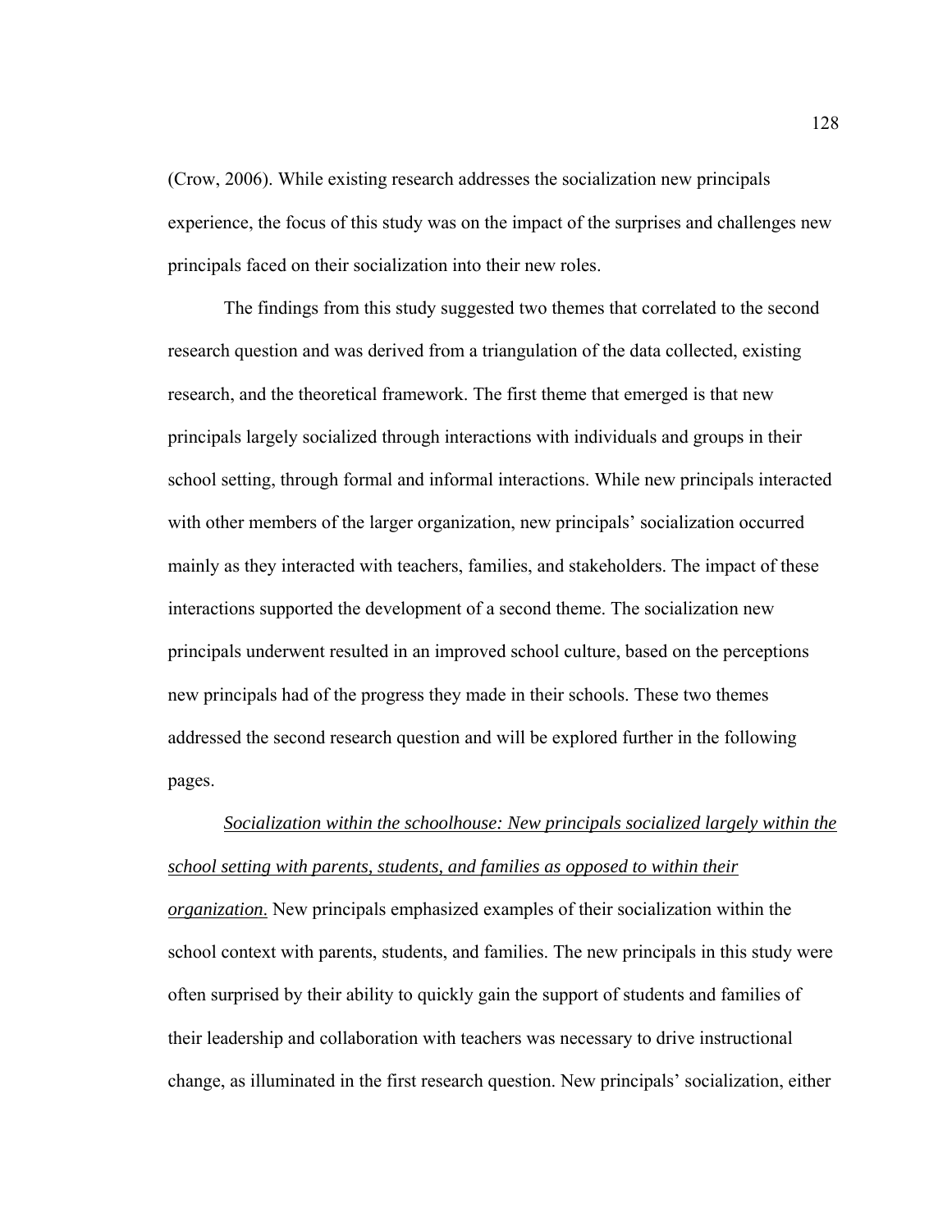(Crow, 2006). While existing research addresses the socialization new principals experience, the focus of this study was on the impact of the surprises and challenges new principals faced on their socialization into their new roles.

The findings from this study suggested two themes that correlated to the second research question and was derived from a triangulation of the data collected, existing research, and the theoretical framework. The first theme that emerged is that new principals largely socialized through interactions with individuals and groups in their school setting, through formal and informal interactions. While new principals interacted with other members of the larger organization, new principals' socialization occurred mainly as they interacted with teachers, families, and stakeholders. The impact of these interactions supported the development of a second theme. The socialization new principals underwent resulted in an improved school culture, based on the perceptions new principals had of the progress they made in their schools. These two themes addressed the second research question and will be explored further in the following pages.

*Socialization within the schoolhouse: New principals socialized largely within the school setting with parents, students, and families as opposed to within their organization.* New principals emphasized examples of their socialization within the school context with parents, students, and families. The new principals in this study were often surprised by their ability to quickly gain the support of students and families of their leadership and collaboration with teachers was necessary to drive instructional change, as illuminated in the first research question. New principals' socialization, either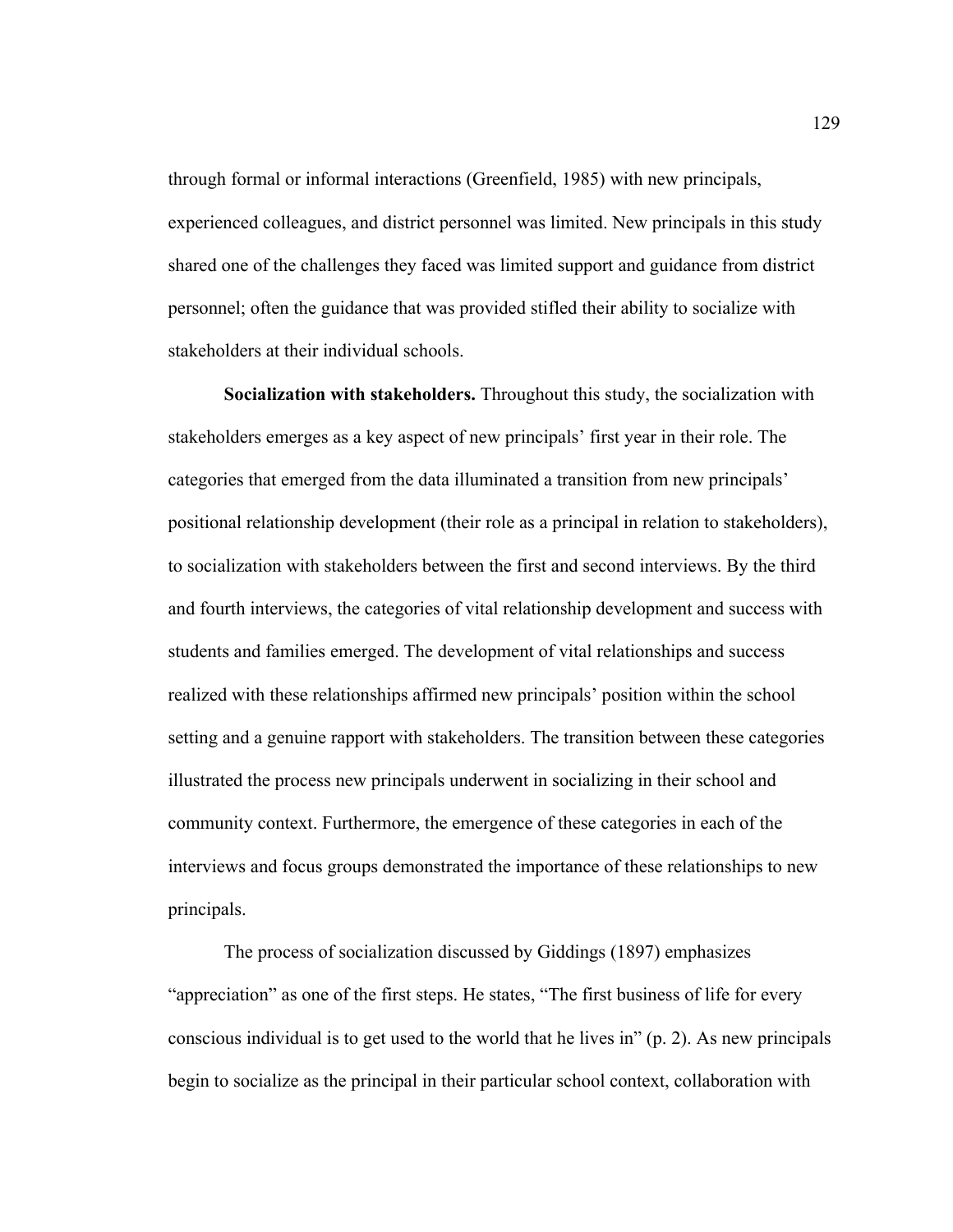through formal or informal interactions (Greenfield, 1985) with new principals, experienced colleagues, and district personnel was limited. New principals in this study shared one of the challenges they faced was limited support and guidance from district personnel; often the guidance that was provided stifled their ability to socialize with stakeholders at their individual schools.

**Socialization with stakeholders.** Throughout this study, the socialization with stakeholders emerges as a key aspect of new principals' first year in their role. The categories that emerged from the data illuminated a transition from new principals' positional relationship development (their role as a principal in relation to stakeholders), to socialization with stakeholders between the first and second interviews. By the third and fourth interviews, the categories of vital relationship development and success with students and families emerged. The development of vital relationships and success realized with these relationships affirmed new principals' position within the school setting and a genuine rapport with stakeholders. The transition between these categories illustrated the process new principals underwent in socializing in their school and community context. Furthermore, the emergence of these categories in each of the interviews and focus groups demonstrated the importance of these relationships to new principals.

The process of socialization discussed by Giddings (1897) emphasizes "appreciation" as one of the first steps. He states, "The first business of life for every conscious individual is to get used to the world that he lives in" (p. 2). As new principals begin to socialize as the principal in their particular school context, collaboration with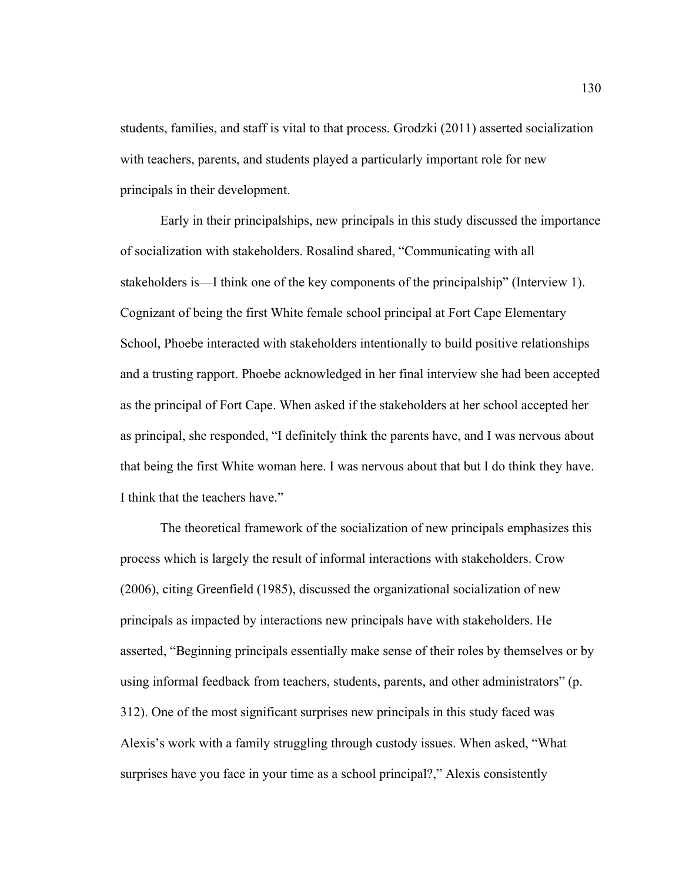students, families, and staff is vital to that process. Grodzki (2011) asserted socialization with teachers, parents, and students played a particularly important role for new principals in their development.

Early in their principalships, new principals in this study discussed the importance of socialization with stakeholders. Rosalind shared, "Communicating with all stakeholders is—I think one of the key components of the principalship" (Interview 1). Cognizant of being the first White female school principal at Fort Cape Elementary School, Phoebe interacted with stakeholders intentionally to build positive relationships and a trusting rapport. Phoebe acknowledged in her final interview she had been accepted as the principal of Fort Cape. When asked if the stakeholders at her school accepted her as principal, she responded, "I definitely think the parents have, and I was nervous about that being the first White woman here. I was nervous about that but I do think they have. I think that the teachers have."

The theoretical framework of the socialization of new principals emphasizes this process which is largely the result of informal interactions with stakeholders. Crow (2006), citing Greenfield (1985), discussed the organizational socialization of new principals as impacted by interactions new principals have with stakeholders. He asserted, "Beginning principals essentially make sense of their roles by themselves or by using informal feedback from teachers, students, parents, and other administrators" (p. 312). One of the most significant surprises new principals in this study faced was Alexis's work with a family struggling through custody issues. When asked, "What surprises have you face in your time as a school principal?," Alexis consistently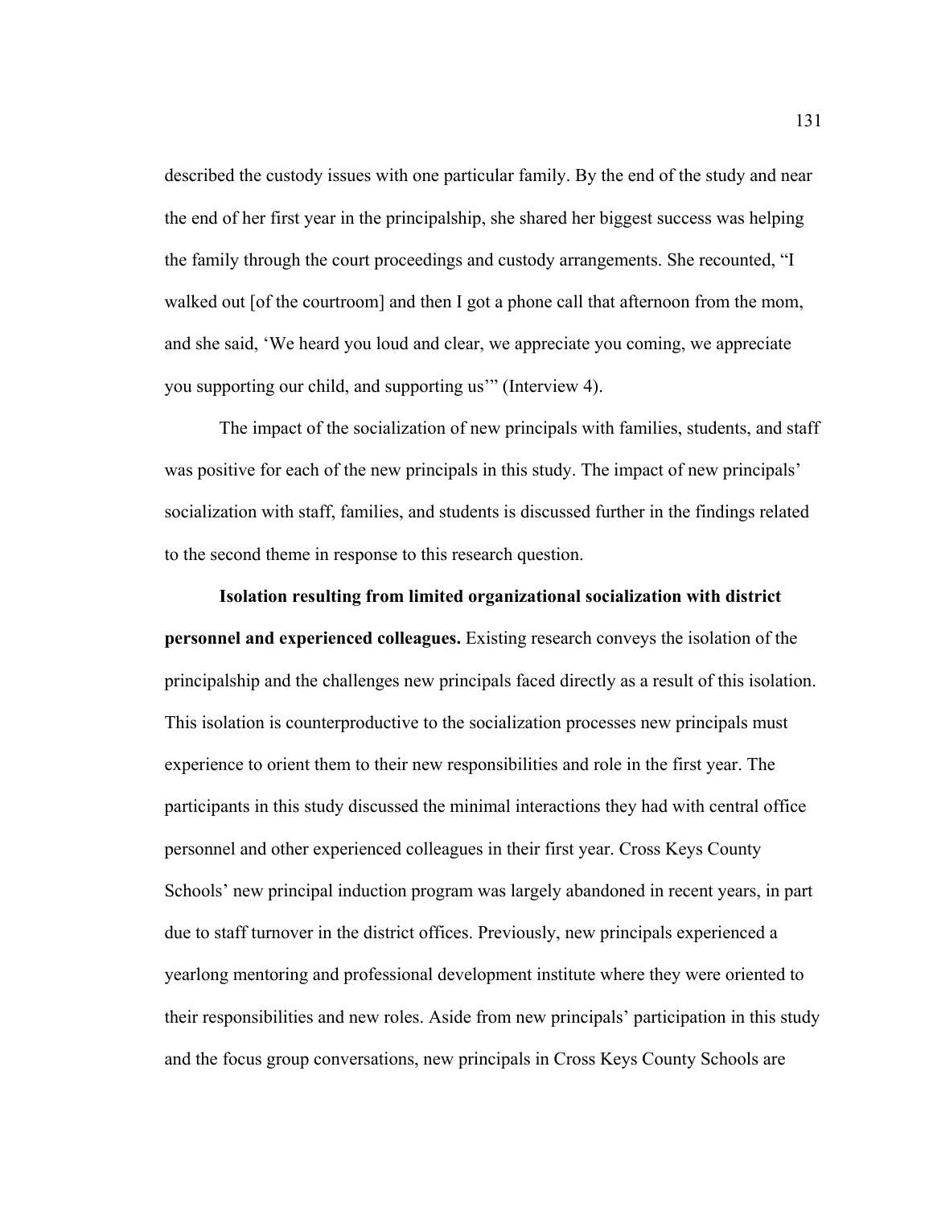described the custody issues with one particular family. By the end of the study and near the end of her first year in the principalship, she shared her biggest success was helping the family through the court proceedings and custody arrangements. She recounted, "I walked out [of the courtroom] and then I got a phone call that afternoon from the mom, and she said, 'We heard you loud and clear, we appreciate you coming, we appreciate you supporting our child, and supporting us'" (Interview 4).

The impact of the socialization of new principals with families, students, and staff was positive for each of the new principals in this study. The impact of new principals' socialization with staff, families, and students is discussed further in the findings related to the second theme in response to this research question.

**Isolation resulting from limited organizational socialization with district personnel and experienced colleagues.** Existing research conveys the isolation of the principalship and the challenges new principals faced directly as a result of this isolation. This isolation is counterproductive to the socialization processes new principals must experience to orient them to their new responsibilities and role in the first year. The participants in this study discussed the minimal interactions they had with central office personnel and other experienced colleagues in their first year. Cross Keys County Schools' new principal induction program was largely abandoned in recent years, in part due to staff turnover in the district offices. Previously, new principals experienced a yearlong mentoring and professional development institute where they were oriented to their responsibilities and new roles. Aside from new principals' participation in this study and the focus group conversations, new principals in Cross Keys County Schools are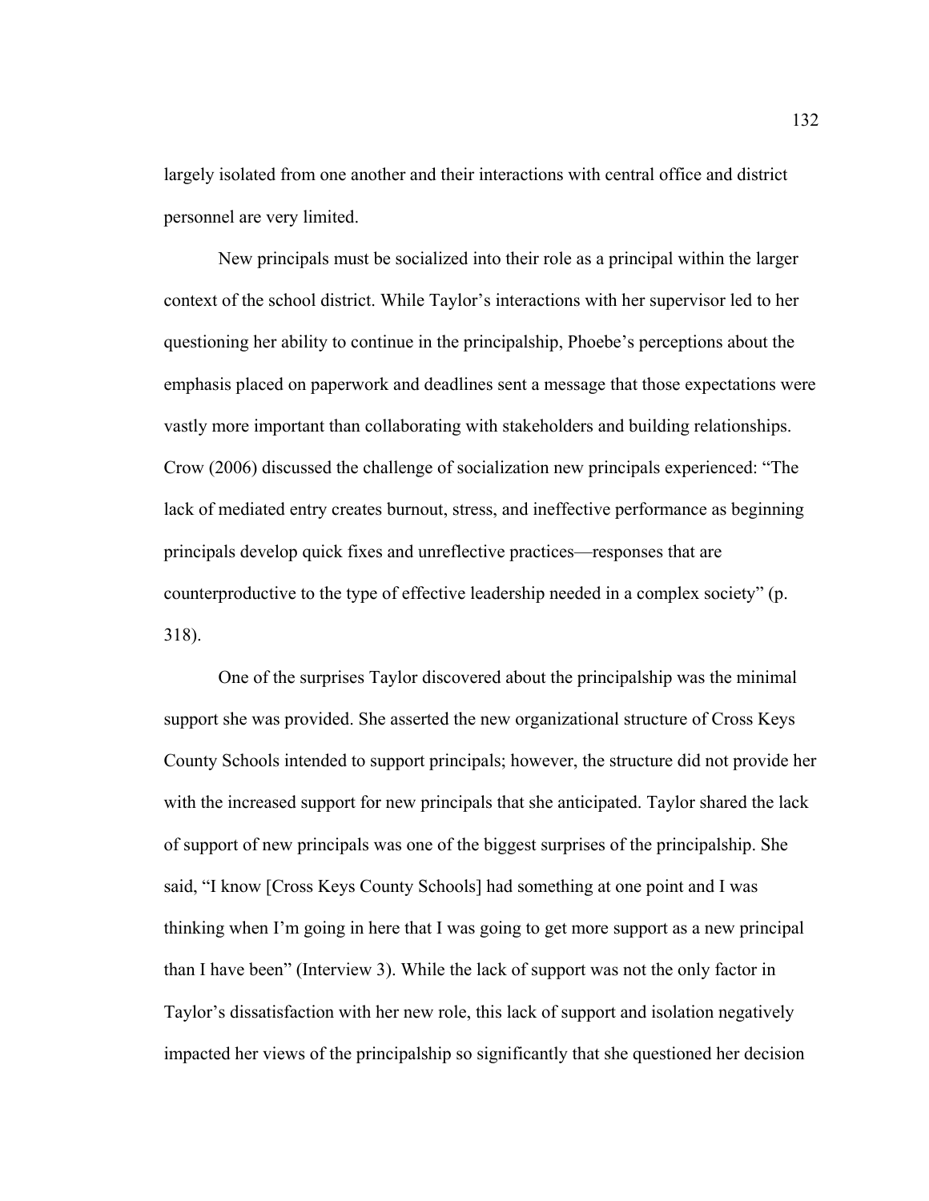largely isolated from one another and their interactions with central office and district personnel are very limited.

New principals must be socialized into their role as a principal within the larger context of the school district. While Taylor's interactions with her supervisor led to her questioning her ability to continue in the principalship, Phoebe's perceptions about the emphasis placed on paperwork and deadlines sent a message that those expectations were vastly more important than collaborating with stakeholders and building relationships. Crow (2006) discussed the challenge of socialization new principals experienced: "The lack of mediated entry creates burnout, stress, and ineffective performance as beginning principals develop quick fixes and unreflective practices—responses that are counterproductive to the type of effective leadership needed in a complex society" (p. 318).

One of the surprises Taylor discovered about the principalship was the minimal support she was provided. She asserted the new organizational structure of Cross Keys County Schools intended to support principals; however, the structure did not provide her with the increased support for new principals that she anticipated. Taylor shared the lack of support of new principals was one of the biggest surprises of the principalship. She said, "I know [Cross Keys County Schools] had something at one point and I was thinking when I'm going in here that I was going to get more support as a new principal than I have been" (Interview 3). While the lack of support was not the only factor in Taylor's dissatisfaction with her new role, this lack of support and isolation negatively impacted her views of the principalship so significantly that she questioned her decision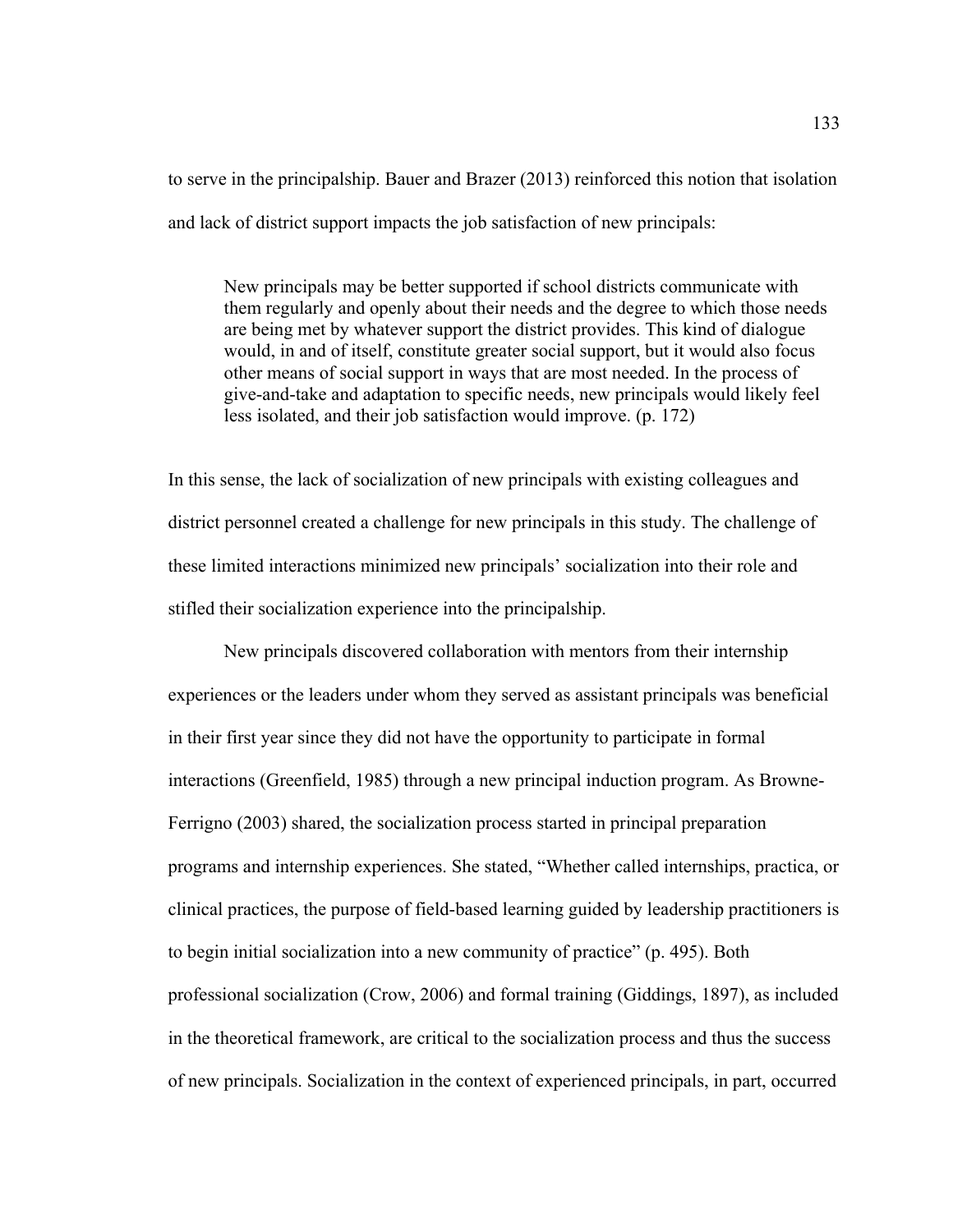to serve in the principalship. Bauer and Brazer (2013) reinforced this notion that isolation and lack of district support impacts the job satisfaction of new principals:

> New principals may be better supported if school districts communicate with them regularly and openly about their needs and the degree to which those needs are being met by whatever support the district provides. This kind of dialogue would, in and of itself, constitute greater social support, but it would also focus other means of social support in ways that are most needed. In the process of give-and-take and adaptation to specific needs, new principals would likely feel less isolated, and their job satisfaction would improve. (p. 172)

In this sense, the lack of socialization of new principals with existing colleagues and district personnel created a challenge for new principals in this study. The challenge of these limited interactions minimized new principals' socialization into their role and stifled their socialization experience into the principalship.

New principals discovered collaboration with mentors from their internship experiences or the leaders under whom they served as assistant principals was beneficial in their first year since they did not have the opportunity to participate in formal interactions (Greenfield, 1985) through a new principal induction program. As Browne-Ferrigno (2003) shared, the socialization process started in principal preparation programs and internship experiences. She stated, "Whether called internships, practica, or clinical practices, the purpose of field-based learning guided by leadership practitioners is to begin initial socialization into a new community of practice" (p. 495). Both professional socialization (Crow, 2006) and formal training (Giddings, 1897), as included in the theoretical framework, are critical to the socialization process and thus the success of new principals. Socialization in the context of experienced principals, in part, occurred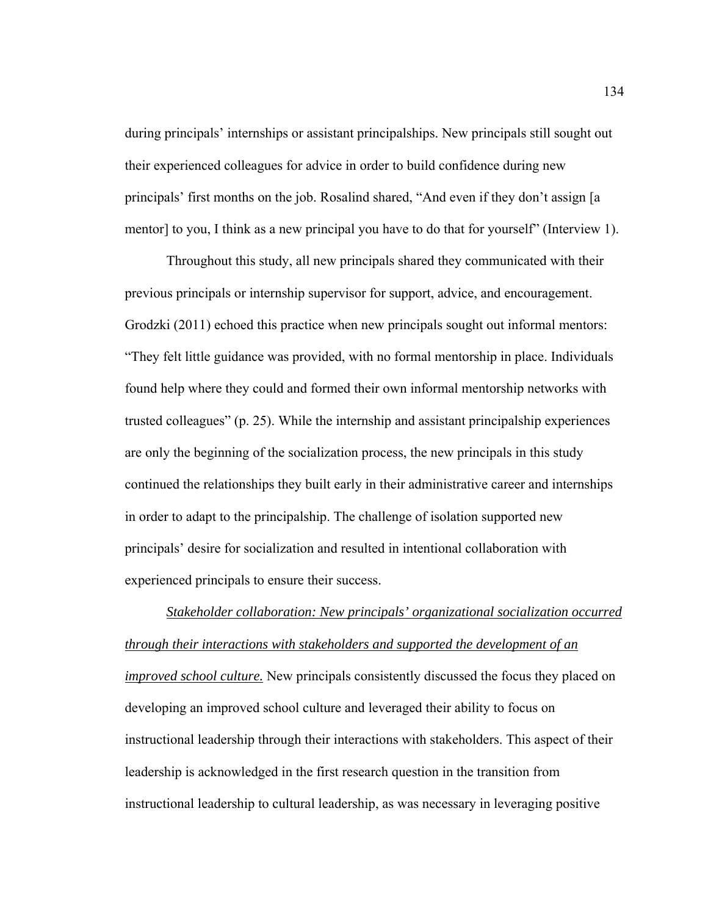during principals' internships or assistant principalships. New principals still sought out their experienced colleagues for advice in order to build confidence during new principals' first months on the job. Rosalind shared, "And even if they don't assign [a mentor] to you, I think as a new principal you have to do that for yourself" (Interview 1).

Throughout this study, all new principals shared they communicated with their previous principals or internship supervisor for support, advice, and encouragement. Grodzki (2011) echoed this practice when new principals sought out informal mentors: "They felt little guidance was provided, with no formal mentorship in place. Individuals found help where they could and formed their own informal mentorship networks with trusted colleagues" (p. 25). While the internship and assistant principalship experiences are only the beginning of the socialization process, the new principals in this study continued the relationships they built early in their administrative career and internships in order to adapt to the principalship. The challenge of isolation supported new principals' desire for socialization and resulted in intentional collaboration with experienced principals to ensure their success.

<u>*Stakeholder collaboration: New principals' organizational socialization occurred through their interactions with stakeholders and supported the development of an improved school culture.*</u> New principals consistently discussed the focus they placed on developing an improved school culture and leveraged their ability to focus on instructional leadership through their interactions with stakeholders. This aspect of their leadership is acknowledged in the first research question in the transition from instructional leadership to cultural leadership, as was necessary in leveraging positive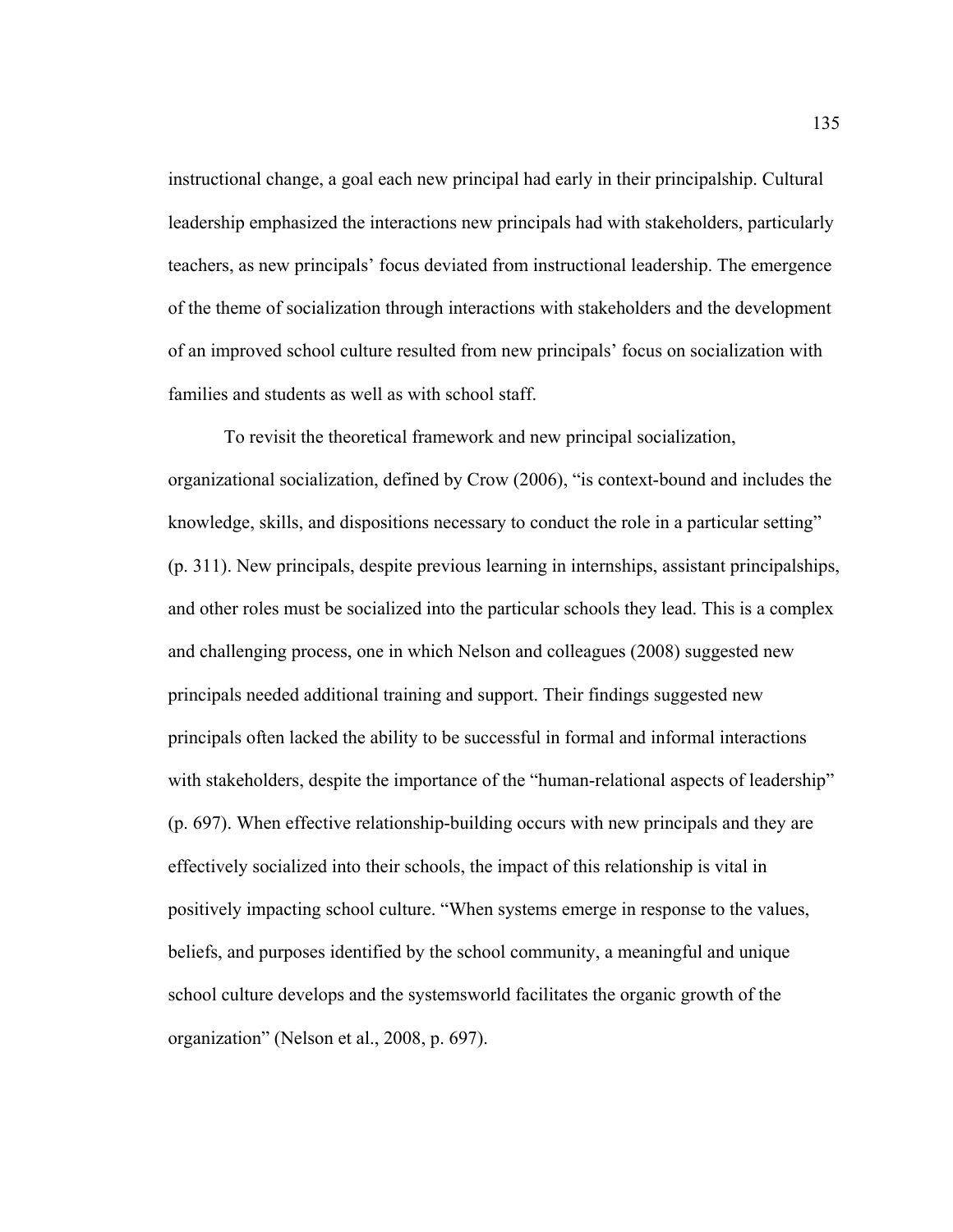instructional change, a goal each new principal had early in their principalship. Cultural leadership emphasized the interactions new principals had with stakeholders, particularly teachers, as new principals' focus deviated from instructional leadership. The emergence of the theme of socialization through interactions with stakeholders and the development of an improved school culture resulted from new principals' focus on socialization with families and students as well as with school staff.

To revisit the theoretical framework and new principal socialization, organizational socialization, defined by Crow (2006), "is context-bound and includes the knowledge, skills, and dispositions necessary to conduct the role in a particular setting" (p. 311). New principals, despite previous learning in internships, assistant principalships, and other roles must be socialized into the particular schools they lead. This is a complex and challenging process, one in which Nelson and colleagues (2008) suggested new principals needed additional training and support. Their findings suggested new principals often lacked the ability to be successful in formal and informal interactions with stakeholders, despite the importance of the "human-relational aspects of leadership" (p. 697). When effective relationship-building occurs with new principals and they are effectively socialized into their schools, the impact of this relationship is vital in positively impacting school culture. "When systems emerge in response to the values, beliefs, and purposes identified by the school community, a meaningful and unique school culture develops and the systemsworld facilitates the organic growth of the organization" (Nelson et al., 2008, p. 697).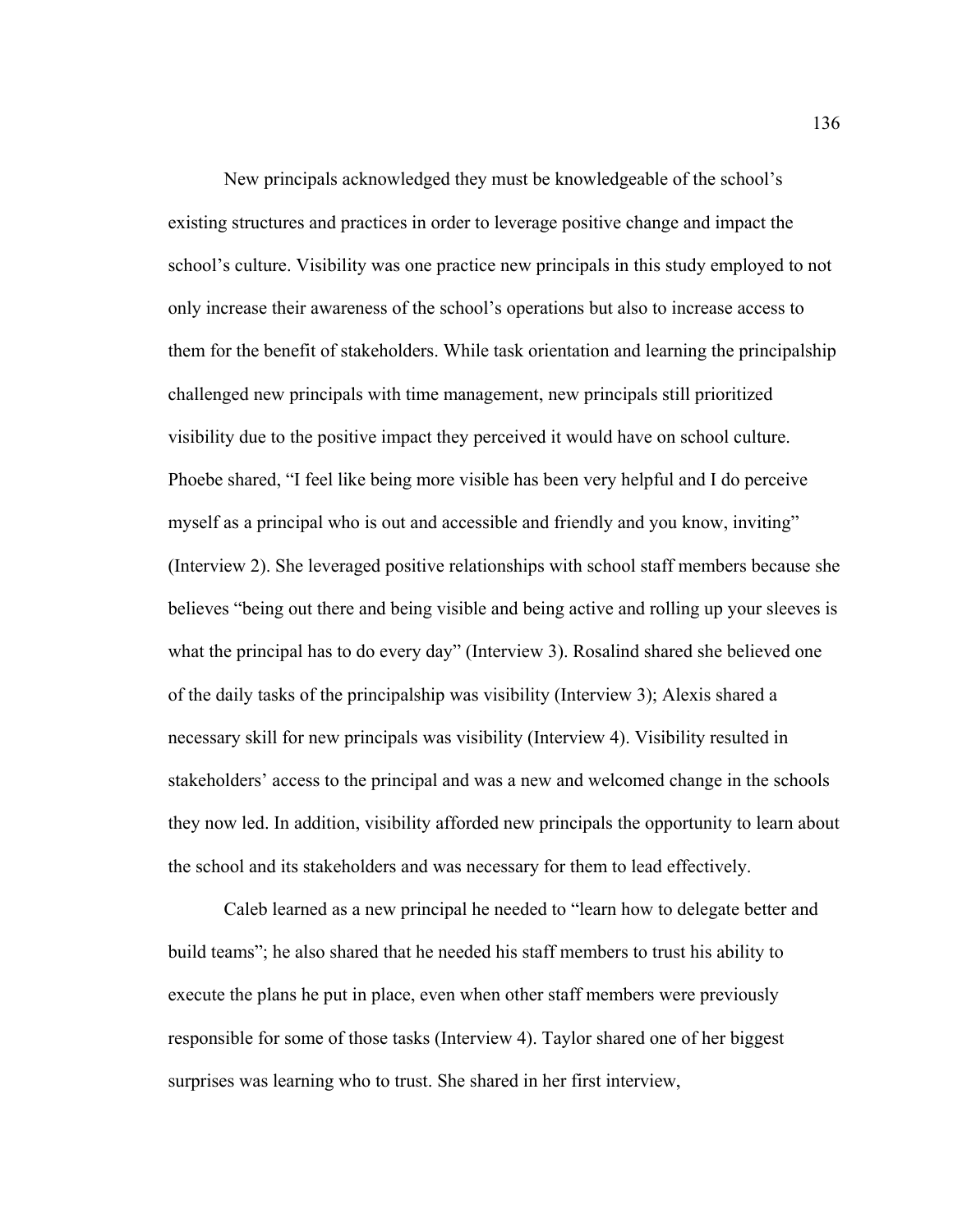New principals acknowledged they must be knowledgeable of the school's existing structures and practices in order to leverage positive change and impact the school's culture. Visibility was one practice new principals in this study employed to not only increase their awareness of the school's operations but also to increase access to them for the benefit of stakeholders. While task orientation and learning the principalship challenged new principals with time management, new principals still prioritized visibility due to the positive impact they perceived it would have on school culture. Phoebe shared, "I feel like being more visible has been very helpful and I do perceive myself as a principal who is out and accessible and friendly and you know, inviting" (Interview 2). She leveraged positive relationships with school staff members because she believes "being out there and being visible and being active and rolling up your sleeves is what the principal has to do every day" (Interview 3). Rosalind shared she believed one of the daily tasks of the principalship was visibility (Interview 3); Alexis shared a necessary skill for new principals was visibility (Interview 4). Visibility resulted in stakeholders' access to the principal and was a new and welcomed change in the schools they now led. In addition, visibility afforded new principals the opportunity to learn about the school and its stakeholders and was necessary for them to lead effectively.

Caleb learned as a new principal he needed to "learn how to delegate better and build teams"; he also shared that he needed his staff members to trust his ability to execute the plans he put in place, even when other staff members were previously responsible for some of those tasks (Interview 4). Taylor shared one of her biggest surprises was learning who to trust. She shared in her first interview,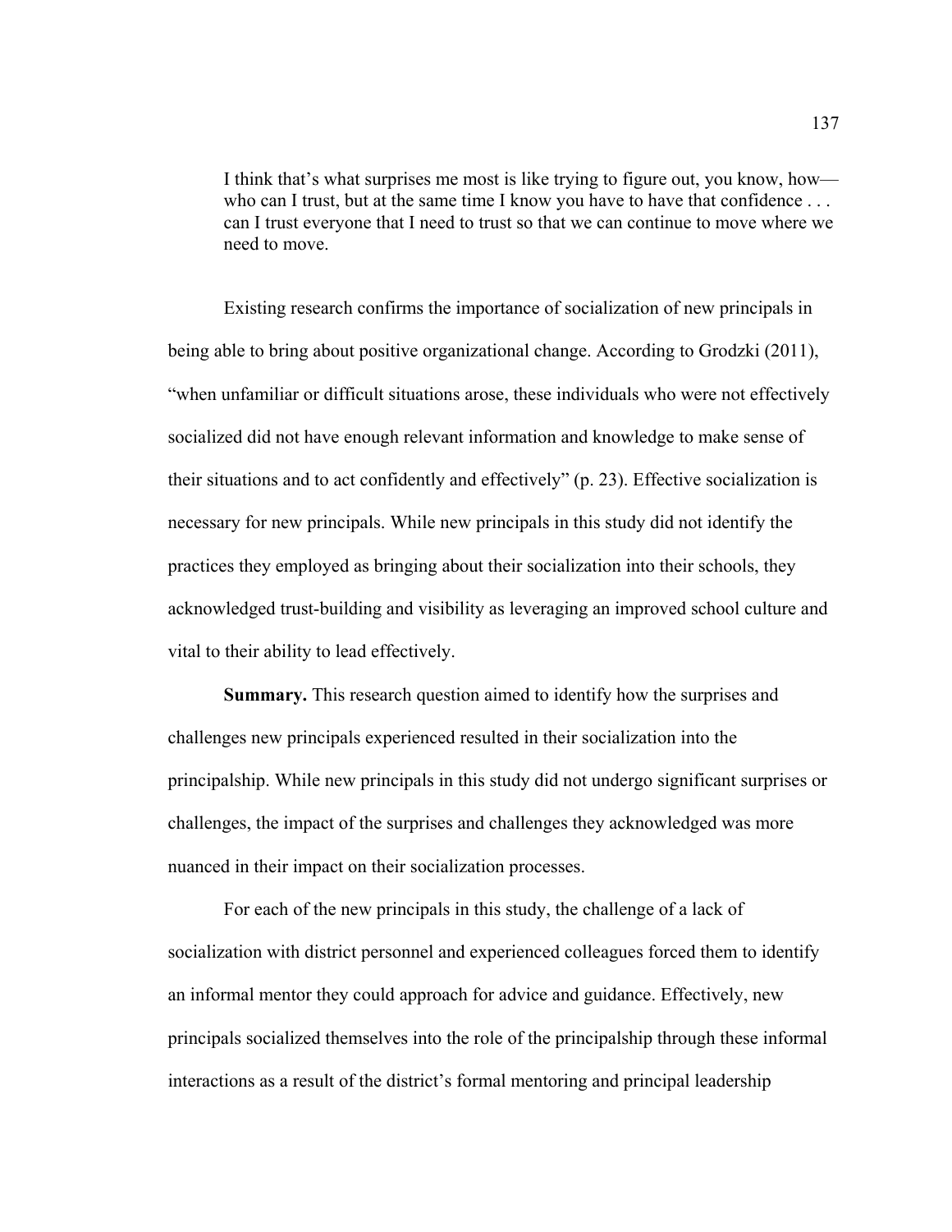> I think that's what surprises me most is like trying to figure out, you know, how—who can I trust, but at the same time I know you have to have that confidence . . . can I trust everyone that I need to trust so that we can continue to move where we need to move.

Existing research confirms the importance of socialization of new principals in being able to bring about positive organizational change. According to Grodzki (2011), "when unfamiliar or difficult situations arose, these individuals who were not effectively socialized did not have enough relevant information and knowledge to make sense of their situations and to act confidently and effectively" (p. 23). Effective socialization is necessary for new principals. While new principals in this study did not identify the practices they employed as bringing about their socialization into their schools, they acknowledged trust-building and visibility as leveraging an improved school culture and vital to their ability to lead effectively.

**Summary.** This research question aimed to identify how the surprises and challenges new principals experienced resulted in their socialization into the principalship. While new principals in this study did not undergo significant surprises or challenges, the impact of the surprises and challenges they acknowledged was more nuanced in their impact on their socialization processes.

For each of the new principals in this study, the challenge of a lack of socialization with district personnel and experienced colleagues forced them to identify an informal mentor they could approach for advice and guidance. Effectively, new principals socialized themselves into the role of the principalship through these informal interactions as a result of the district's formal mentoring and principal leadership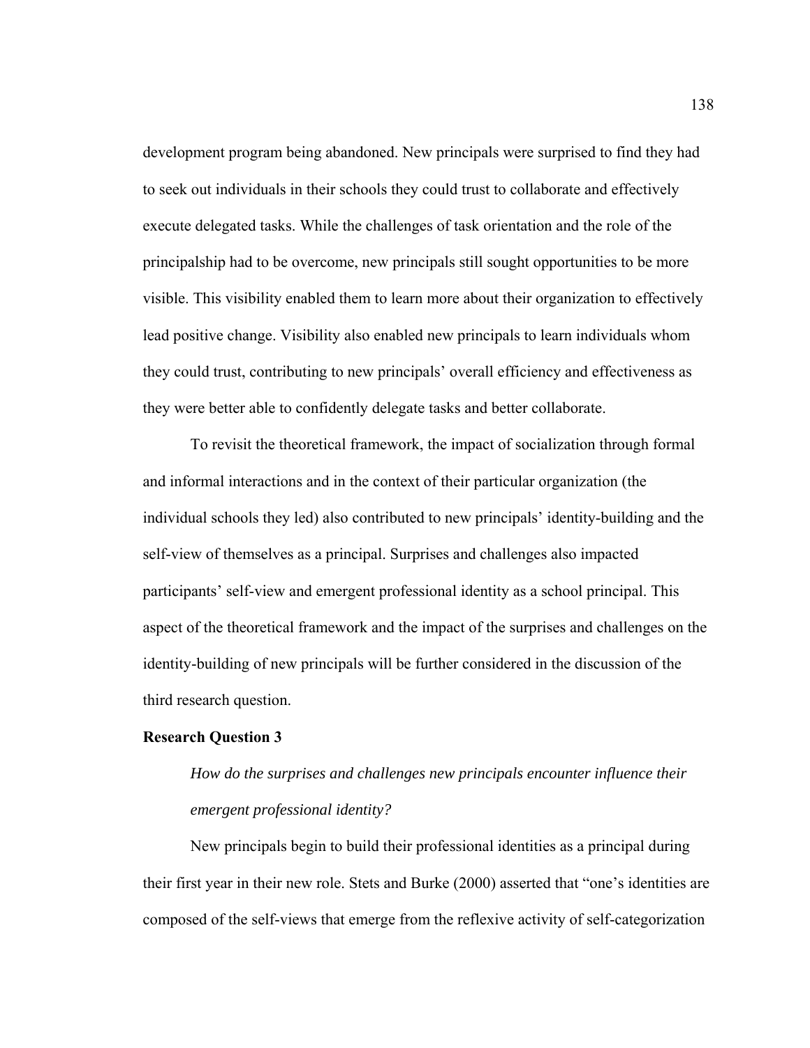development program being abandoned. New principals were surprised to find they had to seek out individuals in their schools they could trust to collaborate and effectively execute delegated tasks. While the challenges of task orientation and the role of the principalship had to be overcome, new principals still sought opportunities to be more visible. This visibility enabled them to learn more about their organization to effectively lead positive change. Visibility also enabled new principals to learn individuals whom they could trust, contributing to new principals' overall efficiency and effectiveness as they were better able to confidently delegate tasks and better collaborate.

To revisit the theoretical framework, the impact of socialization through formal and informal interactions and in the context of their particular organization (the individual schools they led) also contributed to new principals' identity-building and the self-view of themselves as a principal. Surprises and challenges also impacted participants' self-view and emergent professional identity as a school principal. This aspect of the theoretical framework and the impact of the surprises and challenges on the identity-building of new principals will be further considered in the discussion of the third research question.

**Research Question 3**

> *How do the surprises and challenges new principals encounter influence their emergent professional identity?*

New principals begin to build their professional identities as a principal during their first year in their new role. Stets and Burke (2000) asserted that "one's identities are composed of the self-views that emerge from the reflexive activity of self-categorization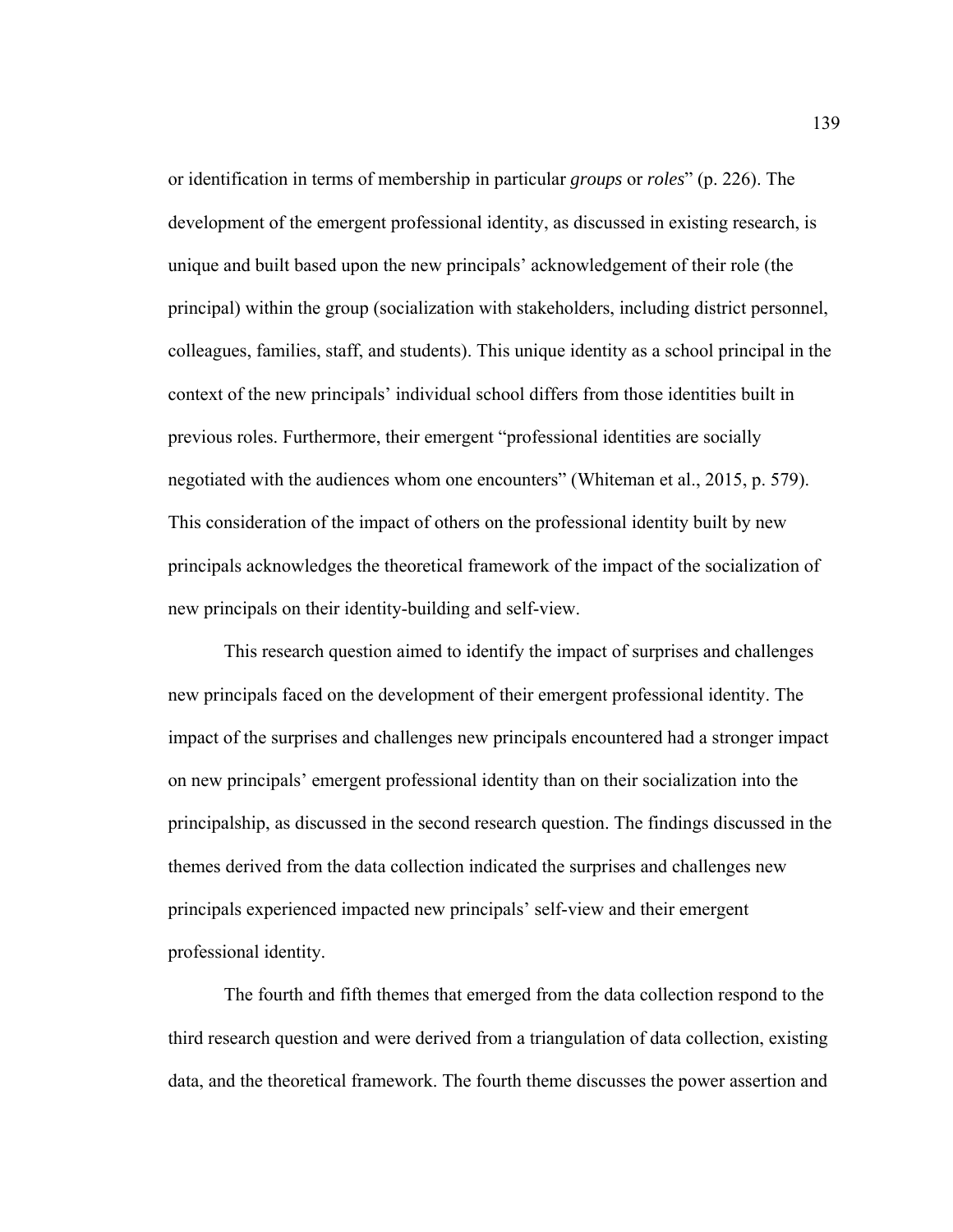or identification in terms of membership in particular *groups* or *roles*" (p. 226). The development of the emergent professional identity, as discussed in existing research, is unique and built based upon the new principals' acknowledgement of their role (the principal) within the group (socialization with stakeholders, including district personnel, colleagues, families, staff, and students). This unique identity as a school principal in the context of the new principals' individual school differs from those identities built in previous roles. Furthermore, their emergent "professional identities are socially negotiated with the audiences whom one encounters" (Whiteman et al., 2015, p. 579). This consideration of the impact of others on the professional identity built by new principals acknowledges the theoretical framework of the impact of the socialization of new principals on their identity-building and self-view.

This research question aimed to identify the impact of surprises and challenges new principals faced on the development of their emergent professional identity. The impact of the surprises and challenges new principals encountered had a stronger impact on new principals' emergent professional identity than on their socialization into the principalship, as discussed in the second research question. The findings discussed in the themes derived from the data collection indicated the surprises and challenges new principals experienced impacted new principals' self-view and their emergent professional identity.

The fourth and fifth themes that emerged from the data collection respond to the third research question and were derived from a triangulation of data collection, existing data, and the theoretical framework. The fourth theme discusses the power assertion and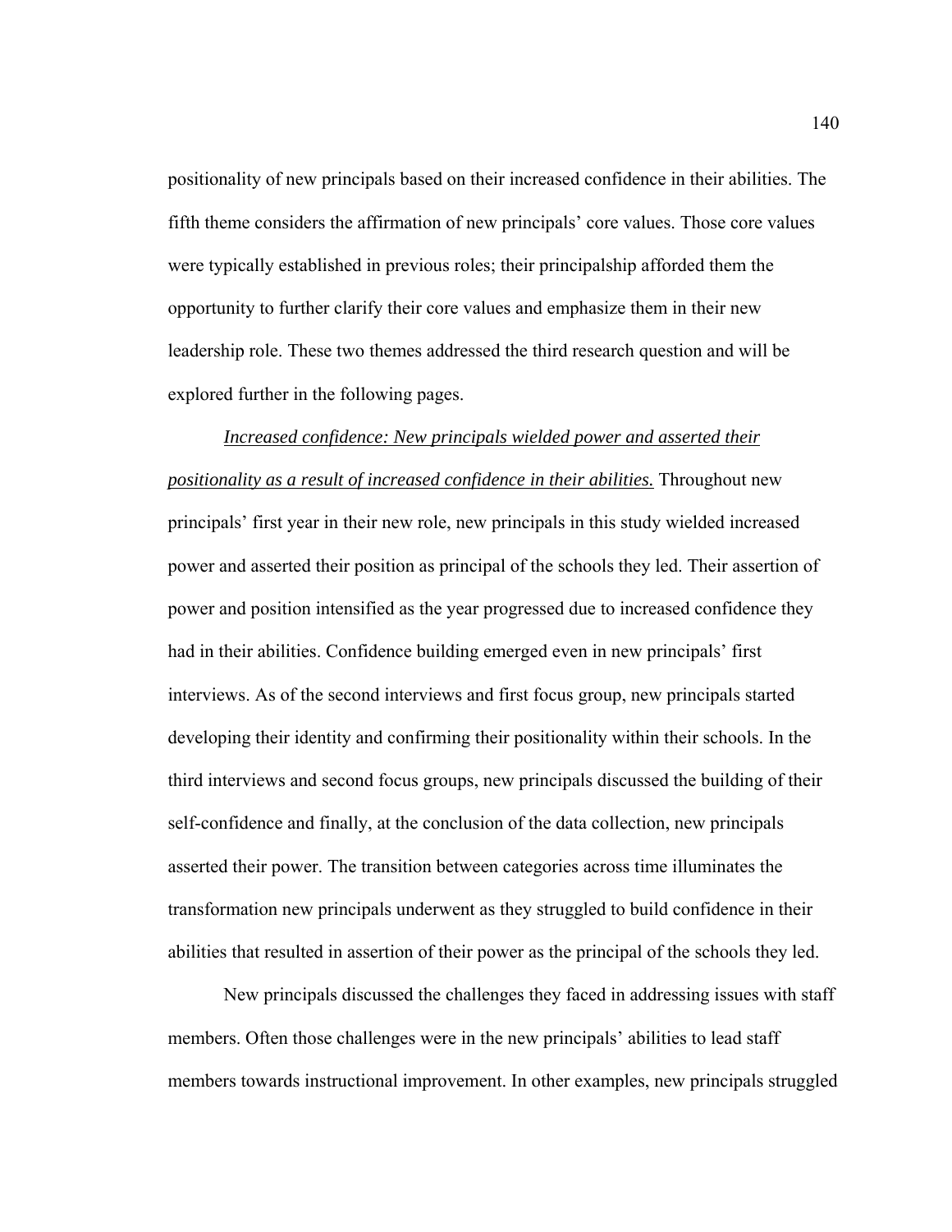positionality of new principals based on their increased confidence in their abilities. The fifth theme considers the affirmation of new principals' core values. Those core values were typically established in previous roles; their principalship afforded them the opportunity to further clarify their core values and emphasize them in their new leadership role. These two themes addressed the third research question and will be explored further in the following pages.

*Increased confidence: New principals wielded power and asserted their positionality as a result of increased confidence in their abilities.* Throughout new principals' first year in their new role, new principals in this study wielded increased power and asserted their position as principal of the schools they led. Their assertion of power and position intensified as the year progressed due to increased confidence they had in their abilities. Confidence building emerged even in new principals' first interviews. As of the second interviews and first focus group, new principals started developing their identity and confirming their positionality within their schools. In the third interviews and second focus groups, new principals discussed the building of their self-confidence and finally, at the conclusion of the data collection, new principals asserted their power. The transition between categories across time illuminates the transformation new principals underwent as they struggled to build confidence in their abilities that resulted in assertion of their power as the principal of the schools they led.

New principals discussed the challenges they faced in addressing issues with staff members. Often those challenges were in the new principals' abilities to lead staff members towards instructional improvement. In other examples, new principals struggled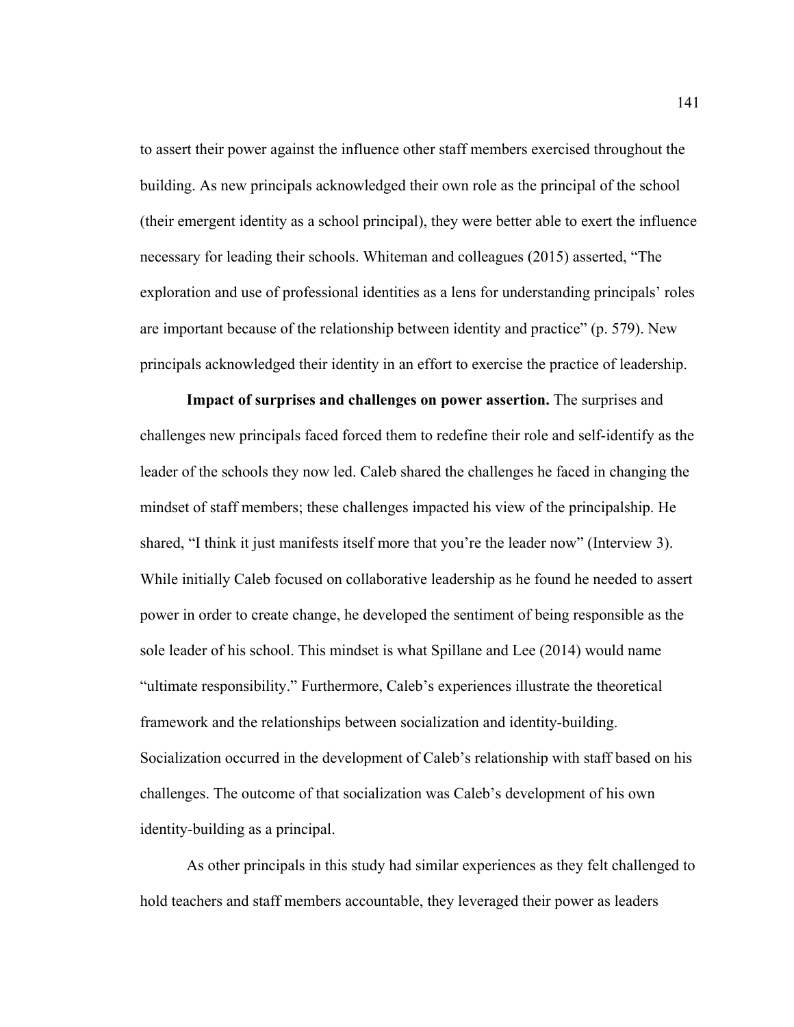to assert their power against the influence other staff members exercised throughout the building. As new principals acknowledged their own role as the principal of the school (their emergent identity as a school principal), they were better able to exert the influence necessary for leading their schools. Whiteman and colleagues (2015) asserted, "The exploration and use of professional identities as a lens for understanding principals' roles are important because of the relationship between identity and practice" (p. 579). New principals acknowledged their identity in an effort to exercise the practice of leadership.

**Impact of surprises and challenges on power assertion.** The surprises and challenges new principals faced forced them to redefine their role and self-identify as the leader of the schools they now led. Caleb shared the challenges he faced in changing the mindset of staff members; these challenges impacted his view of the principalship. He shared, "I think it just manifests itself more that you're the leader now" (Interview 3). While initially Caleb focused on collaborative leadership as he found he needed to assert power in order to create change, he developed the sentiment of being responsible as the sole leader of his school. This mindset is what Spillane and Lee (2014) would name "ultimate responsibility." Furthermore, Caleb's experiences illustrate the theoretical framework and the relationships between socialization and identity-building. Socialization occurred in the development of Caleb's relationship with staff based on his challenges. The outcome of that socialization was Caleb's development of his own identity-building as a principal.

As other principals in this study had similar experiences as they felt challenged to hold teachers and staff members accountable, they leveraged their power as leaders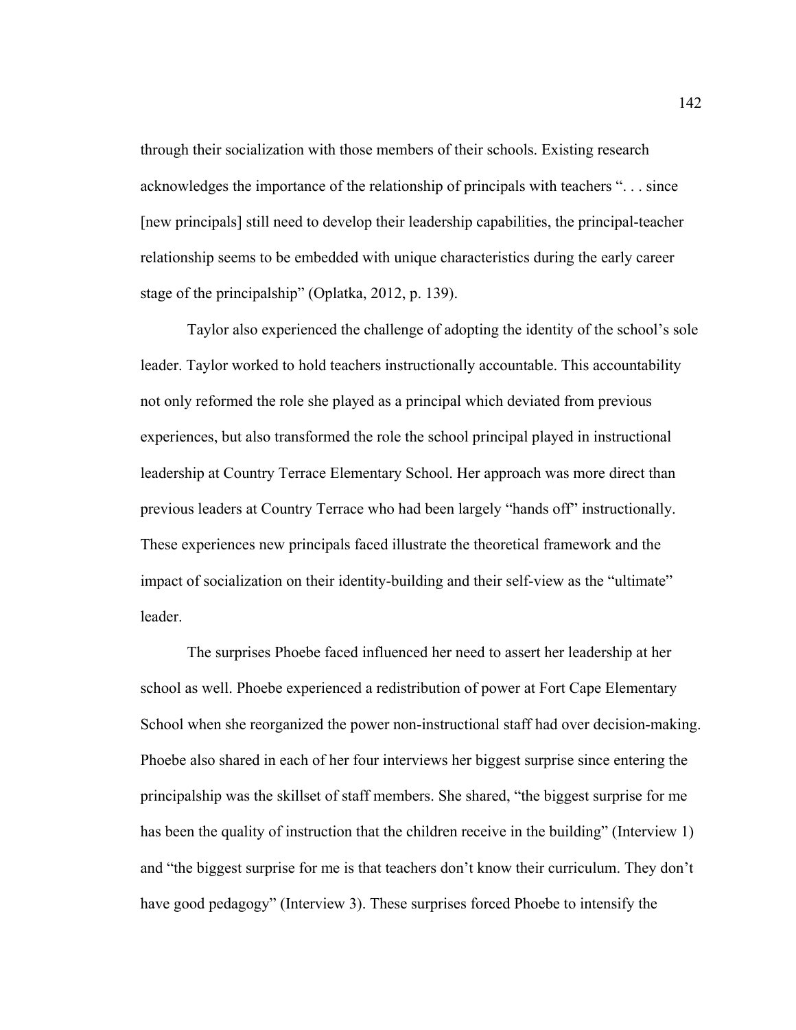through their socialization with those members of their schools. Existing research acknowledges the importance of the relationship of principals with teachers ". . . since [new principals] still need to develop their leadership capabilities, the principal-teacher relationship seems to be embedded with unique characteristics during the early career stage of the principalship" (Oplatka, 2012, p. 139).

Taylor also experienced the challenge of adopting the identity of the school's sole leader. Taylor worked to hold teachers instructionally accountable. This accountability not only reformed the role she played as a principal which deviated from previous experiences, but also transformed the role the school principal played in instructional leadership at Country Terrace Elementary School. Her approach was more direct than previous leaders at Country Terrace who had been largely "hands off" instructionally. These experiences new principals faced illustrate the theoretical framework and the impact of socialization on their identity-building and their self-view as the "ultimate" leader.

The surprises Phoebe faced influenced her need to assert her leadership at her school as well. Phoebe experienced a redistribution of power at Fort Cape Elementary School when she reorganized the power non-instructional staff had over decision-making. Phoebe also shared in each of her four interviews her biggest surprise since entering the principalship was the skillset of staff members. She shared, "the biggest surprise for me has been the quality of instruction that the children receive in the building" (Interview 1) and "the biggest surprise for me is that teachers don't know their curriculum. They don't have good pedagogy" (Interview 3). These surprises forced Phoebe to intensify the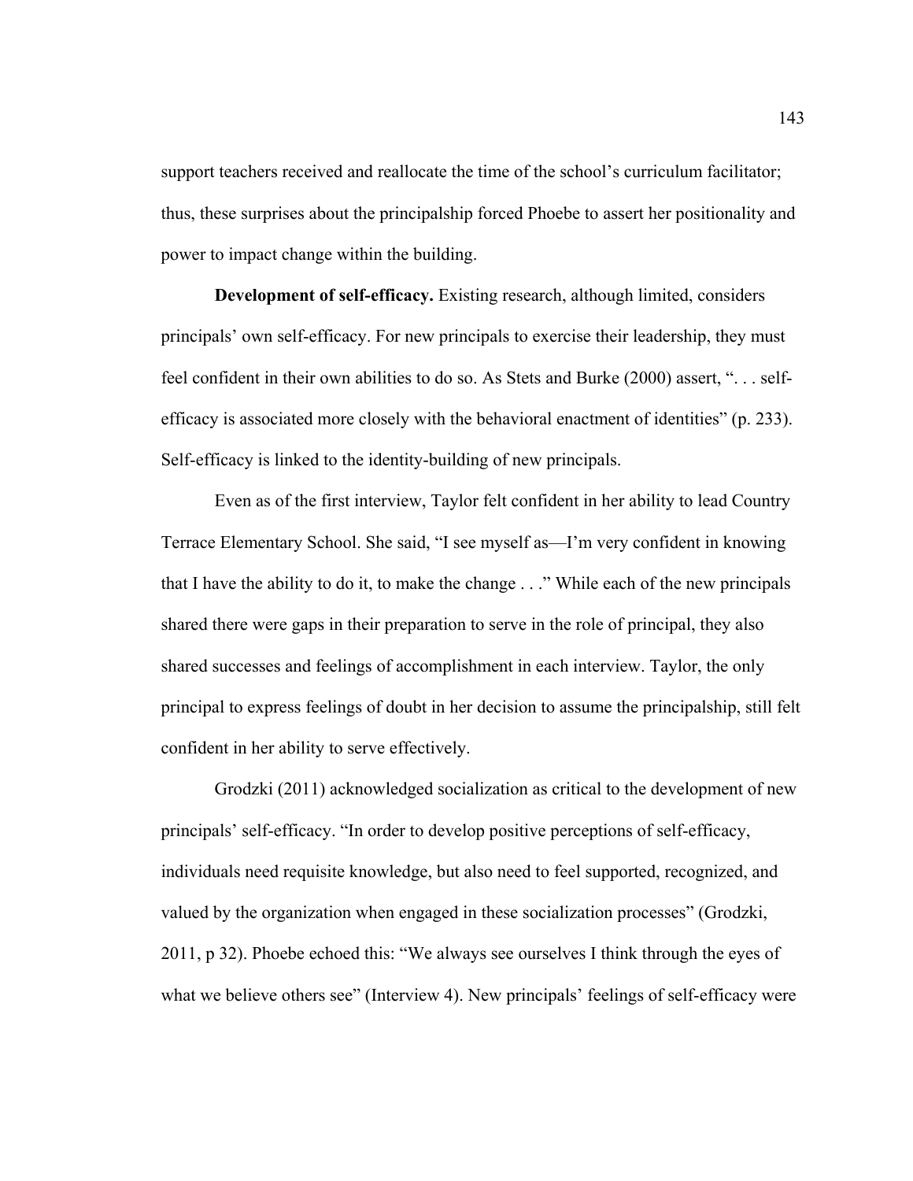support teachers received and reallocate the time of the school's curriculum facilitator; thus, these surprises about the principalship forced Phoebe to assert her positionality and power to impact change within the building.

**Development of self-efficacy.** Existing research, although limited, considers principals' own self-efficacy. For new principals to exercise their leadership, they must feel confident in their own abilities to do so. As Stets and Burke (2000) assert, ". . . self-efficacy is associated more closely with the behavioral enactment of identities" (p. 233). Self-efficacy is linked to the identity-building of new principals.

Even as of the first interview, Taylor felt confident in her ability to lead Country Terrace Elementary School. She said, "I see myself as—I'm very confident in knowing that I have the ability to do it, to make the change . . ." While each of the new principals shared there were gaps in their preparation to serve in the role of principal, they also shared successes and feelings of accomplishment in each interview. Taylor, the only principal to express feelings of doubt in her decision to assume the principalship, still felt confident in her ability to serve effectively.

Grodzki (2011) acknowledged socialization as critical to the development of new principals' self-efficacy. "In order to develop positive perceptions of self-efficacy, individuals need requisite knowledge, but also need to feel supported, recognized, and valued by the organization when engaged in these socialization processes" (Grodzki, 2011, p 32). Phoebe echoed this: "We always see ourselves I think through the eyes of what we believe others see" (Interview 4). New principals' feelings of self-efficacy were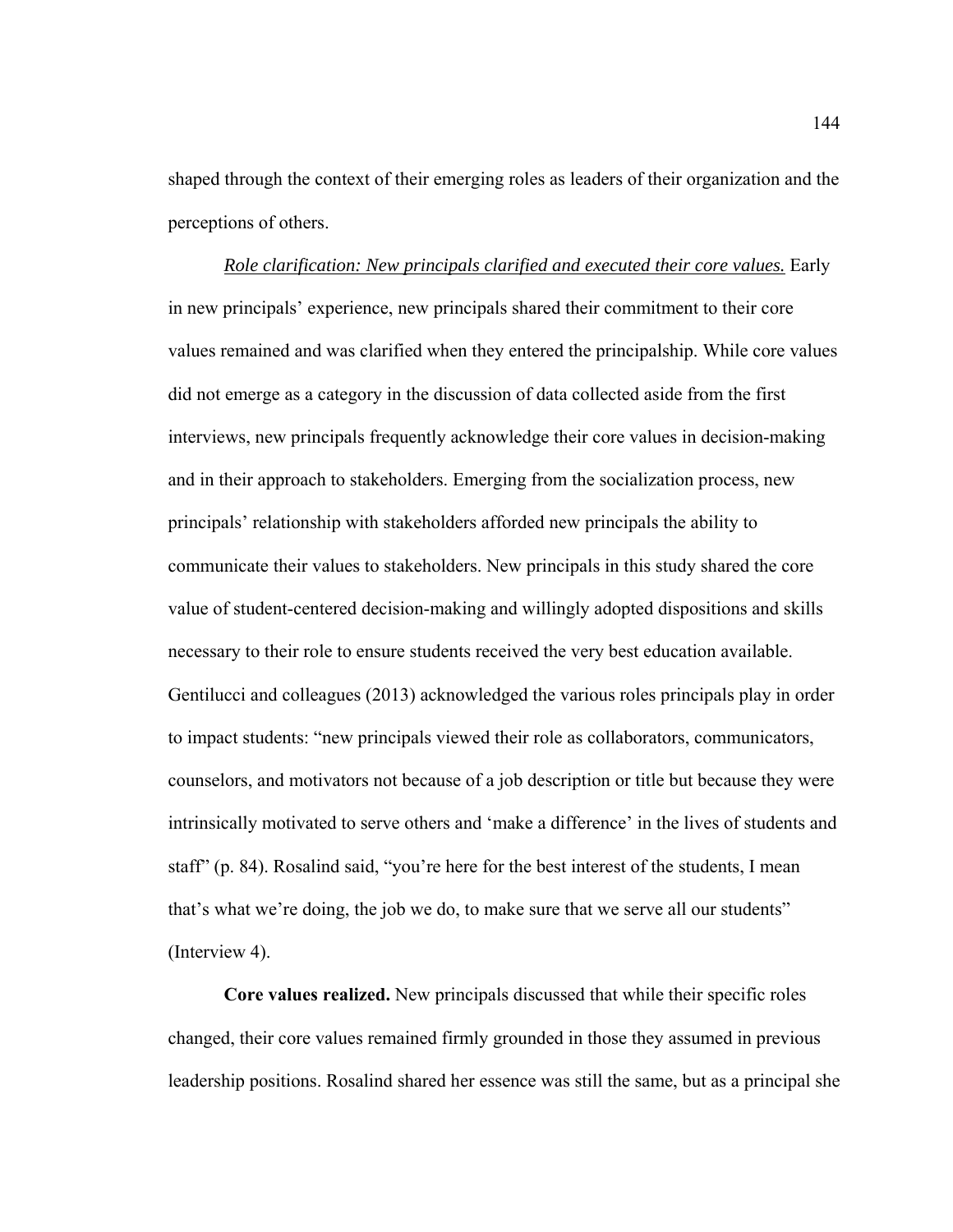shaped through the context of their emerging roles as leaders of their organization and the perceptions of others.

*Role clarification: New principals clarified and executed their core values.* Early in new principals' experience, new principals shared their commitment to their core values remained and was clarified when they entered the principalship. While core values did not emerge as a category in the discussion of data collected aside from the first interviews, new principals frequently acknowledge their core values in decision-making and in their approach to stakeholders. Emerging from the socialization process, new principals' relationship with stakeholders afforded new principals the ability to communicate their values to stakeholders. New principals in this study shared the core value of student-centered decision-making and willingly adopted dispositions and skills necessary to their role to ensure students received the very best education available. Gentilucci and colleagues (2013) acknowledged the various roles principals play in order to impact students: "new principals viewed their role as collaborators, communicators, counselors, and motivators not because of a job description or title but because they were intrinsically motivated to serve others and 'make a difference' in the lives of students and staff" (p. 84). Rosalind said, "you're here for the best interest of the students, I mean that's what we're doing, the job we do, to make sure that we serve all our students" (Interview 4).

**Core values realized.** New principals discussed that while their specific roles changed, their core values remained firmly grounded in those they assumed in previous leadership positions. Rosalind shared her essence was still the same, but as a principal she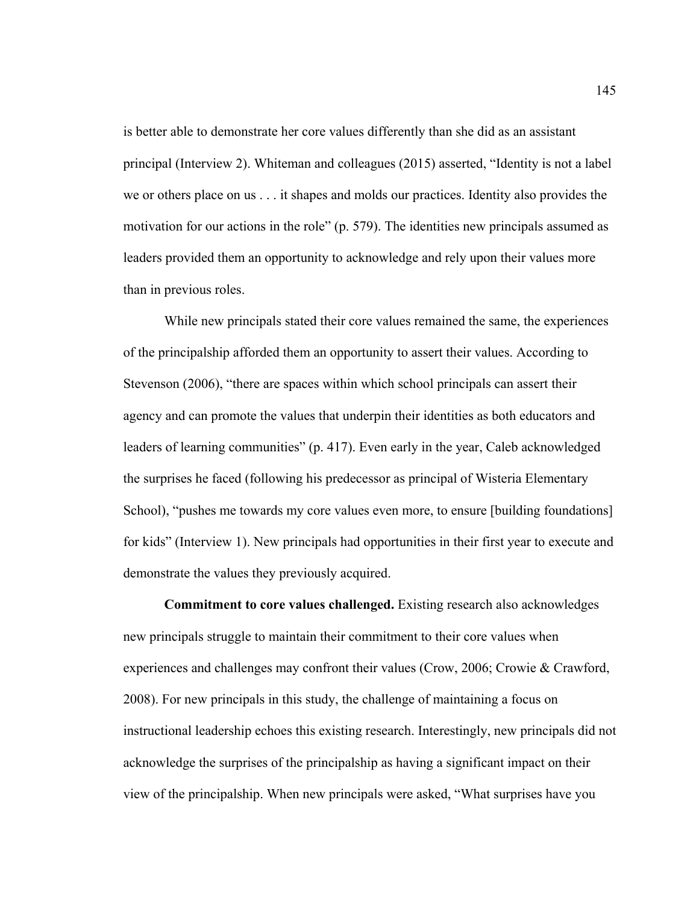is better able to demonstrate her core values differently than she did as an assistant principal (Interview 2). Whiteman and colleagues (2015) asserted, "Identity is not a label we or others place on us . . . it shapes and molds our practices. Identity also provides the motivation for our actions in the role" (p. 579). The identities new principals assumed as leaders provided them an opportunity to acknowledge and rely upon their values more than in previous roles.

While new principals stated their core values remained the same, the experiences of the principalship afforded them an opportunity to assert their values. According to Stevenson (2006), "there are spaces within which school principals can assert their agency and can promote the values that underpin their identities as both educators and leaders of learning communities" (p. 417). Even early in the year, Caleb acknowledged the surprises he faced (following his predecessor as principal of Wisteria Elementary School), "pushes me towards my core values even more, to ensure [building foundations] for kids" (Interview 1). New principals had opportunities in their first year to execute and demonstrate the values they previously acquired.

**Commitment to core values challenged.** Existing research also acknowledges new principals struggle to maintain their commitment to their core values when experiences and challenges may confront their values (Crow, 2006; Crowie & Crawford, 2008). For new principals in this study, the challenge of maintaining a focus on instructional leadership echoes this existing research. Interestingly, new principals did not acknowledge the surprises of the principalship as having a significant impact on their view of the principalship. When new principals were asked, "What surprises have you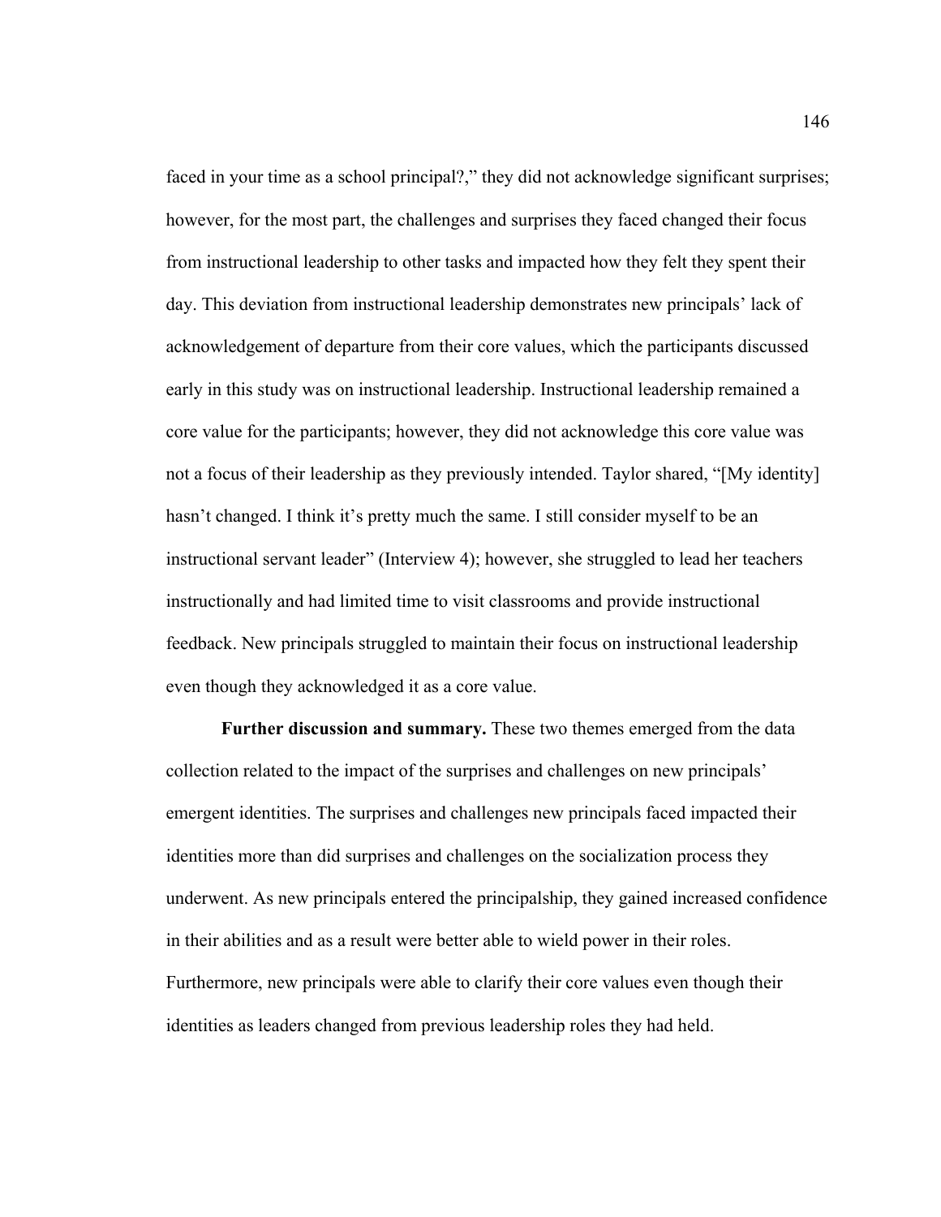faced in your time as a school principal?," they did not acknowledge significant surprises; however, for the most part, the challenges and surprises they faced changed their focus from instructional leadership to other tasks and impacted how they felt they spent their day. This deviation from instructional leadership demonstrates new principals' lack of acknowledgement of departure from their core values, which the participants discussed early in this study was on instructional leadership. Instructional leadership remained a core value for the participants; however, they did not acknowledge this core value was not a focus of their leadership as they previously intended. Taylor shared, "[My identity] hasn't changed. I think it's pretty much the same. I still consider myself to be an instructional servant leader" (Interview 4); however, she struggled to lead her teachers instructionally and had limited time to visit classrooms and provide instructional feedback. New principals struggled to maintain their focus on instructional leadership even though they acknowledged it as a core value.

**Further discussion and summary.** These two themes emerged from the data collection related to the impact of the surprises and challenges on new principals' emergent identities. The surprises and challenges new principals faced impacted their identities more than did surprises and challenges on the socialization process they underwent. As new principals entered the principalship, they gained increased confidence in their abilities and as a result were better able to wield power in their roles. Furthermore, new principals were able to clarify their core values even though their identities as leaders changed from previous leadership roles they had held.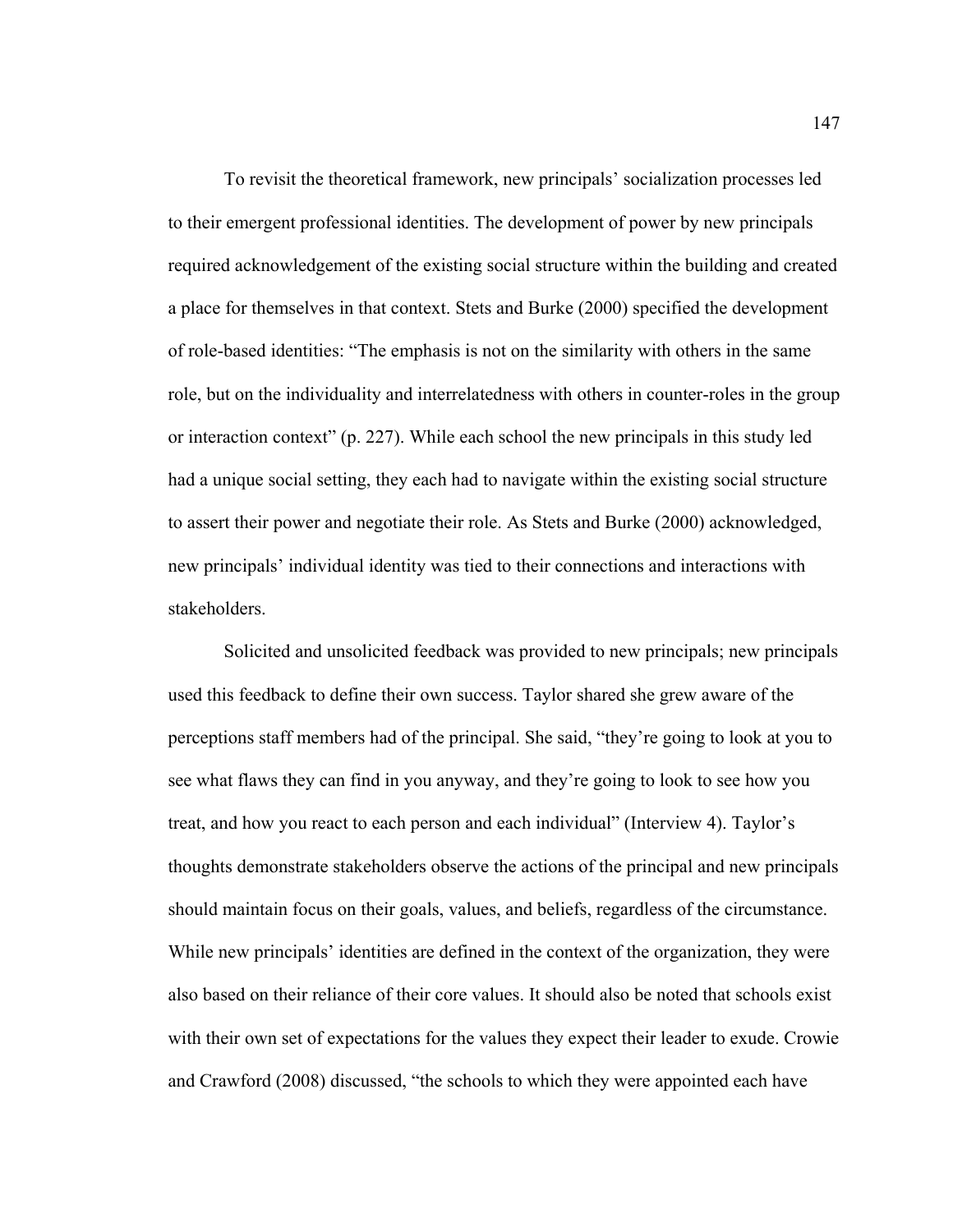To revisit the theoretical framework, new principals' socialization processes led to their emergent professional identities. The development of power by new principals required acknowledgement of the existing social structure within the building and created a place for themselves in that context. Stets and Burke (2000) specified the development of role-based identities: "The emphasis is not on the similarity with others in the same role, but on the individuality and interrelatedness with others in counter-roles in the group or interaction context" (p. 227). While each school the new principals in this study led had a unique social setting, they each had to navigate within the existing social structure to assert their power and negotiate their role. As Stets and Burke (2000) acknowledged, new principals' individual identity was tied to their connections and interactions with stakeholders.

Solicited and unsolicited feedback was provided to new principals; new principals used this feedback to define their own success. Taylor shared she grew aware of the perceptions staff members had of the principal. She said, "they're going to look at you to see what flaws they can find in you anyway, and they're going to look to see how you treat, and how you react to each person and each individual" (Interview 4). Taylor's thoughts demonstrate stakeholders observe the actions of the principal and new principals should maintain focus on their goals, values, and beliefs, regardless of the circumstance. While new principals' identities are defined in the context of the organization, they were also based on their reliance of their core values. It should also be noted that schools exist with their own set of expectations for the values they expect their leader to exude. Crowie and Crawford (2008) discussed, "the schools to which they were appointed each have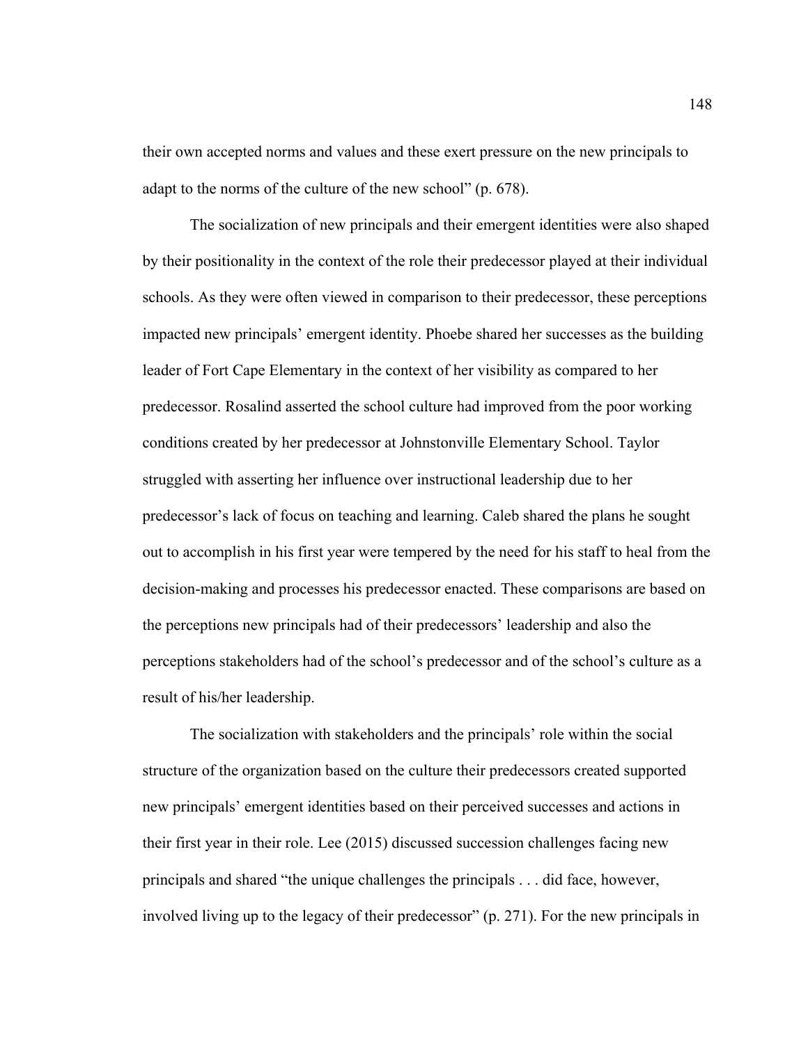their own accepted norms and values and these exert pressure on the new principals to adapt to the norms of the culture of the new school" (p. 678).

The socialization of new principals and their emergent identities were also shaped by their positionality in the context of the role their predecessor played at their individual schools. As they were often viewed in comparison to their predecessor, these perceptions impacted new principals' emergent identity. Phoebe shared her successes as the building leader of Fort Cape Elementary in the context of her visibility as compared to her predecessor. Rosalind asserted the school culture had improved from the poor working conditions created by her predecessor at Johnstonville Elementary School. Taylor struggled with asserting her influence over instructional leadership due to her predecessor's lack of focus on teaching and learning. Caleb shared the plans he sought out to accomplish in his first year were tempered by the need for his staff to heal from the decision-making and processes his predecessor enacted. These comparisons are based on the perceptions new principals had of their predecessors' leadership and also the perceptions stakeholders had of the school's predecessor and of the school's culture as a result of his/her leadership.

The socialization with stakeholders and the principals' role within the social structure of the organization based on the culture their predecessors created supported new principals' emergent identities based on their perceived successes and actions in their first year in their role. Lee (2015) discussed succession challenges facing new principals and shared "the unique challenges the principals . . . did face, however, involved living up to the legacy of their predecessor" (p. 271). For the new principals in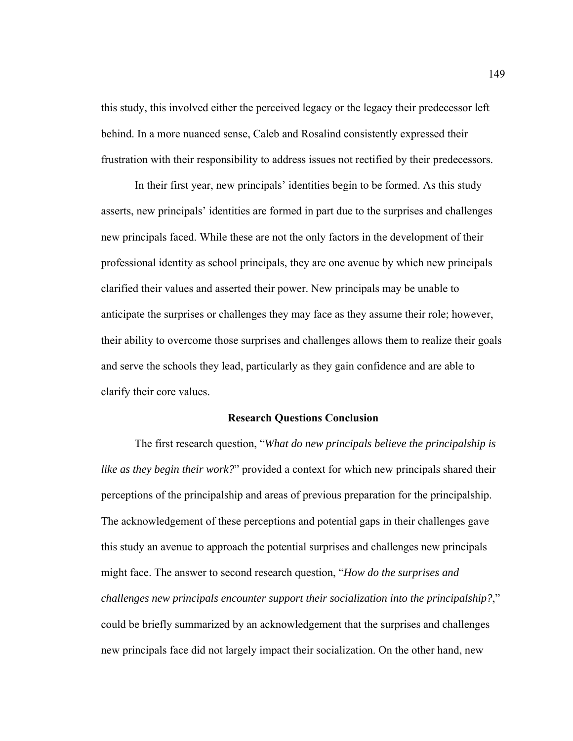this study, this involved either the perceived legacy or the legacy their predecessor left behind. In a more nuanced sense, Caleb and Rosalind consistently expressed their frustration with their responsibility to address issues not rectified by their predecessors.

In their first year, new principals' identities begin to be formed. As this study asserts, new principals' identities are formed in part due to the surprises and challenges new principals faced. While these are not the only factors in the development of their professional identity as school principals, they are one avenue by which new principals clarified their values and asserted their power. New principals may be unable to anticipate the surprises or challenges they may face as they assume their role; however, their ability to overcome those surprises and challenges allows them to realize their goals and serve the schools they lead, particularly as they gain confidence and are able to clarify their core values.

## Research Questions Conclusion

The first research question, "*What do new principals believe the principalship is like as they begin their work?*" provided a context for which new principals shared their perceptions of the principalship and areas of previous preparation for the principalship. The acknowledgement of these perceptions and potential gaps in their challenges gave this study an avenue to approach the potential surprises and challenges new principals might face. The answer to second research question, "*How do the surprises and challenges new principals encounter support their socialization into the principalship?*," could be briefly summarized by an acknowledgement that the surprises and challenges new principals face did not largely impact their socialization. On the other hand, new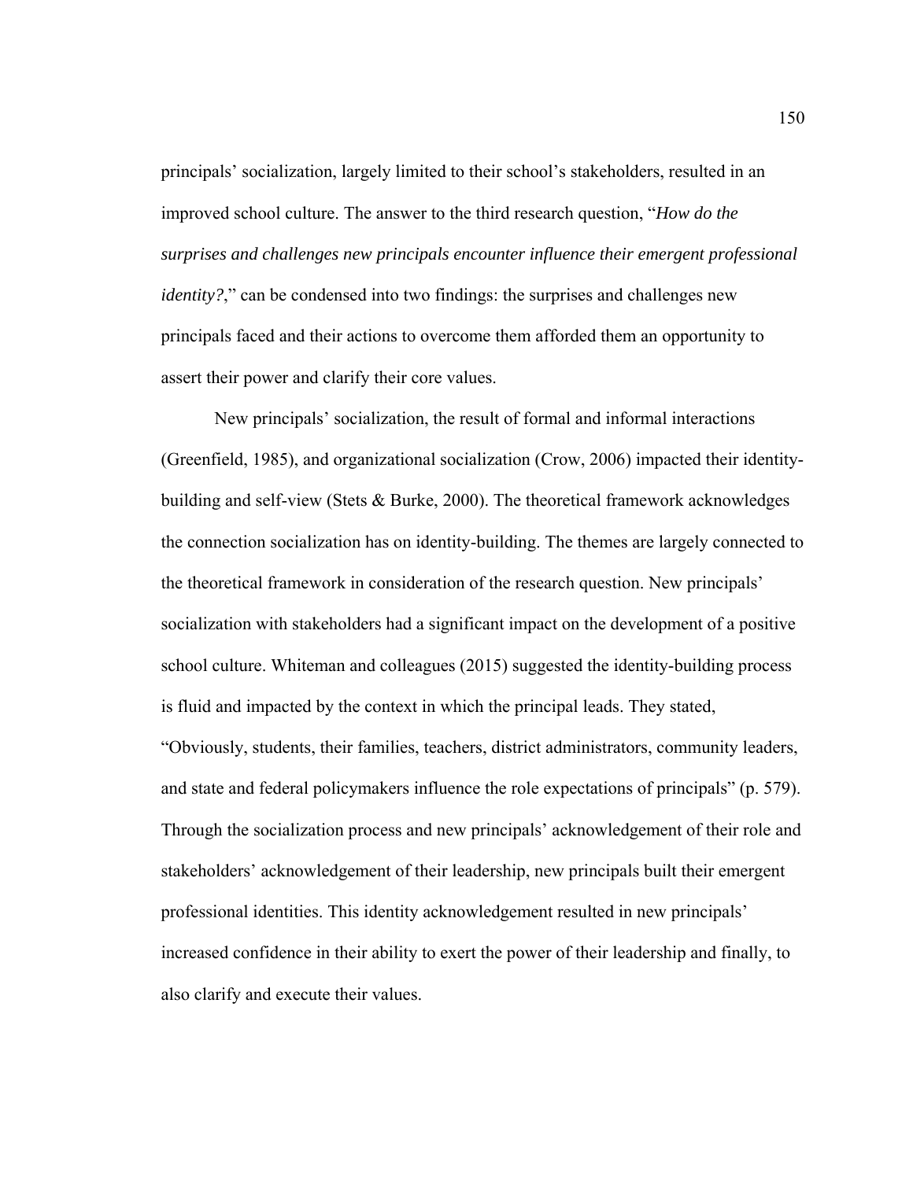principals' socialization, largely limited to their school's stakeholders, resulted in an improved school culture. The answer to the third research question, "*How do the surprises and challenges new principals encounter influence their emergent professional identity?*," can be condensed into two findings: the surprises and challenges new principals faced and their actions to overcome them afforded them an opportunity to assert their power and clarify their core values.

New principals' socialization, the result of formal and informal interactions (Greenfield, 1985), and organizational socialization (Crow, 2006) impacted their identity-building and self-view (Stets & Burke, 2000). The theoretical framework acknowledges the connection socialization has on identity-building. The themes are largely connected to the theoretical framework in consideration of the research question. New principals' socialization with stakeholders had a significant impact on the development of a positive school culture. Whiteman and colleagues (2015) suggested the identity-building process is fluid and impacted by the context in which the principal leads. They stated, "Obviously, students, their families, teachers, district administrators, community leaders, and state and federal policymakers influence the role expectations of principals" (p. 579). Through the socialization process and new principals' acknowledgement of their role and stakeholders' acknowledgement of their leadership, new principals built their emergent professional identities. This identity acknowledgement resulted in new principals' increased confidence in their ability to exert the power of their leadership and finally, to also clarify and execute their values.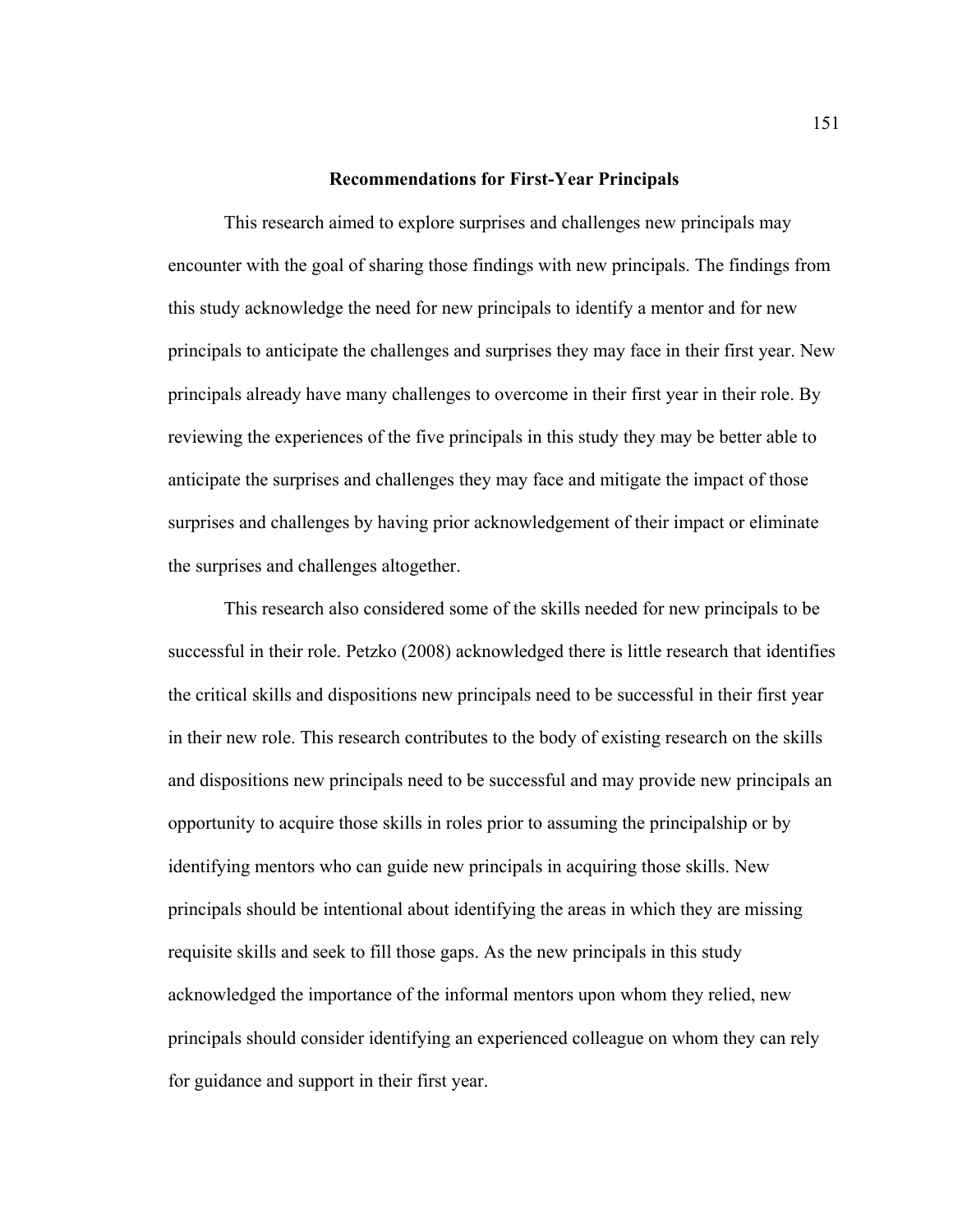## Recommendations for First-Year Principals

This research aimed to explore surprises and challenges new principals may encounter with the goal of sharing those findings with new principals. The findings from this study acknowledge the need for new principals to identify a mentor and for new principals to anticipate the challenges and surprises they may face in their first year. New principals already have many challenges to overcome in their first year in their role. By reviewing the experiences of the five principals in this study they may be better able to anticipate the surprises and challenges they may face and mitigate the impact of those surprises and challenges by having prior acknowledgement of their impact or eliminate the surprises and challenges altogether.

This research also considered some of the skills needed for new principals to be successful in their role. Petzko (2008) acknowledged there is little research that identifies the critical skills and dispositions new principals need to be successful in their first year in their new role. This research contributes to the body of existing research on the skills and dispositions new principals need to be successful and may provide new principals an opportunity to acquire those skills in roles prior to assuming the principalship or by identifying mentors who can guide new principals in acquiring those skills. New principals should be intentional about identifying the areas in which they are missing requisite skills and seek to fill those gaps. As the new principals in this study acknowledged the importance of the informal mentors upon whom they relied, new principals should consider identifying an experienced colleague on whom they can rely for guidance and support in their first year.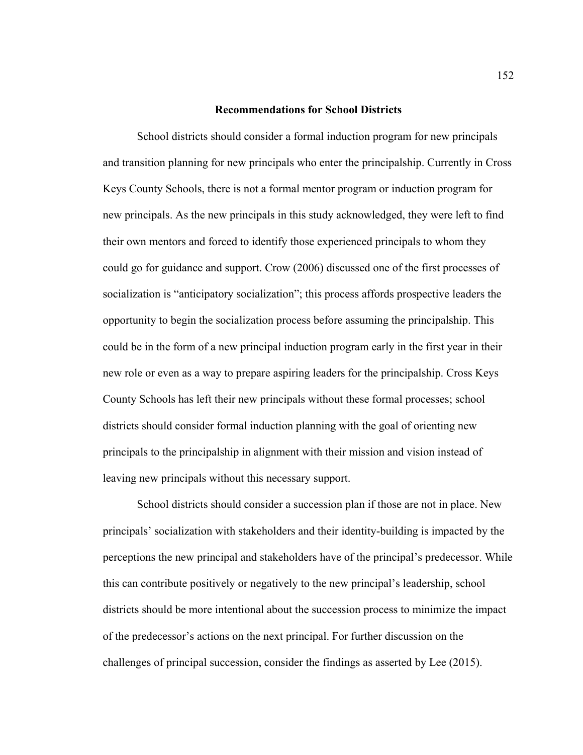## Recommendations for School Districts

School districts should consider a formal induction program for new principals and transition planning for new principals who enter the principalship. Currently in Cross Keys County Schools, there is not a formal mentor program or induction program for new principals. As the new principals in this study acknowledged, they were left to find their own mentors and forced to identify those experienced principals to whom they could go for guidance and support. Crow (2006) discussed one of the first processes of socialization is "anticipatory socialization"; this process affords prospective leaders the opportunity to begin the socialization process before assuming the principalship. This could be in the form of a new principal induction program early in the first year in their new role or even as a way to prepare aspiring leaders for the principalship. Cross Keys County Schools has left their new principals without these formal processes; school districts should consider formal induction planning with the goal of orienting new principals to the principalship in alignment with their mission and vision instead of leaving new principals without this necessary support.

School districts should consider a succession plan if those are not in place. New principals' socialization with stakeholders and their identity-building is impacted by the perceptions the new principal and stakeholders have of the principal's predecessor. While this can contribute positively or negatively to the new principal's leadership, school districts should be more intentional about the succession process to minimize the impact of the predecessor's actions on the next principal. For further discussion on the challenges of principal succession, consider the findings as asserted by Lee (2015).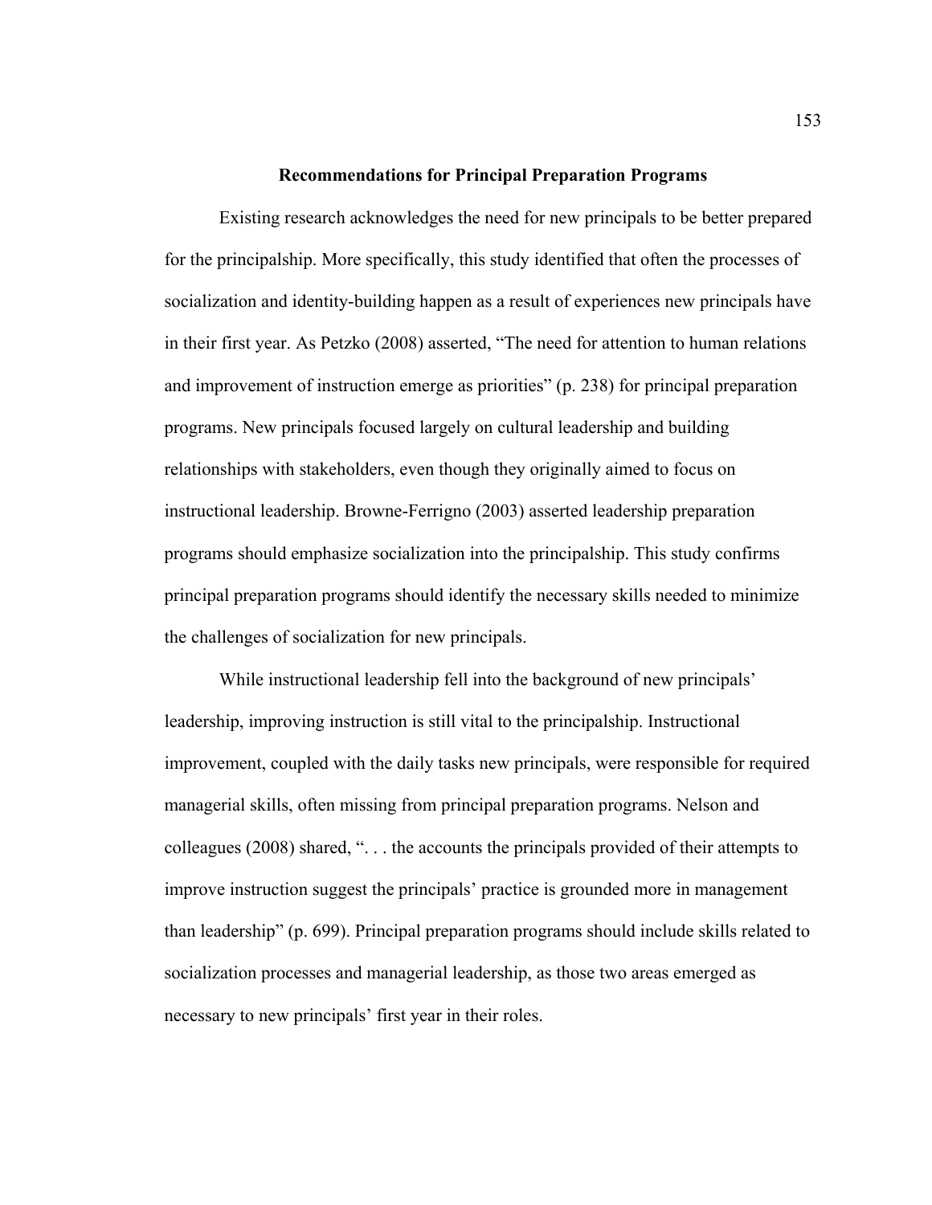## Recommendations for Principal Preparation Programs

Existing research acknowledges the need for new principals to be better prepared for the principalship. More specifically, this study identified that often the processes of socialization and identity-building happen as a result of experiences new principals have in their first year. As Petzko (2008) asserted, "The need for attention to human relations and improvement of instruction emerge as priorities" (p. 238) for principal preparation programs. New principals focused largely on cultural leadership and building relationships with stakeholders, even though they originally aimed to focus on instructional leadership. Browne-Ferrigno (2003) asserted leadership preparation programs should emphasize socialization into the principalship. This study confirms principal preparation programs should identify the necessary skills needed to minimize the challenges of socialization for new principals.

While instructional leadership fell into the background of new principals' leadership, improving instruction is still vital to the principalship. Instructional improvement, coupled with the daily tasks new principals, were responsible for required managerial skills, often missing from principal preparation programs. Nelson and colleagues (2008) shared, ". . . the accounts the principals provided of their attempts to improve instruction suggest the principals' practice is grounded more in management than leadership" (p. 699). Principal preparation programs should include skills related to socialization processes and managerial leadership, as those two areas emerged as necessary to new principals' first year in their roles.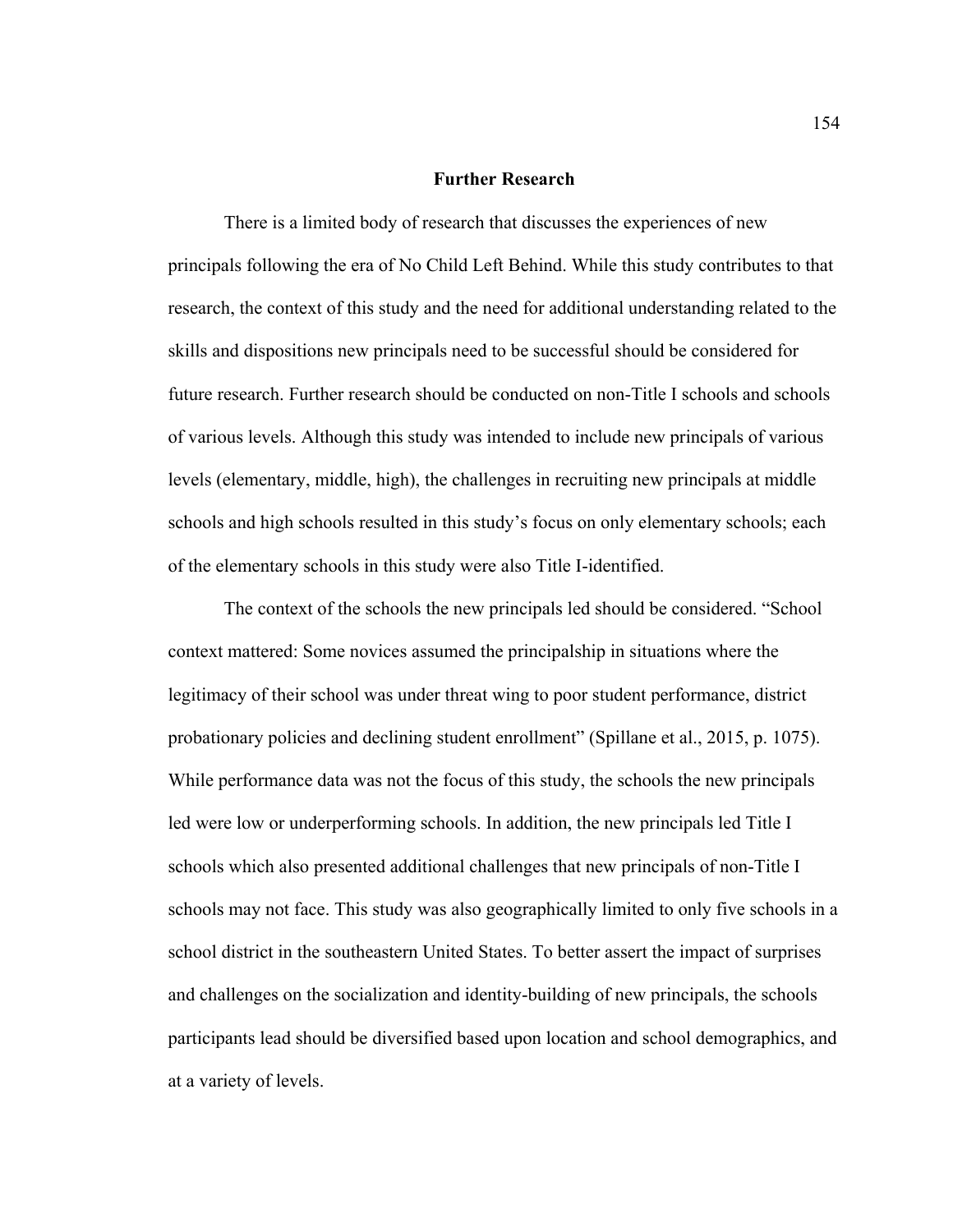## Further Research

There is a limited body of research that discusses the experiences of new principals following the era of No Child Left Behind. While this study contributes to that research, the context of this study and the need for additional understanding related to the skills and dispositions new principals need to be successful should be considered for future research. Further research should be conducted on non-Title I schools and schools of various levels. Although this study was intended to include new principals of various levels (elementary, middle, high), the challenges in recruiting new principals at middle schools and high schools resulted in this study's focus on only elementary schools; each of the elementary schools in this study were also Title I-identified.

The context of the schools the new principals led should be considered. "School context mattered: Some novices assumed the principalship in situations where the legitimacy of their school was under threat wing to poor student performance, district probationary policies and declining student enrollment" (Spillane et al., 2015, p. 1075). While performance data was not the focus of this study, the schools the new principals led were low or underperforming schools. In addition, the new principals led Title I schools which also presented additional challenges that new principals of non-Title I schools may not face. This study was also geographically limited to only five schools in a school district in the southeastern United States. To better assert the impact of surprises and challenges on the socialization and identity-building of new principals, the schools participants lead should be diversified based upon location and school demographics, and at a variety of levels.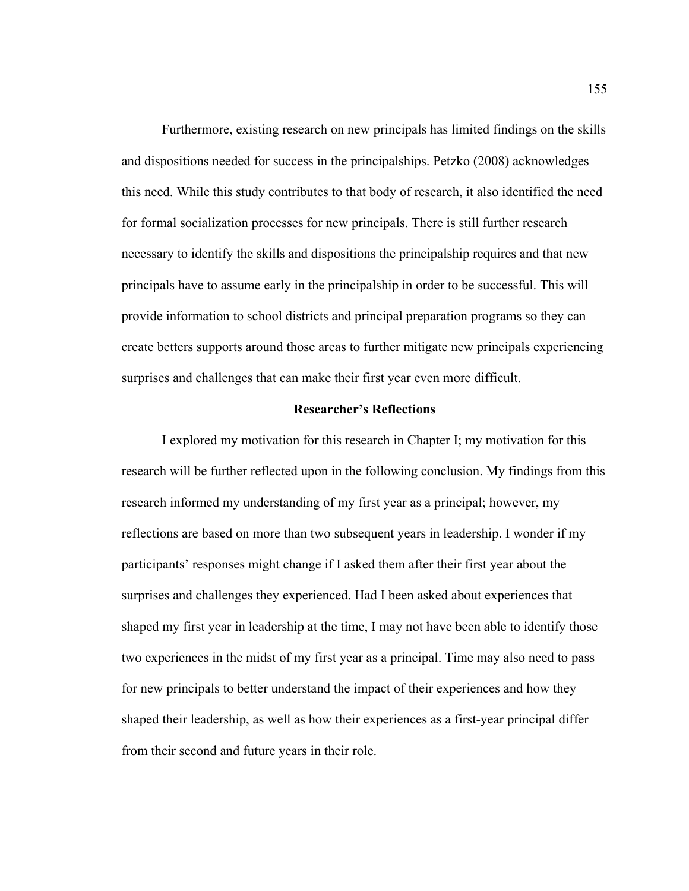Furthermore, existing research on new principals has limited findings on the skills and dispositions needed for success in the principalships. Petzko (2008) acknowledges this need. While this study contributes to that body of research, it also identified the need for formal socialization processes for new principals. There is still further research necessary to identify the skills and dispositions the principalship requires and that new principals have to assume early in the principalship in order to be successful. This will provide information to school districts and principal preparation programs so they can create betters supports around those areas to further mitigate new principals experiencing surprises and challenges that can make their first year even more difficult.

## Researcher's Reflections

I explored my motivation for this research in Chapter I; my motivation for this research will be further reflected upon in the following conclusion. My findings from this research informed my understanding of my first year as a principal; however, my reflections are based on more than two subsequent years in leadership. I wonder if my participants' responses might change if I asked them after their first year about the surprises and challenges they experienced. Had I been asked about experiences that shaped my first year in leadership at the time, I may not have been able to identify those two experiences in the midst of my first year as a principal. Time may also need to pass for new principals to better understand the impact of their experiences and how they shaped their leadership, as well as how their experiences as a first-year principal differ from their second and future years in their role.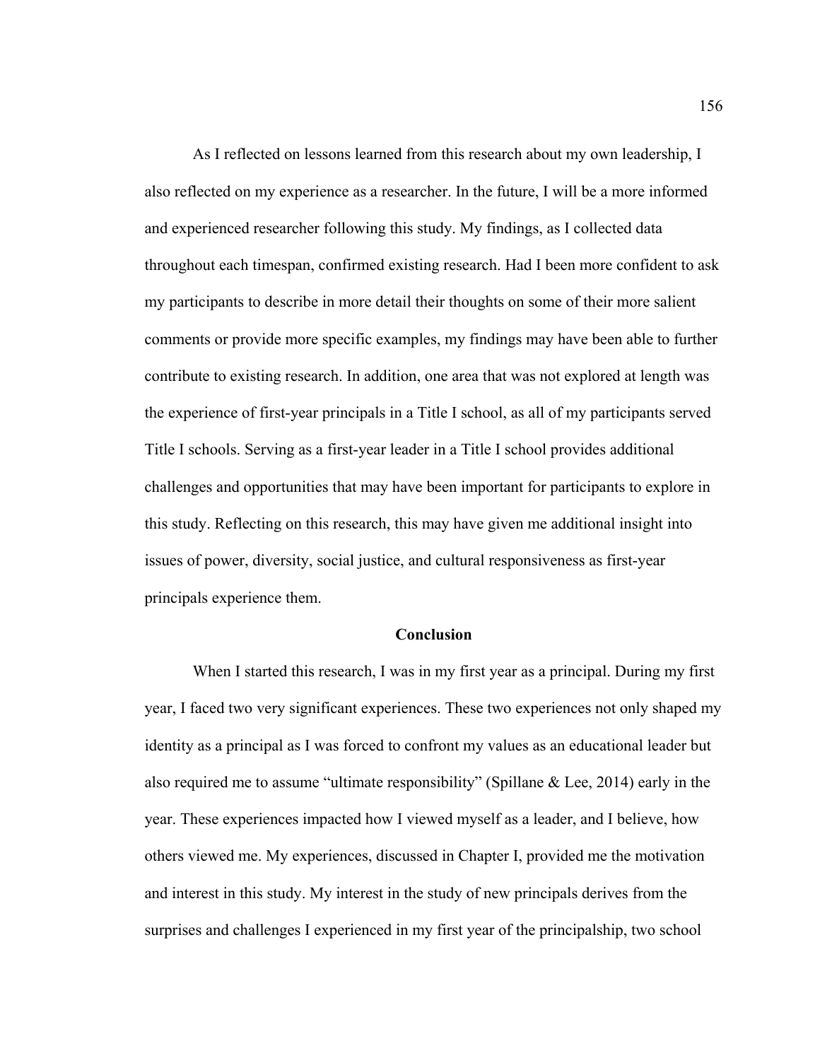As I reflected on lessons learned from this research about my own leadership, I also reflected on my experience as a researcher. In the future, I will be a more informed and experienced researcher following this study. My findings, as I collected data throughout each timespan, confirmed existing research. Had I been more confident to ask my participants to describe in more detail their thoughts on some of their more salient comments or provide more specific examples, my findings may have been able to further contribute to existing research. In addition, one area that was not explored at length was the experience of first-year principals in a Title I school, as all of my participants served Title I schools. Serving as a first-year leader in a Title I school provides additional challenges and opportunities that may have been important for participants to explore in this study. Reflecting on this research, this may have given me additional insight into issues of power, diversity, social justice, and cultural responsiveness as first-year principals experience them.

## Conclusion

When I started this research, I was in my first year as a principal. During my first year, I faced two very significant experiences. These two experiences not only shaped my identity as a principal as I was forced to confront my values as an educational leader but also required me to assume "ultimate responsibility" (Spillane & Lee, 2014) early in the year. These experiences impacted how I viewed myself as a leader, and I believe, how others viewed me. My experiences, discussed in Chapter I, provided me the motivation and interest in this study. My interest in the study of new principals derives from the surprises and challenges I experienced in my first year of the principalship, two school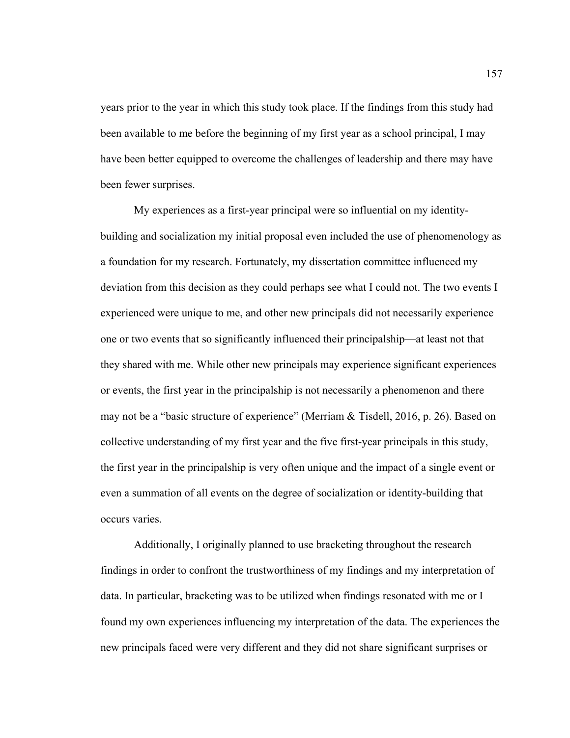years prior to the year in which this study took place. If the findings from this study had been available to me before the beginning of my first year as a school principal, I may have been better equipped to overcome the challenges of leadership and there may have been fewer surprises.

My experiences as a first-year principal were so influential on my identity-building and socialization my initial proposal even included the use of phenomenology as a foundation for my research. Fortunately, my dissertation committee influenced my deviation from this decision as they could perhaps see what I could not. The two events I experienced were unique to me, and other new principals did not necessarily experience one or two events that so significantly influenced their principalship—at least not that they shared with me. While other new principals may experience significant experiences or events, the first year in the principalship is not necessarily a phenomenon and there may not be a "basic structure of experience" (Merriam & Tisdell, 2016, p. 26). Based on collective understanding of my first year and the five first-year principals in this study, the first year in the principalship is very often unique and the impact of a single event or even a summation of all events on the degree of socialization or identity-building that occurs varies.

Additionally, I originally planned to use bracketing throughout the research findings in order to confront the trustworthiness of my findings and my interpretation of data. In particular, bracketing was to be utilized when findings resonated with me or I found my own experiences influencing my interpretation of the data. The experiences the new principals faced were very different and they did not share significant surprises or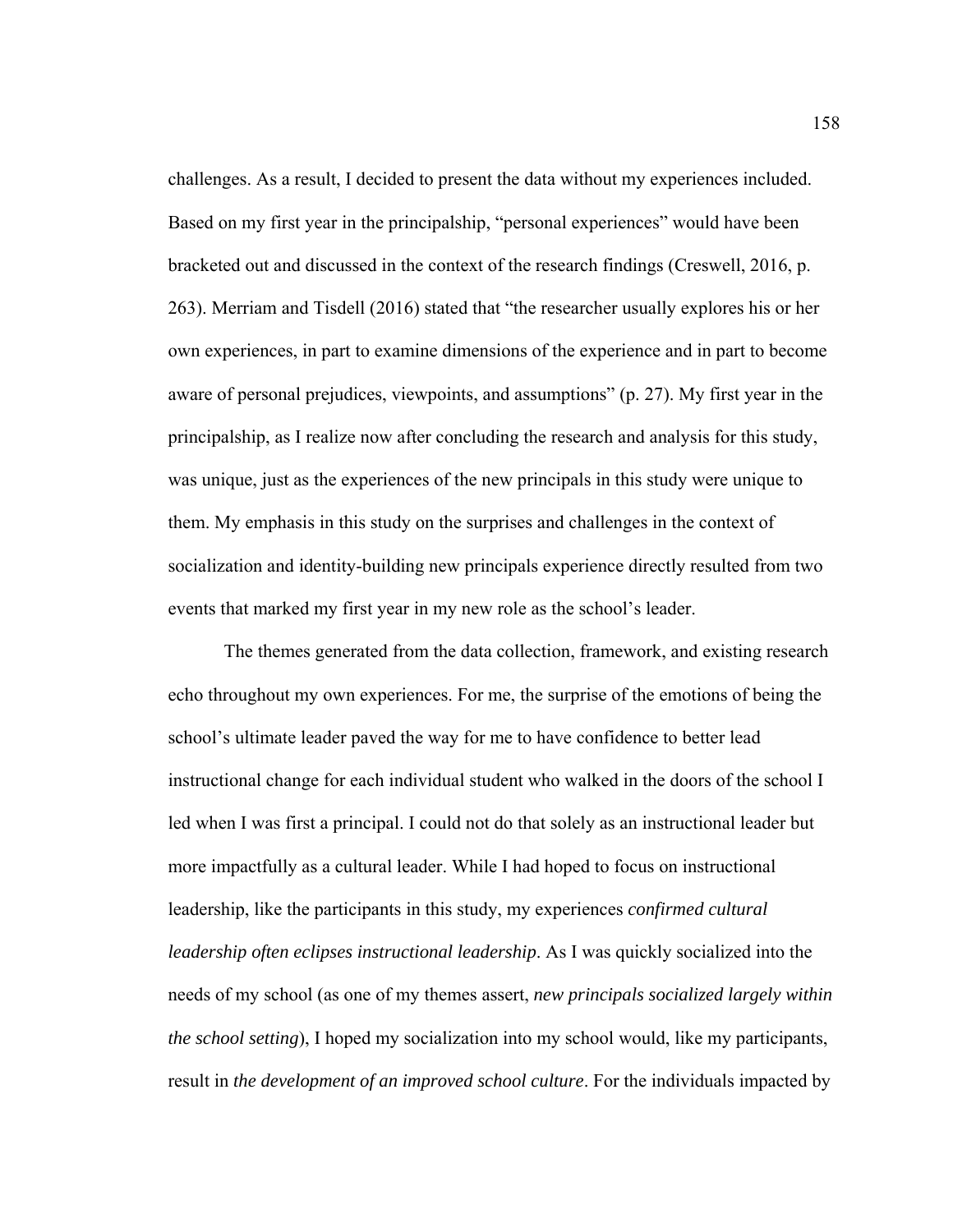challenges. As a result, I decided to present the data without my experiences included. Based on my first year in the principalship, "personal experiences" would have been bracketed out and discussed in the context of the research findings (Creswell, 2016, p. 263). Merriam and Tisdell (2016) stated that "the researcher usually explores his or her own experiences, in part to examine dimensions of the experience and in part to become aware of personal prejudices, viewpoints, and assumptions" (p. 27). My first year in the principalship, as I realize now after concluding the research and analysis for this study, was unique, just as the experiences of the new principals in this study were unique to them. My emphasis in this study on the surprises and challenges in the context of socialization and identity-building new principals experience directly resulted from two events that marked my first year in my new role as the school's leader.

The themes generated from the data collection, framework, and existing research echo throughout my own experiences. For me, the surprise of the emotions of being the school's ultimate leader paved the way for me to have confidence to better lead instructional change for each individual student who walked in the doors of the school I led when I was first a principal. I could not do that solely as an instructional leader but more impactfully as a cultural leader. While I had hoped to focus on instructional leadership, like the participants in this study, my experiences *confirmed cultural leadership often eclipses instructional leadership*. As I was quickly socialized into the needs of my school (as one of my themes assert, *new principals socialized largely within the school setting*), I hoped my socialization into my school would, like my participants, result in *the development of an improved school culture*. For the individuals impacted by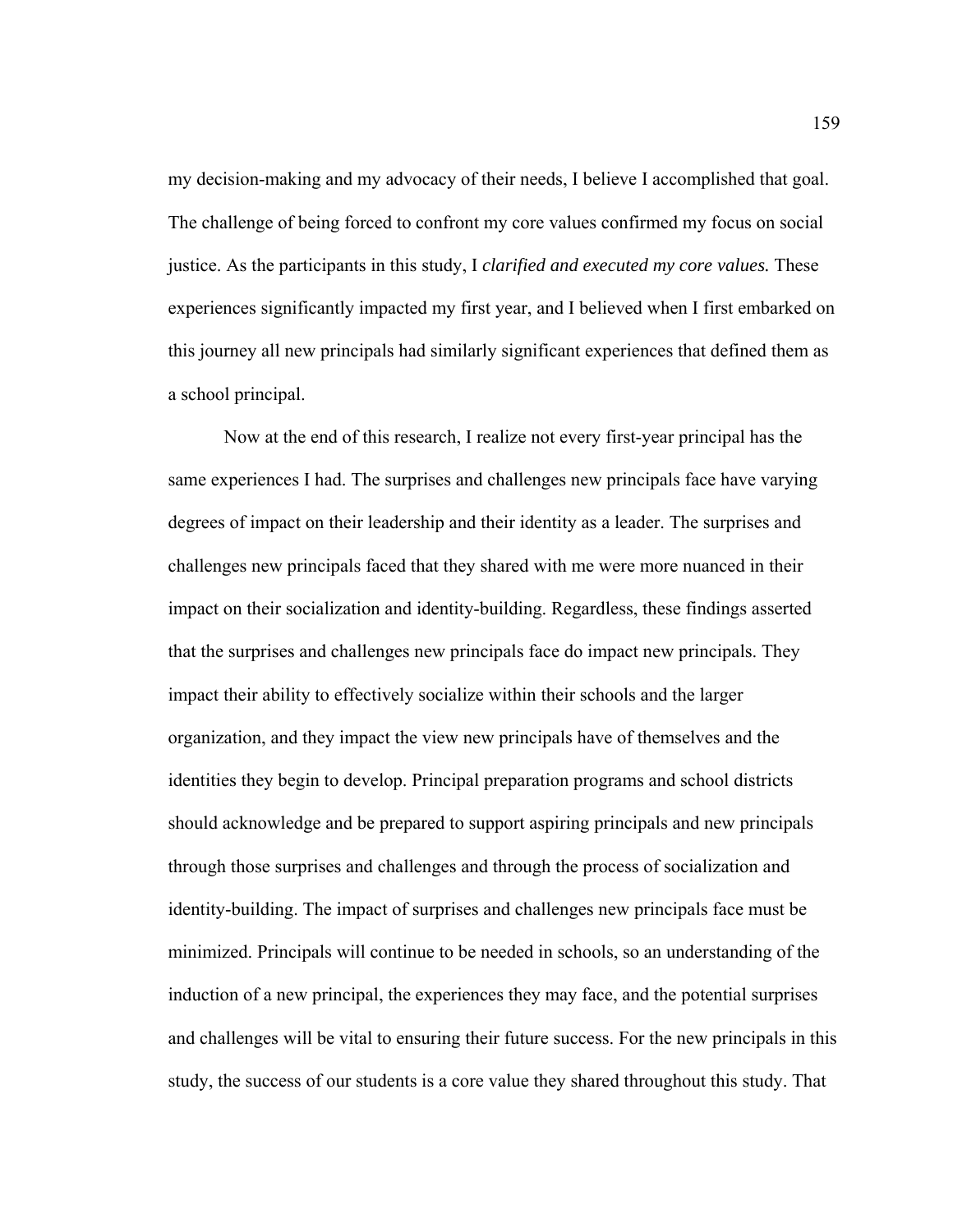my decision-making and my advocacy of their needs, I believe I accomplished that goal. The challenge of being forced to confront my core values confirmed my focus on social justice. As the participants in this study, I *clarified and executed my core values.* These experiences significantly impacted my first year, and I believed when I first embarked on this journey all new principals had similarly significant experiences that defined them as a school principal.

Now at the end of this research, I realize not every first-year principal has the same experiences I had. The surprises and challenges new principals face have varying degrees of impact on their leadership and their identity as a leader. The surprises and challenges new principals faced that they shared with me were more nuanced in their impact on their socialization and identity-building. Regardless, these findings asserted that the surprises and challenges new principals face do impact new principals. They impact their ability to effectively socialize within their schools and the larger organization, and they impact the view new principals have of themselves and the identities they begin to develop. Principal preparation programs and school districts should acknowledge and be prepared to support aspiring principals and new principals through those surprises and challenges and through the process of socialization and identity-building. The impact of surprises and challenges new principals face must be minimized. Principals will continue to be needed in schools, so an understanding of the induction of a new principal, the experiences they may face, and the potential surprises and challenges will be vital to ensuring their future success. For the new principals in this study, the success of our students is a core value they shared throughout this study. That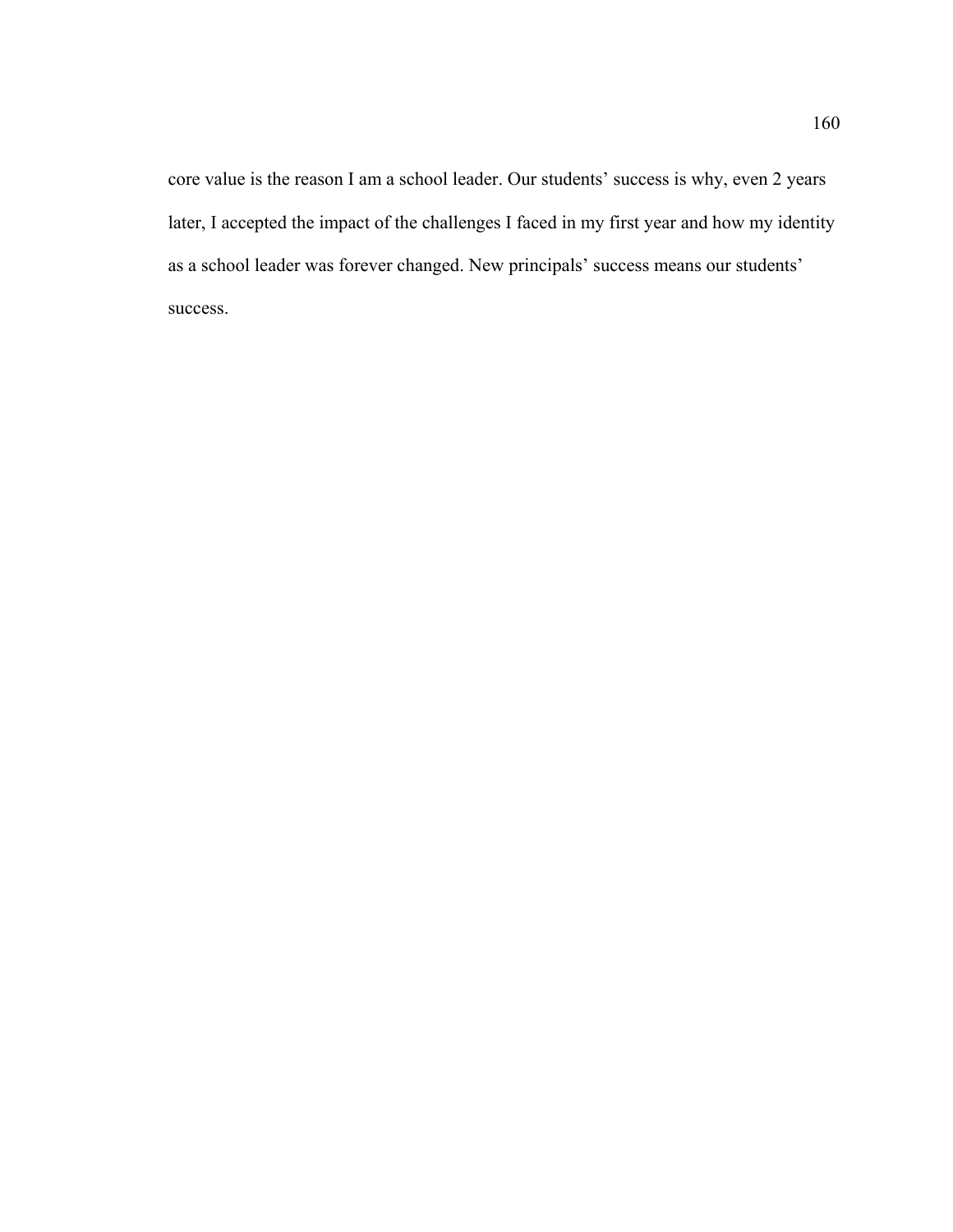core value is the reason I am a school leader. Our students’ success is why, even 2 years later, I accepted the impact of the challenges I faced in my first year and how my identity as a school leader was forever changed. New principals’ success means our students’ success.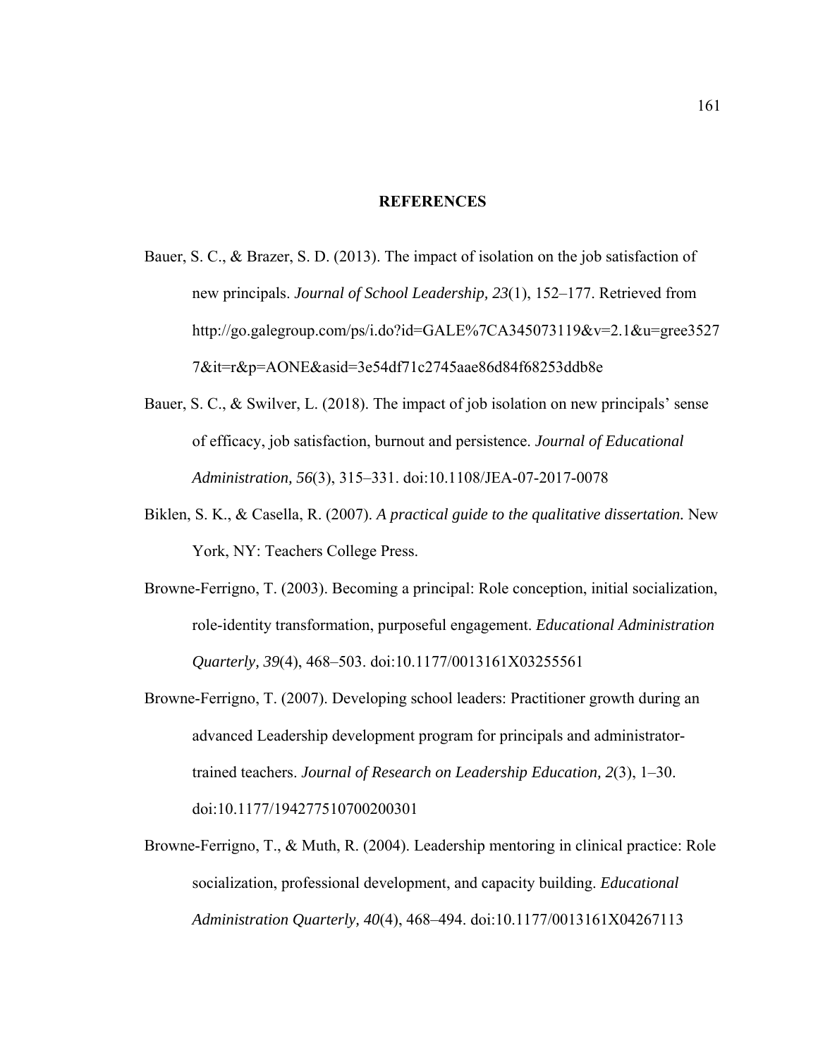# REFERENCES

Bauer, S. C., & Brazer, S. D. (2013). The impact of isolation on the job satisfaction of new principals. *Journal of School Leadership, 23*(1), 152–177. Retrieved from http://go.galegroup.com/ps/i.do?id=GALE%7CA345073119&v=2.1&u=gree35277&it=r&p=AONE&asid=3e54df71c2745aae86d84f68253ddb8e

Bauer, S. C., & Swilver, L. (2018). The impact of job isolation on new principals' sense of efficacy, job satisfaction, burnout and persistence. *Journal of Educational Administration, 56*(3), 315–331. doi:10.1108/JEA-07-2017-0078

Biklen, S. K., & Casella, R. (2007). *A practical guide to the qualitative dissertation.* New York, NY: Teachers College Press.

Browne-Ferrigno, T. (2003). Becoming a principal: Role conception, initial socialization, role-identity transformation, purposeful engagement. *Educational Administration Quarterly, 39*(4), 468–503. doi:10.1177/0013161X03255561

Browne-Ferrigno, T. (2007). Developing school leaders: Practitioner growth during an advanced Leadership development program for principals and administrator-trained teachers. *Journal of Research on Leadership Education, 2*(3), 1–30. doi:10.1177/194277510700200301

Browne-Ferrigno, T., & Muth, R. (2004). Leadership mentoring in clinical practice: Role socialization, professional development, and capacity building. *Educational Administration Quarterly, 40*(4), 468–494. doi:10.1177/0013161X04267113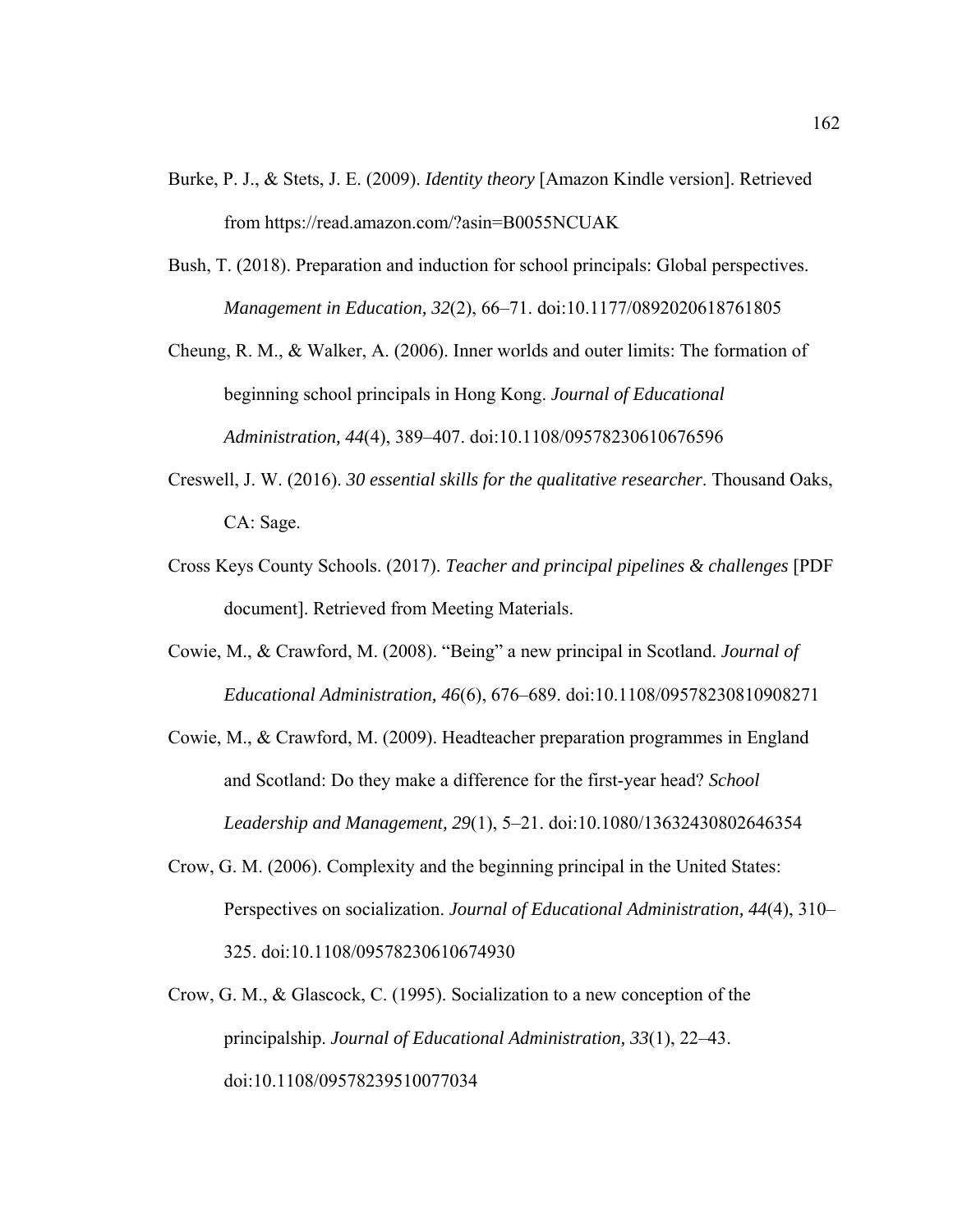Burke, P. J., & Stets, J. E. (2009). *Identity theory* [Amazon Kindle version]. Retrieved from https://read.amazon.com/?asin=B0055NCUAK

Bush, T. (2018). Preparation and induction for school principals: Global perspectives. *Management in Education, 32*(2), 66–71. doi:10.1177/0892020618761805

Cheung, R. M., & Walker, A. (2006). Inner worlds and outer limits: The formation of beginning school principals in Hong Kong. *Journal of Educational Administration, 44*(4), 389–407. doi:10.1108/09578230610676596

Creswell, J. W. (2016). *30 essential skills for the qualitative researcher*. Thousand Oaks, CA: Sage.

Cross Keys County Schools. (2017). *Teacher and principal pipelines & challenges* [PDF document]. Retrieved from Meeting Materials.

Cowie, M., & Crawford, M. (2008). "Being" a new principal in Scotland. *Journal of Educational Administration, 46*(6), 676–689. doi:10.1108/09578230810908271

Cowie, M., & Crawford, M. (2009). Headteacher preparation programmes in England and Scotland: Do they make a difference for the first-year head? *School Leadership and Management, 29*(1), 5–21. doi:10.1080/13632430802646354

Crow, G. M. (2006). Complexity and the beginning principal in the United States: Perspectives on socialization. *Journal of Educational Administration, 44*(4), 310–325. doi:10.1108/09578230610674930

Crow, G. M., & Glascock, C. (1995). Socialization to a new conception of the principalship. *Journal of Educational Administration, 33*(1), 22–43. doi:10.1108/09578239510077034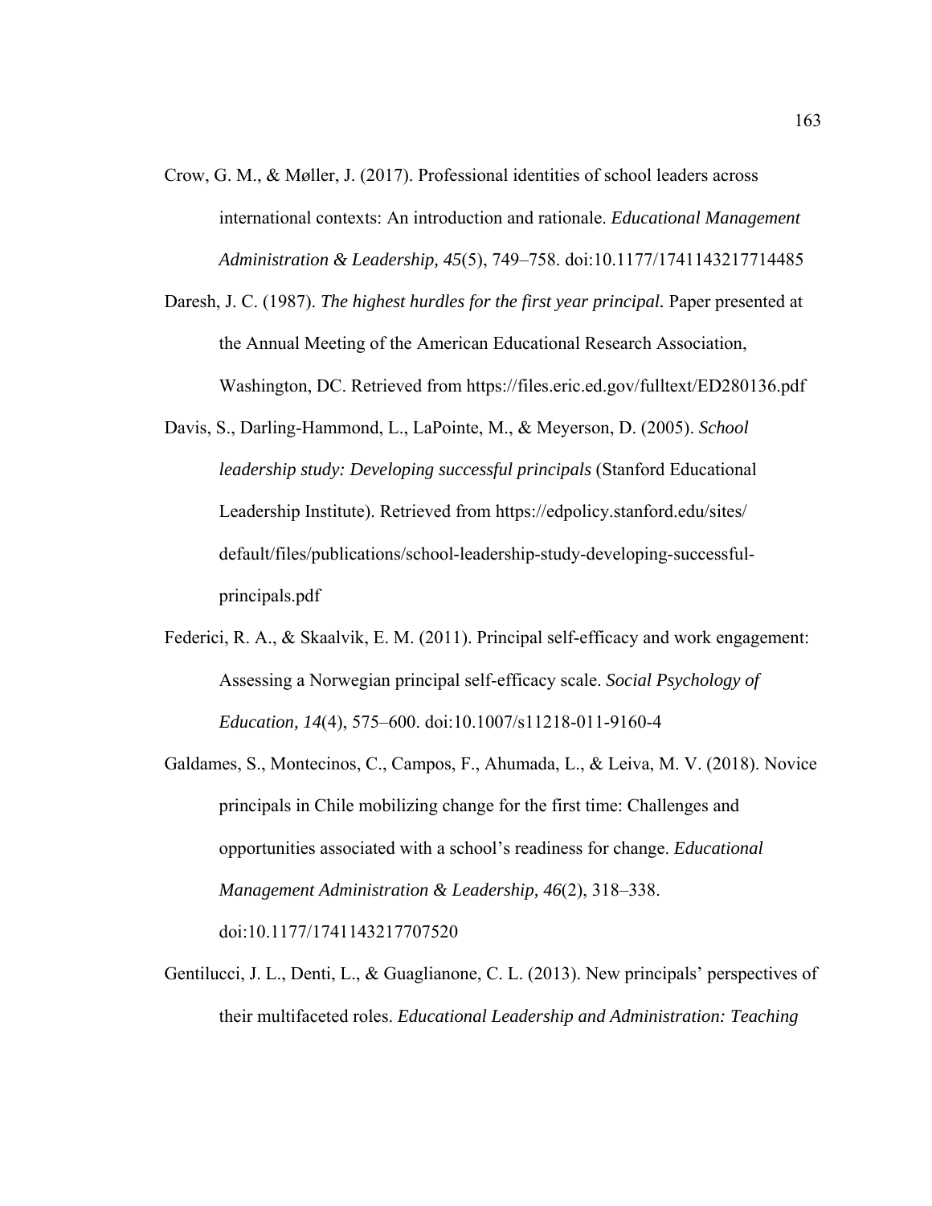Crow, G. M., & Møller, J. (2017). Professional identities of school leaders across international contexts: An introduction and rationale. *Educational Management Administration & Leadership, 45*(5), 749–758. doi:10.1177/1741143217714485

Daresh, J. C. (1987). *The highest hurdles for the first year principal.* Paper presented at the Annual Meeting of the American Educational Research Association, Washington, DC. Retrieved from https://files.eric.ed.gov/fulltext/ED280136.pdf

Davis, S., Darling-Hammond, L., LaPointe, M., & Meyerson, D. (2005). *School leadership study: Developing successful principals* (Stanford Educational Leadership Institute). Retrieved from https://edpolicy.stanford.edu/sites/default/files/publications/school-leadership-study-developing-successful-principals.pdf

Federici, R. A., & Skaalvik, E. M. (2011). Principal self-efficacy and work engagement: Assessing a Norwegian principal self-efficacy scale. *Social Psychology of Education, 14*(4), 575–600. doi:10.1007/s11218-011-9160-4

Galdames, S., Montecinos, C., Campos, F., Ahumada, L., & Leiva, M. V. (2018). Novice principals in Chile mobilizing change for the first time: Challenges and opportunities associated with a school's readiness for change. *Educational Management Administration & Leadership, 46*(2), 318–338. doi:10.1177/1741143217707520

Gentilucci, J. L., Denti, L., & Guaglianone, C. L. (2013). New principals' perspectives of their multifaceted roles. *Educational Leadership and Administration: Teaching*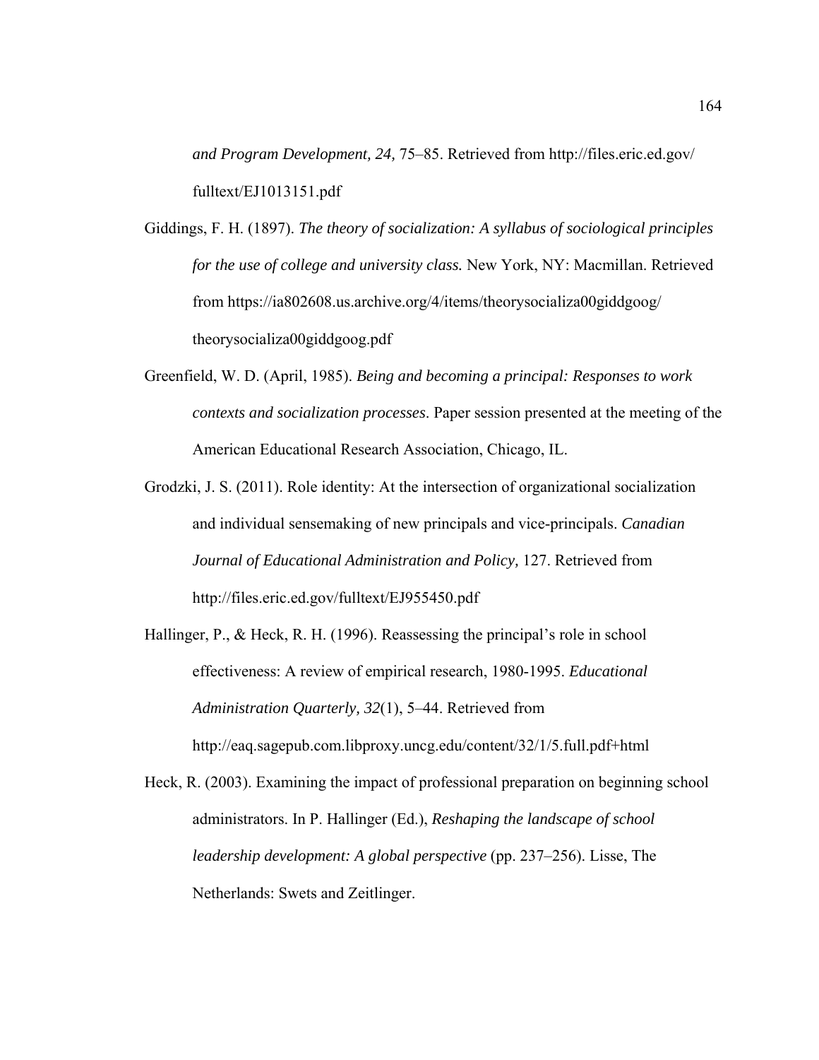*and Program Development, 24,* 75–85. Retrieved from http://files.eric.ed.gov/fulltext/EJ1013151.pdf

Giddings, F. H. (1897). *The theory of socialization: A syllabus of sociological principles for the use of college and university class.* New York, NY: Macmillan. Retrieved from https://ia802608.us.archive.org/4/items/theorysocializa00giddgoog/theorysocializa00giddgoog.pdf

Greenfield, W. D. (April, 1985). *Being and becoming a principal: Responses to work contexts and socialization processes*. Paper session presented at the meeting of the American Educational Research Association, Chicago, IL.

Grodzki, J. S. (2011). Role identity: At the intersection of organizational socialization and individual sensemaking of new principals and vice-principals. *Canadian Journal of Educational Administration and Policy,* 127. Retrieved from http://files.eric.ed.gov/fulltext/EJ955450.pdf

Hallinger, P., & Heck, R. H. (1996). Reassessing the principal's role in school effectiveness: A review of empirical research, 1980-1995. *Educational Administration Quarterly, 32*(1), 5–44. Retrieved from http://eaq.sagepub.com.libproxy.uncg.edu/content/32/1/5.full.pdf+html

Heck, R. (2003). Examining the impact of professional preparation on beginning school administrators. In P. Hallinger (Ed.), *Reshaping the landscape of school leadership development: A global perspective* (pp. 237–256). Lisse, The Netherlands: Swets and Zeitlinger.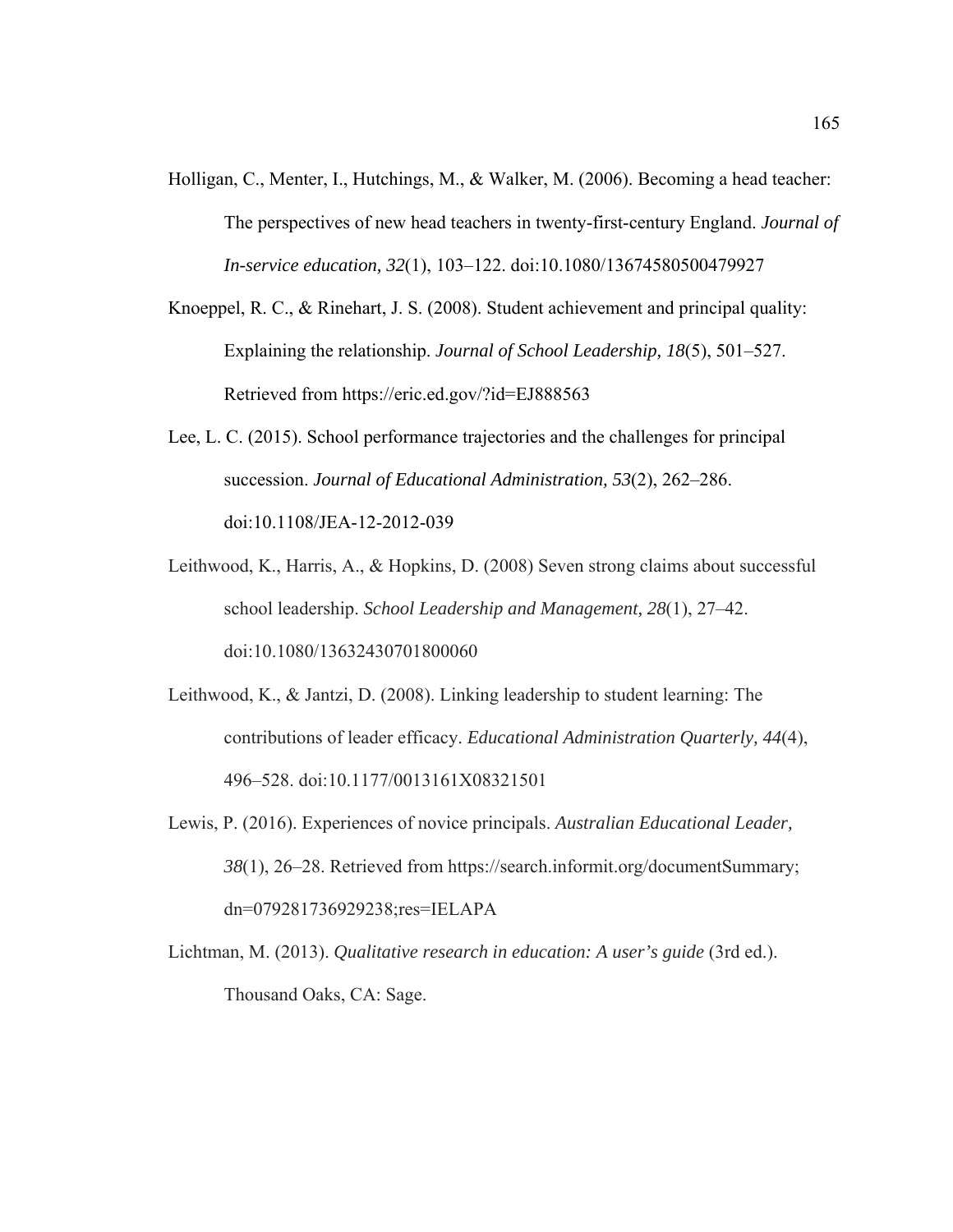Holligan, C., Menter, I., Hutchings, M., & Walker, M. (2006). Becoming a head teacher: The perspectives of new head teachers in twenty-first-century England. *Journal of In-service education, 32*(1), 103–122. doi:10.1080/13674580500479927

Knoeppel, R. C., & Rinehart, J. S. (2008). Student achievement and principal quality: Explaining the relationship. *Journal of School Leadership, 18*(5), 501–527. Retrieved from https://eric.ed.gov/?id=EJ888563

Lee, L. C. (2015). School performance trajectories and the challenges for principal succession. *Journal of Educational Administration, 53*(2), 262–286. doi:10.1108/JEA-12-2012-039

Leithwood, K., Harris, A., & Hopkins, D. (2008) Seven strong claims about successful school leadership. *School Leadership and Management, 28*(1), 27–42. doi:10.1080/13632430701800060

Leithwood, K., & Jantzi, D. (2008). Linking leadership to student learning: The contributions of leader efficacy. *Educational Administration Quarterly, 44*(4), 496–528. doi:10.1177/0013161X08321501

Lewis, P. (2016). Experiences of novice principals. *Australian Educational Leader, 38*(1), 26–28. Retrieved from https://search.informit.org/documentSummary;dn=079281736929238;res=IELAPA

Lichtman, M. (2013). *Qualitative research in education: A user's guide* (3rd ed.). Thousand Oaks, CA: Sage.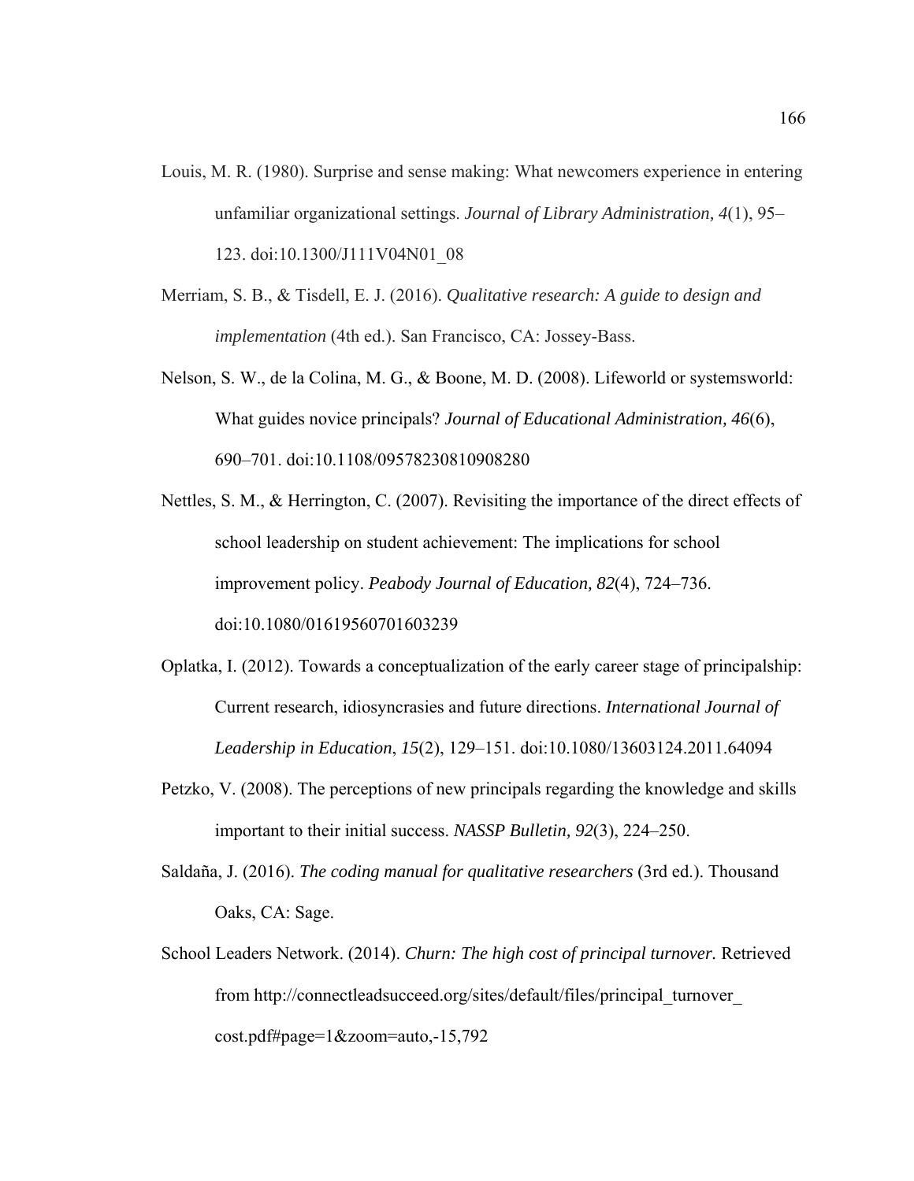Louis, M. R. (1980). Surprise and sense making: What newcomers experience in entering unfamiliar organizational settings. *Journal of Library Administration, 4*(1), 95–123. doi:10.1300/J111V04N01_08

Merriam, S. B., & Tisdell, E. J. (2016). *Qualitative research: A guide to design and implementation* (4th ed.). San Francisco, CA: Jossey-Bass.

Nelson, S. W., de la Colina, M. G., & Boone, M. D. (2008). Lifeworld or systemsworld: What guides novice principals? *Journal of Educational Administration, 46*(6), 690–701. doi:10.1108/09578230810908280

Nettles, S. M., & Herrington, C. (2007). Revisiting the importance of the direct effects of school leadership on student achievement: The implications for school improvement policy. *Peabody Journal of Education, 82*(4), 724–736. doi:10.1080/01619560701603239

Oplatka, I. (2012). Towards a conceptualization of the early career stage of principalship: Current research, idiosyncrasies and future directions. *International Journal of Leadership in Education*, *15*(2), 129–151. doi:10.1080/13603124.2011.64094

Petzko, V. (2008). The perceptions of new principals regarding the knowledge and skills important to their initial success. *NASSP Bulletin, 92*(3), 224–250.

Saldaña, J. (2016). *The coding manual for qualitative researchers* (3rd ed.). Thousand Oaks, CA: Sage.

School Leaders Network. (2014). *Churn: The high cost of principal turnover.* Retrieved from http://connectleadsucceed.org/sites/default/files/principal_turnover_cost.pdf#page=1&zoom=auto,-15,792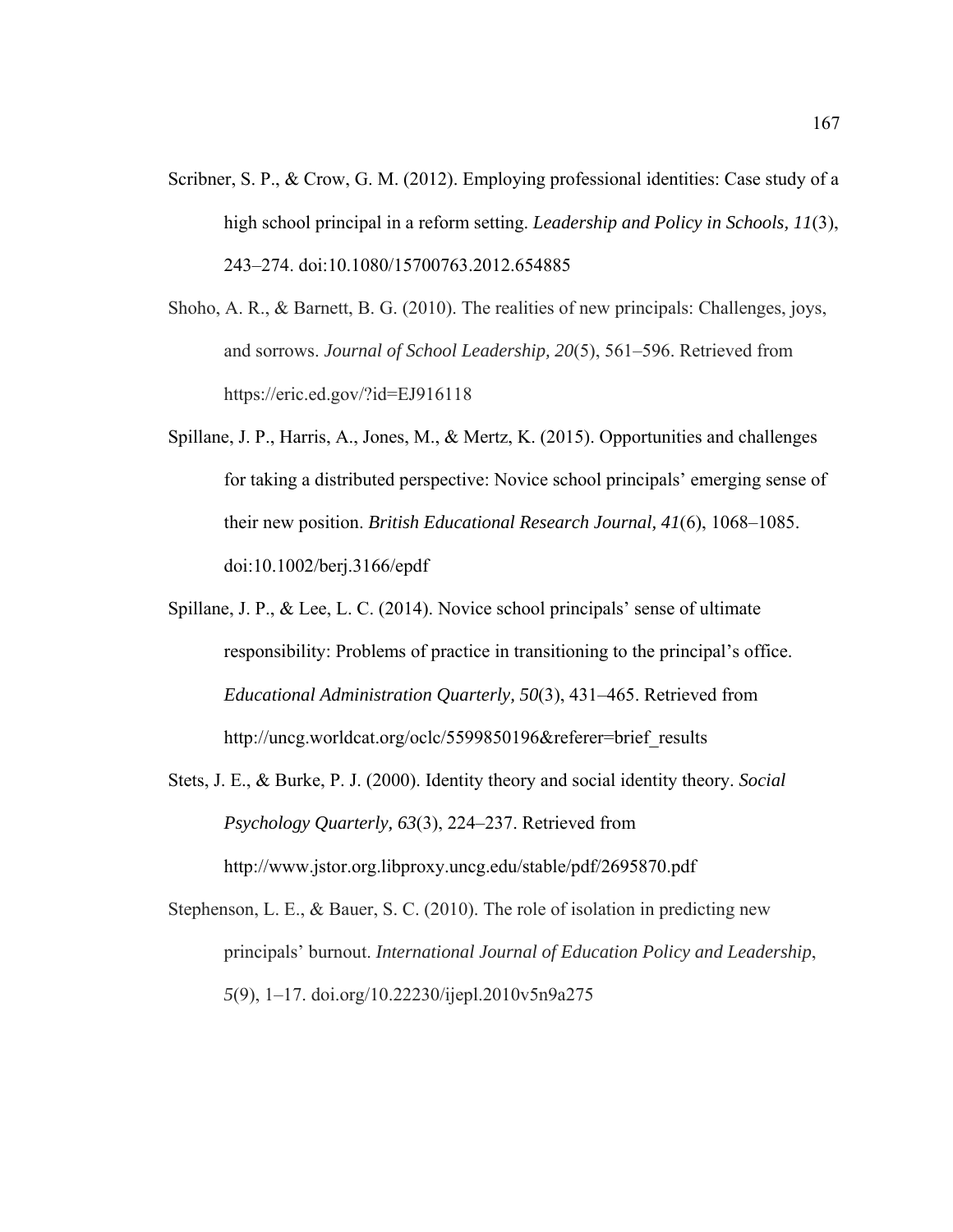Scribner, S. P., & Crow, G. M. (2012). Employing professional identities: Case study of a high school principal in a reform setting. *Leadership and Policy in Schools, 11*(3), 243–274. doi:10.1080/15700763.2012.654885

Shoho, A. R., & Barnett, B. G. (2010). The realities of new principals: Challenges, joys, and sorrows. *Journal of School Leadership, 20*(5), 561–596. Retrieved from https://eric.ed.gov/?id=EJ916118

Spillane, J. P., Harris, A., Jones, M., & Mertz, K. (2015). Opportunities and challenges for taking a distributed perspective: Novice school principals' emerging sense of their new position. *British Educational Research Journal, 41*(6), 1068–1085. doi:10.1002/berj.3166/epdf

Spillane, J. P., & Lee, L. C. (2014). Novice school principals' sense of ultimate responsibility: Problems of practice in transitioning to the principal's office. *Educational Administration Quarterly, 50*(3), 431–465. Retrieved from http://uncg.worldcat.org/oclc/5599850196&referer=brief_results

Stets, J. E., & Burke, P. J. (2000). Identity theory and social identity theory. *Social Psychology Quarterly, 63*(3), 224–237. Retrieved from http://www.jstor.org.libproxy.uncg.edu/stable/pdf/2695870.pdf

Stephenson, L. E., & Bauer, S. C. (2010). The role of isolation in predicting new principals' burnout. *International Journal of Education Policy and Leadership*, *5*(9), 1–17. doi.org/10.22230/ijepl.2010v5n9a275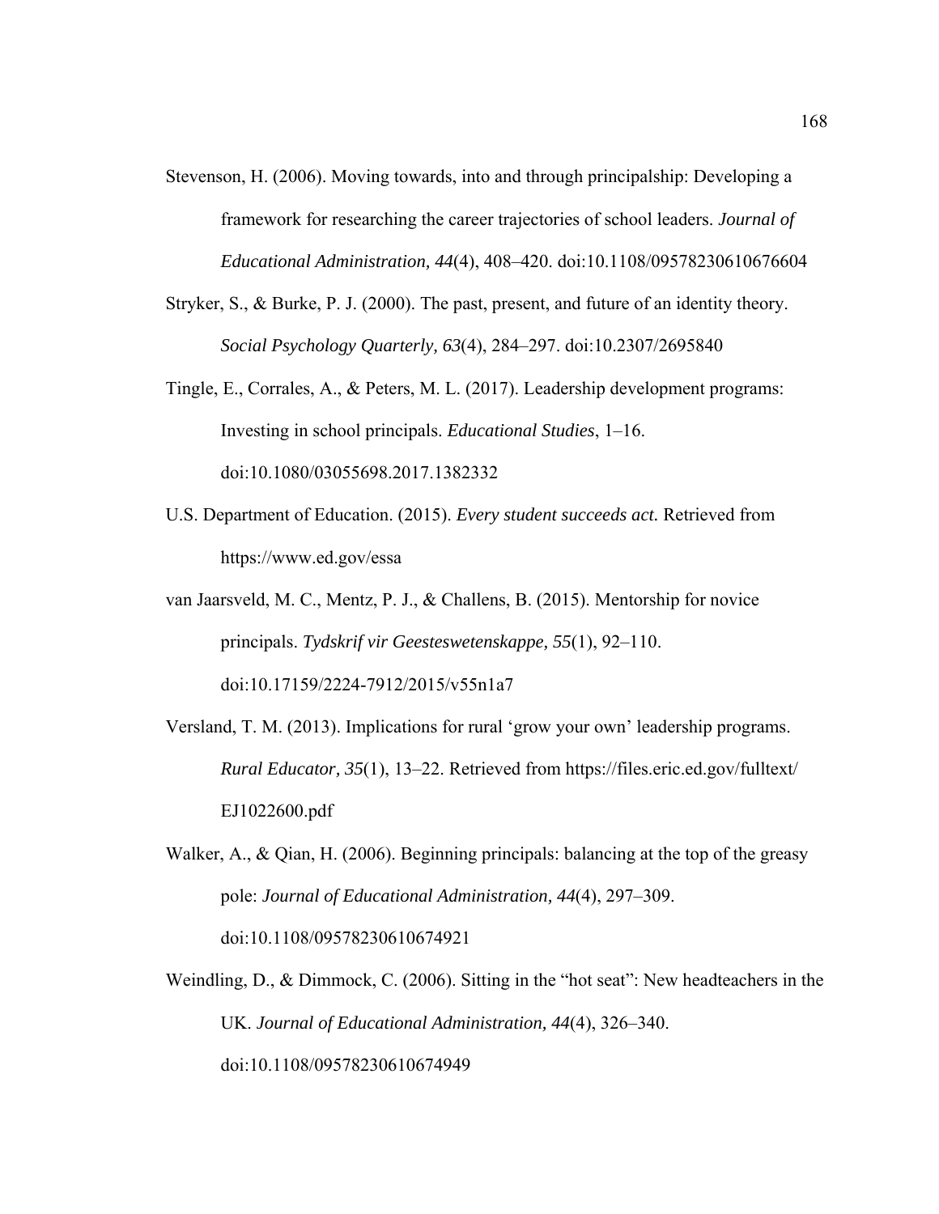Stevenson, H. (2006). Moving towards, into and through principalship: Developing a framework for researching the career trajectories of school leaders. *Journal of Educational Administration, 44*(4), 408–420. doi:10.1108/09578230610676604

Stryker, S., & Burke, P. J. (2000). The past, present, and future of an identity theory. *Social Psychology Quarterly, 63*(4), 284–297. doi:10.2307/2695840

Tingle, E., Corrales, A., & Peters, M. L. (2017). Leadership development programs: Investing in school principals. *Educational Studies*, 1–16. doi:10.1080/03055698.2017.1382332

U.S. Department of Education. (2015). *Every student succeeds act.* Retrieved from https://www.ed.gov/essa

van Jaarsveld, M. C., Mentz, P. J., & Challens, B. (2015). Mentorship for novice principals. *Tydskrif vir Geesteswetenskappe, 55*(1), 92–110. doi:10.17159/2224-7912/2015/v55n1a7

Versland, T. M. (2013). Implications for rural 'grow your own' leadership programs. *Rural Educator, 35*(1), 13–22. Retrieved from https://files.eric.ed.gov/fulltext/EJ1022600.pdf

Walker, A., & Qian, H. (2006). Beginning principals: balancing at the top of the greasy pole: *Journal of Educational Administration, 44*(4), 297–309. doi:10.1108/09578230610674921

Weindling, D., & Dimmock, C. (2006). Sitting in the "hot seat": New headteachers in the UK. *Journal of Educational Administration, 44*(4), 326–340. doi:10.1108/09578230610674949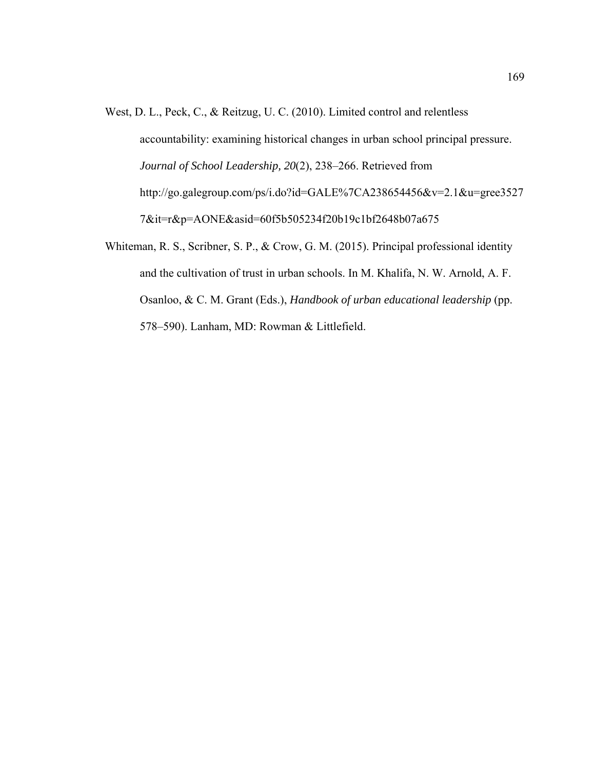West, D. L., Peck, C., & Reitzug, U. C. (2010). Limited control and relentless accountability: examining historical changes in urban school principal pressure. *Journal of School Leadership, 20*(2), 238–266. Retrieved from http://go.galegroup.com/ps/i.do?id=GALE%7CA238654456&v=2.1&u=gree35277&it=r&p=AONE&asid=60f5b505234f20b19c1bf2648b07a675

Whiteman, R. S., Scribner, S. P., & Crow, G. M. (2015). Principal professional identity and the cultivation of trust in urban schools. In M. Khalifa, N. W. Arnold, A. F. Osanloo, & C. M. Grant (Eds.), *Handbook of urban educational leadership* (pp. 578–590). Lanham, MD: Rowman & Littlefield.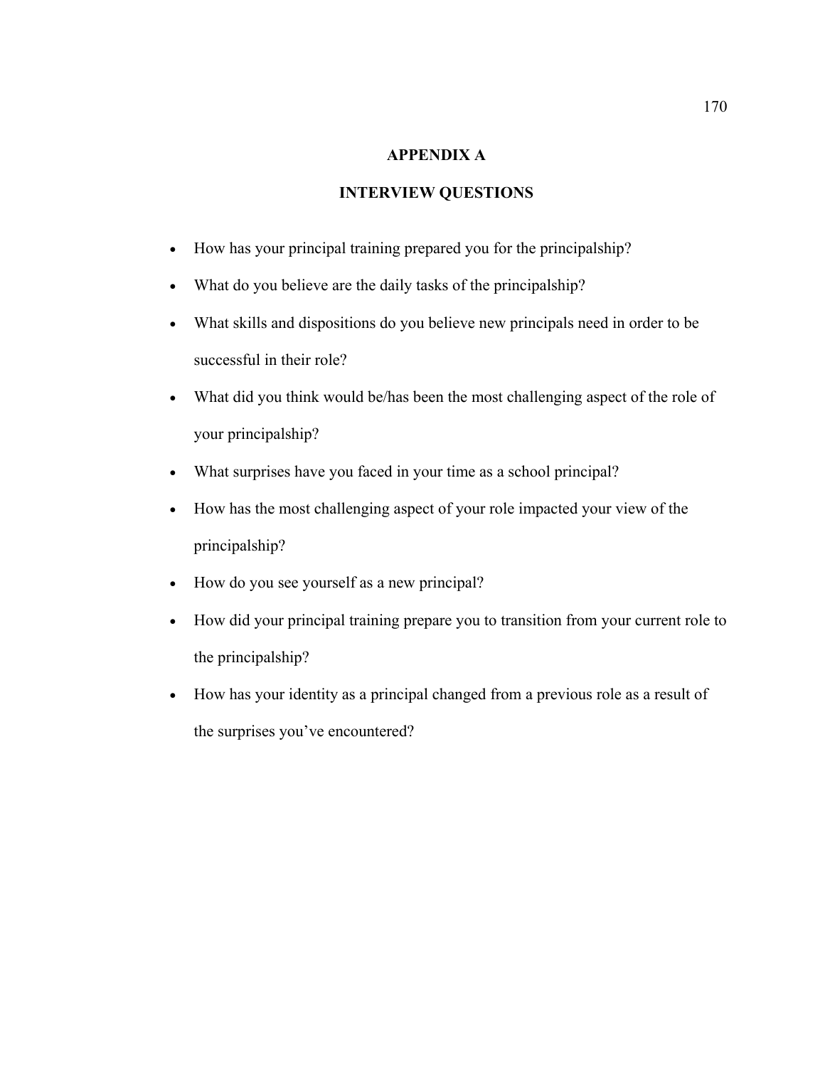# APPENDIX A

## INTERVIEW QUESTIONS

- How has your principal training prepared you for the principalship?
- What do you believe are the daily tasks of the principalship?
- What skills and dispositions do you believe new principals need in order to be successful in their role?
- What did you think would be/has been the most challenging aspect of the role of your principalship?
- What surprises have you faced in your time as a school principal?
- How has the most challenging aspect of your role impacted your view of the principalship?
- How do you see yourself as a new principal?
- How did your principal training prepare you to transition from your current role to the principalship?
- How has your identity as a principal changed from a previous role as a result of the surprises you've encountered?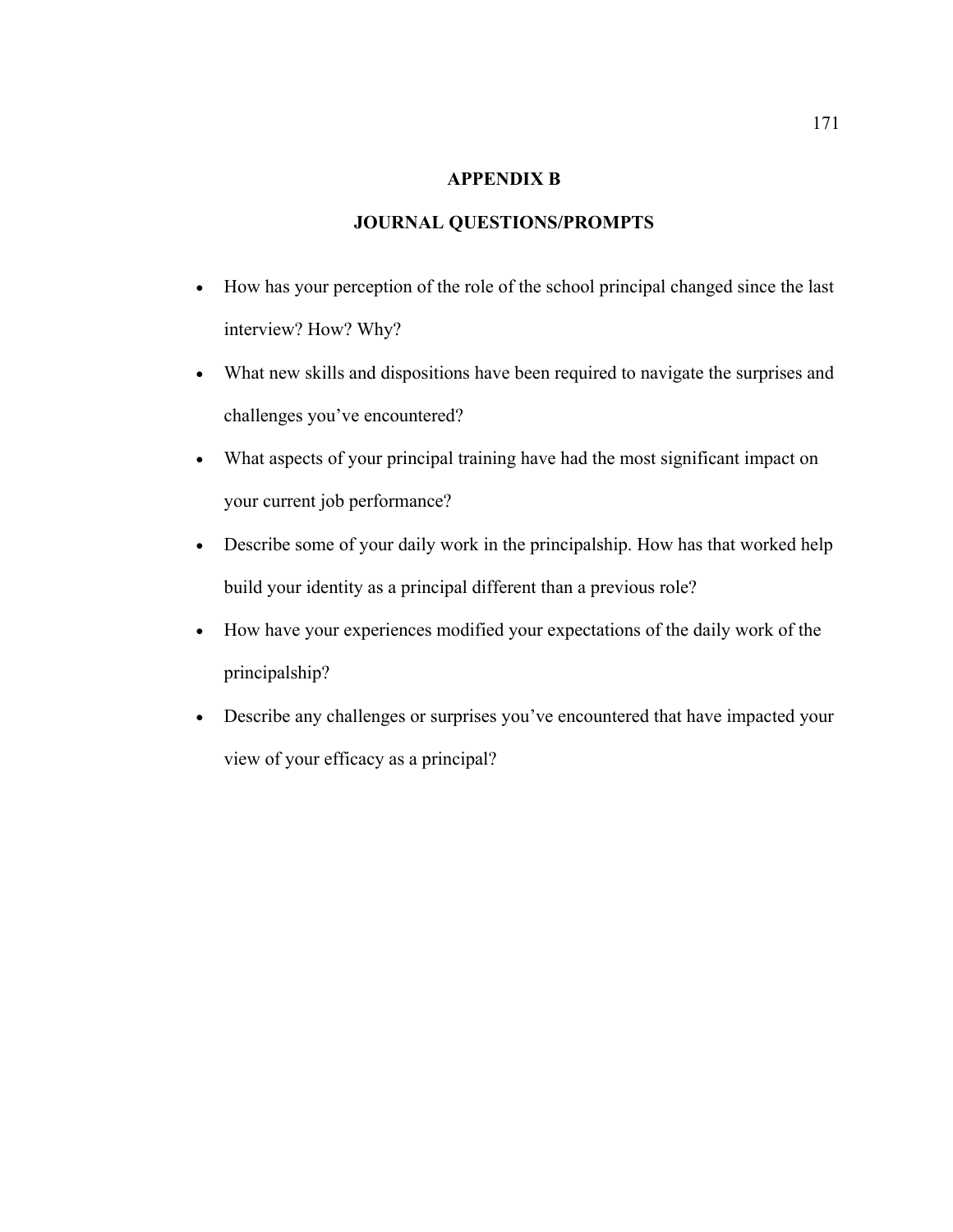# APPENDIX B

## JOURNAL QUESTIONS/PROMPTS

- How has your perception of the role of the school principal changed since the last interview? How? Why?
- What new skills and dispositions have been required to navigate the surprises and challenges you've encountered?
- What aspects of your principal training have had the most significant impact on your current job performance?
- Describe some of your daily work in the principalship. How has that worked help build your identity as a principal different than a previous role?
- How have your experiences modified your expectations of the daily work of the principalship?
- Describe any challenges or surprises you've encountered that have impacted your view of your efficacy as a principal?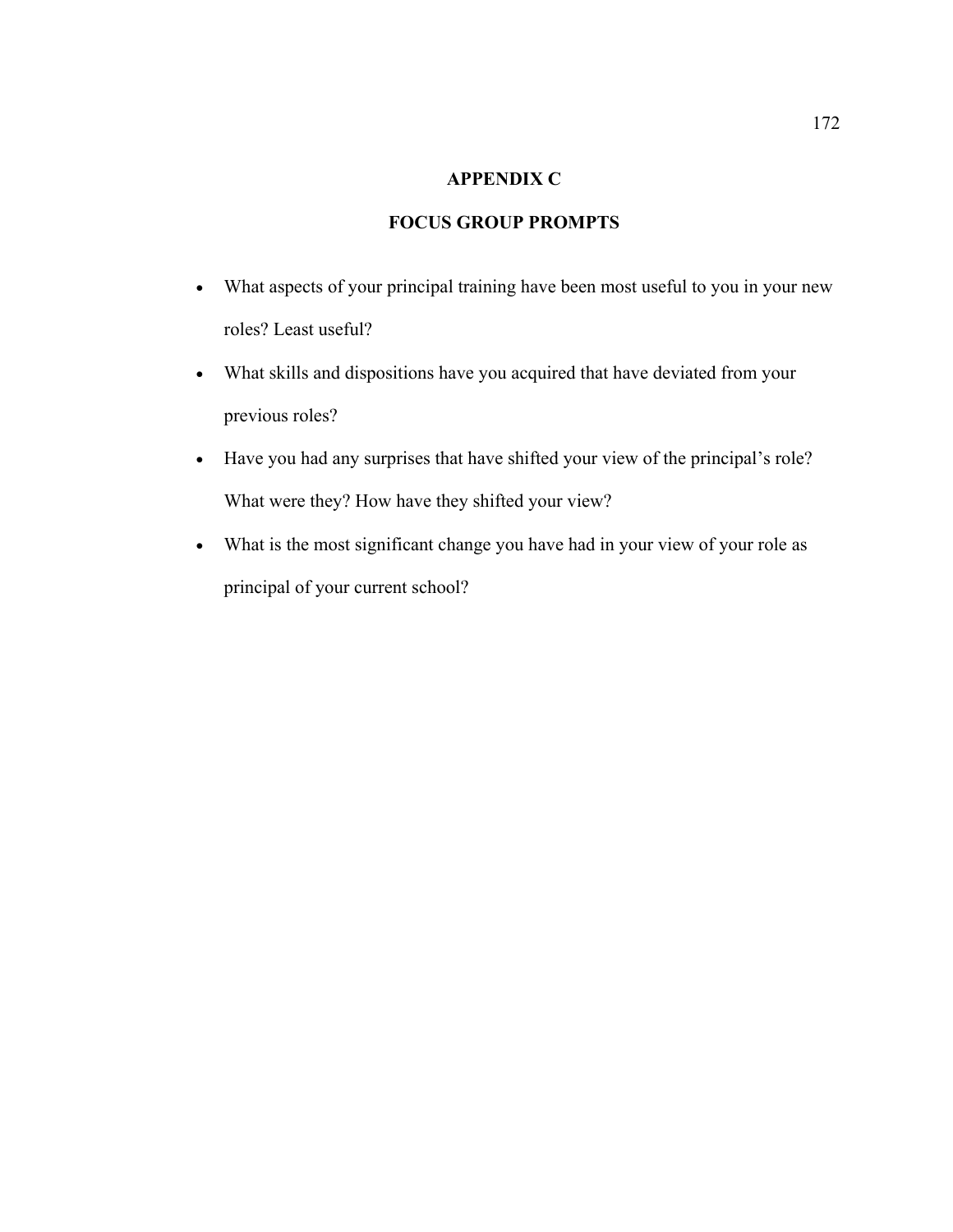# APPENDIX C

## FOCUS GROUP PROMPTS

- What aspects of your principal training have been most useful to you in your new roles? Least useful?
- What skills and dispositions have you acquired that have deviated from your previous roles?
- Have you had any surprises that have shifted your view of the principal's role? What were they? How have they shifted your view?
- What is the most significant change you have had in your view of your role as principal of your current school?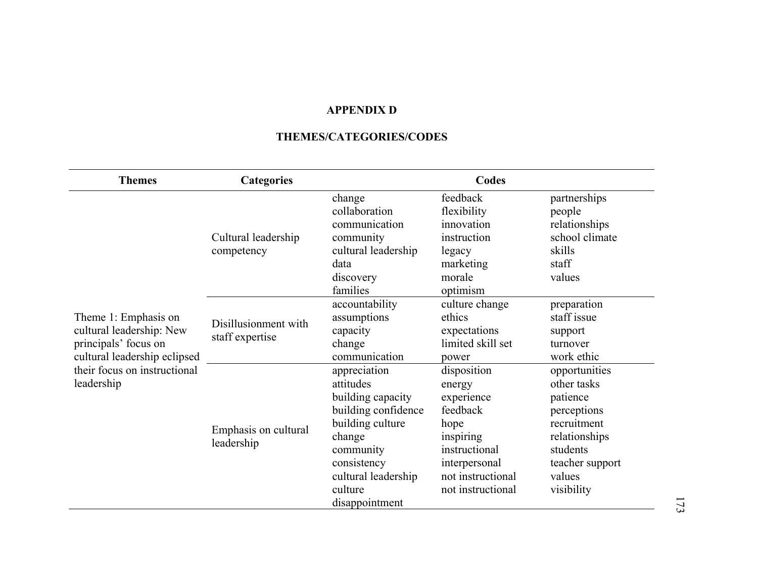# APPENDIX D

## THEMES/CATEGORIES/CODES

| Themes | Categories | Codes | | |
|---|---|---|---|---|
| Theme 1: Emphasis on cultural leadership: New principals' focus on cultural leadership eclipsed their focus on instructional leadership | Cultural leadership competency | change<br>collaboration<br>communication<br>community<br>cultural leadership<br>data<br>discovery<br>families | feedback<br>flexibility<br>innovation<br>instruction<br>legacy<br>marketing<br>morale<br>optimism | partnerships<br>people<br>relationships<br>school climate<br>skills<br>staff<br>values |
| | Disillusionment with staff expertise | accountability<br>assumptions<br>capacity<br>change<br>communication | culture change<br>ethics<br>expectations<br>limited skill set<br>power | preparation<br>staff issue<br>support<br>turnover<br>work ethic |
| | Emphasis on cultural leadership | appreciation<br>attitudes<br>building capacity<br>building confidence<br>building culture<br>change<br>community<br>consistency<br>cultural leadership<br>culture<br>disappointment | disposition<br>energy<br>experience<br>feedback<br>hope<br>inspiring<br>instructional<br>interpersonal<br>not instructional<br>not instructional | opportunities<br>other tasks<br>patience<br>perceptions<br>recruitment<br>relationships<br>students<br>teacher support<br>values<br>visibility |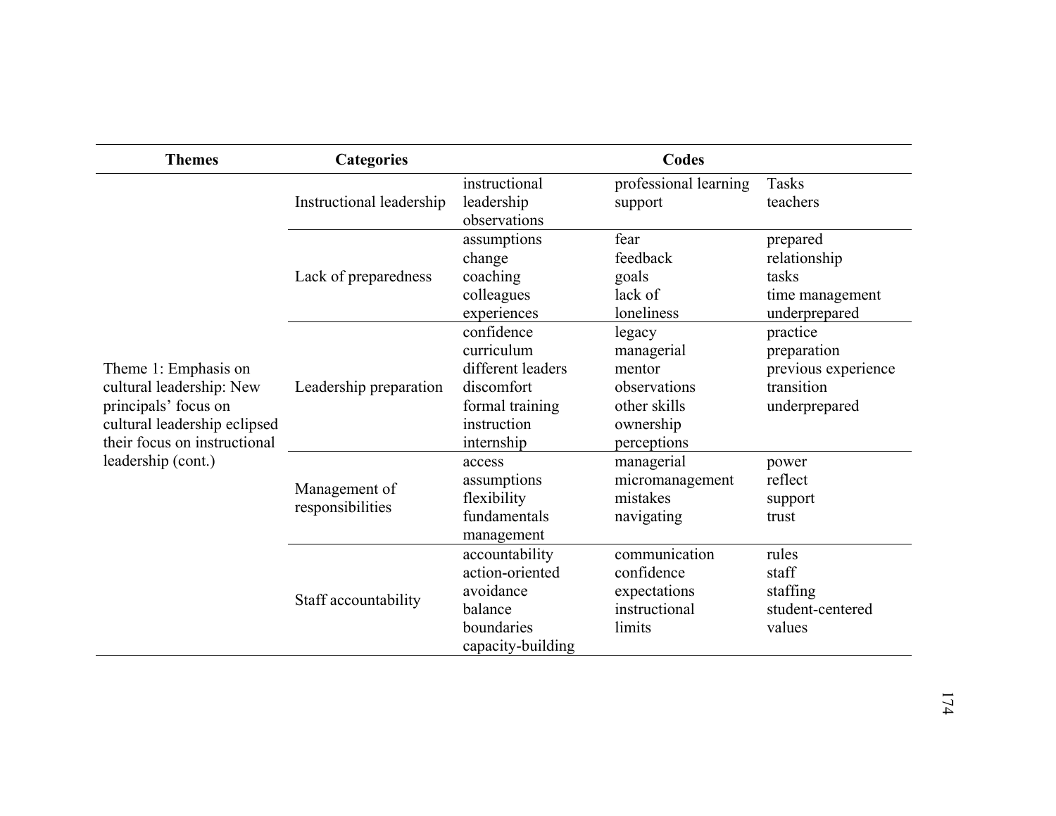| Themes | Categories | Codes | | |
|---|---|---|---|---|
| Theme 1: Emphasis on cultural leadership: New principals' focus on cultural leadership eclipsed their focus on instructional leadership (cont.) | Instructional leadership | instructional<br>leadership<br>observations | professional learning<br>support | Tasks<br>teachers |
| | Lack of preparedness | assumptions<br>change<br>coaching<br>colleagues<br>experiences | fear<br>feedback<br>goals<br>lack of<br>loneliness | prepared<br>relationship<br>tasks<br>time management<br>underprepared |
| | Leadership preparation | confidence<br>curriculum<br>different leaders<br>discomfort<br>formal training<br>instruction<br>internship | legacy<br>managerial<br>mentor<br>observations<br>other skills<br>ownership<br>perceptions | practice<br>preparation<br>previous experience<br>transition<br>underprepared |
| | Management of responsibilities | access<br>assumptions<br>flexibility<br>fundamentals<br>management | managerial<br>micromanagement<br>mistakes<br>navigating | power<br>reflect<br>support<br>trust |
| | Staff accountability | accountability<br>action-oriented<br>avoidance<br>balance<br>boundaries<br>capacity-building | communication<br>confidence<br>expectations<br>instructional<br>limits | rules<br>staff<br>staffing<br>student-centered<br>values |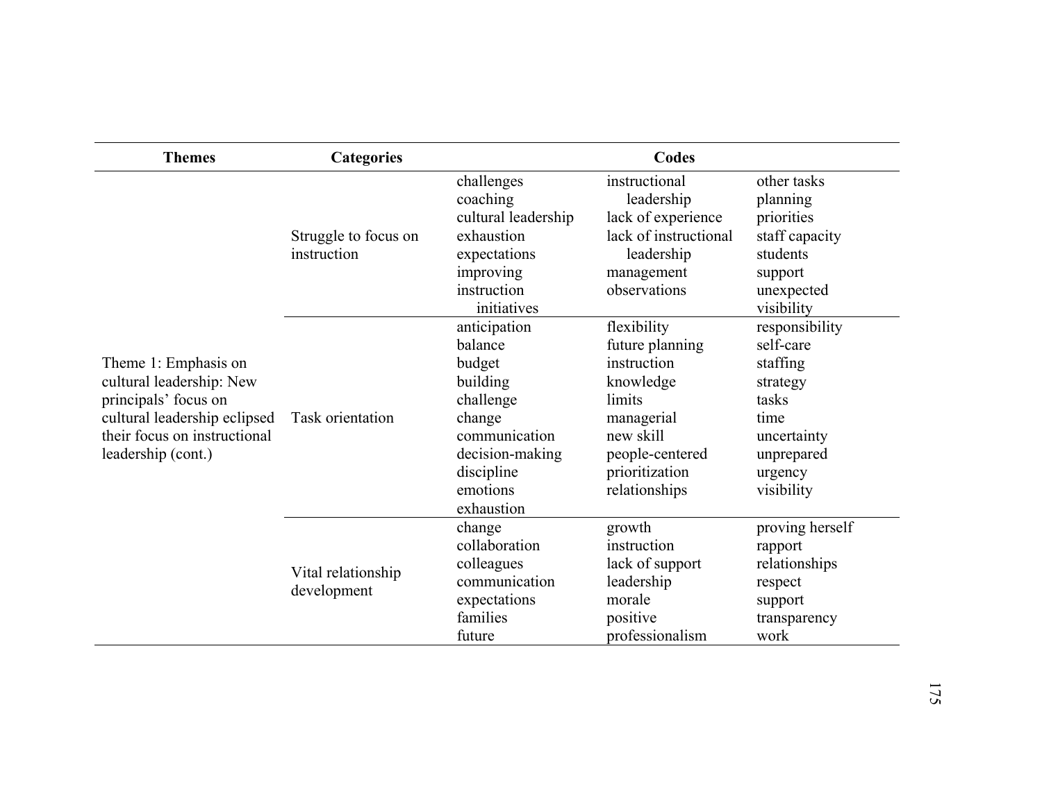| Themes | Categories | Codes | | |
|---|---|---|---|---|
| Theme 1: Emphasis on cultural leadership: New principals' focus on cultural leadership eclipsed their focus on instructional leadership (cont.) | Struggle to focus on instruction | challenges<br>coaching<br>cultural leadership<br>exhaustion<br>expectations<br>improving<br>instruction<br>initiatives | instructional leadership<br>lack of experience<br>lack of instructional leadership<br>management<br>observations | other tasks<br>planning<br>priorities<br>staff capacity<br>students<br>support<br>unexpected<br>visibility |
| | Task orientation | anticipation<br>balance<br>budget<br>building<br>challenge<br>change<br>communication<br>decision-making<br>discipline<br>emotions<br>exhaustion | flexibility<br>future planning<br>instruction<br>knowledge<br>limits<br>managerial<br>new skill<br>people-centered<br>prioritization<br>relationships | responsibility<br>self-care<br>staffing<br>strategy<br>tasks<br>time<br>uncertainty<br>unprepared<br>urgency<br>visibility |
| | Vital relationship development | change<br>collaboration<br>colleagues<br>communication<br>expectations<br>families<br>future | growth<br>instruction<br>lack of support<br>leadership<br>morale<br>positive<br>professionalism | proving herself<br>rapport<br>relationships<br>respect<br>support<br>transparency<br>work |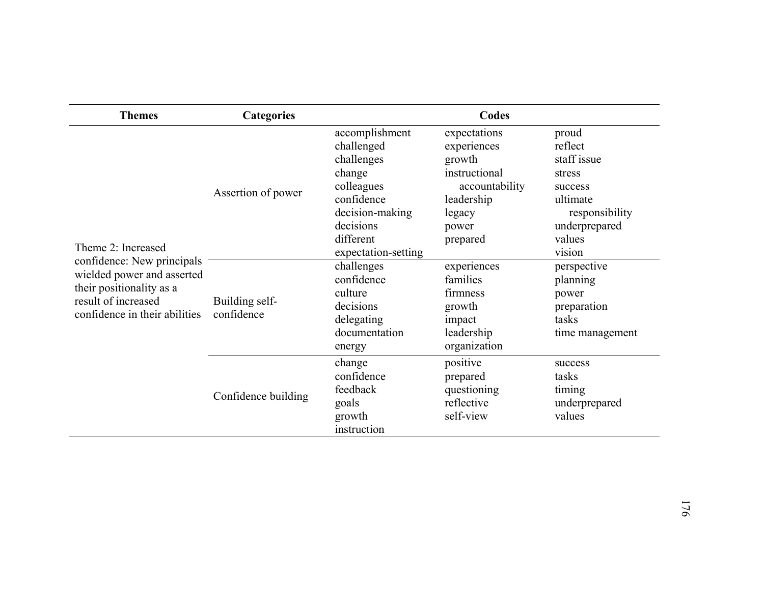| Themes | Categories | Codes | | |
|---|---|---|---|---|
| Theme 2: Increased confidence: New principals wielded power and asserted their positionality as a result of increased confidence in their abilities | Assertion of power | accomplishment<br>challenged<br>challenges<br>change<br>colleagues<br>confidence<br>decision-making<br>decisions<br>different<br>expectation-setting | expectations<br>experiences<br>growth<br>instructional accountability<br>leadership<br>legacy<br>power<br>prepared | proud<br>reflect<br>staff issue<br>stress<br>success<br>ultimate responsibility<br>underprepared<br>values<br>vision |
| | Building self-confidence | challenges<br>confidence<br>culture<br>decisions<br>delegating<br>documentation<br>energy | experiences<br>families<br>firmness<br>growth<br>impact<br>leadership<br>organization | perspective<br>planning<br>power<br>preparation<br>tasks<br>time management |
| | Confidence building | change<br>confidence<br>feedback<br>goals<br>growth<br>instruction | positive<br>prepared<br>questioning<br>reflective<br>self-view | success<br>tasks<br>timing<br>underprepared<br>values |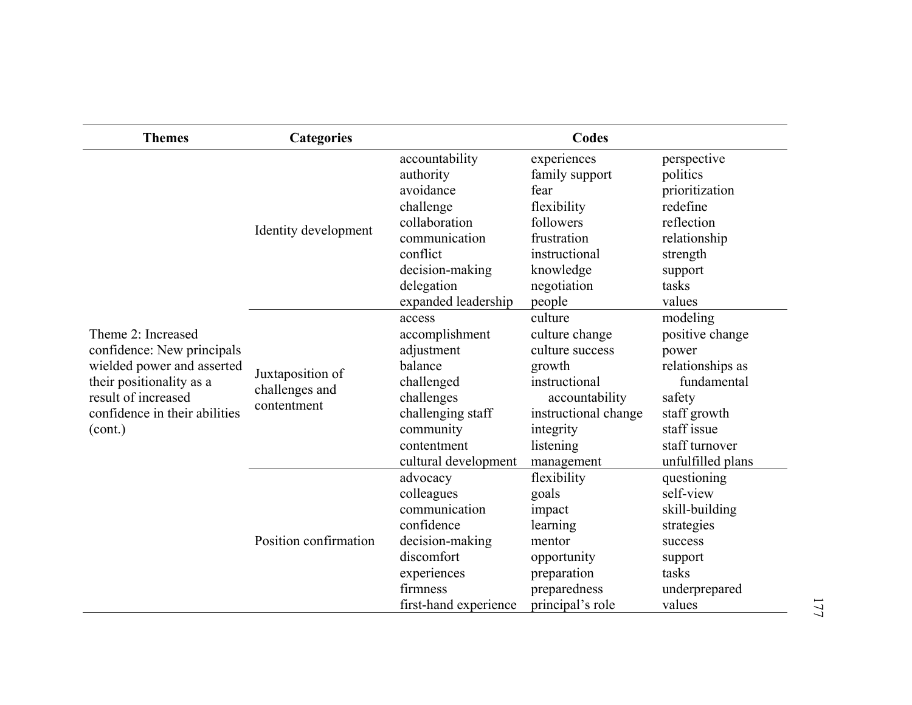| Themes | Categories | Codes | | |
|---|---|---|---|---|
| Theme 2: Increased confidence: New principals wielded power and asserted their positionality as a result of increased confidence in their abilities (cont.) | Identity development | accountability<br>authority<br>avoidance<br>challenge<br>collaboration<br>communication<br>conflict<br>decision-making<br>delegation<br>expanded leadership | experiences<br>family support<br>fear<br>flexibility<br>followers<br>frustration<br>instructional<br>knowledge<br>negotiation<br>people | perspective<br>politics<br>prioritization<br>redefine<br>reflection<br>relationship<br>strength<br>support<br>tasks<br>values |
| | Juxtaposition of challenges and contentment | access<br>accomplishment<br>adjustment<br>balance<br>challenged<br>challenges<br>challenging staff<br>community<br>contentment<br>cultural development | culture<br>culture change<br>culture success<br>growth<br>instructional accountability<br>instructional change<br>integrity<br>listening<br>management | modeling<br>positive change<br>power<br>relationships as fundamental<br>safety<br>staff growth<br>staff issue<br>staff turnover<br>unfulfilled plans |
| | Position confirmation | advocacy<br>colleagues<br>communication<br>confidence<br>decision-making<br>discomfort<br>experiences<br>firmness<br>first-hand experience | flexibility<br>goals<br>impact<br>learning<br>mentor<br>opportunity<br>preparation<br>preparedness<br>principal's role | questioning<br>self-view<br>skill-building<br>strategies<br>success<br>support<br>tasks<br>underprepared<br>values |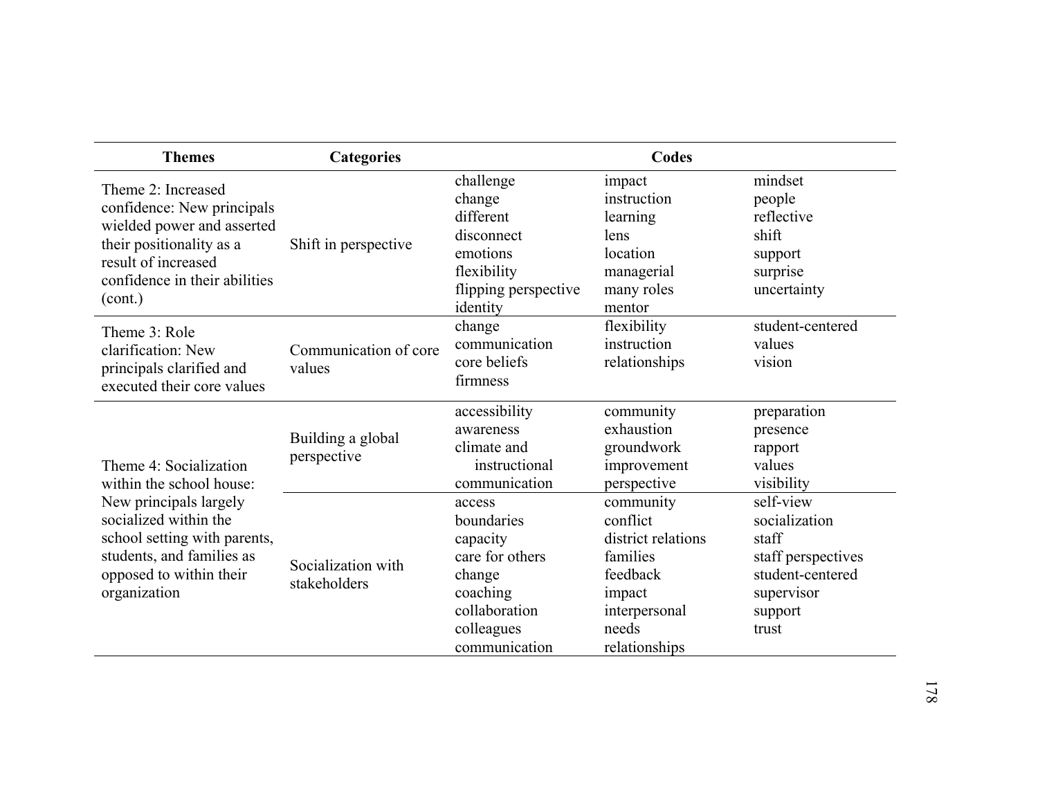| Themes | Categories | Codes | | |
|---|---|---|---|---|
| Theme 2: Increased confidence: New principals wielded power and asserted their positionality as a result of increased confidence in their abilities (cont.) | Shift in perspective | challenge<br>change<br>different<br>disconnect<br>emotions<br>flexibility<br>flipping perspective<br>identity | impact<br>instruction<br>learning<br>lens<br>location<br>managerial<br>many roles<br>mentor | mindset<br>people<br>reflective<br>shift<br>support<br>surprise<br>uncertainty |
| Theme 3: Role clarification: New principals clarified and executed their core values | Communication of core values | change<br>communication<br>core beliefs<br>firmness | flexibility<br>instruction<br>relationships | student-centered<br>values<br>vision |
| Theme 4: Socialization within the school house: New principals largely socialized within the school setting with parents, students, and families as opposed to within their organization | Building a global perspective | accessibility<br>awareness<br>climate and instructional<br>communication | community<br>exhaustion<br>groundwork<br>improvement<br>perspective | preparation<br>presence<br>rapport<br>values<br>visibility |
| | Socialization with stakeholders | access<br>boundaries<br>capacity<br>care for others<br>change<br>coaching<br>collaboration<br>colleagues<br>communication | community<br>conflict<br>district relations<br>families<br>feedback<br>impact<br>interpersonal<br>needs<br>relationships | self-view<br>socialization<br>staff<br>staff perspectives<br>student-centered<br>supervisor<br>support<br>trust |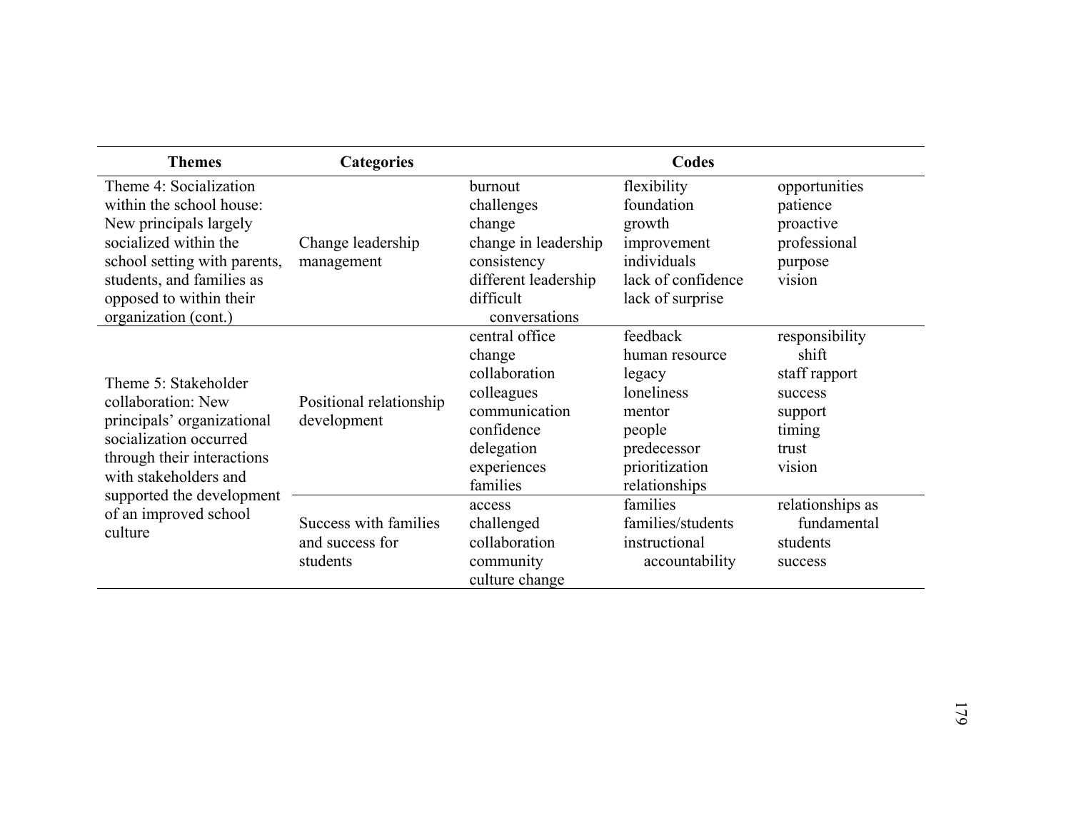| Themes | Categories | Codes | | |
|---|---|---|---|---|
| Theme 4: Socialization within the school house: New principals largely socialized within the school setting with parents, students, and families as opposed to within their organization (cont.) | Change leadership management | burnout<br>challenges<br>change<br>change in leadership<br>consistency<br>different leadership<br>difficult conversations | flexibility<br>foundation<br>growth<br>improvement<br>individuals<br>lack of confidence<br>lack of surprise | opportunities<br>patience<br>proactive<br>professional<br>purpose<br>vision |
| Theme 5: Stakeholder collaboration: New principals' organizational socialization occurred through their interactions with stakeholders and supported the development of an improved school culture | Positional relationship development | central office<br>change<br>collaboration<br>colleagues<br>communication<br>confidence<br>delegation<br>experiences<br>families | feedback<br>human resource<br>legacy<br>loneliness<br>mentor<br>people<br>predecessor<br>prioritization<br>relationships | responsibility shift<br>staff rapport<br>success<br>support<br>timing<br>trust<br>vision |
| | Success with families and success for students | access<br>challenged<br>collaboration<br>community<br>culture change | families<br>families/students<br>instructional accountability | relationships as fundamental<br>students<br>success |